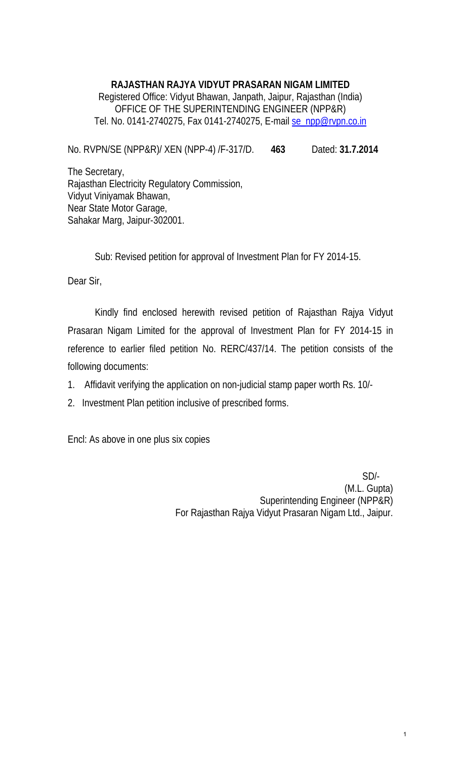**RAJASTHAN RAJYA VIDYUT PRASARAN NIGAM LIMITED**

Registered Office: Vidyut Bhawan, Janpath, Jaipur, Rajasthan (India)

OFFICE OF THE SUPERINTENDING ENGINEER (NPP&R)

Tel. No. 0141-2740275, Fax 0141-2740275, E-mail se_npp@rvpn.co.in

No. RVPN/SE (NPP&R)/ XEN (NPP-4) /F-317/D. **463** Dated: **31.7.2014**

The Secretary,
Rajasthan Electricity Regulatory Commission,
Vidyut Viniyamak Bhawan,
Near State Motor Garage,
Sahakar Marg, Jaipur-302001.

Sub: Revised petition for approval of Investment Plan for FY 2014-15.

Dear Sir,

Kindly find enclosed herewith revised petition of Rajasthan Rajya Vidyut Prasaran Nigam Limited for the approval of Investment Plan for FY 2014-15 in reference to earlier filed petition No. RERC/437/14. The petition consists of the following documents:

1. Affidavit verifying the application on non-judicial stamp paper worth Rs. 10/-
2. Investment Plan petition inclusive of prescribed forms.

Encl: As above in one plus six copies

SD/-
(M.L. Gupta)
Superintending Engineer (NPP&R)
For Rajasthan Rajya Vidyut Prasaran Nigam Ltd., Jaipur.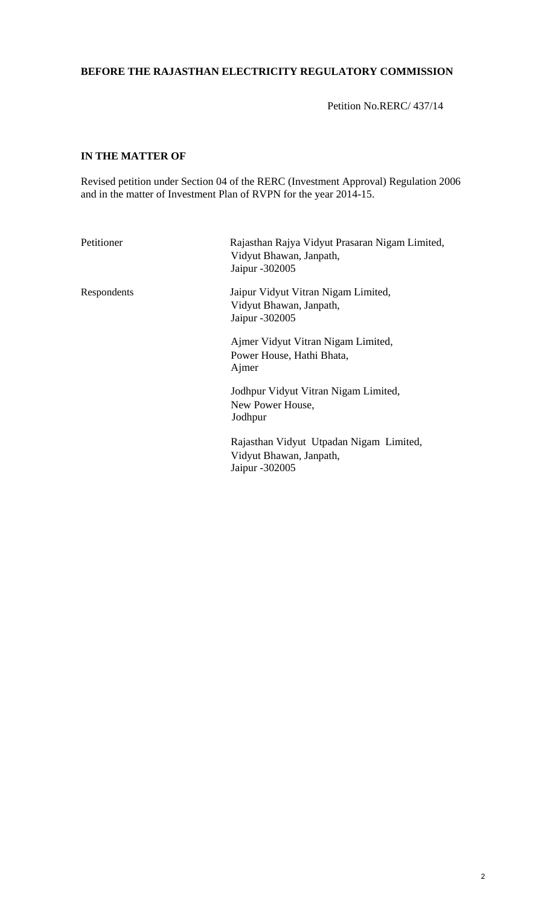**BEFORE THE RAJASTHAN ELECTRICITY REGULATORY COMMISSION**

Petition No.RERC/ 437/14

**IN THE MATTER OF**

Revised petition under Section 04 of the RERC (Investment Approval) Regulation 2006 and in the matter of Investment Plan of RVPN for the year 2014-15.

| | |
|---|---|
| Petitioner | Rajasthan Rajya Vidyut Prasaran Nigam Limited, Vidyut Bhawan, Janpath, Jaipur -302005 |
| Respondents | Jaipur Vidyut Vitran Nigam Limited, Vidyut Bhawan, Janpath, Jaipur -302005 |
| | Ajmer Vidyut Vitran Nigam Limited, Power House, Hathi Bhata, Ajmer |
| | Jodhpur Vidyut Vitran Nigam Limited, New Power House, Jodhpur |
| | Rajasthan Vidyut Utpadan Nigam Limited, Vidyut Bhawan, Janpath, Jaipur -302005 |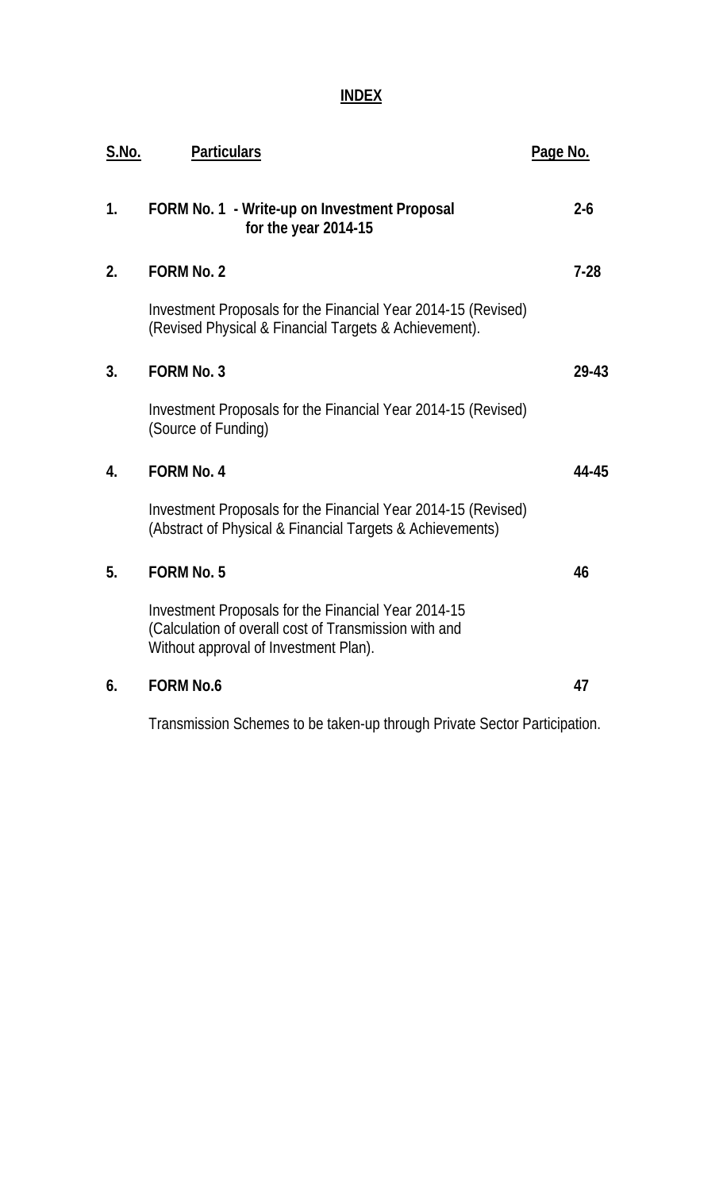# INDEX

| S.No. | Particulars | Page No. |
|---|---|---|
| 1. | **FORM No. 1 - Write-up on Investment Proposal for the year 2014-15** | 2-6 |
| 2. | **FORM No. 2**<br><br>Investment Proposals for the Financial Year 2014-15 (Revised) (Revised Physical & Financial Targets & Achievement). | 7-28 |
| 3. | **FORM No. 3**<br><br>Investment Proposals for the Financial Year 2014-15 (Revised) (Source of Funding) | 29-43 |
| 4. | **FORM No. 4**<br><br>Investment Proposals for the Financial Year 2014-15 (Revised) (Abstract of Physical & Financial Targets & Achievements) | 44-45 |
| 5. | **FORM No. 5**<br><br>Investment Proposals for the Financial Year 2014-15 (Calculation of overall cost of Transmission with and Without approval of Investment Plan). | 46 |
| 6. | **FORM No.6**<br><br>Transmission Schemes to be taken-up through Private Sector Participation. | 47 |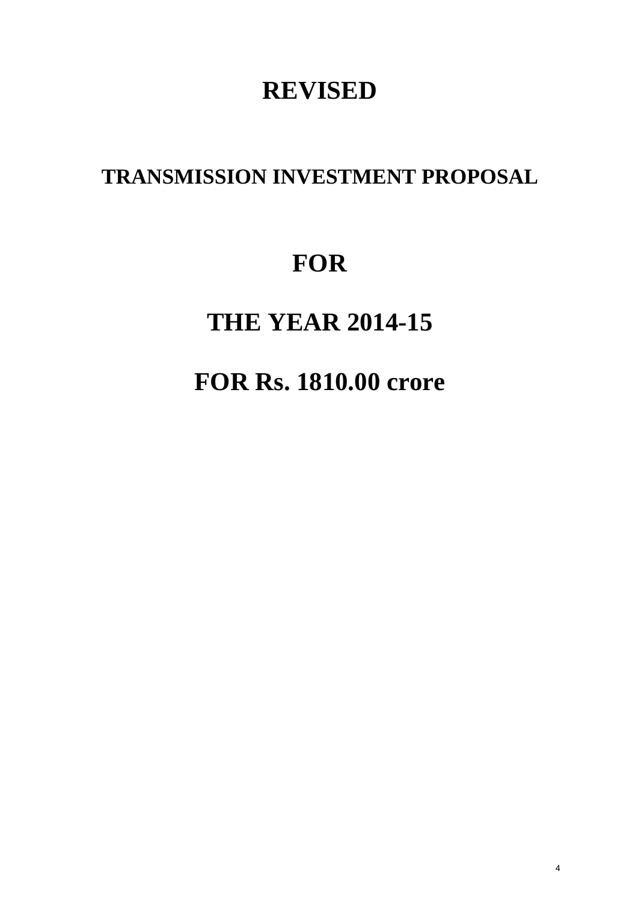# REVISED

## TRANSMISSION INVESTMENT PROPOSAL

# FOR

# THE YEAR 2014-15

# FOR Rs. 1810.00 crore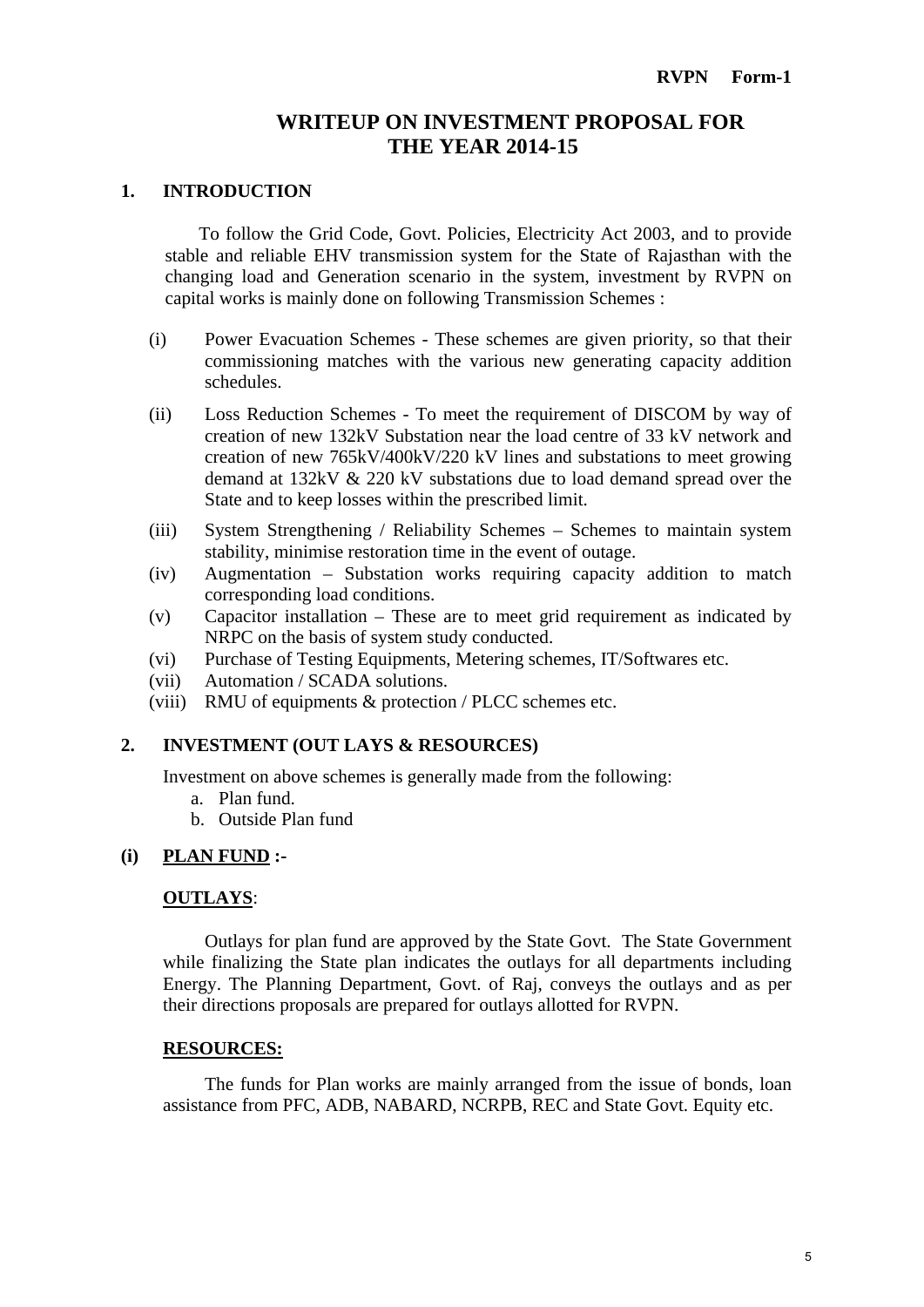**RVPN Form-1**

# WRITEUP ON INVESTMENT PROPOSAL FOR THE YEAR 2014-15

## 1. INTRODUCTION

To follow the Grid Code, Govt. Policies, Electricity Act 2003, and to provide stable and reliable EHV transmission system for the State of Rajasthan with the changing load and Generation scenario in the system, investment by RVPN on capital works is mainly done on following Transmission Schemes :

(i) Power Evacuation Schemes - These schemes are given priority, so that their commissioning matches with the various new generating capacity addition schedules.

(ii) Loss Reduction Schemes - To meet the requirement of DISCOM by way of creation of new 132kV Substation near the load centre of 33 kV network and creation of new 765kV/400kV/220 kV lines and substations to meet growing demand at 132kV & 220 kV substations due to load demand spread over the State and to keep losses within the prescribed limit.

(iii) System Strengthening / Reliability Schemes – Schemes to maintain system stability, minimise restoration time in the event of outage.

(iv) Augmentation – Substation works requiring capacity addition to match corresponding load conditions.

(v) Capacitor installation – These are to meet grid requirement as indicated by NRPC on the basis of system study conducted.

(vi) Purchase of Testing Equipments, Metering schemes, IT/Softwares etc.

(vii) Automation / SCADA solutions.

(viii) RMU of equipments & protection / PLCC schemes etc.

## 2. INVESTMENT (OUT LAYS & RESOURCES)

Investment on above schemes is generally made from the following:

a. Plan fund.
b. Outside Plan fund

### (i) PLAN FUND :-

**OUTLAYS**:

Outlays for plan fund are approved by the State Govt. The State Government while finalizing the State plan indicates the outlays for all departments including Energy. The Planning Department, Govt. of Raj, conveys the outlays and as per their directions proposals are prepared for outlays allotted for RVPN.

**RESOURCES:**

The funds for Plan works are mainly arranged from the issue of bonds, loan assistance from PFC, ADB, NABARD, NCRPB, REC and State Govt. Equity etc.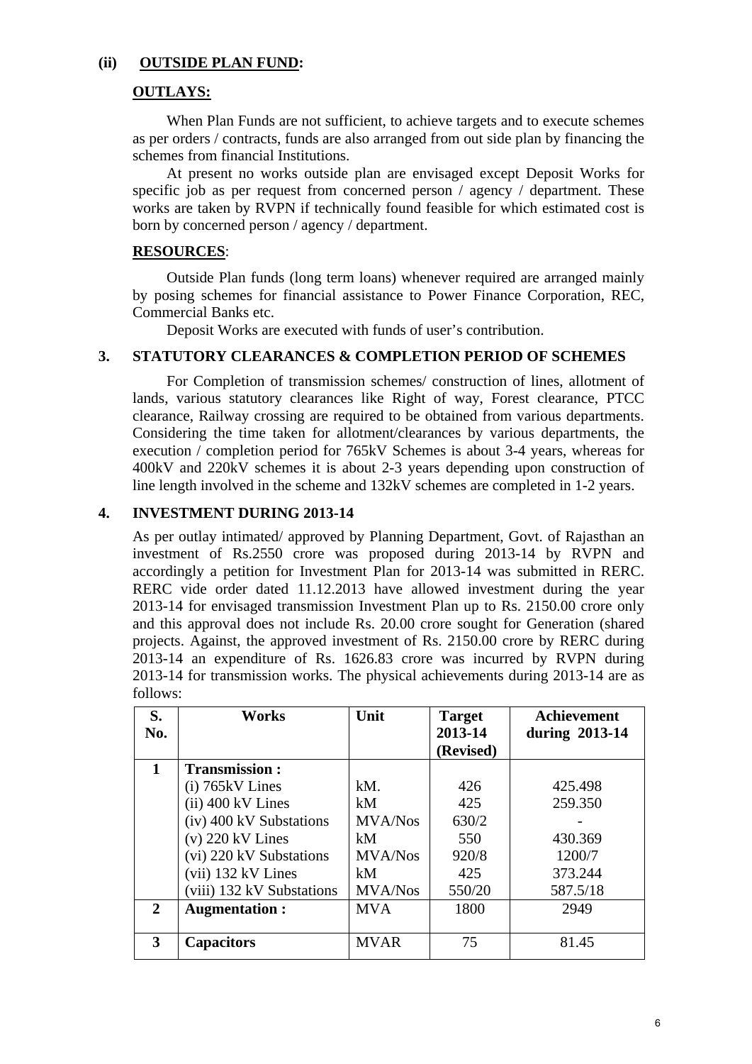### (ii) OUTSIDE PLAN FUND:

**OUTLAYS:**

When Plan Funds are not sufficient, to achieve targets and to execute schemes as per orders / contracts, funds are also arranged from out side plan by financing the schemes from financial Institutions.

At present no works outside plan are envisaged except Deposit Works for specific job as per request from concerned person / agency / department. These works are taken by RVPN if technically found feasible for which estimated cost is born by concerned person / agency / department.

**RESOURCES**:

Outside Plan funds (long term loans) whenever required are arranged mainly by posing schemes for financial assistance to Power Finance Corporation, REC, Commercial Banks etc.

Deposit Works are executed with funds of user's contribution.

## 3. STATUTORY CLEARANCES & COMPLETION PERIOD OF SCHEMES

For Completion of transmission schemes/ construction of lines, allotment of lands, various statutory clearances like Right of way, Forest clearance, PTCC clearance, Railway crossing are required to be obtained from various departments. Considering the time taken for allotment/clearances by various departments, the execution / completion period for 765kV Schemes is about 3-4 years, whereas for 400kV and 220kV schemes it is about 2-3 years depending upon construction of line length involved in the scheme and 132kV schemes are completed in 1-2 years.

## 4. INVESTMENT DURING 2013-14

As per outlay intimated/ approved by Planning Department, Govt. of Rajasthan an investment of Rs.2550 crore was proposed during 2013-14 by RVPN and accordingly a petition for Investment Plan for 2013-14 was submitted in RERC. RERC vide order dated 11.12.2013 have allowed investment during the year 2013-14 for envisaged transmission Investment Plan up to Rs. 2150.00 crore only and this approval does not include Rs. 20.00 crore sought for Generation (shared projects. Against, the approved investment of Rs. 2150.00 crore by RERC during 2013-14 an expenditure of Rs. 1626.83 crore was incurred by RVPN during 2013-14 for transmission works. The physical achievements during 2013-14 are as follows:

| S. No. | Works | Unit | Target 2013-14 (Revised) | Achievement during 2013-14 |
|---|---|---|---|---|
| 1 | **Transmission :** | | | |
| | (i) 765kV Lines | kM. | 426 | 425.498 |
| | (ii) 400 kV Lines | kM | 425 | 259.350 |
| | (iv) 400 kV Substations | MVA/Nos | 630/2 | - |
| | (v) 220 kV Lines | kM | 550 | 430.369 |
| | (vi) 220 kV Substations | MVA/Nos | 920/8 | 1200/7 |
| | (vii) 132 kV Lines | kM | 425 | 373.244 |
| | (viii) 132 kV Substations | MVA/Nos | 550/20 | 587.5/18 |
| 2 | **Augmentation :** | MVA | 1800 | 2949 |
| 3 | **Capacitors** | MVAR | 75 | 81.45 |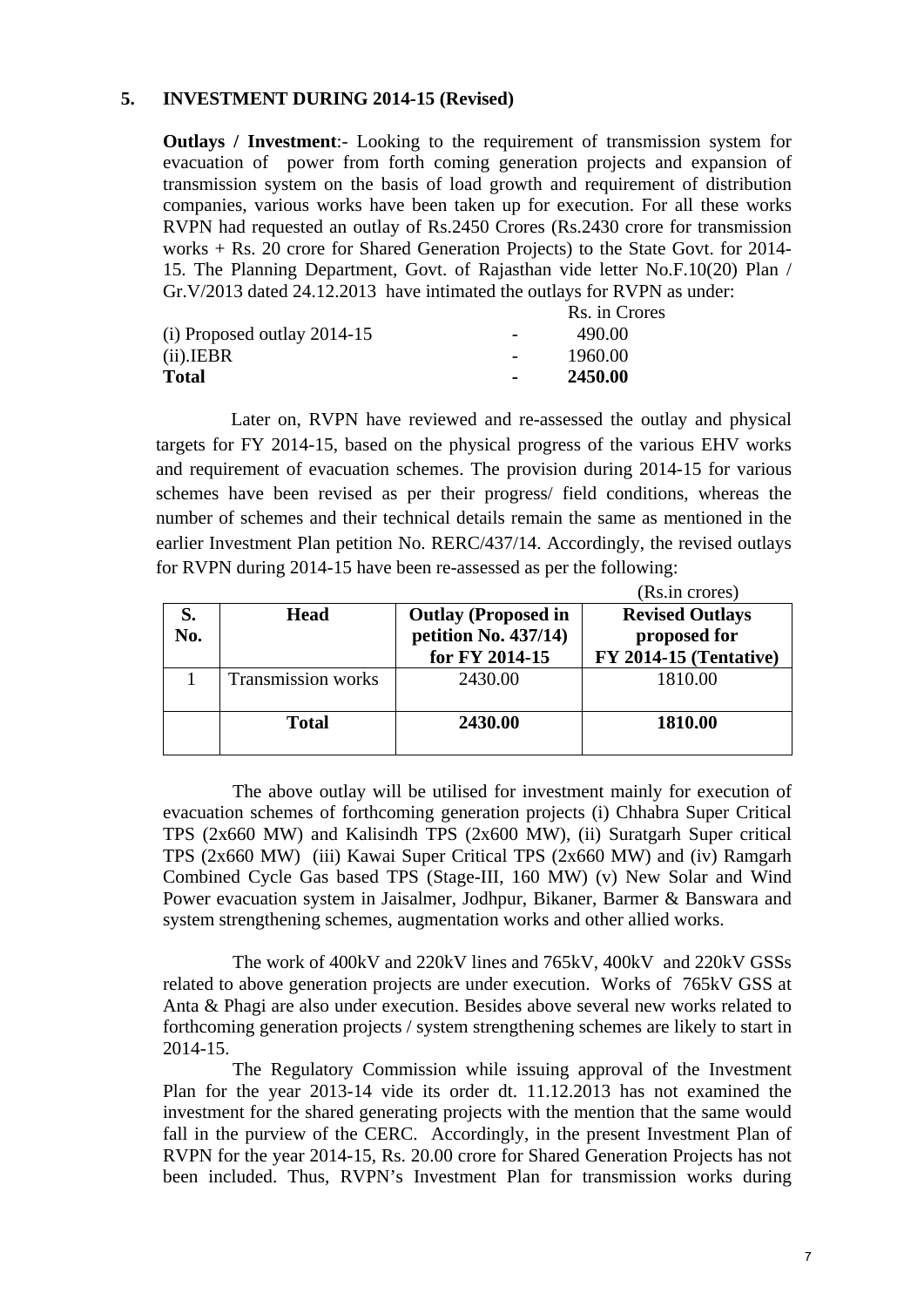## 5. INVESTMENT DURING 2014-15 (Revised)

**Outlays / Investment**:- Looking to the requirement of transmission system for evacuation of power from forth coming generation projects and expansion of transmission system on the basis of load growth and requirement of distribution companies, various works have been taken up for execution. For all these works RVPN had requested an outlay of Rs.2450 Crores (Rs.2430 crore for transmission works + Rs. 20 crore for Shared Generation Projects) to the State Govt. for 2014-15. The Planning Department, Govt. of Rajasthan vide letter No.F.10(20) Plan / Gr.V/2013 dated 24.12.2013 have intimated the outlays for RVPN as under:

| | | Rs. in Crores |
|---|---|---|
| (i) Proposed outlay 2014-15 | - | 490.00 |
| (ii).IEBR | - | 1960.00 |
| **Total** | **-** | **2450.00** |

Later on, RVPN have reviewed and re-assessed the outlay and physical targets for FY 2014-15, based on the physical progress of the various EHV works and requirement of evacuation schemes. The provision during 2014-15 for various schemes have been revised as per their progress/ field conditions, whereas the number of schemes and their technical details remain the same as mentioned in the earlier Investment Plan petition No. RERC/437/14. Accordingly, the revised outlays for RVPN during 2014-15 have been re-assessed as per the following:

(Rs.in crores)

| S. No. | Head | Outlay (Proposed in petition No. 437/14) for FY 2014-15 | Revised Outlays proposed for FY 2014-15 (Tentative) |
|---|---|---|---|
| 1 | Transmission works | 2430.00 | 1810.00 |
| | **Total** | **2430.00** | **1810.00** |

The above outlay will be utilised for investment mainly for execution of evacuation schemes of forthcoming generation projects (i) Chhabra Super Critical TPS (2x660 MW) and Kalisindh TPS (2x600 MW), (ii) Suratgarh Super critical TPS (2x660 MW) (iii) Kawai Super Critical TPS (2x660 MW) and (iv) Ramgarh Combined Cycle Gas based TPS (Stage-III, 160 MW) (v) New Solar and Wind Power evacuation system in Jaisalmer, Jodhpur, Bikaner, Barmer & Banswara and system strengthening schemes, augmentation works and other allied works.

The work of 400kV and 220kV lines and 765kV, 400kV and 220kV GSSs related to above generation projects are under execution. Works of 765kV GSS at Anta & Phagi are also under execution. Besides above several new works related to forthcoming generation projects / system strengthening schemes are likely to start in 2014-15.

The Regulatory Commission while issuing approval of the Investment Plan for the year 2013-14 vide its order dt. 11.12.2013 has not examined the investment for the shared generating projects with the mention that the same would fall in the purview of the CERC. Accordingly, in the present Investment Plan of RVPN for the year 2014-15, Rs. 20.00 crore for Shared Generation Projects has not been included. Thus, RVPN's Investment Plan for transmission works during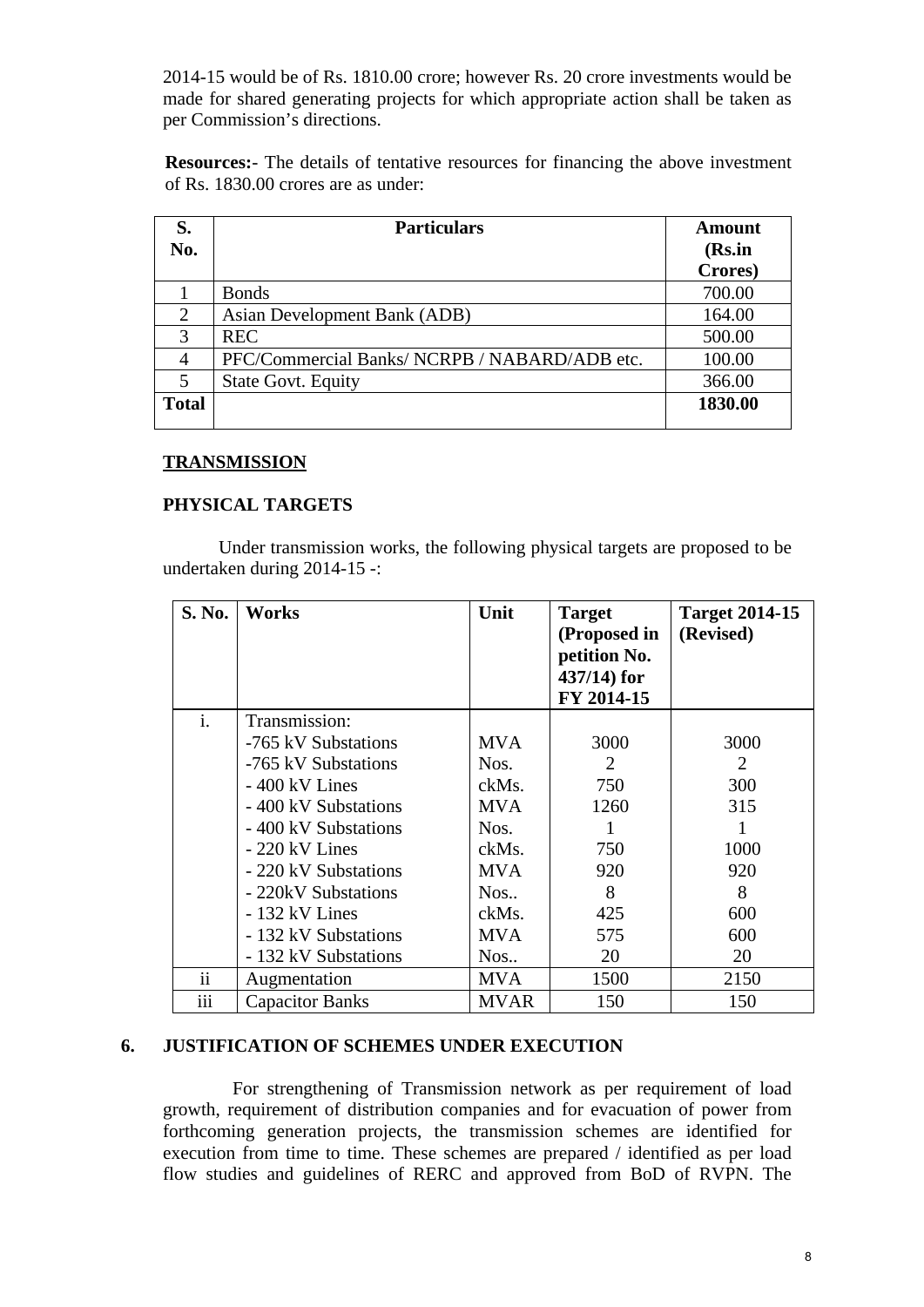2014-15 would be of Rs. 1810.00 crore; however Rs. 20 crore investments would be made for shared generating projects for which appropriate action shall be taken as per Commission's directions.

**Resources:**- The details of tentative resources for financing the above investment of Rs. 1830.00 crores are as under:

| S. No. | Particulars | Amount (Rs.in Crores) |
|---|---|---|
| 1 | Bonds | 700.00 |
| 2 | Asian Development Bank (ADB) | 164.00 |
| 3 | REC | 500.00 |
| 4 | PFC/Commercial Banks/ NCRPB / NABARD/ADB etc. | 100.00 |
| 5 | State Govt. Equity | 366.00 |
| **Total** | | **1830.00** |

## TRANSMISSION

### PHYSICAL TARGETS

Under transmission works, the following physical targets are proposed to be undertaken during 2014-15 -:

| S. No. | Works | Unit | Target (Proposed in petition No. 437/14) for FY 2014-15 | Target 2014-15 (Revised) |
|---|---|---|---|---|
| i. | Transmission: | | | |
| | -765 kV Substations | MVA | 3000 | 3000 |
| | -765 kV Substations | Nos. | 2 | 2 |
| | - 400 kV Lines | ckMs. | 750 | 300 |
| | - 400 kV Substations | MVA | 1260 | 315 |
| | - 400 kV Substations | Nos. | 1 | 1 |
| | - 220 kV Lines | ckMs. | 750 | 1000 |
| | - 220 kV Substations | MVA | 920 | 920 |
| | - 220kV Substations | Nos.. | 8 | 8 |
| | - 132 kV Lines | ckMs. | 425 | 600 |
| | - 132 kV Substations | MVA | 575 | 600 |
| | - 132 kV Substations | Nos.. | 20 | 20 |
| ii | Augmentation | MVA | 1500 | 2150 |
| iii | Capacitor Banks | MVAR | 150 | 150 |

## 6. JUSTIFICATION OF SCHEMES UNDER EXECUTION

For strengthening of Transmission network as per requirement of load growth, requirement of distribution companies and for evacuation of power from forthcoming generation projects, the transmission schemes are identified for execution from time to time. These schemes are prepared / identified as per load flow studies and guidelines of RERC and approved from BoD of RVPN. The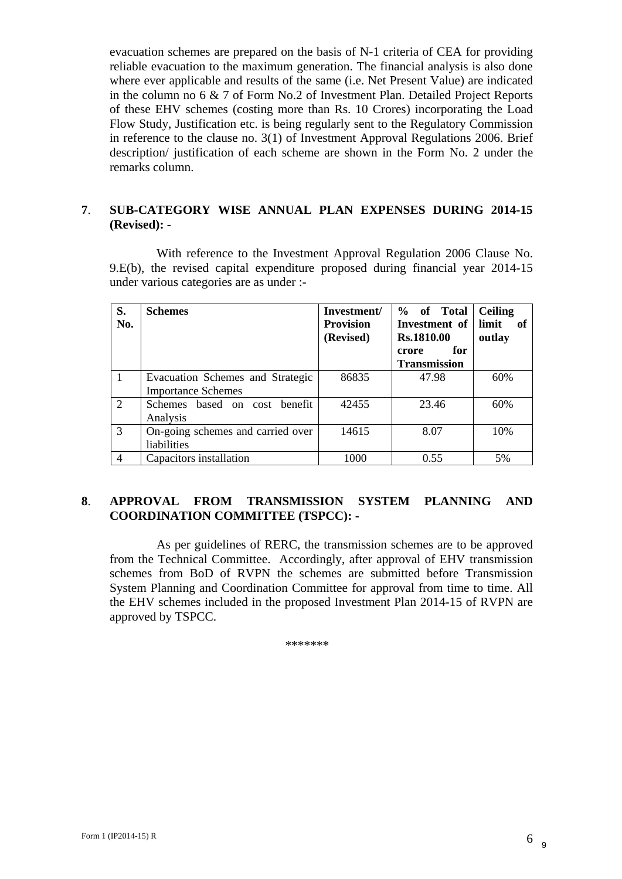evacuation schemes are prepared on the basis of N-1 criteria of CEA for providing reliable evacuation to the maximum generation. The financial analysis is also done where ever applicable and results of the same (i.e. Net Present Value) are indicated in the column no 6 & 7 of Form No.2 of Investment Plan. Detailed Project Reports of these EHV schemes (costing more than Rs. 10 Crores) incorporating the Load Flow Study, Justification etc. is being regularly sent to the Regulatory Commission in reference to the clause no. 3(1) of Investment Approval Regulations 2006. Brief description/ justification of each scheme are shown in the Form No. 2 under the remarks column.

**7. SUB-CATEGORY WISE ANNUAL PLAN EXPENSES DURING 2014-15 (Revised): -**

With reference to the Investment Approval Regulation 2006 Clause No. 9.E(b), the revised capital expenditure proposed during financial year 2014-15 under various categories are as under :-

| S. No. | Schemes | Investment/ Provision (Revised) | % of Total Investment of Rs.1810.00 crore for Transmission | Ceiling limit of outlay |
|---|---|---|---|---|
| 1 | Evacuation Schemes and Strategic Importance Schemes | 86835 | 47.98 | 60% |
| 2 | Schemes based on cost benefit Analysis | 42455 | 23.46 | 60% |
| 3 | On-going schemes and carried over liabilities | 14615 | 8.07 | 10% |
| 4 | Capacitors installation | 1000 | 0.55 | 5% |

**8. APPROVAL FROM TRANSMISSION SYSTEM PLANNING AND COORDINATION COMMITTEE (TSPCC): -**

As per guidelines of RERC, the transmission schemes are to be approved from the Technical Committee. Accordingly, after approval of EHV transmission schemes from BoD of RVPN the schemes are submitted before Transmission System Planning and Coordination Committee for approval from time to time. All the EHV schemes included in the proposed Investment Plan 2014-15 of RVPN are approved by TSPCC.

*******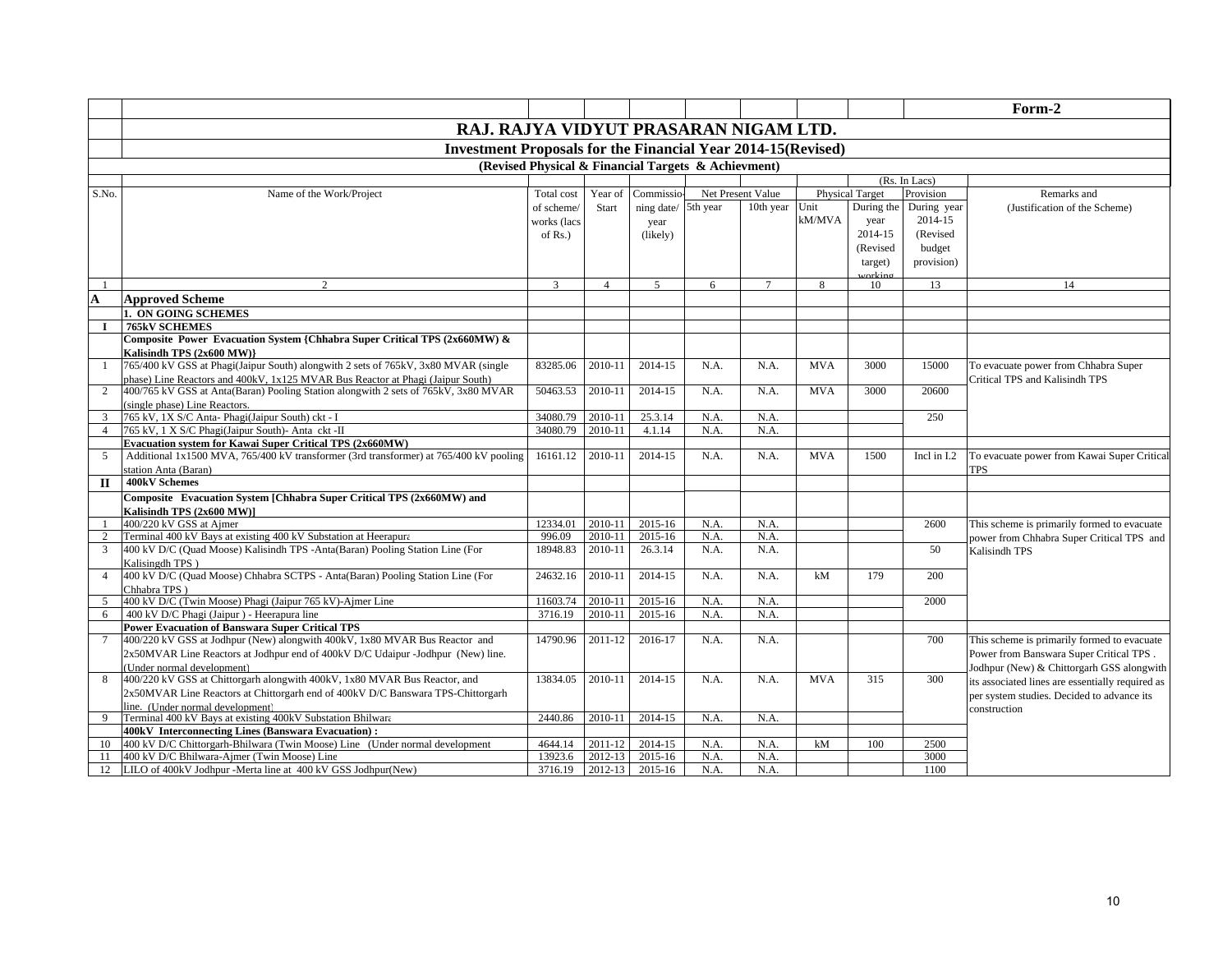**Form-2**

# RAJ. RAJYA VIDYUT PRASARAN NIGAM LTD.

## Investment Proposals for the Financial Year 2014-15(Revised)

### (Revised Physical & Financial Targets & Achievment)

(Rs. In Lacs)

| S.No. | Name of the Work/Project | Total cost of scheme/ works (lacs of Rs.) | Year of Start | Commissio-ning date/ year (likely) | Net Present Value | | Physical Target | | Provision | Remarks and (Justification of the Scheme) |
|---|---|---|---|---|---|---|---|---|---|---|
| | | | | | 5th year | 10th year | Unit kM/MVA | During the year 2014-15 (Revised target) working | During year 2014-15 (Revised budget provision) | |
| 1 | 2 | 3 | 4 | 5 | 6 | 7 | 8 | 10 | 13 | 14 |
| **A** | **Approved Scheme** | | | | | | | | | |
| | **1. ON GOING SCHEMES** | | | | | | | | | |
| **I** | **765kV SCHEMES** | | | | | | | | | |
| | **Composite Power Evacuation System {Chhabra Super Critical TPS (2x660MW) & Kalisindh TPS (2x600 MW)}** | | | | | | | | | |
| 1 | 765/400 kV GSS at Phagi(Jaipur South) alongwith 2 sets of 765kV, 3x80 MVAR (single phase) Line Reactors and 400kV, 1x125 MVAR Bus Reactor at Phagi (Jaipur South) | 83285.06 | 2010-11 | 2014-15 | N.A. | N.A. | MVA | 3000 | 15000 | To evacuate power from Chhabra Super Critical TPS and Kalisindh TPS |
| 2 | 400/765 kV GSS at Anta(Baran) Pooling Station alongwith 2 sets of 765kV, 3x80 MVAR (single phase) Line Reactors. | 50463.53 | 2010-11 | 2014-15 | N.A. | N.A. | MVA | 3000 | 20600 | |
| 3 | 765 kV, 1X S/C Anta- Phagi(Jaipur South) ckt - I | 34080.79 | 2010-11 | 25.3.14 | N.A. | N.A. | | | 250 | |
| 4 | 765 kV, 1 X S/C Phagi(Jaipur South)- Anta ckt -II | 34080.79 | 2010-11 | 4.1.14 | N.A. | N.A. | | | | |
| | **Evacuation system for Kawai Super Critical TPS (2x660MW)** | | | | | | | | | |
| 5 | Additional 1x1500 MVA, 765/400 kV transformer (3rd transformer) at 765/400 kV pooling station Anta (Baran) | 16161.12 | 2010-11 | 2014-15 | N.A. | N.A. | MVA | 1500 | Incl in I.2 | To evacuate power from Kawai Super Critical TPS |
| **II** | **400kV Schemes** | | | | | | | | | |
| | **Composite Evacuation System [Chhabra Super Critical TPS (2x660MW) and Kalisindh TPS (2x600 MW)]** | | | | | | | | | |
| 1 | 400/220 kV GSS at Ajmer | 12334.01 | 2010-11 | 2015-16 | N.A. | N.A. | | | 2600 | This scheme is primarily formed to evacuate power from Chhabra Super Critical TPS and Kalisindh TPS |
| 2 | Terminal 400 kV Bays at existing 400 kV Substation at Heerapura | 996.09 | 2010-11 | 2015-16 | N.A. | N.A. | | | | |
| 3 | 400 kV D/C (Quad Moose) Kalisindh TPS -Anta(Baran) Pooling Station Line (For Kalisingdh TPS ) | 18948.83 | 2010-11 | 26.3.14 | N.A. | N.A. | | | 50 | |
| 4 | 400 kV D/C (Quad Moose) Chhabra SCTPS - Anta(Baran) Pooling Station Line (For Chhabra TPS ) | 24632.16 | 2010-11 | 2014-15 | N.A. | N.A. | kM | 179 | 200 | |
| 5 | 400 kV D/C (Twin Moose) Phagi (Jaipur 765 kV)-Ajmer Line | 11603.74 | 2010-11 | 2015-16 | N.A. | N.A. | | | 2000 | |
| 6 | 400 kV D/C Phagi (Jaipur ) - Heerapura line | 3716.19 | 2010-11 | 2015-16 | N.A. | N.A. | | | | |
| | **Power Evacuation of Banswara Super Critical TPS** | | | | | | | | | |
| 7 | 400/220 kV GSS at Jodhpur (New) alongwith 400kV, 1x80 MVAR Bus Reactor and 2x50MVAR Line Reactors at Jodhpur end of 400kV D/C Udaipur -Jodhpur (New) line. (Under normal development) | 14790.96 | 2011-12 | 2016-17 | N.A. | N.A. | | | 700 | This scheme is primarily formed to evacuate Power from Banswara Super Critical TPS . Jodhpur (New) & Chittorgarh GSS alongwith its associated lines are essentially required as per system studies. Decided to advance its construction |
| 8 | 400/220 kV GSS at Chittorgarh alongwith 400kV, 1x80 MVAR Bus Reactor, and 2x50MVAR Line Reactors at Chittorgarh end of 400kV D/C Banswara TPS-Chittorgarh line. (Under normal development) | 13834.05 | 2010-11 | 2014-15 | N.A. | N.A. | MVA | 315 | 300 | |
| 9 | Terminal 400 kV Bays at existing 400kV Substation Bhilwara | 2440.86 | 2010-11 | 2014-15 | N.A. | N.A. | | | | |
| | **400kV Interconnecting Lines (Banswara Evacuation) :** | | | | | | | | | |
| 10 | 400 kV D/C Chittorgarh-Bhilwara (Twin Moose) Line (Under normal development | 4644.14 | 2011-12 | 2014-15 | N.A. | N.A. | kM | 100 | 2500 | |
| 11 | 400 kV D/C Bhilwara-Ajmer (Twin Moose) Line | 13923.6 | 2012-13 | 2015-16 | N.A. | N.A. | | | 3000 | |
| 12 | LILO of 400kV Jodhpur -Merta line at 400 kV GSS Jodhpur(New) | 3716.19 | 2012-13 | 2015-16 | N.A. | N.A. | | | 1100 | |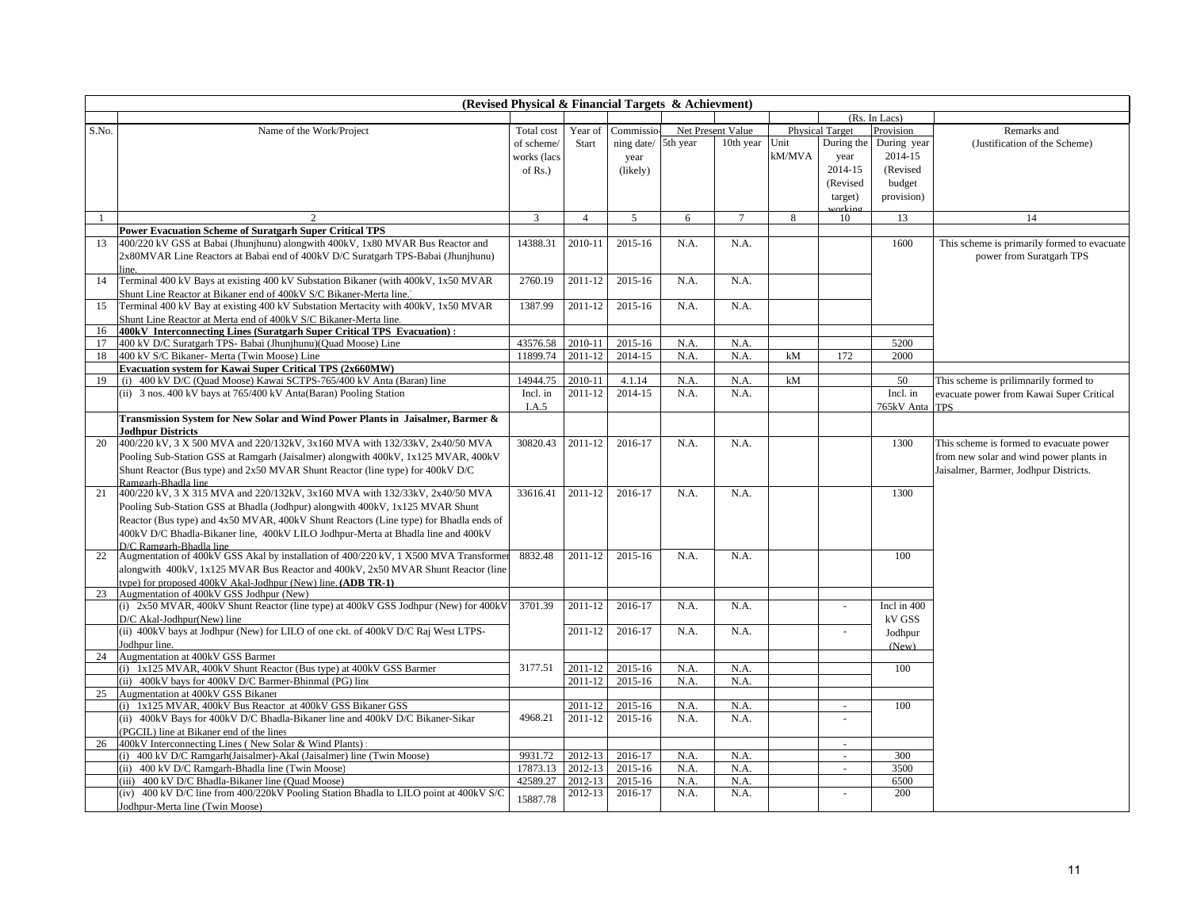**(Revised Physical & Financial Targets & Achievment)**

(Rs. In Lacs)

| S.No. | Name of the Work/Project | Total cost of scheme/ works (lacs of Rs.) | Year of Start | Commissio-ning date/ year (likely) | Net Present Value | | Physical Target | | Provision | Remarks and (Justification of the Scheme) |
|---|---|---|---|---|---|---|---|---|---|---|
| | | | | | 5th year | 10th year | Unit kM/MVA | During the year 2014-15 (Revised target) working | During year 2014-15 (Revised budget provision) | |
| 1 | 2 | 3 | 4 | 5 | 6 | 7 | 8 | 10 | 13 | 14 |
| | **Power Evacuation Scheme of Suratgarh Super Critical TPS** | | | | | | | | | |
| 13 | 400/220 kV GSS at Babai (Jhunjhunu) alongwith 400kV, 1x80 MVAR Bus Reactor and 2x80MVAR Line Reactors at Babai end of 400kV D/C Suratgarh TPS-Babai (Jhunjhunu) line. | 14388.31 | 2010-11 | 2015-16 | N.A. | N.A. | | | 1600 | This scheme is primarily formed to evacuate power from Suratgarh TPS |
| 14 | Terminal 400 kV Bays at existing 400 kV Substation Bikaner (with 400kV, 1x50 MVAR Shunt Line Reactor at Bikaner end of 400kV S/C Bikaner-Merta line.) | 2760.19 | 2011-12 | 2015-16 | N.A. | N.A. | | | | |
| 15 | Terminal 400 kV Bay at existing 400 kV Substation Mertacity with 400kV, 1x50 MVAR Shunt Line Reactor at Merta end of 400kV S/C Bikaner-Merta line. | 1387.99 | 2011-12 | 2015-16 | N.A. | N.A. | | | | |
| 16 | **400kV Interconnecting Lines (Suratgarh Super Critical TPS Evacuation) :** | | | | | | | | | |
| 17 | 400 kV D/C Suratgarh TPS- Babai (Jhunjhunu)(Quad Moose) Line | 43576.58 | 2010-11 | 2015-16 | N.A. | N.A. | | | 5200 | |
| 18 | 400 kV S/C Bikaner- Merta (Twin Moose) Line | 11899.74 | 2011-12 | 2014-15 | N.A. | N.A. | kM | 172 | 2000 | |
| | **Evacuation system for Kawai Super Critical TPS (2x660MW)** | | | | | | | | | |
| 19 | (i) 400 kV D/C (Quad Moose) Kawai SCTPS-765/400 kV Anta (Baran) line | 14944.75 | 2010-11 | 4.1.14 | N.A. | N.A. | kM | | 50 | This scheme is prilimnarily formed to evacuate power from Kawai Super Critical TPS |
| | (ii) 3 nos. 400 kV bays at 765/400 kV Anta(Baran) Pooling Station | Incl. in I.A.5 | 2011-12 | 2014-15 | N.A. | N.A. | | | Incl. in 765kV Anta | |
| | **Transmission System for New Solar and Wind Power Plants in Jaisalmer, Barmer & Jodhpur Districts** | | | | | | | | | |
| 20 | 400/220 kV, 3 X 500 MVA and 220/132kV, 3x160 MVA with 132/33kV, 2x40/50 MVA Pooling Sub-Station GSS at Ramgarh (Jaisalmer) alongwith 400kV, 1x125 MVAR, 400kV Shunt Reactor (Bus type) and 2x50 MVAR Shunt Reactor (line type) for 400kV D/C Ramgarh-Bhadla line | 30820.43 | 2011-12 | 2016-17 | N.A. | N.A. | | | 1300 | This scheme is formed to evacuate power from new solar and wind power plants in Jaisalmer, Barmer, Jodhpur Districts. |
| 21 | 400/220 kV, 3 X 315 MVA and 220/132kV, 3x160 MVA with 132/33kV, 2x40/50 MVA Pooling Sub-Station GSS at Bhadla (Jodhpur) alongwith 400kV, 1x125 MVAR Shunt Reactor (Bus type) and 4x50 MVAR, 400kV Shunt Reactors (Line type) for Bhadla ends of 400kV D/C Bhadla-Bikaner line, 400kV LILO Jodhpur-Merta at Bhadla line and 400kV D/C Ramgarh-Bhadla line | 33616.41 | 2011-12 | 2016-17 | N.A. | N.A. | | | 1300 | |
| 22 | Augmentation of 400kV GSS Akal by installation of 400/220 kV, 1 X500 MVA Transformer alongwith 400kV, 1x125 MVAR Bus Reactor and 400kV, 2x50 MVAR Shunt Reactor (line type) for proposed 400kV Akal-Jodhpur (New) line. **(ADB TR-1)** | 8832.48 | 2011-12 | 2015-16 | N.A. | N.A. | | | 100 | |
| 23 | Augmentation of 400kV GSS Jodhpur (New) | | | | | | | | | |
| | (i) 2x50 MVAR, 400kV Shunt Reactor (line type) at 400kV GSS Jodhpur (New) for 400kV D/C Akal-Jodhpur(New) line | 3701.39 | 2011-12 | 2016-17 | N.A. | N.A. | | - | Incl in 400 kV GSS Jodhpur (New) | |
| | (ii) 400kV bays at Jodhpur (New) for LILO of one ckt. of 400kV D/C Raj West LTPS-Jodhpur line. | | 2011-12 | 2016-17 | N.A. | N.A. | | - | | |
| 24 | Augmentation at 400kV GSS Barmer | | | | | | | | | |
| | (i) 1x125 MVAR, 400kV Shunt Reactor (Bus type) at 400kV GSS Barmer | 3177.51 | 2011-12 | 2015-16 | N.A. | N.A. | | | 100 | |
| | (ii) 400kV bays for 400kV D/C Barmer-Bhinmal (PG) line | | 2011-12 | 2015-16 | N.A. | N.A. | | | | |
| 25 | Augmentation at 400kV GSS Bikaner | | | | | | | | | |
| | (i) 1x125 MVAR, 400kV Bus Reactor at 400kV GSS Bikaner GSS | 4968.21 | 2011-12 | 2015-16 | N.A. | N.A. | | - | 100 | |
| | (ii) 400kV Bays for 400kV D/C Bhadla-Bikaner line and 400kV D/C Bikaner-Sikar (PGCIL) line at Bikaner end of the lines | | 2011-12 | 2015-16 | N.A. | N.A. | | - | | |
| 26 | 400kV Interconnecting Lines ( New Solar & Wind Plants) : | | | | | | | - | | |
| | (i) 400 kV D/C Ramgarh(Jaisalmer)-Akal (Jaisalmer) line (Twin Moose) | 9931.72 | 2012-13 | 2016-17 | N.A. | N.A. | | - | 300 | |
| | (ii) 400 kV D/C Ramgarh-Bhadla line (Twin Moose) | 17873.13 | 2012-13 | 2015-16 | N.A. | N.A. | | - | 3500 | |
| | (iii) 400 kV D/C Bhadla-Bikaner line (Quad Moose) | 42589.27 | 2012-13 | 2015-16 | N.A. | N.A. | | | 6500 | |
| | (iv) 400 kV D/C line from 400/220kV Pooling Station Bhadla to LILO point at 400kV S/C Jodhpur-Merta line (Twin Moose) | 15887.78 | 2012-13 | 2016-17 | N.A. | N.A. | | - | 200 | |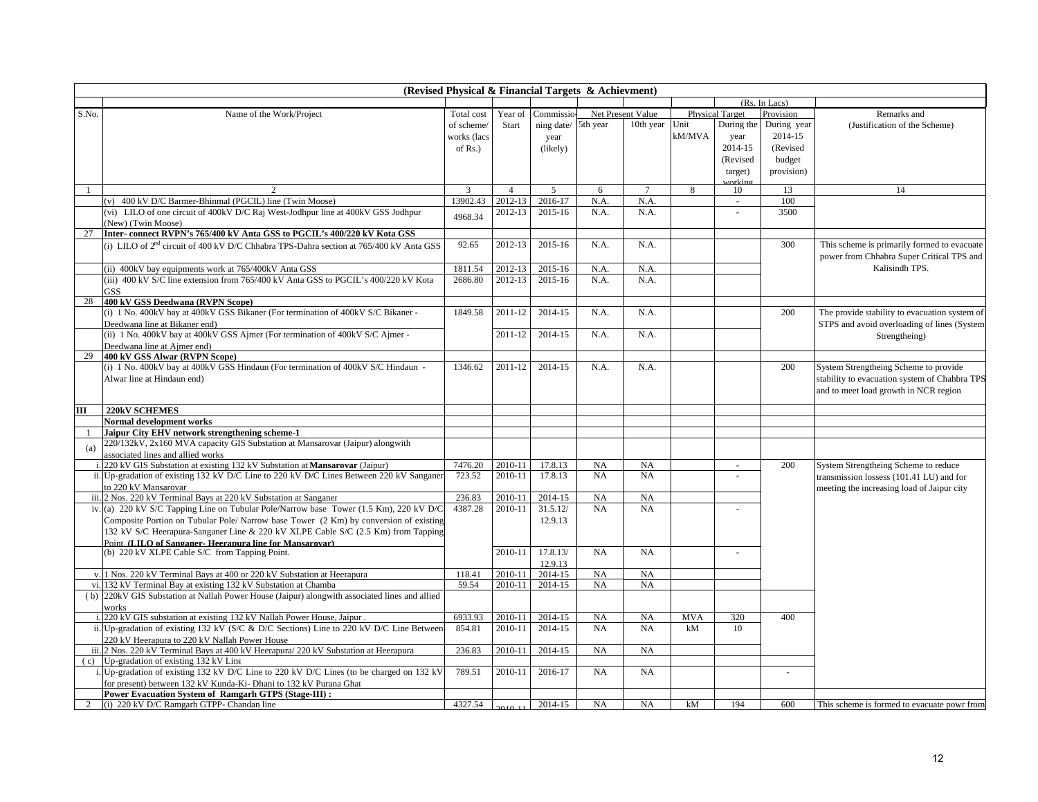**(Revised Physical & Financial Targets & Achievment)**

(Rs. In Lacs)

| S.No. | Name of the Work/Project | Total cost of scheme/ works (lacs of Rs.) | Year of Start | Commissioning date/ year (likely) | Net Present Value | | Physical Target | | Provision | Remarks and (Justification of the Scheme) |
|---|---|---|---|---|---|---|---|---|---|---|
| | | | | | 5th year | 10th year | Unit kM/MVA | During the year 2014-15 (Revised target) working | During year 2014-15 (Revised budget provision) | |
| 1 | 2 | 3 | 4 | 5 | 6 | 7 | 8 | 10 | 13 | 14 |
| | (v) 400 kV D/C Barmer-Bhinmal (PGCIL) line (Twin Moose) | 13902.43 | 2012-13 | 2016-17 | N.A. | N.A. | | - | 100 | |
| | (vi) LILO of one circuit of 400kV D/C Raj West-Jodhpur line at 400kV GSS Jodhpur (New) (Twin Moose) | 4968.34 | 2012-13 | 2015-16 | N.A. | N.A. | | - | 3500 | |
| 27 | **Inter- connect RVPN's 765/400 kV Anta GSS to PGCIL's 400/220 kV Kota GSS** | | | | | | | | | |
| | (i) LILO of 2nd circuit of 400 kV D/C Chhabra TPS-Dahra section at 765/400 kV Anta GSS | 92.65 | 2012-13 | 2015-16 | N.A. | N.A. | | | 300 | This scheme is primarily formed to evacuate power from Chhabra Super Critical TPS and Kalisindh TPS. |
| | (ii) 400kV bay equipments work at 765/400kV Anta GSS | 1811.54 | 2012-13 | 2015-16 | N.A. | N.A. | | | | |
| | (iii) 400 kV S/C line extension from 765/400 kV Anta GSS to PGCIL's 400/220 kV Kota GSS | 2686.80 | 2012-13 | 2015-16 | N.A. | N.A. | | | | |
| 28 | **400 kV GSS Deedwana (RVPN Scope)** | | | | | | | | | |
| | (i) 1 No. 400kV bay at 400kV GSS Bikaner (For termination of 400kV S/C Bikaner - Deedwana line at Bikaner end) | 1849.58 | 2011-12 | 2014-15 | N.A. | N.A. | | | 200 | The provide stability to evacuation system of STPS and avoid overloading of lines (System Strengtheing) |
| | (ii) 1 No. 400kV bay at 400kV GSS Ajmer (For termination of 400kV S/C Ajmer - Deedwana line at Ajmer end) | | 2011-12 | 2014-15 | N.A. | N.A. | | | | |
| 29 | **400 kV GSS Alwar (RVPN Scope)** | | | | | | | | | |
| | (i) 1 No. 400kV bay at 400kV GSS Hindaun (For termination of 400kV S/C Hindaun - Alwar line at Hindaun end) | 1346.62 | 2011-12 | 2014-15 | N.A. | N.A. | | | 200 | System Strengtheing Scheme to provide stability to evacuation system of Chahbra TPS and to meet load growth in NCR region |
| **III** | **220kV SCHEMES** | | | | | | | | | |
| | **Normal development works** | | | | | | | | | |
| 1 | **Jaipur City EHV network strengthening scheme-1** | | | | | | | | | |
| (a) | 220/132kV, 2x160 MVA capacity GIS Substation at Mansarovar (Jaipur) alongwith associated lines and allied works | | | | | | | | | |
| i. | 220 kV GIS Substation at existing 132 kV Substation at **Mansarovar** (Jaipur) | 7476.20 | 2010-11 | 17.8.13 | NA | NA | | - | 200 | System Strengtheing Scheme to reduce transmission lossess (101.41 LU) and for meeting the increasing load of Jaipur city |
| ii. | Up-gradation of existing 132 kV D/C Line to 220 kV D/C Lines Between 220 kV Sanganer to 220 kV Mansarovar | 723.52 | 2010-11 | 17.8.13 | NA | NA | | - | | |
| iii. | 2 Nos. 220 kV Terminal Bays at 220 kV Substation at Sanganer | 236.83 | 2010-11 | 2014-15 | NA | NA | | | | |
| iv. | (a) 220 kV S/C Tapping Line on Tubular Pole/Narrow base Tower (1.5 Km), 220 kV D/C Composite Portion on Tubular Pole/ Narrow base Tower (2 Km) by conversion of existing 132 kV S/C Heerapura-Sanganer Line & 220 kV XLPE Cable S/C (2.5 Km) from Tapping Point. **(LILO of Sanganer- Heerapura line for Mansarovar)** | 4387.28 | 2010-11 | 31.5.12/ 12.9.13 | NA | NA | | - | | |
| | (b) 220 kV XLPE Cable S/C from Tapping Point. | | 2010-11 | 17.8.13/ 12.9.13 | NA | NA | | - | | |
| v. | 1 Nos. 220 kV Terminal Bays at 400 or 220 kV Substation at Heerapura | 118.41 | 2010-11 | 2014-15 | NA | NA | | | | |
| vi. | 132 kV Terminal Bay at existing 132 kV Substation at Chamba | 59.54 | 2010-11 | 2014-15 | NA | NA | | | | |
| (b) | 220kV GIS Substation at Nallah Power House (Jaipur) alongwith associated lines and allied works | | | | | | | | | |
| i. | 220 kV GIS substation at existing 132 kV Nallah Power House, Jaipur . | 6933.93 | 2010-11 | 2014-15 | NA | NA | MVA | 320 | 400 | |
| ii. | Up-gradation of existing 132 kV (S/C & D/C Sections) Line to 220 kV D/C Line Between 220 kV Heerapura to 220 kV Nallah Power House | 854.81 | 2010-11 | 2014-15 | NA | NA | kM | 10 | | |
| iii. | 2 Nos. 220 kV Terminal Bays at 400 kV Heerapura/ 220 kV Substation at Heerapura | 236.83 | 2010-11 | 2014-15 | NA | NA | | | | |
| (c) | Up-gradation of existing 132 kV Line | | | | | | | | | |
| i. | Up-gradation of existing 132 kV D/C Line to 220 kV D/C Lines (to be charged on 132 kV for present) between 132 kV Kunda-Ki- Dhani to 132 kV Purana Ghat | 789.51 | 2010-11 | 2016-17 | NA | NA | | | - | |
| | **Power Evacuation System of Ramgarh GTPS (Stage-III) :** | | | | | | | | | |
| 2 | (i) 220 kV D/C Ramgarh GTPP- Chandan line | 4327.54 | 2010-11 | 2014-15 | NA | NA | kM | 194 | 600 | This scheme is formed to evacuate powr from |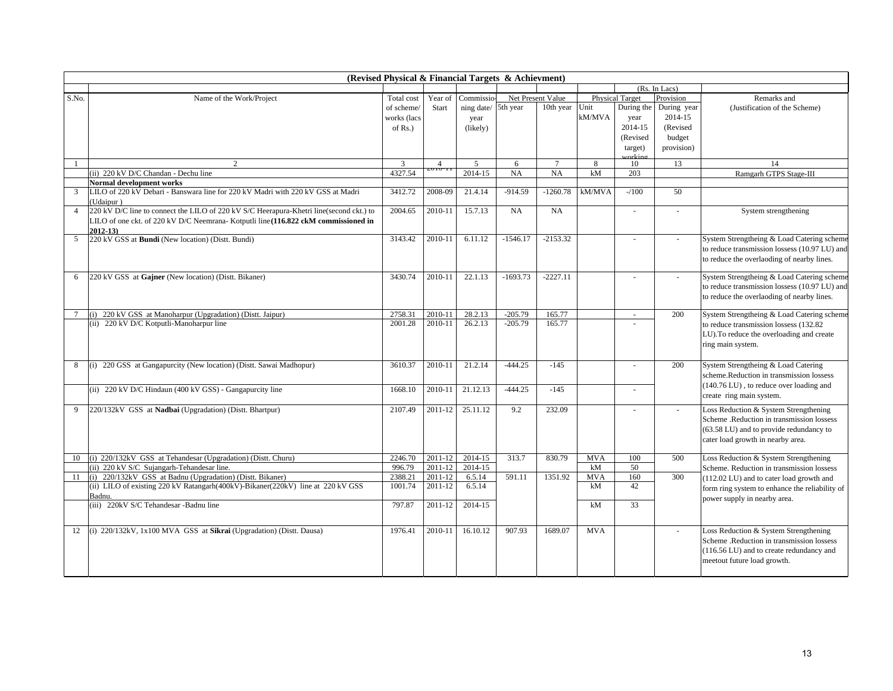**(Revised Physical & Financial Targets & Achievment)**

(Rs. In Lacs)

| S.No. | Name of the Work/Project | Total cost of scheme/ works (lacs of Rs.) | Year of Start | Commissioning date/ year (likely) | Net Present Value | | Physical Target | | Provision | Remarks and (Justification of the Scheme) |
|---|---|---|---|---|---|---|---|---|---|---|
| | | | | | 5th year | 10th year | Unit kM/MVA | During the year 2014-15 (Revised target) working | During year 2014-15 (Revised budget provision) | |
| 1 | 2 | 3 | 4 | 5 | 6 | 7 | 8 | 10 | 13 | 14 |
| | (ii) 220 kV D/C Chandan - Dechu line | 4327.54 | 2010-11 | 2014-15 | NA | NA | kM | 203 | | Ramgarh GTPS Stage-III |
| | **Normal development works** | | | | | | | | | |
| 3 | LILO of 220 kV Debari - Banswara line for 220 kV Madri with 220 kV GSS at Madri (Udaipur ) | 3412.72 | 2008-09 | 21.4.14 | -914.59 | -1260.78 | kM/MVA | -/100 | 50 | |
| 4 | 220 kV D/C line to connect the LILO of 220 kV S/C Heerapura-Khetri line(second ckt.) to LILO of one ckt. of 220 kV D/C Neemrana- Kotputli line **(116.822 ckM commissioned in 2012-13)** | 2004.65 | 2010-11 | 15.7.13 | NA | NA | | - | - | System strengthening |
| 5 | 220 kV GSS at **Bundi** (New location) (Distt. Bundi) | 3143.42 | 2010-11 | 6.11.12 | -1546.17 | -2153.32 | | - | - | System Strengtheing & Load Catering scheme to reduce transmission lossess (10.97 LU) and to reduce the overlaoding of nearby lines. |
| 6 | 220 kV GSS at **Gajner** (New location) (Distt. Bikaner) | 3430.74 | 2010-11 | 22.1.13 | -1693.73 | -2227.11 | | - | - | System Strengtheing & Load Catering scheme to reduce transmission lossess (10.97 LU) and to reduce the overlaoding of nearby lines. |
| 7 | (i) 220 kV GSS at Manoharpur (Upgradation) (Distt. Jaipur) | 2758.31 | 2010-11 | 28.2.13 | -205.79 | 165.77 | | - | 200 | System Strengtheing & Load Catering scheme to reduce transmission lossess (132.82 LU).To reduce the overloading and create ring main system. |
| | (ii) 220 kV D/C Kotputli-Manoharpur line | 2001.28 | 2010-11 | 26.2.13 | -205.79 | 165.77 | | - | | |
| 8 | (i) 220 GSS at Gangapurcity (New location) (Distt. Sawai Madhopur) | 3610.37 | 2010-11 | 21.2.14 | -444.25 | -145 | | - | 200 | System Strengtheing & Load Catering scheme.Reduction in transmission lossess (140.76 LU) , to reduce over loading and create ring main system. |
| | (ii) 220 kV D/C Hindaun (400 kV GSS) - Gangapurcity line | 1668.10 | 2010-11 | 21.12.13 | -444.25 | -145 | | - | | |
| 9 | 220/132kV GSS at **Nadbai** (Upgradation) (Distt. Bhartpur) | 2107.49 | 2011-12 | 25.11.12 | 9.2 | 232.09 | | - | - | Loss Reduction & System Strengthening Scheme .Reduction in transmission lossess (63.58 LU) and to provide redundancy to cater load growth in nearby area. |
| 10 | (i) 220/132kV GSS at Tehandesar (Upgradation) (Distt. Churu) | 2246.70 | 2011-12 | 2014-15 | 313.7 | 830.79 | MVA | 100 | 500 | Loss Reduction & System Strengthening Scheme. Reduction in transmission lossess (112.02 LU) and to cater load growth and form ring system to enhance the reliability of power supply in nearby area. |
| | (ii) 220 kV S/C Sujangarh-Tehandesar line. | 996.79 | 2011-12 | 2014-15 | | | kM | 50 | | |
| 11 | (i) 220/132kV GSS at Badnu (Upgradation) (Distt. Bikaner) | 2388.21 | 2011-12 | 6.5.14 | 591.11 | 1351.92 | MVA | 160 | 300 | |
| | (ii) LILO of existing 220 kV Ratangarh(400kV)-Bikaner(220kV) line at 220 kV GSS Badnu. | 1001.74 | 2011-12 | 6.5.14 | | | kM | 42 | | |
| | (iii) 220kV S/C Tehandesar -Badnu line | 797.87 | 2011-12 | 2014-15 | | | kM | 33 | | |
| 12 | (i) 220/132kV, 1x100 MVA GSS at **Sikrai** (Upgradation) (Distt. Dausa) | 1976.41 | 2010-11 | 16.10.12 | 907.93 | 1689.07 | MVA | | - | Loss Reduction & System Strengthening Scheme .Reduction in transmission lossess (116.56 LU) and to create redundancy and meetout future load growth. |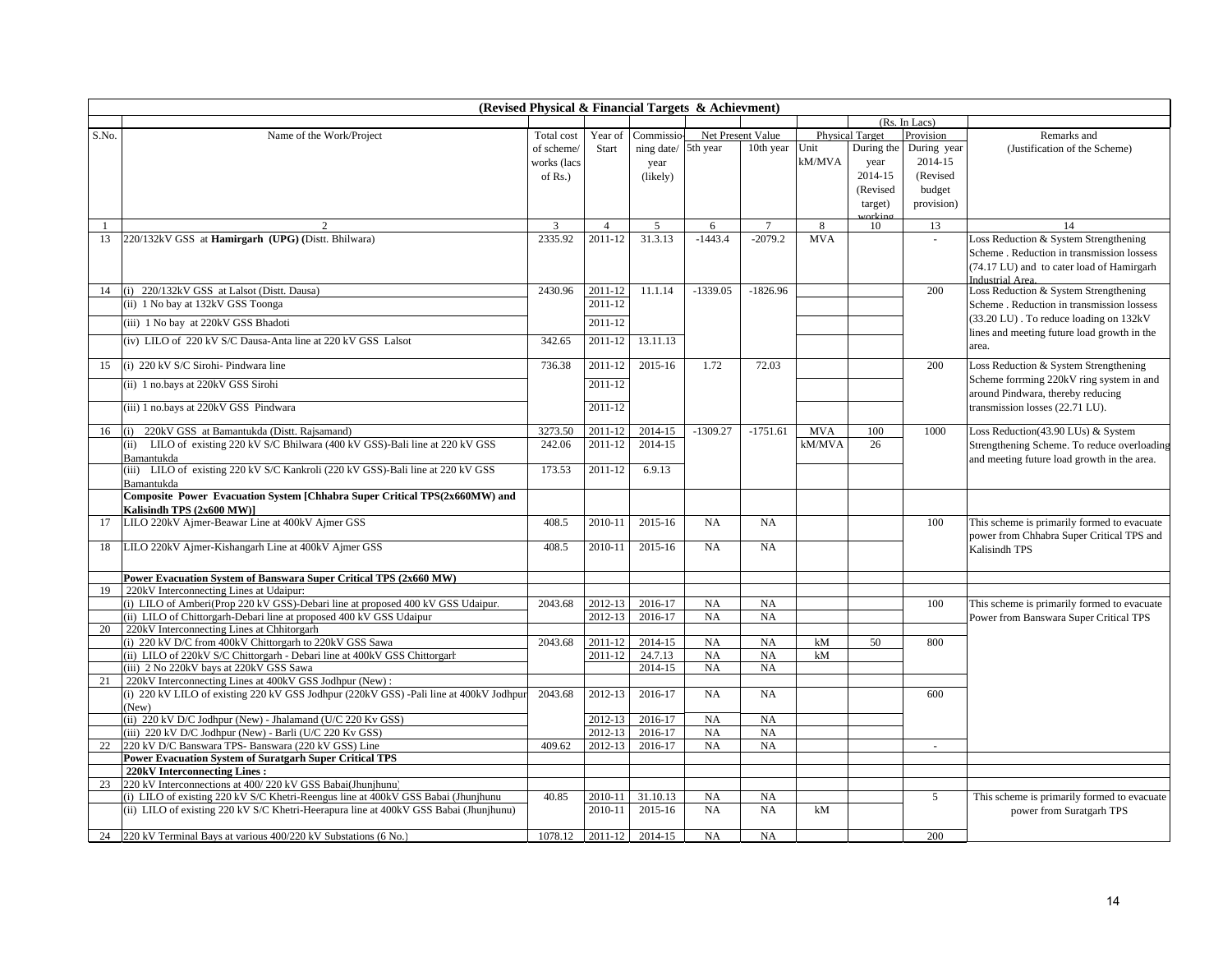**(Revised Physical & Financial Targets & Achievment)**

(Rs. In Lacs)

| S.No. | Name of the Work/Project | Total cost of scheme/ works (lacs of Rs.) | Year of Start | Commissioning date/ year (likely) | Net Present Value 5th year | 10th year | Physical Target Unit kM/MVA | During the year 2014-15 (Revised target) working | Provision During year 2014-15 (Revised budget provision) | Remarks and (Justification of the Scheme) |
|---|---|---|---|---|---|---|---|---|---|---|
| 1 | 2 | 3 | 4 | 5 | 6 | 7 | 8 | 10 | 13 | 14 |
| 13 | 220/132kV GSS at **Hamirgarh (UPG) (**Distt. Bhilwara) | 2335.92 | 2011-12 | 31.3.13 | -1443.4 | -2079.2 | MVA | | - | Loss Reduction & System Strengthening Scheme . Reduction in transmission lossess (74.17 LU) and to cater load of Hamirgarh Industrial Area. |
| 14 | (i) 220/132kV GSS at Lalsot (Distt. Dausa) | 2430.96 | 2011-12 | 11.1.14 | -1339.05 | -1826.96 | | | 200 | Loss Reduction & System Strengthening Scheme . Reduction in transmission lossess (33.20 LU) . To reduce loading on 132kV lines and meeting future load growth in the area. |
| | (ii) 1 No bay at 132kV GSS Toonga | | 2011-12 | | | | | | | |
| | (iii) 1 No bay at 220kV GSS Bhadoti | | 2011-12 | | | | | | | |
| | (iv) LILO of 220 kV S/C Dausa-Anta line at 220 kV GSS Lalsot | 342.65 | 2011-12 | 13.11.13 | | | | | | |
| 15 | (i) 220 kV S/C Sirohi- Pindwara line | 736.38 | 2011-12 | 2015-16 | 1.72 | 72.03 | | | 200 | Loss Reduction & System Strengthening Scheme forrming 220kV ring system in and around Pindwara, thereby reducing transmission losses (22.71 LU). |
| | (ii) 1 no.bays at 220kV GSS Sirohi | | 2011-12 | | | | | | | |
| | (iii) 1 no.bays at 220kV GSS Pindwara | | 2011-12 | | | | | | | |
| 16 | (i) 220kV GSS at Bamantukda (Distt. Rajsamand) | 3273.50 | 2011-12 | 2014-15 | -1309.27 | -1751.61 | MVA | 100 | 1000 | Loss Reduction(43.90 LUs) & System Strengthening Scheme. To reduce overloading and meeting future load growth in the area. |
| | (ii) LILO of existing 220 kV S/C Bhilwara (400 kV GSS)-Bali line at 220 kV GSS Bamantukda | 242.06 | 2011-12 | 2014-15 | | | kM/MVA | 26 | | |
| | (iii) LILO of existing 220 kV S/C Kankroli (220 kV GSS)-Bali line at 220 kV GSS Bamantukda | 173.53 | 2011-12 | 6.9.13 | | | | | | |
| | **Composite Power Evacuation System [Chhabra Super Critical TPS(2x660MW) and Kalisindh TPS (2x600 MW)]** | | | | | | | | | |
| 17 | LILO 220kV Ajmer-Beawar Line at 400kV Ajmer GSS | 408.5 | 2010-11 | 2015-16 | NA | NA | | | 100 | This scheme is primarily formed to evacuate power from Chhabra Super Critical TPS and Kalisindh TPS |
| 18 | LILO 220kV Ajmer-Kishangarh Line at 400kV Ajmer GSS | 408.5 | 2010-11 | 2015-16 | NA | NA | | | | |
| | **Power Evacuation System of Banswara Super Critical TPS (2x660 MW)** | | | | | | | | | |
| 19 | 220kV Interconnecting Lines at Udaipur: | | | | | | | | | |
| | (i) LILO of Amberi(Prop 220 kV GSS)-Debari line at proposed 400 kV GSS Udaipur. | 2043.68 | 2012-13 | 2016-17 | NA | NA | | | 100 | This scheme is primarily formed to evacuate Power from Banswara Super Critical TPS |
| | (ii) LILO of Chittorgarh-Debari line at proposed 400 kV GSS Udaipur | | 2012-13 | 2016-17 | NA | NA | | | | |
| 20 | 220kV Interconnecting Lines at Chhitorgarh | | | | | | | | | |
| | (i) 220 kV D/C from 400kV Chittorgarh to 220kV GSS Sawa | 2043.68 | 2011-12 | 2014-15 | NA | NA | kM | 50 | 800 | |
| | (ii) LILO of 220kV S/C Chittorgarh - Debari line at 400kV GSS Chittorgarh | | 2011-12 | 24.7.13 | NA | NA | kM | | | |
| | (iii) 2 No 220kV bays at 220kV GSS Sawa | | | 2014-15 | NA | NA | | | | |
| 21 | 220kV Interconnecting Lines at 400kV GSS Jodhpur (New) : | | | | | | | | | |
| | (i) 220 kV LILO of existing 220 kV GSS Jodhpur (220kV GSS) -Pali line at 400kV Jodhpur (New) | 2043.68 | 2012-13 | 2016-17 | NA | NA | | | 600 | |
| | (ii) 220 kV D/C Jodhpur (New) - Jhalamand (U/C 220 Kv GSS) | | 2012-13 | 2016-17 | NA | NA | | | | |
| | (iii) 220 kV D/C Jodhpur (New) - Barli (U/C 220 Kv GSS) | | 2012-13 | 2016-17 | NA | NA | | | | |
| 22 | 220 kV D/C Banswara TPS- Banswara (220 kV GSS) Line | 409.62 | 2012-13 | 2016-17 | NA | NA | | | - | |
| | **Power Evacuation System of Suratgarh Super Critical TPS** | | | | | | | | | |
| | **220kV Interconnecting Lines :** | | | | | | | | | |
| 23 | 220 kV Interconnections at 400/ 220 kV GSS Babai(Jhunjhunu) | | | | | | | | | |
| | (i) LILO of existing 220 kV S/C Khetri-Reengus line at 400kV GSS Babai (Jhunjhunu | 40.85 | 2010-11 | 31.10.13 | NA | NA | | | 5 | This scheme is primarily formed to evacuate power from Suratgarh TPS |
| | (ii) LILO of existing 220 kV S/C Khetri-Heerapura line at 400kV GSS Babai (Jhunjhunu) | | 2010-11 | 2015-16 | NA | NA | kM | | | |
| 24 | 220 kV Terminal Bays at various 400/220 kV Substations (6 No.) | 1078.12 | 2011-12 | 2014-15 | NA | NA | | | 200 | |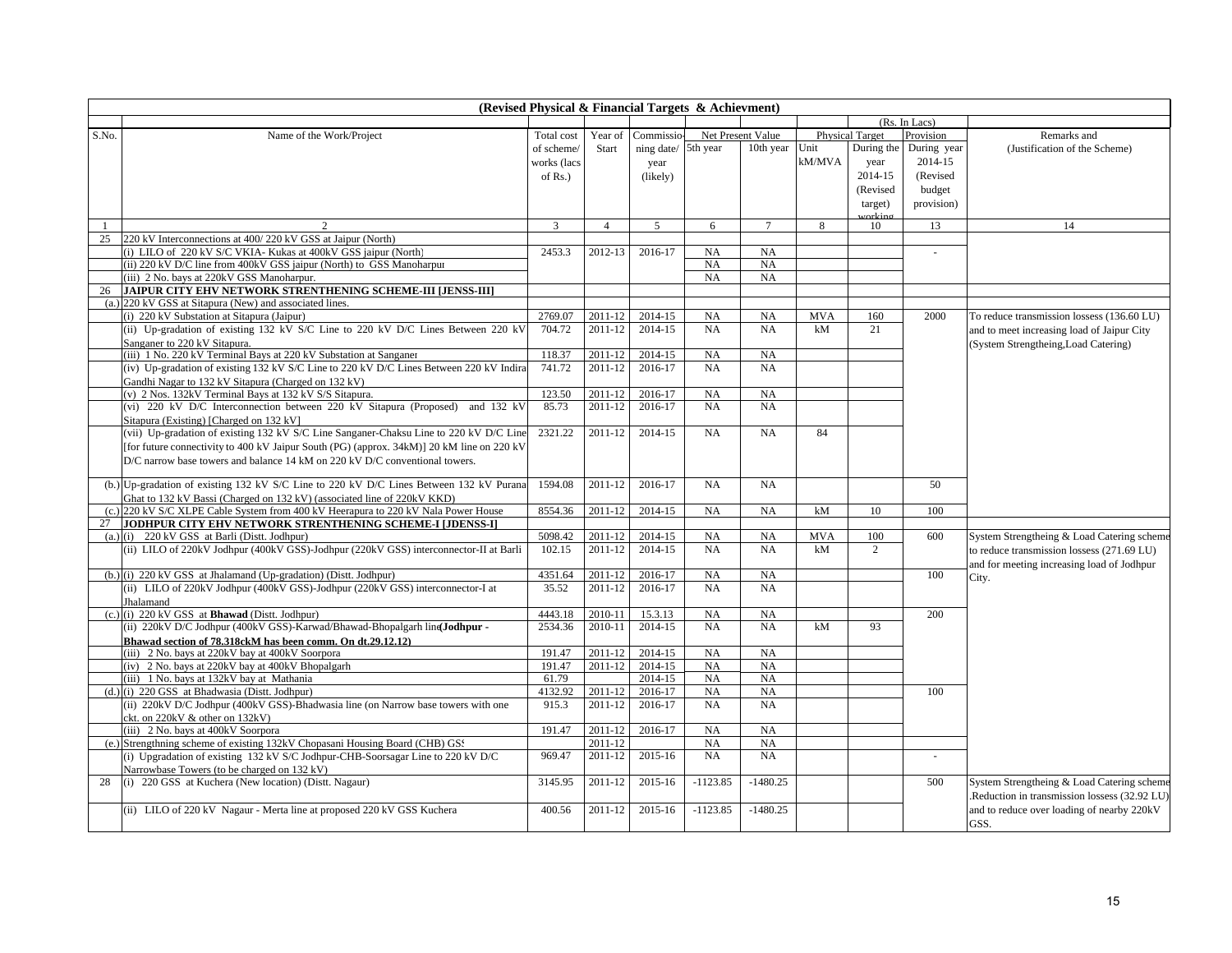**(Revised Physical & Financial Targets & Achievment)**

(Rs. In Lacs)

| S.No. | Name of the Work/Project | Total cost of scheme/ works (lacs of Rs.) | Year of Start | Commissioning date/ year (likely) | Net Present Value | | Physical Target | | Provision | Remarks and (Justification of the Scheme) |
|---|---|---|---|---|---|---|---|---|---|---|
| | | | | | 5th year | 10th year | Unit kM/MVA | During the year 2014-15 (Revised target) working | During year 2014-15 (Revised budget provision) | |
| 1 | 2 | 3 | 4 | 5 | 6 | 7 | 8 | 10 | 13 | 14 |
| 25 | 220 kV Interconnections at 400/ 220 kV GSS at Jaipur (North) | | | | | | | | | |
| | (i) LILO of 220 kV S/C VKIA- Kukas at 400kV GSS jaipur (North) | 2453.3 | 2012-13 | 2016-17 | NA | NA | | | - | |
| | (ii) 220 kV D/C line from 400kV GSS jaipur (North) to GSS Manoharpur | | | | NA | NA | | | | |
| | (iii) 2 No. bays at 220kV GSS Manoharpur. | | | | NA | NA | | | | |
| 26 | **JAIPUR CITY EHV NETWORK STRENTHENING SCHEME-III [JENSS-III]** | | | | | | | | | |
| (a.) | 220 kV GSS at Sitapura (New) and associated lines. | | | | | | | | | |
| | (i) 220 kV Substation at Sitapura (Jaipur) | 2769.07 | 2011-12 | 2014-15 | NA | NA | MVA | 160 | 2000 | To reduce transmission lossess (136.60 LU) and to meet increasing load of Jaipur City (System Strengtheing,Load Catering) |
| | (ii) Up-gradation of existing 132 kV S/C Line to 220 kV D/C Lines Between 220 kV Sanganer to 220 kV Sitapura. | 704.72 | 2011-12 | 2014-15 | NA | NA | kM | 21 | | |
| | (iii) 1 No. 220 kV Terminal Bays at 220 kV Substation at Sanganer | 118.37 | 2011-12 | 2014-15 | NA | NA | | | | |
| | (iv) Up-gradation of existing 132 kV S/C Line to 220 kV D/C Lines Between 220 kV Indira Gandhi Nagar to 132 kV Sitapura (Charged on 132 kV) | 741.72 | 2011-12 | 2016-17 | NA | NA | | | | |
| | (v) 2 Nos. 132kV Terminal Bays at 132 kV S/S Sitapura. | 123.50 | 2011-12 | 2016-17 | NA | NA | | | | |
| | (vi) 220 kV D/C Interconnection between 220 kV Sitapura (Proposed) and 132 kV Sitapura (Existing) [Charged on 132 kV] | 85.73 | 2011-12 | 2016-17 | NA | NA | | | | |
| | (vii) Up-gradation of existing 132 kV S/C Line Sanganer-Chaksu Line to 220 kV D/C Line [for future connectivity to 400 kV Jaipur South (PG) (approx. 34kM)] 20 kM line on 220 kV D/C narrow base towers and balance 14 kM on 220 kV D/C conventional towers. | 2321.22 | 2011-12 | 2014-15 | NA | NA | 84 | | | |
| (b.) | Up-gradation of existing 132 kV S/C Line to 220 kV D/C Lines Between 132 kV Purana Ghat to 132 kV Bassi (Charged on 132 kV) (associated line of 220kV KKD) | 1594.08 | 2011-12 | 2016-17 | NA | NA | | | 50 | |
| (c.) | 220 kV S/C XLPE Cable System from 400 kV Heerapura to 220 kV Nala Power House | 8554.36 | 2011-12 | 2014-15 | NA | NA | kM | 10 | 100 | |
| 27 | **JODHPUR CITY EHV NETWORK STRENTHENING SCHEME-I [JDENSS-I]** | | | | | | | | | |
| (a.) | (i) 220 kV GSS at Barli (Distt. Jodhpur) | 5098.42 | 2011-12 | 2014-15 | NA | NA | MVA | 100 | 600 | System Strengtheing & Load Catering scheme to reduce transmission lossess (271.69 LU) and for meeting increasing load of Jodhpur City. |
| | (ii) LILO of 220kV Jodhpur (400kV GSS)-Jodhpur (220kV GSS) interconnector-II at Barli | 102.15 | 2011-12 | 2014-15 | NA | NA | kM | 2 | | |
| (b.) | (i) 220 kV GSS at Jhalamand (Up-gradation) (Distt. Jodhpur) | 4351.64 | 2011-12 | 2016-17 | NA | NA | | | 100 | |
| | (ii) LILO of 220kV Jodhpur (400kV GSS)-Jodhpur (220kV GSS) interconnector-I at Jhalamand | 35.52 | 2011-12 | 2016-17 | NA | NA | | | | |
| (c.) | (i) 220 kV GSS at **Bhawad** (Distt. Jodhpur) | 4443.18 | 2010-11 | 15.3.13 | NA | NA | | | 200 | |
| | (ii) 220kV D/C Jodhpur (400kV GSS)-Karwad/Bhawad-Bhopalgarh line(**Jodhpur - Bhawad section of 78.318ckM has been comm. On dt.29.12.12)** | 2534.36 | 2010-11 | 2014-15 | NA | NA | kM | 93 | | |
| | (iii) 2 No. bays at 220kV bay at 400kV Soorpora | 191.47 | 2011-12 | 2014-15 | NA | NA | | | | |
| | (iv) 2 No. bays at 220kV bay at 400kV Bhopalgarh | 191.47 | 2011-12 | 2014-15 | NA | NA | | | | |
| | (iii) 1 No. bays at 132kV bay at Mathania | 61.79 | | 2014-15 | NA | NA | | | | |
| (d.) | (i) 220 GSS at Bhadwasia (Distt. Jodhpur) | 4132.92 | 2011-12 | 2016-17 | NA | NA | | | 100 | |
| | (ii) 220kV D/C Jodhpur (400kV GSS)-Bhadwasia line (on Narrow base towers with one ckt. on 220kV & other on 132kV) | 915.3 | 2011-12 | 2016-17 | NA | NA | | | | |
| | (iii) 2 No. bays at 400kV Soorpora | 191.47 | 2011-12 | 2016-17 | NA | NA | | | | |
| (e.) | Strengthning scheme of existing 132kV Chopasani Housing Board (CHB) GSS | | 2011-12 | | NA | NA | | | | |
| | (i) Upgradation of existing 132 kV S/C Jodhpur-CHB-Soorsagar Line to 220 kV D/C Narrowbase Towers (to be charged on 132 kV) | 969.47 | 2011-12 | 2015-16 | NA | NA | | | - | |
| 28 | (i) 220 GSS at Kuchera (New location) (Distt. Nagaur) | 3145.95 | 2011-12 | 2015-16 | -1123.85 | -1480.25 | | | 500 | System Strengtheing & Load Catering scheme .Reduction in transmission lossess (32.92 LU) and to reduce over loading of nearby 220kV GSS. |
| | (ii) LILO of 220 kV Nagaur - Merta line at proposed 220 kV GSS Kuchera | 400.56 | 2011-12 | 2015-16 | -1123.85 | -1480.25 | | | | |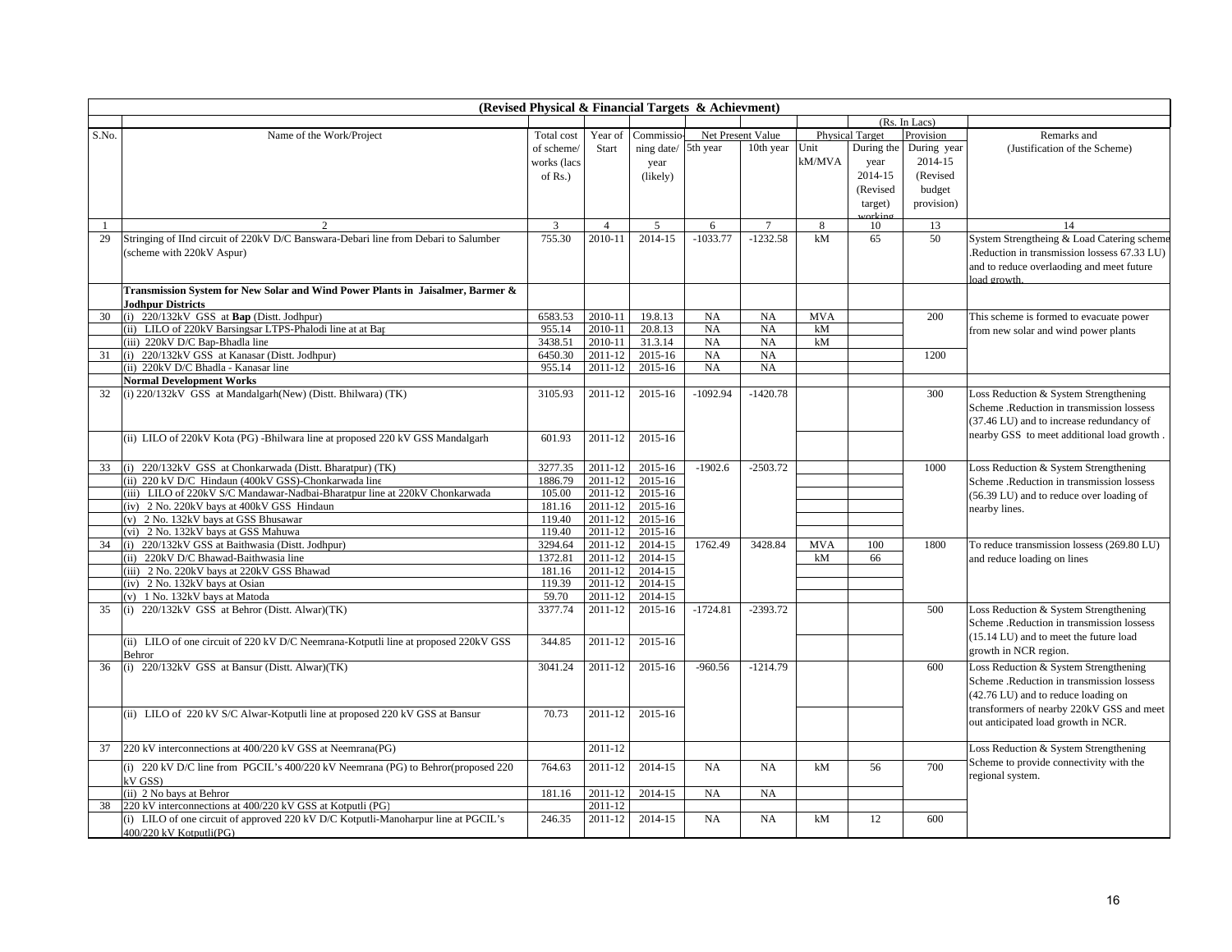**(Revised Physical & Financial Targets & Achievment)**

(Rs. In Lacs)

| S.No. | Name of the Work/Project | Total cost of scheme/ works (lacs of Rs.) | Year of Start | Commissioning date/ year (likely) | Net Present Value | | Physical Target | | Provision | Remarks and (Justification of the Scheme) |
|---|---|---|---|---|---|---|---|---|---|---|
| | | | | | 5th year | 10th year | Unit kM/MVA | During the year 2014-15 (Revised target) working | During year 2014-15 (Revised budget provision) | |
| 1 | 2 | 3 | 4 | 5 | 6 | 7 | 8 | 10 | 13 | 14 |
| 29 | Stringing of IInd circuit of 220kV D/C Banswara-Debari line from Debari to Salumber (scheme with 220kV Aspur) | 755.30 | 2010-11 | 2014-15 | -1033.77 | -1232.58 | kM | 65 | 50 | System Strengtheing & Load Catering scheme .Reduction in transmission lossess 67.33 LU) and to reduce overlaoding and meet future load growth. |
| | **Transmission System for New Solar and Wind Power Plants in Jaisalmer, Barmer & Jodhpur Districts** | | | | | | | | | |
| 30 | (i) 220/132kV GSS at **Bap** (Distt. Jodhpur) | 6583.53 | 2010-11 | 19.8.13 | NA | NA | MVA | | 200 | This scheme is formed to evacuate power from new solar and wind power plants |
| | (ii) LILO of 220kV Barsingsar LTPS-Phalodi line at at Bap | 955.14 | 2010-11 | 20.8.13 | NA | NA | kM | | | |
| | (iii) 220kV D/C Bap-Bhadla line | 3438.51 | 2010-11 | 31.3.14 | NA | NA | kM | | | |
| 31 | (i) 220/132kV GSS at Kanasar (Distt. Jodhpur) | 6450.30 | 2011-12 | 2015-16 | NA | NA | | | 1200 | |
| | (ii) 220kV D/C Bhadla - Kanasar line | 955.14 | 2011-12 | 2015-16 | NA | NA | | | | |
| | **Normal Development Works** | | | | | | | | | |
| 32 | (i) 220/132kV GSS at Mandalgarh(New) (Distt. Bhilwara) (TK) | 3105.93 | 2011-12 | 2015-16 | -1092.94 | -1420.78 | | | 300 | Loss Reduction & System Strengthening Scheme .Reduction in transmission lossess (37.46 LU) and to increase redundancy of nearby GSS to meet additional load growth . |
| | (ii) LILO of 220kV Kota (PG) -Bhilwara line at proposed 220 kV GSS Mandalgarh | 601.93 | 2011-12 | 2015-16 | | | | | | |
| 33 | (i) 220/132kV GSS at Chonkarwada (Distt. Bharatpur) (TK) | 3277.35 | 2011-12 | 2015-16 | -1902.6 | -2503.72 | | | 1000 | Loss Reduction & System Strengthening Scheme .Reduction in transmission lossess (56.39 LU) and to reduce over loading of nearby lines. |
| | (ii) 220 kV D/C Hindaun (400kV GSS)-Chonkarwada line | 1886.79 | 2011-12 | 2015-16 | | | | | | |
| | (iii) LILO of 220kV S/C Mandawar-Nadbai-Bharatpur line at 220kV Chonkarwada | 105.00 | 2011-12 | 2015-16 | | | | | | |
| | (iv) 2 No. 220kV bays at 400kV GSS Hindaun | 181.16 | 2011-12 | 2015-16 | | | | | | |
| | (v) 2 No. 132kV bays at GSS Bhusawar | 119.40 | 2011-12 | 2015-16 | | | | | | |
| | (vi) 2 No. 132kV bays at GSS Mahuwa | 119.40 | 2011-12 | 2015-16 | | | | | | |
| 34 | (i) 220/132kV GSS at Baithwasia (Distt. Jodhpur) | 3294.64 | 2011-12 | 2014-15 | 1762.49 | 3428.84 | MVA | 100 | 1800 | To reduce transmission lossess (269.80 LU) and reduce loading on lines |
| | (ii) 220kV D/C Bhawad-Baithwasia line | 1372.81 | 2011-12 | 2014-15 | | | kM | 66 | | |
| | (iii) 2 No. 220kV bays at 220kV GSS Bhawad | 181.16 | 2011-12 | 2014-15 | | | | | | |
| | (iv) 2 No. 132kV bays at Osian | 119.39 | 2011-12 | 2014-15 | | | | | | |
| | (v) 1 No. 132kV bays at Matoda | 59.70 | 2011-12 | 2014-15 | | | | | | |
| 35 | (i) 220/132kV GSS at Behror (Distt. Alwar)(TK) | 3377.74 | 2011-12 | 2015-16 | -1724.81 | -2393.72 | | | 500 | Loss Reduction & System Strengthening Scheme .Reduction in transmission lossess (15.14 LU) and to meet the future load growth in NCR region. |
| | (ii) LILO of one circuit of 220 kV D/C Neemrana-Kotputli line at proposed 220kV GSS Behror | 344.85 | 2011-12 | 2015-16 | | | | | | |
| 36 | (i) 220/132kV GSS at Bansur (Distt. Alwar)(TK) | 3041.24 | 2011-12 | 2015-16 | -960.56 | -1214.79 | | | 600 | Loss Reduction & System Strengthening Scheme .Reduction in transmission lossess (42.76 LU) and to reduce loading on transformers of nearby 220kV GSS and meet out anticipated load growth in NCR. |
| | (ii) LILO of 220 kV S/C Alwar-Kotputli line at proposed 220 kV GSS at Bansur | 70.73 | 2011-12 | 2015-16 | | | | | | |
| 37 | 220 kV interconnections at 400/220 kV GSS at Neemrana(PG) | | 2011-12 | | | | | | | Loss Reduction & System Strengthening Scheme to provide connectivity with the regional system. |
| | (i) 220 kV D/C line from PGCIL's 400/220 kV Neemrana (PG) to Behror(proposed 220 kV GSS) | 764.63 | 2011-12 | 2014-15 | NA | NA | kM | 56 | 700 | |
| | (ii) 2 No bays at Behror | 181.16 | 2011-12 | 2014-15 | NA | NA | | | | |
| 38 | 220 kV interconnections at 400/220 kV GSS at Kotputli (PG) | | 2011-12 | | | | | | | |
| | (i) LILO of one circuit of approved 220 kV D/C Kotputli-Manoharpur line at PGCIL's 400/220 kV Kotputli(PG) | 246.35 | 2011-12 | 2014-15 | NA | NA | kM | 12 | 600 | |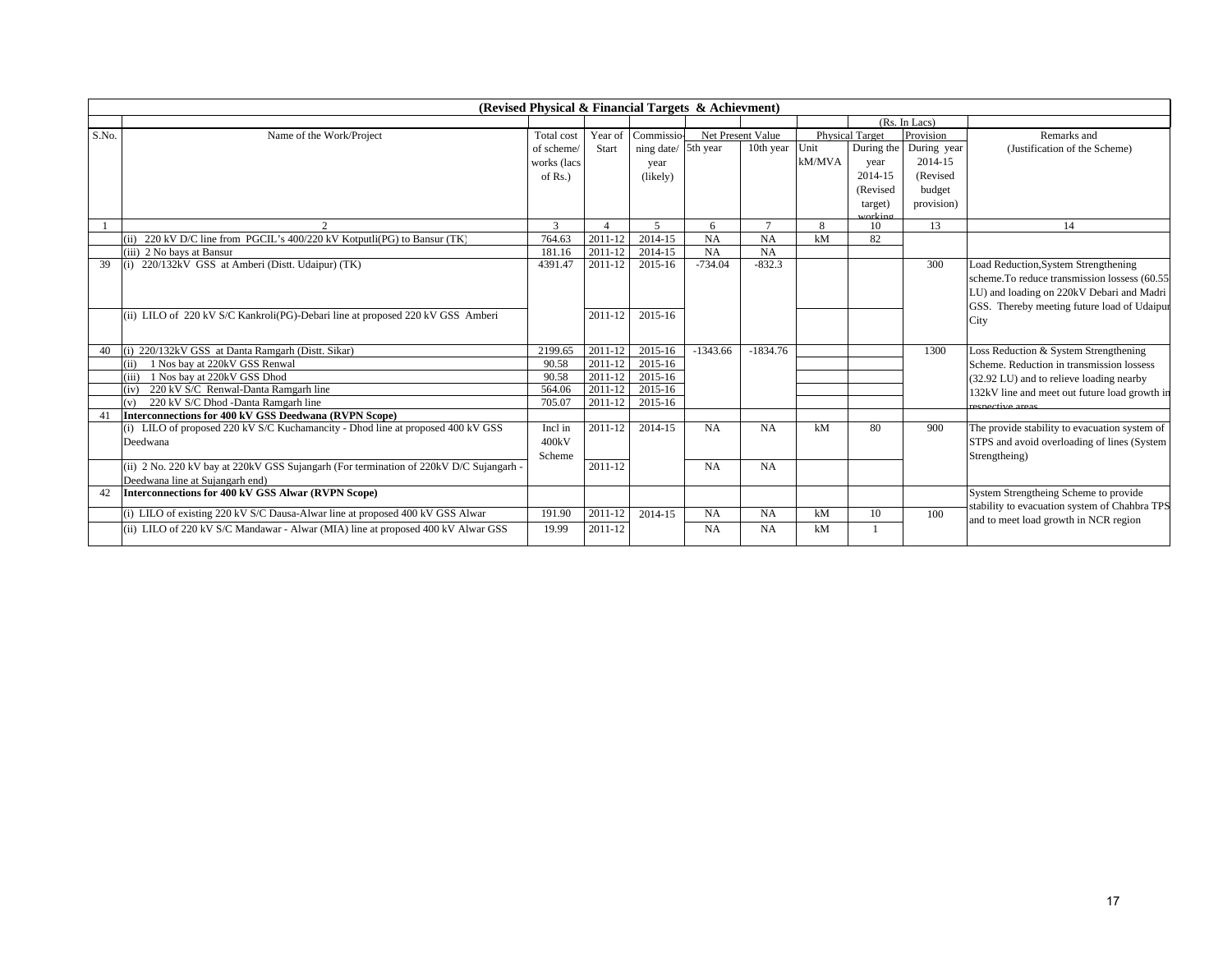**(Revised Physical & Financial Targets & Achievment)**

| S.No. | Name of the Work/Project | Total cost of scheme/ works (lacs of Rs.) | Year of Start | Commissioning date/ year (likely) | Net Present Value | | Physical Target | | Provision (Rs. In Lacs) | Remarks and (Justification of the Scheme) |
|---|---|---|---|---|---|---|---|---|---|---|
| | | | | | 5th year | 10th year | Unit kM/MVA | During the year 2014-15 (Revised target) working | During year 2014-15 (Revised budget provision) | |
| 1 | 2 | 3 | 4 | 5 | 6 | 7 | 8 | 10 | 13 | 14 |
| | (ii) 220 kV D/C line from PGCIL's 400/220 kV Kotputli(PG) to Bansur (TK) | 764.63 | 2011-12 | 2014-15 | NA | NA | kM | 82 | | |
| | (iii) 2 No bays at Bansur | 181.16 | 2011-12 | 2014-15 | NA | NA | | | | |
| 39 | (i) 220/132kV GSS at Amberi (Distt. Udaipur) (TK) | 4391.47 | 2011-12 | 2015-16 | -734.04 | -832.3 | | | 300 | Load Reduction,System Strengthening scheme.To reduce transmission lossess (60.55 LU) and loading on 220kV Debari and Madri GSS. Thereby meeting future load of Udaipur City |
| | (ii) LILO of 220 kV S/C Kankroli(PG)-Debari line at proposed 220 kV GSS Amberi | | 2011-12 | 2015-16 | | | | | | |
| 40 | (i) 220/132kV GSS at Danta Ramgarh (Distt. Sikar) | 2199.65 | 2011-12 | 2015-16 | -1343.66 | -1834.76 | | | 1300 | Loss Reduction & System Strengthening Scheme. Reduction in transmission lossess (32.92 LU) and to relieve loading nearby 132kV line and meet out future load growth in respective areas |
| | (ii) 1 Nos bay at 220kV GSS Renwal | 90.58 | 2011-12 | 2015-16 | | | | | | |
| | (iii) 1 Nos bay at 220kV GSS Dhod | 90.58 | 2011-12 | 2015-16 | | | | | | |
| | (iv) 220 kV S/C Renwal-Danta Ramgarh line | 564.06 | 2011-12 | 2015-16 | | | | | | |
| | (v) 220 kV S/C Dhod -Danta Ramgarh line | 705.07 | 2011-12 | 2015-16 | | | | | | |
| 41 | **Interconnections for 400 kV GSS Deedwana (RVPN Scope)** | | | | | | | | | |
| | (i) LILO of proposed 220 kV S/C Kuchamancity - Dhod line at proposed 400 kV GSS Deedwana | Incl in 400kV Scheme | 2011-12 | 2014-15 | NA | NA | kM | 80 | 900 | The provide stability to evacuation system of STPS and avoid overloading of lines (System Strengtheing) |
| | (ii) 2 No. 220 kV bay at 220kV GSS Sujangarh (For termination of 220kV D/C Sujangarh - Deedwana line at Sujangarh end) | | 2011-12 | | NA | NA | | | | |
| 42 | **Interconnections for 400 kV GSS Alwar (RVPN Scope)** | | | | | | | | | System Strengtheing Scheme to provide stability to evacuation system of Chahbra TPS and to meet load growth in NCR region |
| | (i) LILO of existing 220 kV S/C Dausa-Alwar line at proposed 400 kV GSS Alwar | 191.90 | 2011-12 | 2014-15 | NA | NA | kM | 10 | 100 | |
| | (ii) LILO of 220 kV S/C Mandawar - Alwar (MIA) line at proposed 400 kV Alwar GSS | 19.99 | 2011-12 | | NA | NA | kM | 1 | | |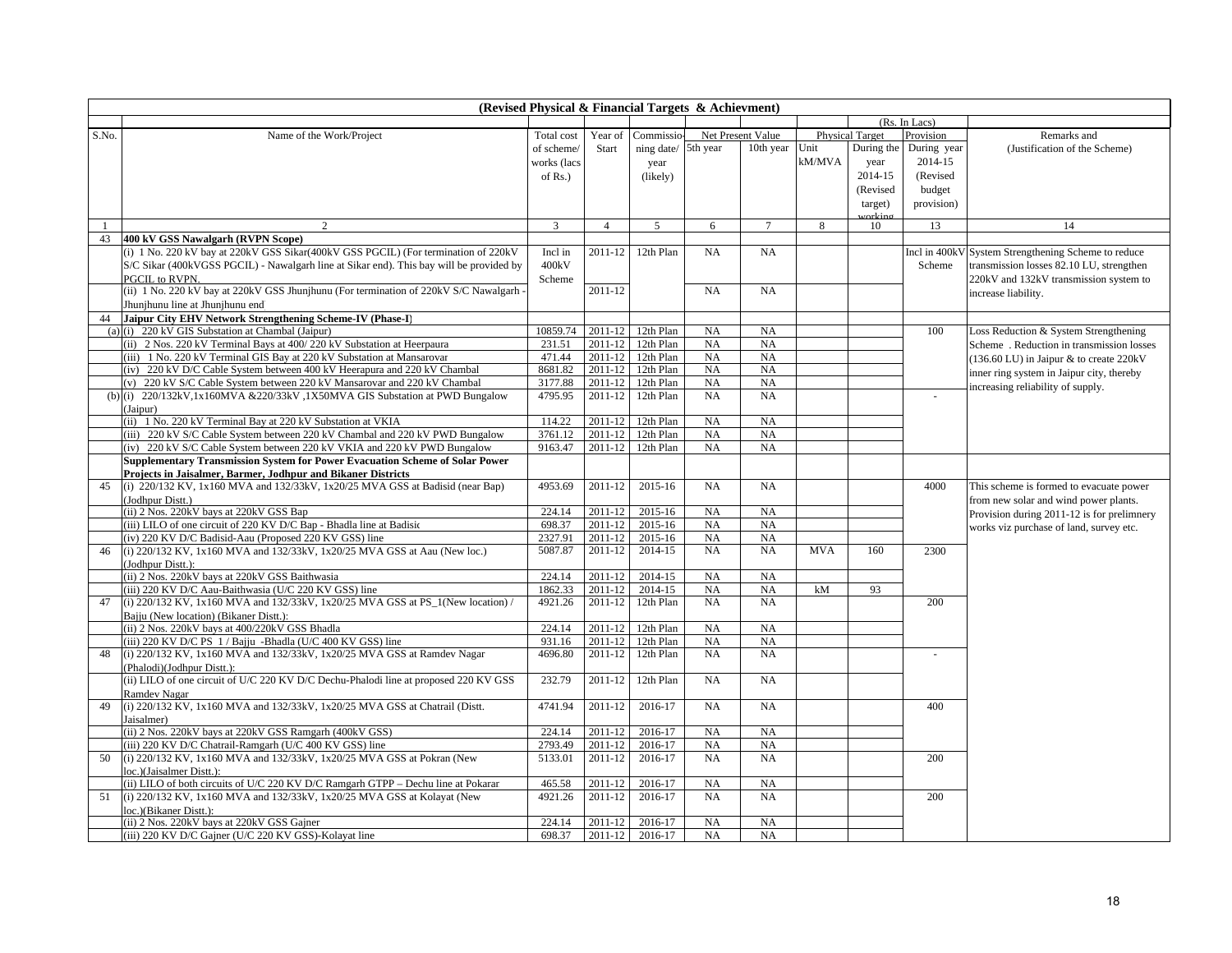**(Revised Physical & Financial Targets & Achievment)**

(Rs. In Lacs)

| S.No. | Name of the Work/Project | Total cost of scheme/ works (lacs of Rs.) | Year of Start | Commissioning date/ year (likely) | Net Present Value | | Physical Target | | Provision | Remarks and (Justification of the Scheme) |
|---|---|---|---|---|---|---|---|---|---|---|
| | | | | | 5th year | 10th year | Unit kM/MVA | During the year 2014-15 (Revised target) working | During year 2014-15 (Revised budget provision) | |
| 1 | 2 | 3 | 4 | 5 | 6 | 7 | 8 | 10 | 13 | 14 |
| 43 | **400 kV GSS Nawalgarh (RVPN Scope)** | | | | | | | | | |
| | (i) 1 No. 220 kV bay at 220kV GSS Sikar(400kV GSS PGCIL) (For termination of 220kV S/C Sikar (400kVGSS PGCIL) - Nawalgarh line at Sikar end). This bay will be provided by PGCIL to RVPN. | Incl in 400kV Scheme | 2011-12 | 12th Plan | NA | NA | | | Incl in 400kV Scheme | System Strengthening Scheme to reduce transmission losses 82.10 LU, strengthen 220kV and 132kV transmission system to increase liability. |
| | (ii) 1 No. 220 kV bay at 220kV GSS Jhunjhunu (For termination of 220kV S/C Nawalgarh - Jhunjhunu line at Jhunjhunu end | | 2011-12 | | NA | NA | | | | |
| 44 | **Jaipur City EHV Network Strengthening Scheme-IV (Phase-I)** | | | | | | | | | |
| (a) | (i) 220 kV GIS Substation at Chambal (Jaipur) | 10859.74 | 2011-12 | 12th Plan | NA | NA | | | 100 | Loss Reduction & System Strengthening Scheme . Reduction in transmission losses (136.60 LU) in Jaipur & to create 220kV inner ring system in Jaipur city, thereby increasing reliability of supply. |
| | (ii) 2 Nos. 220 kV Terminal Bays at 400/ 220 kV Substation at Heerpaura | 231.51 | 2011-12 | 12th Plan | NA | NA | | | | |
| | (iii) 1 No. 220 kV Terminal GIS Bay at 220 kV Substation at Mansarovar | 471.44 | 2011-12 | 12th Plan | NA | NA | | | | |
| | (iv) 220 kV D/C Cable System between 400 kV Heerapura and 220 kV Chambal | 8681.82 | 2011-12 | 12th Plan | NA | NA | | | | |
| | (v) 220 kV S/C Cable System between 220 kV Mansarovar and 220 kV Chambal | 3177.88 | 2011-12 | 12th Plan | NA | NA | | | | |
| (b) | (i) 220/132kV,1x160MVA &220/33kV ,1X50MVA GIS Substation at PWD Bungalow (Jaipur) | 4795.95 | 2011-12 | 12th Plan | NA | NA | | | - | |
| | (ii) 1 No. 220 kV Terminal Bay at 220 kV Substation at VKIA | 114.22 | 2011-12 | 12th Plan | NA | NA | | | | |
| | (iii) 220 kV S/C Cable System between 220 kV Chambal and 220 kV PWD Bungalow | 3761.12 | 2011-12 | 12th Plan | NA | NA | | | | |
| | (iv) 220 kV S/C Cable System between 220 kV VKIA and 220 kV PWD Bungalow | 9163.47 | 2011-12 | 12th Plan | NA | NA | | | | |
| | **Supplementary Transmission System for Power Evacuation Scheme of Solar Power Projects in Jaisalmer, Barmer, Jodhpur and Bikaner Districts** | | | | | | | | | |
| 45 | (i) 220/132 KV, 1x160 MVA and 132/33kV, 1x20/25 MVA GSS at Badisid (near Bap) (Jodhpur Distt.) | 4953.69 | 2011-12 | 2015-16 | NA | NA | | | 4000 | This scheme is formed to evacuate power from new solar and wind power plants. Provision during 2011-12 is for prelimnery works viz purchase of land, survey etc. |
| | (ii) 2 Nos. 220kV bays at 220kV GSS Bap | 224.14 | 2011-12 | 2015-16 | NA | NA | | | | |
| | (iii) LILO of one circuit of 220 KV D/C Bap - Bhadla line at Badisid | 698.37 | 2011-12 | 2015-16 | NA | NA | | | | |
| | (iv) 220 KV D/C Badisid-Aau (Proposed 220 KV GSS) line | 2327.91 | 2011-12 | 2015-16 | NA | NA | | | | |
| 46 | (i) 220/132 KV, 1x160 MVA and 132/33kV, 1x20/25 MVA GSS at Aau (New loc.) (Jodhpur Distt.): | 5087.87 | 2011-12 | 2014-15 | NA | NA | MVA | 160 | 2300 | |
| | (ii) 2 Nos. 220kV bays at 220kV GSS Baithwasia | 224.14 | 2011-12 | 2014-15 | NA | NA | | | | |
| | (iii) 220 KV D/C Aau-Baithwasia (U/C 220 KV GSS) line | 1862.33 | 2011-12 | 2014-15 | NA | NA | kM | 93 | | |
| 47 | (i) 220/132 KV, 1x160 MVA and 132/33kV, 1x20/25 MVA GSS at PS_1(New location) / Bajju (New location) (Bikaner Distt.): | 4921.26 | 2011-12 | 12th Plan | NA | NA | | | 200 | |
| | (ii) 2 Nos. 220kV bays at 400/220kV GSS Bhadla | 224.14 | 2011-12 | 12th Plan | NA | NA | | | | |
| | (iii) 220 KV D/C PS_1 / Bajju -Bhadla (U/C 400 KV GSS) line | 931.16 | 2011-12 | 12th Plan | NA | NA | | | | |
| 48 | (i) 220/132 KV, 1x160 MVA and 132/33kV, 1x20/25 MVA GSS at Ramdev Nagar (Phalodi)(Jodhpur Distt.): | 4696.80 | 2011-12 | 12th Plan | NA | NA | | | - | |
| | (ii) LILO of one circuit of U/C 220 KV D/C Dechu-Phalodi line at proposed 220 KV GSS Ramdev Nagar | 232.79 | 2011-12 | 12th Plan | NA | NA | | | | |
| 49 | (i) 220/132 KV, 1x160 MVA and 132/33kV, 1x20/25 MVA GSS at Chatrail (Distt. Jaisalmer) | 4741.94 | 2011-12 | 2016-17 | NA | NA | | | 400 | |
| | (ii) 2 Nos. 220kV bays at 220kV GSS Ramgarh (400kV GSS) | 224.14 | 2011-12 | 2016-17 | NA | NA | | | | |
| | (iii) 220 KV D/C Chatrail-Ramgarh (U/C 400 KV GSS) line | 2793.49 | 2011-12 | 2016-17 | NA | NA | | | | |
| 50 | (i) 220/132 KV, 1x160 MVA and 132/33kV, 1x20/25 MVA GSS at Pokran (New loc.)(Jaisalmer Distt.): | 5133.01 | 2011-12 | 2016-17 | NA | NA | | | 200 | |
| | (ii) LILO of both circuits of U/C 220 KV D/C Ramgarh GTPP – Dechu line at Pokarar | 465.58 | 2011-12 | 2016-17 | NA | NA | | | | |
| 51 | (i) 220/132 KV, 1x160 MVA and 132/33kV, 1x20/25 MVA GSS at Kolayat (New loc.)(Bikaner Distt.): | 4921.26 | 2011-12 | 2016-17 | NA | NA | | | 200 | |
| | (ii) 2 Nos. 220kV bays at 220kV GSS Gajner | 224.14 | 2011-12 | 2016-17 | NA | NA | | | | |
| | (iii) 220 KV D/C Gajner (U/C 220 KV GSS)-Kolayat line | 698.37 | 2011-12 | 2016-17 | NA | NA | | | | |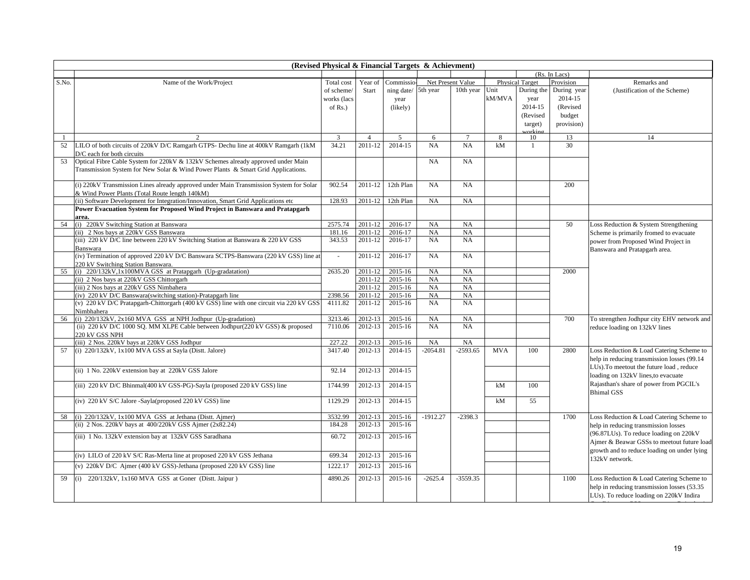**(Revised Physical & Financial Targets & Achievment)**

(Rs. In Lacs)

| S.No. | Name of the Work/Project | Total cost of scheme/ works (lacs of Rs.) | Year of Start | Commissioning date/ year (likely) | Net Present Value | | Physical Target | | Provision | Remarks and (Justification of the Scheme) |
|---|---|---|---|---|---|---|---|---|---|---|
| | | | | | 5th year | 10th year | Unit kM/MVA | During the year 2014-15 (Revised target) working | During year 2014-15 (Revised budget provision) | |
| 1 | 2 | 3 | 4 | 5 | 6 | 7 | 8 | 10 | 13 | 14 |
| 52 | LILO of both circuits of 220kV D/C Ramgarh GTPS- Dechu line at 400kV Ramgarh (1kM D/C each for both circuits | 34.21 | 2011-12 | 2014-15 | NA | NA | kM | 1 | 30 | |
| 53 | Optical Fibre Cable System for 220kV & 132kV Schemes already approved under Main Transmission System for New Solar & Wind Power Plants & Smart Grid Applications. | | | | NA | NA | | | | |
| | (i) 220kV Transmission Lines already approved under Main Transmission System for Solar & Wind Power Plants (Total Route length 140kM) | 902.54 | 2011-12 | 12th Plan | NA | NA | | | 200 | |
| | (ii) Software Development for Integration/Innovation, Smart Grid Applications etc | 128.93 | 2011-12 | 12th Plan | NA | NA | | | | |
| | **Power Evacuation System for Proposed Wind Project in Banswara and Pratapgarh area.** | | | | | | | | | |
| 54 | (i) 220kV Switching Station at Banswara | 2575.74 | 2011-12 | 2016-17 | NA | NA | | | 50 | Loss Reduction & System Strengthening Scheme is primarily fromed to evacuate power from Proposed Wind Project in Banswara and Pratapgarh area. |
| | (ii) 2 Nos bays at 220kV GSS Banswara | 181.16 | 2011-12 | 2016-17 | NA | NA | | | | |
| | (iii) 220 kV D/C line between 220 kV Switching Station at Banswara & 220 kV GSS Banswara | 343.53 | 2011-12 | 2016-17 | NA | NA | | | | |
| | (iv) Termination of approved 220 kV D/C Banswara SCTPS-Banswara (220 kV GSS) line at 220 kV Switching Station Banswara. | - | 2011-12 | 2016-17 | NA | NA | | | | |
| 55 | (i) 220/132kV,1x100MVA GSS at Pratapgarh (Up-gradatation) | 2635.20 | 2011-12 | 2015-16 | NA | NA | | | 2000 | |
| | (ii) 2 Nos bays at 220kV GSS Chittorgarh | | 2011-12 | 2015-16 | NA | NA | | | | |
| | (iii) 2 Nos bays at 220kV GSS Nimbahera | | 2011-12 | 2015-16 | NA | NA | | | | |
| | (iv) 220 kV D/C Banswara(switching station)-Pratapgarh line | 2398.56 | 2011-12 | 2015-16 | NA | NA | | | | |
| | (v) 220 kV D/C Pratapgarh-Chittorgarh (400 kV GSS) line with one circuit via 220 kV GSS Nimbhahera | 4111.82 | 2011-12 | 2015-16 | NA | NA | | | | |
| 56 | (i) 220/132kV, 2x160 MVA GSS at NPH Jodhpur (Up-gradation) | 3213.46 | 2012-13 | 2015-16 | NA | NA | | | 700 | To strengthen Jodhpur city EHV network and reduce loading on 132kV lines |
| | (ii) 220 kV D/C 1000 SQ. MM XLPE Cable between Jodhpur(220 kV GSS) & proposed 220 kV GSS NPH | 7110.06 | 2012-13 | 2015-16 | NA | NA | | | | |
| | (iii) 2 Nos. 220kV bays at 220kV GSS Jodhpur | 227.22 | 2012-13 | 2015-16 | NA | NA | | | | |
| 57 | (i) 220/132kV, 1x100 MVA GSS at Sayla (Distt. Jalore) | 3417.40 | 2012-13 | 2014-15 | -2054.81 | -2593.65 | MVA | 100 | 2800 | Loss Reduction & Load Catering Scheme to help in reducing transmission losses (99.14 LUs).To meetout the future load , reduce loading on 132kV lines,to evacuate Rajasthan's share of power from PGCIL's Bhimal GSS |
| | (ii) 1 No. 220kV extension bay at 220kV GSS Jalore | 92.14 | 2012-13 | 2014-15 | | | | | | |
| | (iii) 220 kV D/C Bhinmal(400 kV GSS-PG)-Sayla (proposed 220 kV GSS) line | 1744.99 | 2012-13 | 2014-15 | | | kM | 100 | | |
| | (iv) 220 kV S/C Jalore -Sayla(proposed 220 kV GSS) line | 1129.29 | 2012-13 | 2014-15 | | | kM | 55 | | |
| 58 | (i) 220/132kV, 1x100 MVA GSS at Jethana (Distt. Ajmer) | 3532.99 | 2012-13 | 2015-16 | -1912.27 | -2398.3 | | | 1700 | Loss Reduction & Load Catering Scheme to help in reducing transmission losses (96.87LUs). To reduce loading on 220kV Ajmer & Beawar GSSs to meetout future load growth and to reduce loading on under lying 132kV network. |
| | (ii) 2 Nos. 220kV bays at 400/220kV GSS Ajmer (2x82.24) | 184.28 | 2012-13 | 2015-16 | | | | | | |
| | (iii) 1 No. 132kV extension bay at 132kV GSS Saradhana | 60.72 | 2012-13 | 2015-16 | | | | | | |
| | (iv) LILO of 220 kV S/C Ras-Merta line at proposed 220 kV GSS Jethana | 699.34 | 2012-13 | 2015-16 | | | | | | |
| | (v) 220kV D/C Ajmer (400 kV GSS)-Jethana (proposed 220 kV GSS) line | 1222.17 | 2012-13 | 2015-16 | | | | | | |
| 59 | (i) 220/132kV, 1x160 MVA GSS at Goner (Distt. Jaipur ) | 4890.26 | 2012-13 | 2015-16 | -2625.4 | -3559.35 | | | 1100 | Loss Reduction & Load Catering Scheme to help in reducing transmission losses (53.35 LUs). To reduce loading on 220kV Indira |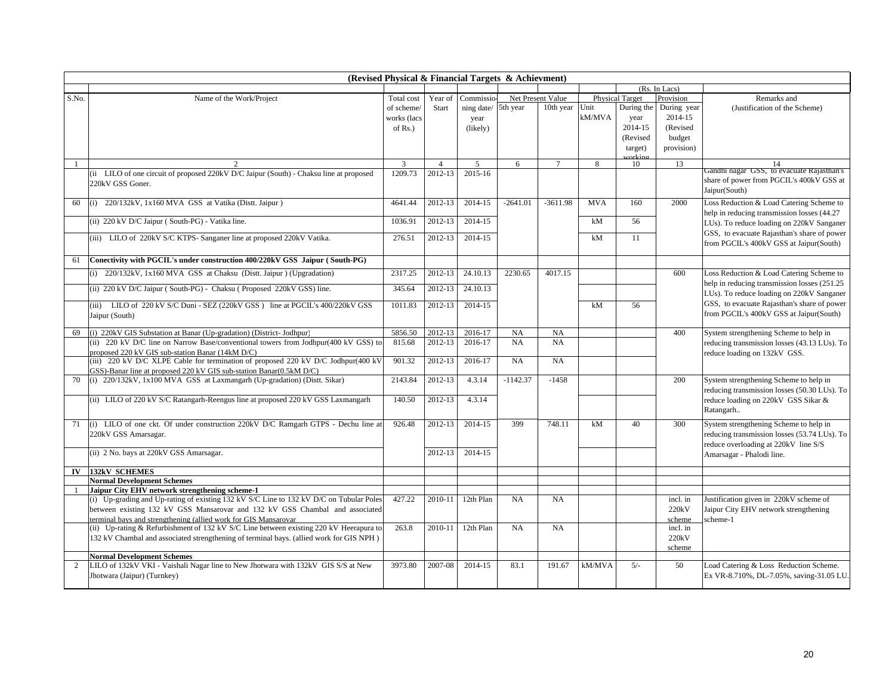| (Revised Physical & Financial Targets & Achievment) | | | | | | | | | | | |
|---|---|---|---|---|---|---|---|---|---|---|---|
| | | | | | | | | | | (Rs. In Lacs) | |
| S.No. | Name of the Work/Project | Total cost of scheme/ works (lacs of Rs.) | Year of Start | Commissioning date/ year (likely) | Net Present Value | | Physical Target | | Provision | Remarks and (Justification of the Scheme) |
| | | | | | 5th year | 10th year | Unit kM/MVA | During the year 2014-15 (Revised target) working | During year 2014-15 (Revised budget provision) | |
| 1 | 2 | 3 | 4 | 5 | 6 | 7 | 8 | 10 | 13 | 14 |
| | (ii LILO of one circuit of proposed 220kV D/C Jaipur (South) - Chaksu line at proposed 220kV GSS Goner. | 1209.73 | 2012-13 | 2015-16 | | | | | | Gandhi nagar GSS, to evacuate Rajasthan's share of power from PGCIL's 400kV GSS at Jaipur(South) |
| 60 | (i) 220/132kV, 1x160 MVA GSS at Vatika (Distt. Jaipur ) | 4641.44 | 2012-13 | 2014-15 | -2641.01 | -3611.98 | MVA | 160 | 2000 | Loss Reduction & Load Catering Scheme to help in reducing transmission losses (44.27 LUs). To reduce loading on 220kV Sanganer GSS, to evacuate Rajasthan's share of power from PGCIL's 400kV GSS at Jaipur(South) |
| | (ii) 220 kV D/C Jaipur ( South-PG) - Vatika line. | 1036.91 | 2012-13 | 2014-15 | | | kM | 56 | | |
| | (iii) LILO of 220kV S/C KTPS- Sanganer line at proposed 220kV Vatika. | 276.51 | 2012-13 | 2014-15 | | | kM | 11 | | |
| 61 | **Conectivity with PGCIL's under construction 400/220kV GSS Jaipur ( South-PG)** | | | | | | | | | |
| | (i) 220/132kV, 1x160 MVA GSS at Chaksu (Distt. Jaipur ) (Upgradation) | 2317.25 | 2012-13 | 24.10.13 | 2230.65 | 4017.15 | | | 600 | Loss Reduction & Load Catering Scheme to help in reducing transmission losses (251.25 LUs). To reduce loading on 220kV Sanganer GSS, to evacuate Rajasthan's share of power from PGCIL's 400kV GSS at Jaipur(South) |
| | (ii) 220 kV D/C Jaipur ( South-PG) - Chaksu ( Proposed 220kV GSS) line. | 345.64 | 2012-13 | 24.10.13 | | | | | | |
| | (iii) LILO of 220 kV S/C Duni - SEZ (220kV GSS ) line at PGCIL's 400/220kV GSS Jaipur (South) | 1011.83 | 2012-13 | 2014-15 | | | kM | 56 | | |
| 69 | (i) 220kV GIS Substation at Banar (Up-gradation) (District- Jodhpur) | 5856.50 | 2012-13 | 2016-17 | NA | NA | | | 400 | System strengthening Scheme to help in reducing transmission losses (43.13 LUs). To reduce loading on 132kV GSS. |
| | (ii) 220 kV D/C line on Narrow Base/conventional towers from Jodhpur(400 kV GSS) to proposed 220 kV GIS sub-station Banar (14kM D/C) | 815.68 | 2012-13 | 2016-17 | NA | NA | | | | |
| | (iii) 220 kV D/C XLPE Cable for termination of proposed 220 kV D/C Jodhpur(400 kV GSS)-Banar line at proposed 220 kV GIS sub-station Banar(0.5kM D/C) | 901.32 | 2012-13 | 2016-17 | NA | NA | | | | |
| 70 | (i) 220/132kV, 1x100 MVA GSS at Laxmangarh (Up-gradation) (Distt. Sikar) | 2143.84 | 2012-13 | 4.3.14 | -1142.37 | -1458 | | | 200 | System strengthening Scheme to help in reducing transmission losses (50.30 LUs). To reduce loading on 220kV GSS Sikar & Ratangarh.. |
| | (ii) LILO of 220 kV S/C Ratangarh-Reengus line at proposed 220 kV GSS Laxmangarh | 140.50 | 2012-13 | 4.3.14 | | | | | | |
| 71 | (i) LILO of one ckt. Of under construction 220kV D/C Ramgarh GTPS - Dechu line at 220kV GSS Amarsagar. | 926.48 | 2012-13 | 2014-15 | 399 | 748.11 | kM | 40 | 300 | System strengthening Scheme to help in reducing transmission losses (53.74 LUs). To reduce overloading at 220kV line S/S Amarsagar - Phalodi line. |
| | (ii) 2 No. bays at 220kV GSS Amarsagar. | | 2012-13 | 2014-15 | | | | | | |
| **IV** | **132kV SCHEMES** | | | | | | | | | |
| | **Normal Development Schemes** | | | | | | | | | |
| 1 | **Jaipur City EHV network strengthening scheme-1** | | | | | | | | | |
| | (i) Up-grading and Up-rating of existing 132 kV S/C Line to 132 kV D/C on Tubular Poles between existing 132 kV GSS Mansarovar and 132 kV GSS Chambal and associated terminal bays and strengthening (allied work for GIS Mansarovar | 427.22 | 2010-11 | 12th Plan | NA | NA | | | incl. in 220kV scheme | Justification given in 220kV scheme of Jaipur City EHV network strengthening scheme-1 |
| | (ii) Up-rating & Refurbishment of 132 kV S/C Line between existing 220 kV Heerapura to 132 kV Chambal and associated strengthening of terminal bays. (allied work for GIS NPH ) | 263.8 | 2010-11 | 12th Plan | NA | NA | | | incl. in 220kV scheme | |
| | **Normal Development Schemes** | | | | | | | | | |
| 2 | LILO of 132kV VKI - Vaishali Nagar line to New Jhotwara with 132kV GIS S/S at New Jhotwara (Jaipur) (Turnkey) | 3973.80 | 2007-08 | 2014-15 | 83.1 | 191.67 | kM/MVA | 5/- | 50 | Load Catering & Loss Reduction Scheme. Ex VR-8.710%, DL-7.05%, saving-31.05 LU. |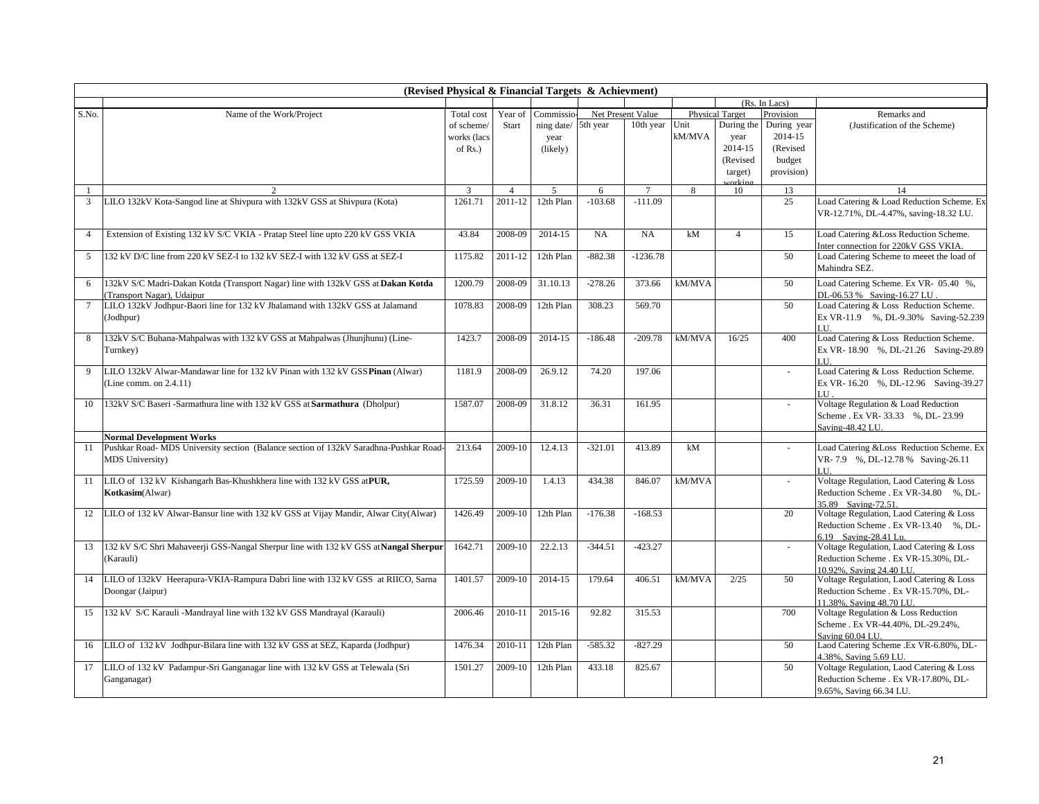| (Revised Physical & Financial Targets & Achievment) | | | | | | | | | | |
|---|---|---|---|---|---|---|---|---|---|---|
| | | | | | | | | | (Rs. In Lacs) | |
| S.No. | Name of the Work/Project | Total cost of scheme/ works (lacs of Rs.) | Year of Start | Commissioning date/ year (likely) | Net Present Value | | Physical Target | | Provision | Remarks and (Justification of the Scheme) |
| | | | | | 5th year | 10th year | Unit kM/MVA | During the year 2014-15 (Revised target) working | During year 2014-15 (Revised budget provision) | |
| 1 | 2 | 3 | 4 | 5 | 6 | 7 | 8 | 10 | 13 | 14 |
| 3 | LILO 132kV Kota-Sangod line at Shivpura with 132kV GSS at Shivpura (Kota) | 1261.71 | 2011-12 | 12th Plan | -103.68 | -111.09 | | | 25 | Load Catering & Load Reduction Scheme. Ex VR-12.71%, DL-4.47%, saving-18.32 LU. |
| 4 | Extension of Existing 132 kV S/C VKIA - Pratap Steel line upto 220 kV GSS VKIA | 43.84 | 2008-09 | 2014-15 | NA | NA | kM | 4 | 15 | Load Catering &Loss Reduction Scheme. Inter connection for 220kV GSS VKIA. |
| 5 | 132 kV D/C line from 220 kV SEZ-I to 132 kV SEZ-I with 132 kV GSS at SEZ-I | 1175.82 | 2011-12 | 12th Plan | -882.38 | -1236.78 | | | 50 | Load Catering Scheme to meeet the load of Mahindra SEZ. |
| 6 | 132kV S/C Madri-Dakan Kotda (Transport Nagar) line with 132kV GSS at **Dakan Kotda** (Transport Nagar), Udaipur | 1200.79 | 2008-09 | 31.10.13 | -278.26 | 373.66 | kM/MVA | | 50 | Load Catering Scheme. Ex VR- 05.40 %, DL-06.53 % Saving-16.27 LU . |
| 7 | LILO 132kV Jodhpur-Baori line for 132 kV Jhalamand with 132kV GSS at Jalamand (Jodhpur) | 1078.83 | 2008-09 | 12th Plan | 308.23 | 569.70 | | | 50 | Load Catering & Loss Reduction Scheme. Ex VR-11.9 %, DL-9.30% Saving-52.239 LU. |
| 8 | 132kV S/C Buhana-Mahpalwas with 132 kV GSS at Mahpalwas (Jhunjhunu) (Line-Turnkey) | 1423.7 | 2008-09 | 2014-15 | -186.48 | -209.78 | kM/MVA | 16/25 | 400 | Load Catering & Loss Reduction Scheme. Ex VR- 18.90 %, DL-21.26 Saving-29.89 LU. |
| 9 | LILO 132kV Alwar-Mandawar line for 132 kV Pinan with 132 kV GSS **Pinan** (Alwar) (Line comm. on 2.4.11) | 1181.9 | 2008-09 | 26.9.12 | 74.20 | 197.06 | | | - | Load Catering & Loss Reduction Scheme. Ex VR- 16.20 %, DL-12.96 Saving-39.27 LU . |
| 10 | 132kV S/C Baseri -Sarmathura line with 132 kV GSS at **Sarmathura** (Dholpur) | 1587.07 | 2008-09 | 31.8.12 | 36.31 | 161.95 | | | - | Voltage Regulation & Load Reduction Scheme . Ex VR- 33.33 %, DL- 23.99 Saving-48.42 LU. |
| | **Normal Development Works** | | | | | | | | | |
| 11 | Pushkar Road- MDS University section (Balance section of 132kV Saradhna-Pushkar Road-MDS University) | 213.64 | 2009-10 | 12.4.13 | -321.01 | 413.89 | kM | | - | Load Catering &Loss Reduction Scheme. Ex VR- 7.9 %, DL-12.78 % Saving-26.11 LU. |
| 11 | LILO of 132 kV Kishangarh Bas-Khushkhera line with 132 kV GSS at **PUR, Kotkasim**(Alwar) | 1725.59 | 2009-10 | 1.4.13 | 434.38 | 846.07 | kM/MVA | | - | Voltage Regulation, Laod Catering & Loss Reduction Scheme . Ex VR-34.80 %, DL-35.89 Saving-72.51. |
| 12 | LILO of 132 kV Alwar-Bansur line with 132 kV GSS at Vijay Mandir, Alwar City(Alwar) | 1426.49 | 2009-10 | 12th Plan | -176.38 | -168.53 | | | 20 | Voltage Regulation, Laod Catering & Loss Reduction Scheme . Ex VR-13.40 %, DL-6.19 Saving-28.41 Lu. |
| 13 | 132 kV S/C Shri Mahaveerji GSS-Nangal Sherpur line with 132 kV GSS at **Nangal Sherpur** (Karauli) | 1642.71 | 2009-10 | 22.2.13 | -344.51 | -423.27 | | | - | Voltage Regulation, Laod Catering & Loss Reduction Scheme . Ex VR-15.30%, DL-10.92%, Saving 24.40 LU. |
| 14 | LILO of 132kV Heerapura-VKIA-Rampura Dabri line with 132 kV GSS at RIICO, Sarna Doongar (Jaipur) | 1401.57 | 2009-10 | 2014-15 | 179.64 | 406.51 | kM/MVA | 2/25 | 50 | Voltage Regulation, Laod Catering & Loss Reduction Scheme . Ex VR-15.70%, DL-11.38%, Saving 48.70 LU. |
| 15 | 132 kV S/C Karauli -Mandrayal line with 132 kV GSS Mandrayal (Karauli) | 2006.46 | 2010-11 | 2015-16 | 92.82 | 315.53 | | | 700 | Voltage Regulation & Loss Reduction Scheme . Ex VR-44.40%, DL-29.24%, Saving 60.04 LU. |
| 16 | LILO of 132 kV Jodhpur-Bilara line with 132 kV GSS at SEZ, Kaparda (Jodhpur) | 1476.34 | 2010-11 | 12th Plan | -585.32 | -827.29 | | | 50 | Laod Catering Scheme .Ex VR-6.80%, DL-4.38%, Saving 5.69 LU. |
| 17 | LILO of 132 kV Padampur-Sri Ganganagar line with 132 kV GSS at Telewala (Sri Ganganagar) | 1501.27 | 2009-10 | 12th Plan | 433.18 | 825.67 | | | 50 | Voltage Regulation, Laod Catering & Loss Reduction Scheme . Ex VR-17.80%, DL-9.65%, Saving 66.34 LU. |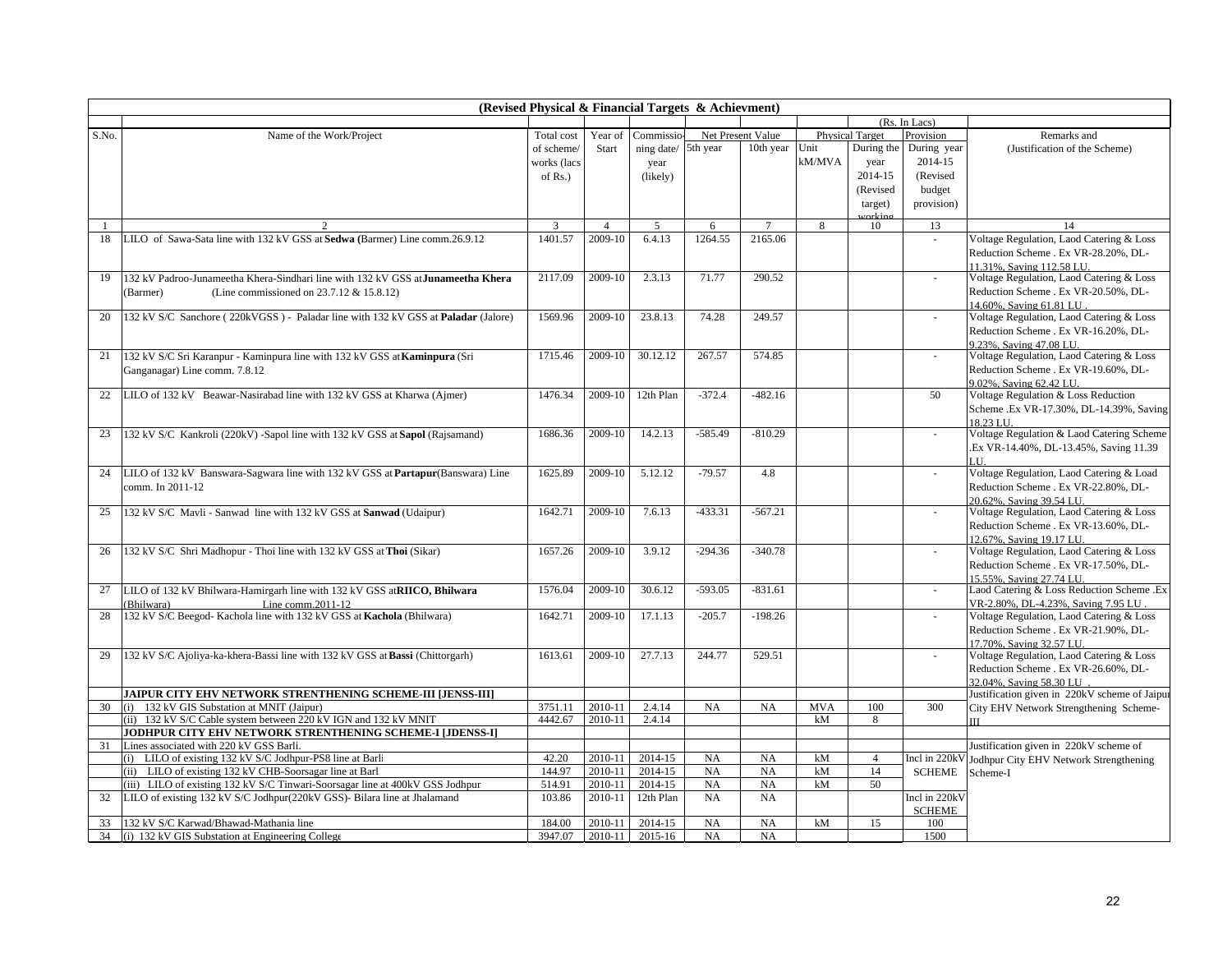**(Revised Physical & Financial Targets & Achievment)**

(Rs. In Lacs)

| S.No. | Name of the Work/Project | Total cost of scheme/ works (lacs of Rs.) | Year of Start | Commissio-ning date/ year (likely) | Net Present Value | | Physical Target | | Provision | Remarks and (Justification of the Scheme) |
|---|---|---|---|---|---|---|---|---|---|---|
| | | | | | 5th year | 10th year | Unit kM/MVA | During the year 2014-15 (Revised target) working | During year 2014-15 (Revised budget provision) | |
| 1 | 2 | 3 | 4 | 5 | 6 | 7 | 8 | 10 | 13 | 14 |
| 18 | LILO of Sawa-Sata line with 132 kV GSS at **Sedwa (**Barmer) Line comm.26.9.12 | 1401.57 | 2009-10 | 6.4.13 | 1264.55 | 2165.06 | | | - | Voltage Regulation, Laod Catering & Loss Reduction Scheme . Ex VR-28.20%, DL-11.31%, Saving 112.58 LU. |
| 19 | 132 kV Padroo-Junameetha Khera-Sindhari line with 132 kV GSS at **Junameetha Khera** (Barmer) (Line commissioned on 23.7.12 & 15.8.12) | 2117.09 | 2009-10 | 2.3.13 | 71.77 | 290.52 | | | - | Voltage Regulation, Laod Catering & Loss Reduction Scheme . Ex VR-20.50%, DL-14.60%, Saving 61.81 LU . |
| 20 | 132 kV S/C Sanchore ( 220kVGSS ) - Paladar line with 132 kV GSS at **Paladar** (Jalore) | 1569.96 | 2009-10 | 23.8.13 | 74.28 | 249.57 | | | - | Voltage Regulation, Laod Catering & Loss Reduction Scheme . Ex VR-16.20%, DL-9.23%, Saving 47.08 LU. |
| 21 | 132 kV S/C Sri Karanpur - Kaminpura line with 132 kV GSS at **Kaminpura** (Sri Ganganagar) Line comm. 7.8.12 | 1715.46 | 2009-10 | 30.12.12 | 267.57 | 574.85 | | | - | Voltage Regulation, Laod Catering & Loss Reduction Scheme . Ex VR-19.60%, DL-9.02%, Saving 62.42 LU. |
| 22 | LILO of 132 kV Beawar-Nasirabad line with 132 kV GSS at Kharwa (Ajmer) | 1476.34 | 2009-10 | 12th Plan | -372.4 | -482.16 | | | 50 | Voltage Regulation & Loss Reduction Scheme .Ex VR-17.30%, DL-14.39%, Saving 18.23 LU. |
| 23 | 132 kV S/C Kankroli (220kV) -Sapol line with 132 kV GSS at **Sapol** (Rajsamand) | 1686.36 | 2009-10 | 14.2.13 | -585.49 | -810.29 | | | - | Voltage Regulation & Laod Catering Scheme .Ex VR-14.40%, DL-13.45%, Saving 11.39 LU. |
| 24 | LILO of 132 kV Banswara-Sagwara line with 132 kV GSS at **Partapur**(Banswara) Line comm. In 2011-12 | 1625.89 | 2009-10 | 5.12.12 | -79.57 | 4.8 | | | - | Voltage Regulation, Laod Catering & Load Reduction Scheme . Ex VR-22.80%, DL-20.62%, Saving 39.54 LU. |
| 25 | 132 kV S/C Mavli - Sanwad line with 132 kV GSS at **Sanwad** (Udaipur) | 1642.71 | 2009-10 | 7.6.13 | -433.31 | -567.21 | | | - | Voltage Regulation, Laod Catering & Loss Reduction Scheme . Ex VR-13.60%, DL-12.67%, Saving 19.17 LU. |
| 26 | 132 kV S/C Shri Madhopur - Thoi line with 132 kV GSS at **Thoi** (Sikar) | 1657.26 | 2009-10 | 3.9.12 | -294.36 | -340.78 | | | - | Voltage Regulation, Laod Catering & Loss Reduction Scheme . Ex VR-17.50%, DL-15.55%, Saving 27.74 LU. |
| 27 | LILO of 132 kV Bhilwara-Hamirgarh line with 132 kV GSS at **RIICO, Bhilwara** (Bhilwara) Line comm.2011-12 | 1576.04 | 2009-10 | 30.6.12 | -593.05 | -831.61 | | | - | Laod Catering & Loss Reduction Scheme .Ex VR-2.80%, DL-4.23%, Saving 7.95 LU . |
| 28 | 132 kV S/C Beegod- Kachola line with 132 kV GSS at **Kachola** (Bhilwara) | 1642.71 | 2009-10 | 17.1.13 | -205.7 | -198.26 | | | - | Voltage Regulation, Laod Catering & Loss Reduction Scheme . Ex VR-21.90%, DL-17.70%, Saving 32.57 LU. |
| 29 | 132 kV S/C Ajoliya-ka-khera-Bassi line with 132 kV GSS at **Bassi** (Chittorgarh) | 1613.61 | 2009-10 | 27.7.13 | 244.77 | 529.51 | | | - | Voltage Regulation, Laod Catering & Loss Reduction Scheme . Ex VR-26.60%, DL-32.04%, Saving 58.30 LU . |
| | **JAIPUR CITY EHV NETWORK STRENTHENING SCHEME-III [JENSS-III]** | | | | | | | | | Justification given in 220kV scheme of Jaipur City EHV Network Strengthening Scheme-III |
| 30 | (i) 132 kV GIS Substation at MNIT (Jaipur) | 3751.11 | 2010-11 | 2.4.14 | NA | NA | MVA | 100 | 300 | |
| | (ii) 132 kV S/C Cable system between 220 kV IGN and 132 kV MNIT | 4442.67 | 2010-11 | 2.4.14 | | | kM | 8 | | |
| | **JODHPUR CITY EHV NETWORK STRENTHENING SCHEME-I [JDENSS-I]** | | | | | | | | | |
| 31 | Lines associated with 220 kV GSS Barli. | | | | | | | | | Justification given in 220kV scheme of Jodhpur City EHV Network Strengthening Scheme-I |
| | (i) LILO of existing 132 kV S/C Jodhpur-PS8 line at Barli | 42.20 | 2010-11 | 2014-15 | NA | NA | kM | 4 | Incl in 220kV SCHEME | |
| | (ii) LILO of existing 132 kV CHB-Soorsagar line at Barl | 144.97 | 2010-11 | 2014-15 | NA | NA | kM | 14 | | |
| | (iii) LILO of existing 132 kV S/C Tinwari-Soorsagar line at 400kV GSS Jodhpur | 514.91 | 2010-11 | 2014-15 | NA | NA | kM | 50 | | |
| 32 | LILO of existing 132 kV S/C Jodhpur(220kV GSS)- Bilara line at Jhalamand | 103.86 | 2010-11 | 12th Plan | NA | NA | | | Incl in 220kV SCHEME | |
| 33 | 132 kV S/C Karwad/Bhawad-Mathania line | 184.00 | 2010-11 | 2014-15 | NA | NA | kM | 15 | 100 | |
| 34 | (i) 132 kV GIS Substation at Engineering College | 3947.07 | 2010-11 | 2015-16 | NA | NA | | | 1500 | |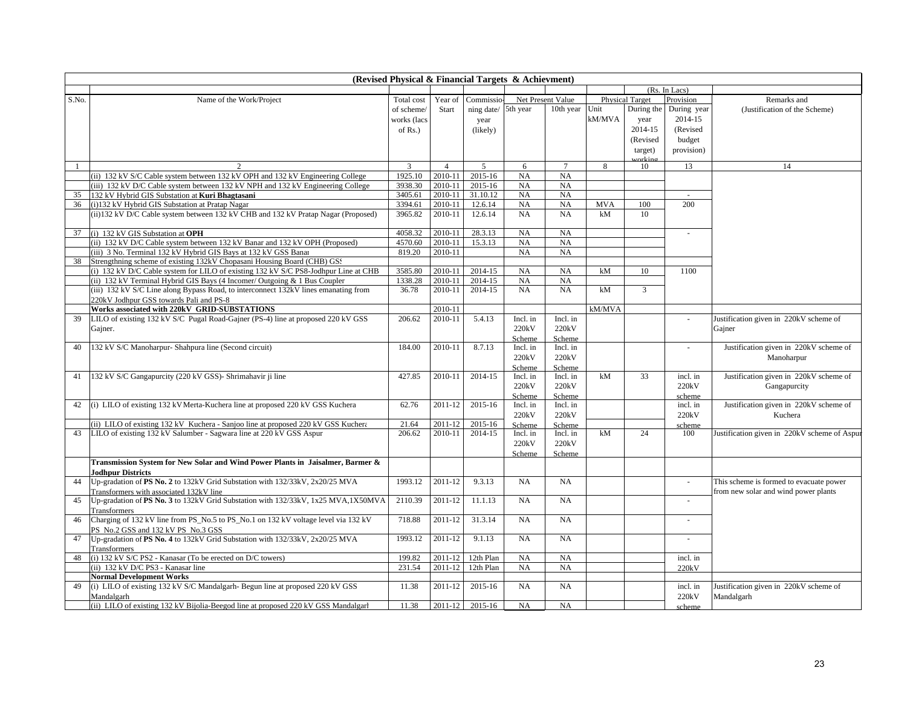**(Revised Physical & Financial Targets & Achievment)**

(Rs. In Lacs)

| S.No. | Name of the Work/Project | Total cost of scheme/ works (lacs of Rs.) | Year of Start | Commissioning date/ year (likely) | Net Present Value | | Physical Target | | Provision | Remarks and (Justification of the Scheme) |
|---|---|---|---|---|---|---|---|---|---|---|
| | | | | | 5th year | 10th year | Unit kM/MVA | During the year 2014-15 (Revised target) working | During year 2014-15 (Revised budget provision) | |
| 1 | 2 | 3 | 4 | 5 | 6 | 7 | 8 | 10 | 13 | 14 |
| | (ii) 132 kV S/C Cable system between 132 kV OPH and 132 kV Engineering College | 1925.10 | 2010-11 | 2015-16 | NA | NA | | | | |
| | (iii) 132 kV D/C Cable system between 132 kV NPH and 132 kV Engineering College | 3938.30 | 2010-11 | 2015-16 | NA | NA | | | | |
| 35 | 132 kV Hybrid GIS Substation at **Kuri Bhagtasani** | 3405.61 | 2010-11 | 31.10.12 | NA | NA | | | - | |
| 36 | (i)132 kV Hybrid GIS Substation at Pratap Nagar | 3394.61 | 2010-11 | 12.6.14 | NA | NA | MVA | 100 | 200 | |
| | (ii)132 kV D/C Cable system between 132 kV CHB and 132 kV Pratap Nagar (Proposed) | 3965.82 | 2010-11 | 12.6.14 | NA | NA | kM | 10 | | |
| 37 | (i) 132 kV GIS Substation at **OPH** | 4058.32 | 2010-11 | 28.3.13 | NA | NA | | | - | |
| | (ii) 132 kV D/C Cable system between 132 kV Banar and 132 kV OPH (Proposed) | 4570.60 | 2010-11 | 15.3.13 | NA | NA | | | | |
| | (iii) 3 No. Terminal 132 kV Hybrid GIS Bays at 132 kV GSS Banar | 819.20 | 2010-11 | | NA | NA | | | | |
| 38 | Strengthning scheme of existing 132kV Chopasani Housing Board (CHB) GSS | | | | | | | | | |
| | (i) 132 kV D/C Cable system for LILO of existing 132 kV S/C PS8-Jodhpur Line at CHB | 3585.80 | 2010-11 | 2014-15 | NA | NA | kM | 10 | 1100 | |
| | (ii) 132 kV Terminal Hybrid GIS Bays (4 Incomer/ Outgoing & 1 Bus Coupler | 1338.28 | 2010-11 | 2014-15 | NA | NA | | | | |
| | (iii) 132 kV S/C Line along Bypass Road, to interconnect 132kV lines emanating from 220kV Jodhpur GSS towards Pali and PS-8 | 36.78 | 2010-11 | 2014-15 | NA | NA | kM | 3 | | |
| | **Works associated with 220kV GRID-SUBSTATIONS** | | 2010-11 | | | | kM/MVA | | | |
| 39 | LILO of existing 132 kV S/C Pugal Road-Gajner (PS-4) line at proposed 220 kV GSS Gajner. | 206.62 | 2010-11 | 5.4.13 | Incl. in 220kV Scheme | Incl. in 220kV Scheme | | | - | Justification given in 220kV scheme of Gajner |
| 40 | 132 kV S/C Manoharpur- Shahpura line (Second circuit) | 184.00 | 2010-11 | 8.7.13 | Incl. in 220kV Scheme | Incl. in 220kV Scheme | | | - | Justification given in 220kV scheme of Manoharpur |
| 41 | 132 kV S/C Gangapurcity (220 kV GSS)- Shrimahavir ji line | 427.85 | 2010-11 | 2014-15 | Incl. in 220kV Scheme | Incl. in 220kV Scheme | kM | 33 | incl. in 220kV scheme | Justification given in 220kV scheme of Gangapurcity |
| 42 | (i) LILO of existing 132 kV Merta-Kuchera line at proposed 220 kV GSS Kuchera | 62.76 | 2011-12 | 2015-16 | Incl. in 220kV Scheme | Incl. in 220kV Scheme | | | incl. in 220kV scheme | Justification given in 220kV scheme of Kuchera |
| | (ii) LILO of existing 132 kV Kuchera - Sanjoo line at proposed 220 kV GSS Kuchera | 21.64 | 2011-12 | 2015-16 | | | | | | |
| 43 | LILO of existing 132 kV Salumber - Sagwara line at 220 kV GSS Aspur | 206.62 | 2010-11 | 2014-15 | Incl. in 220kV Scheme | Incl. in 220kV Scheme | kM | 24 | 100 | Justification given in 220kV scheme of Aspur |
| | **Transmission System for New Solar and Wind Power Plants in Jaisalmer, Barmer & Jodhpur Districts** | | | | | | | | | |
| 44 | Up-gradation of **PS No. 2** to 132kV Grid Substation with 132/33kV, 2x20/25 MVA Transformers with associated 132kV line | 1993.12 | 2011-12 | 9.3.13 | NA | NA | | | - | This scheme is formed to evacuate power from new solar and wind power plants |
| 45 | Up-gradation of **PS No. 3** to 132kV Grid Substation with 132/33kV, 1x25 MVA,1X50MVA Transformers | 2110.39 | 2011-12 | 11.1.13 | NA | NA | | | - | |
| 46 | Charging of 132 kV line from PS_No.5 to PS_No.1 on 132 kV voltage level via 132 kV PS_No.2 GSS and 132 kV PS_No.3 GSS | 718.88 | 2011-12 | 31.3.14 | NA | NA | | | - | |
| 47 | Up-gradation of **PS No. 4** to 132kV Grid Substation with 132/33kV, 2x20/25 MVA Transformers | 1993.12 | 2011-12 | 9.1.13 | NA | NA | | | - | |
| 48 | (i) 132 kV S/C PS2 - Kanasar (To be erected on D/C towers) | 199.82 | 2011-12 | 12th Plan | NA | NA | | | incl. in 220kV | |
| | (ii) 132 kV D/C PS3 - Kanasar line | 231.54 | 2011-12 | 12th Plan | NA | NA | | | | |
| | **Normal Development Works** | | | | | | | | | |
| 49 | (i) LILO of existing 132 kV S/C Mandalgarh- Begun line at proposed 220 kV GSS Mandalgarh | 11.38 | 2011-12 | 2015-16 | NA | NA | | | incl. in 220kV scheme | Justification given in 220kV scheme of Mandalgarh |
| | (ii) LILO of existing 132 kV Bijolia-Beegod line at proposed 220 kV GSS Mandalgarh | 11.38 | 2011-12 | 2015-16 | NA | NA | | | | |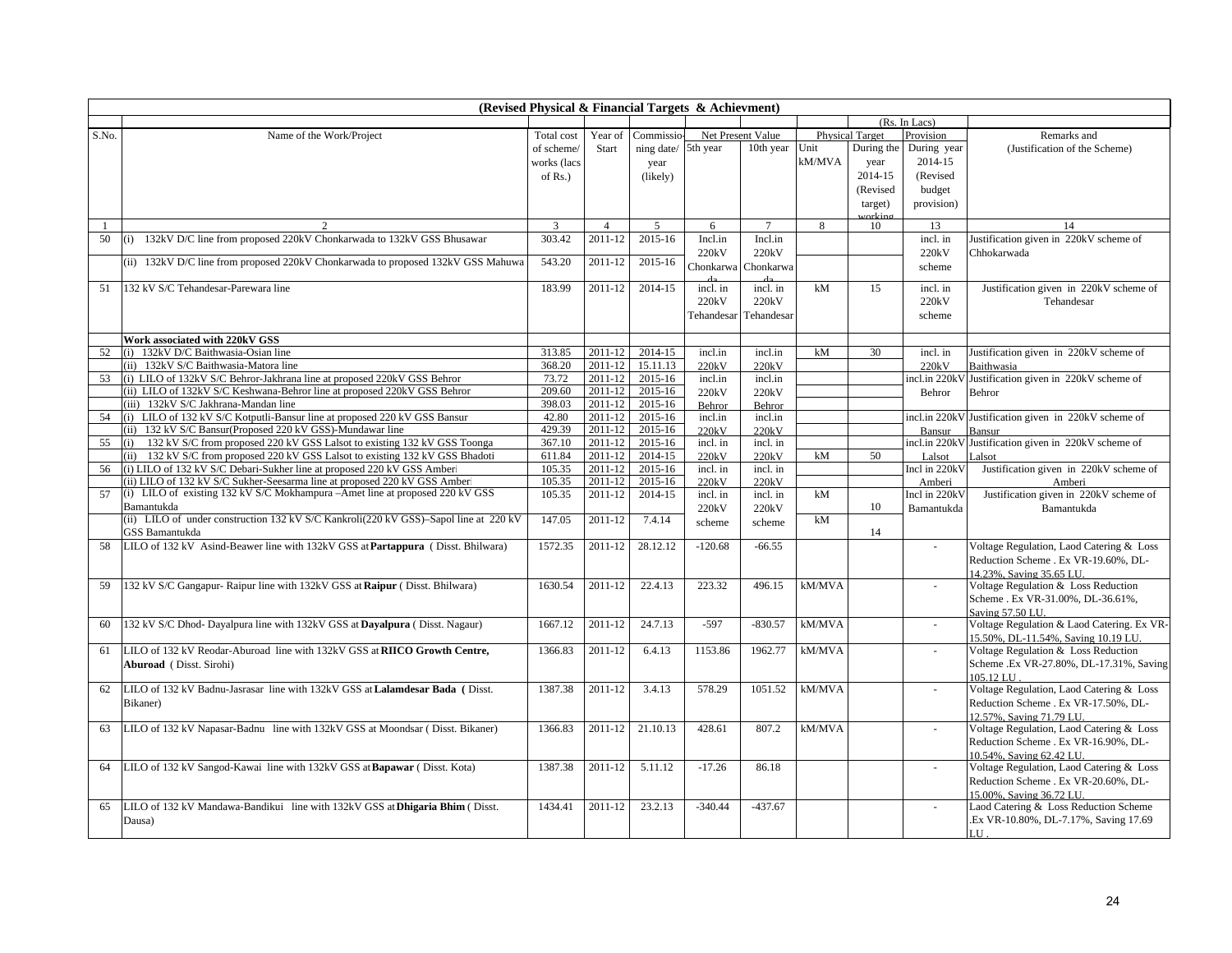**(Revised Physical & Financial Targets & Achievment)**

(Rs. In Lacs)

| S.No. | Name of the Work/Project | Total cost of scheme/ works (lacs of Rs.) | Year of Start | Commissioning date/ year (likely) | Net Present Value 5th year | Net Present Value 10th year | Physical Target Unit kM/MVA | Physical Target During the year 2014-15 (Revised target) working | Provision During year 2014-15 (Revised budget provision) | Remarks and (Justification of the Scheme) |
|---|---|---|---|---|---|---|---|---|---|---|
| 1 | 2 | 3 | 4 | 5 | 6 | 7 | 8 | 10 | 13 | 14 |
| 50 | (i) 132kV D/C line from proposed 220kV Chonkarwada to 132kV GSS Bhusawar | 303.42 | 2011-12 | 2015-16 | Incl.in 220kV Chonkarwada | Incl.in 220kV Chonkarwada | | | incl. in 220kV scheme | Justification given in 220kV scheme of Chhokarwada |
| | (ii) 132kV D/C line from proposed 220kV Chonkarwada to proposed 132kV GSS Mahuwa | 543.20 | 2011-12 | 2015-16 | | | | | | |
| 51 | 132 kV S/C Tehandesar-Parewara line | 183.99 | 2011-12 | 2014-15 | incl. in 220kV Tehandesar | incl. in 220kV Tehandesar | kM | 15 | incl. in 220kV scheme | Justification given in 220kV scheme of Tehandesar |
| | **Work associated with 220kV GSS** | | | | | | | | | |
| 52 | (i) 132kV D/C Baithwasia-Osian line | 313.85 | 2011-12 | 2014-15 | incl.in 220kV | incl.in 220kV | kM | 30 | incl. in 220kV | Justification given in 220kV scheme of Baithwasia |
| | (ii) 132kV S/C Baithwasia-Matora line | 368.20 | 2011-12 | 15.11.13 | | | | | | |
| 53 | (i) LILO of 132kV S/C Behror-Jakhrana line at proposed 220kV GSS Behror | 73.72 | 2011-12 | 2015-16 | incl.in 220kV Behror | incl.in 220kV Behror | | | incl.in 220kV Behror | Justification given in 220kV scheme of Behror |
| | (ii) LILO of 132kV S/C Keshwana-Behror line at proposed 220kV GSS Behror | 209.60 | 2011-12 | 2015-16 | | | | | | |
| | (iii) 132kV S/C Jakhrana-Mandan line | 398.03 | 2011-12 | 2015-16 | | | | | | |
| 54 | (i) LILO of 132 kV S/C Kotputli-Bansur line at proposed 220 kV GSS Bansur | 42.80 | 2011-12 | 2015-16 | incl.in 220kV | incl.in 220kV | | | incl.in 220kV Bansur | Justification given in 220kV scheme of Bansur |
| | (ii) 132 kV S/C Bansur(Proposed 220 kV GSS)-Mundawar line | 429.39 | 2011-12 | 2015-16 | | | | | | |
| 55 | (i) 132 kV S/C from proposed 220 kV GSS Lalsot to existing 132 kV GSS Toonga | 367.10 | 2011-12 | 2015-16 | incl. in 220kV | incl. in 220kV | | | incl.in 220kV Lalsot | Justification given in 220kV scheme of Lalsot |
| | (ii) 132 kV S/C from proposed 220 kV GSS Lalsot to existing 132 kV GSS Bhadoti | 611.84 | 2011-12 | 2014-15 | | | kM | 50 | | |
| 56 | (i) LILO of 132 kV S/C Debari-Sukher line at proposed 220 kV GSS Amberi | 105.35 | 2011-12 | 2015-16 | incl. in 220kV | incl. in 220kV | | | Incl in 220kV Amberi | Justification given in 220kV scheme of Amberi |
| | (ii) LILO of 132 kV S/C Sukher-Seesarma line at proposed 220 kV GSS Amberi | 105.35 | 2011-12 | 2015-16 | | | | | | |
| 57 | (i) LILO of existing 132 kV S/C Mokhampura –Amet line at proposed 220 kV GSS Bamantukda | 105.35 | 2011-12 | 2014-15 | incl. in 220kV scheme | incl. in 220kV scheme | kM | 10 | Incl in 220kV Bamantukda | Justification given in 220kV scheme of Bamantukda |
| | (ii) LILO of under construction 132 kV S/C Kankroli(220 kV GSS)–Sapol line at 220 kV GSS Bamantukda | 147.05 | 2011-12 | 7.4.14 | | | kM | 14 | | |
| 58 | LILO of 132 kV Asind-Beawer line with 132kV GSS at **Partappura** ( Disst. Bhilwara) | 1572.35 | 2011-12 | 28.12.12 | -120.68 | -66.55 | | | - | Voltage Regulation, Laod Catering & Loss Reduction Scheme . Ex VR-19.60%, DL-14.23%, Saving 35.65 LU. |
| 59 | 132 kV S/C Gangapur- Raipur line with 132kV GSS at **Raipur** ( Disst. Bhilwara) | 1630.54 | 2011-12 | 22.4.13 | 223.32 | 496.15 | kM/MVA | | - | Voltage Regulation & Loss Reduction Scheme . Ex VR-31.00%, DL-36.61%, Saving 57.50 LU. |
| 60 | 132 kV S/C Dhod- Dayalpura line with 132kV GSS at **Dayalpura** ( Disst. Nagaur) | 1667.12 | 2011-12 | 24.7.13 | -597 | -830.57 | kM/MVA | | - | Voltage Regulation & Laod Catering. Ex VR-15.50%, DL-11.54%, Saving 10.19 LU. |
| 61 | LILO of 132 kV Reodar-Aburoad line with 132kV GSS at **RIICO Growth Centre, Aburoad** ( Disst. Sirohi) | 1366.83 | 2011-12 | 6.4.13 | 1153.86 | 1962.77 | kM/MVA | | - | Voltage Regulation & Loss Reduction Scheme .Ex VR-27.80%, DL-17.31%, Saving 105.12 LU . |
| 62 | LILO of 132 kV Badnu-Jasrasar line with 132kV GSS at **Lalamdesar Bada ( Disst.** Bikaner) | 1387.38 | 2011-12 | 3.4.13 | 578.29 | 1051.52 | kM/MVA | | - | Voltage Regulation, Laod Catering & Loss Reduction Scheme . Ex VR-17.50%, DL-12.57%, Saving 71.79 LU. |
| 63 | LILO of 132 kV Napasar-Badnu line with 132kV GSS at Moondsar ( Disst. Bikaner) | 1366.83 | 2011-12 | 21.10.13 | 428.61 | 807.2 | kM/MVA | | - | Voltage Regulation, Laod Catering & Loss Reduction Scheme . Ex VR-16.90%, DL-10.54%, Saving 62.42 LU. |
| 64 | LILO of 132 kV Sangod-Kawai line with 132kV GSS at **Bapawar** ( Disst. Kota) | 1387.38 | 2011-12 | 5.11.12 | -17.26 | 86.18 | | | - | Voltage Regulation, Laod Catering & Loss Reduction Scheme . Ex VR-20.60%, DL-15.00%, Saving 36.72 LU. |
| 65 | LILO of 132 kV Mandawa-Bandikui line with 132kV GSS at **Dhigaria Bhim** ( Disst. Dausa) | 1434.41 | 2011-12 | 23.2.13 | -340.44 | -437.67 | | | - | Laod Catering & Loss Reduction Scheme .Ex VR-10.80%, DL-7.17%, Saving 17.69 LU . |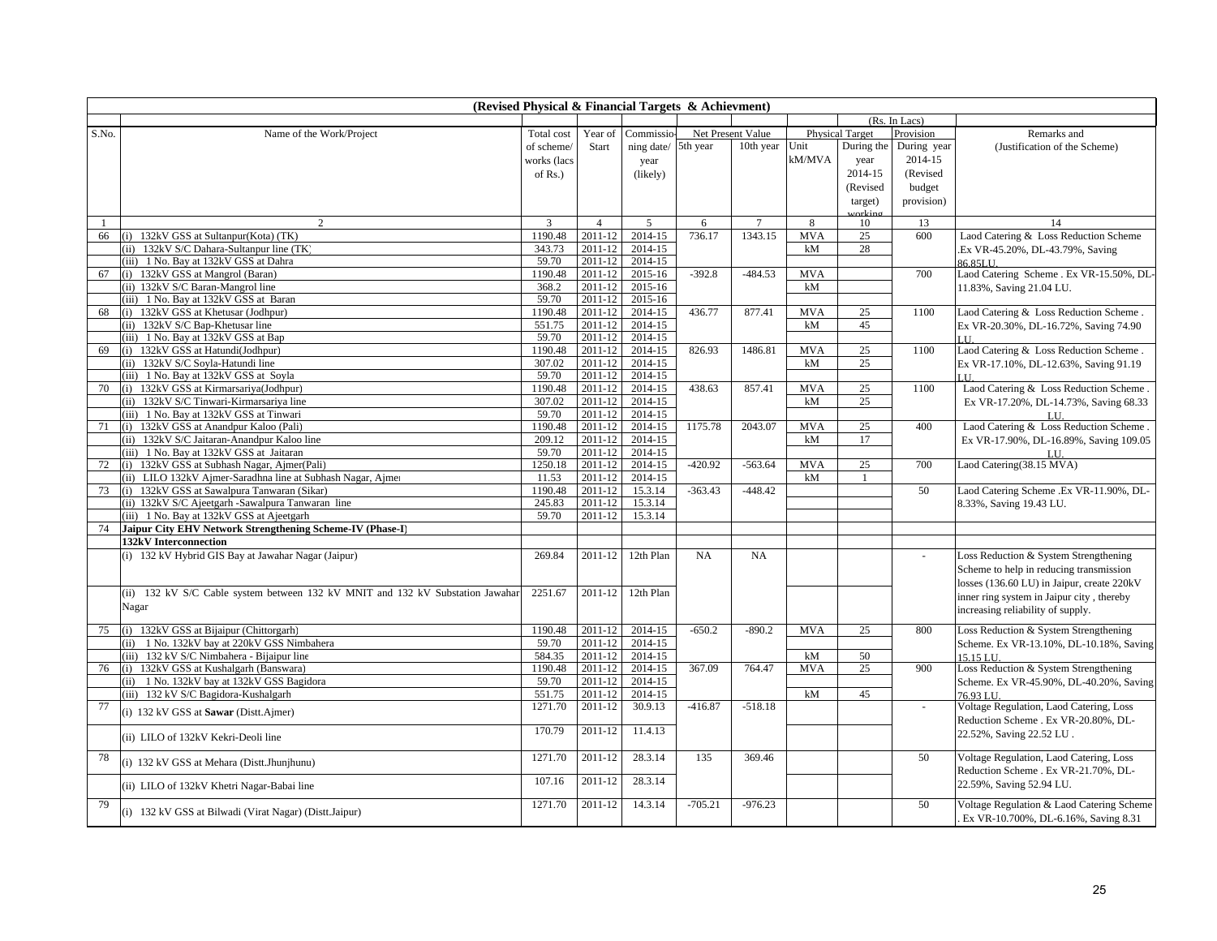(Revised Physical & Financial Targets & Achievment)

(Rs. In Lacs)

| S.No. | Name of the Work/Project | Total cost of scheme/ works (lacs of Rs.) | Year of Start | Commissioning date/ year (likely) | Net Present Value | | Physical Target | | Provision | Remarks and (Justification of the Scheme) |
|---|---|---|---|---|---|---|---|---|---|---|
| | | | | | 5th year | 10th year | Unit kM/MVA | During the year 2014-15 (Revised target) working | During year 2014-15 (Revised budget provision) | |
| 1 | 2 | 3 | 4 | 5 | 6 | 7 | 8 | 10 | 13 | 14 |
| 66 | (i) 132kV GSS at Sultanpur(Kota) (TK) | 1190.48 | 2011-12 | 2014-15 | 736.17 | 1343.15 | MVA | 25 | 600 | Laod Catering & Loss Reduction Scheme .Ex VR-45.20%, DL-43.79%, Saving 86.85LU. |
| | (ii) 132kV S/C Dahara-Sultanpur line (TK) | 343.73 | 2011-12 | 2014-15 | | | kM | 28 | | |
| | (iii) 1 No. Bay at 132kV GSS at Dahra | 59.70 | 2011-12 | 2014-15 | | | | | | |
| 67 | (i) 132kV GSS at Mangrol (Baran) | 1190.48 | 2011-12 | 2015-16 | -392.8 | -484.53 | MVA | | 700 | Laod Catering Scheme . Ex VR-15.50%, DL-11.83%, Saving 21.04 LU. |
| | (ii) 132kV S/C Baran-Mangrol line | 368.2 | 2011-12 | 2015-16 | | | kM | | | |
| | (iii) 1 No. Bay at 132kV GSS at Baran | 59.70 | 2011-12 | 2015-16 | | | | | | |
| 68 | (i) 132kV GSS at Khetusar (Jodhpur) | 1190.48 | 2011-12 | 2014-15 | 436.77 | 877.41 | MVA | 25 | 1100 | Laod Catering & Loss Reduction Scheme . Ex VR-20.30%, DL-16.72%, Saving 74.90 LU. |
| | (ii) 132kV S/C Bap-Khetusar line | 551.75 | 2011-12 | 2014-15 | | | kM | 45 | | |
| | (iii) 1 No. Bay at 132kV GSS at Bap | 59.70 | 2011-12 | 2014-15 | | | | | | |
| 69 | (i) 132kV GSS at Hatundi(Jodhpur) | 1190.48 | 2011-12 | 2014-15 | 826.93 | 1486.81 | MVA | 25 | 1100 | Laod Catering & Loss Reduction Scheme . Ex VR-17.10%, DL-12.63%, Saving 91.19 LU. |
| | (ii) 132kV S/C Soyla-Hatundi line | 307.02 | 2011-12 | 2014-15 | | | kM | 25 | | |
| | (iii) 1 No. Bay at 132kV GSS at Soyla | 59.70 | 2011-12 | 2014-15 | | | | | | |
| 70 | (i) 132kV GSS at Kirmarsariya(Jodhpur) | 1190.48 | 2011-12 | 2014-15 | 438.63 | 857.41 | MVA | 25 | 1100 | Laod Catering & Loss Reduction Scheme . Ex VR-17.20%, DL-14.73%, Saving 68.33 LU. |
| | (ii) 132kV S/C Tinwari-Kirmarsariya line | 307.02 | 2011-12 | 2014-15 | | | kM | 25 | | |
| | (iii) 1 No. Bay at 132kV GSS at Tinwari | 59.70 | 2011-12 | 2014-15 | | | | | | |
| 71 | (i) 132kV GSS at Anandpur Kaloo (Pali) | 1190.48 | 2011-12 | 2014-15 | 1175.78 | 2043.07 | MVA | 25 | 400 | Laod Catering & Loss Reduction Scheme . Ex VR-17.90%, DL-16.89%, Saving 109.05 LU. |
| | (ii) 132kV S/C Jaitaran-Anandpur Kaloo line | 209.12 | 2011-12 | 2014-15 | | | kM | 17 | | |
| | (iii) 1 No. Bay at 132kV GSS at Jaitaran | 59.70 | 2011-12 | 2014-15 | | | | | | |
| 72 | (i) 132kV GSS at Subhash Nagar, Ajmer(Pali) | 1250.18 | 2011-12 | 2014-15 | -420.92 | -563.64 | MVA | 25 | 700 | Laod Catering(38.15 MVA) |
| | (ii) LILO 132kV Ajmer-Saradhna line at Subhash Nagar, Ajmer | 11.53 | 2011-12 | 2014-15 | | | kM | 1 | | |
| 73 | (i) 132kV GSS at Sawalpura Tanwaran (Sikar) | 1190.48 | 2011-12 | 15.3.14 | -363.43 | -448.42 | | | 50 | Laod Catering Scheme .Ex VR-11.90%, DL-8.33%, Saving 19.43 LU. |
| | (ii) 132kV S/C Ajeetgarh -Sawalpura Tanwaran line | 245.83 | 2011-12 | 15.3.14 | | | | | | |
| | (iii) 1 No. Bay at 132kV GSS at Ajeetgarh | 59.70 | 2011-12 | 15.3.14 | | | | | | |
| 74 | **Jaipur City EHV Network Strengthening Scheme-IV (Phase-I)** | | | | | | | | | |
| | **132kV Interconnection** | | | | | | | | | |
| | (i) 132 kV Hybrid GIS Bay at Jawahar Nagar (Jaipur) | 269.84 | 2011-12 | 12th Plan | NA | NA | | | - | Loss Reduction & System Strengthening Scheme to help in reducing transmission losses (136.60 LU) in Jaipur, create 220kV inner ring system in Jaipur city , thereby increasing reliability of supply. |
| | (ii) 132 kV S/C Cable system between 132 kV MNIT and 132 kV Substation Jawahar Nagar | 2251.67 | 2011-12 | 12th Plan | | | | | | |
| 75 | (i) 132kV GSS at Bijaipur (Chittorgarh) | 1190.48 | 2011-12 | 2014-15 | -650.2 | -890.2 | MVA | 25 | 800 | Loss Reduction & System Strengthening Scheme. Ex VR-13.10%, DL-10.18%, Saving 15.15 LU. |
| | (ii) 1 No. 132kV bay at 220kV GSS Nimbahera | 59.70 | 2011-12 | 2014-15 | | | | | | |
| | (iii) 132 kV S/C Nimbahera - Bijaipur line | 584.35 | 2011-12 | 2014-15 | | | kM | 50 | | |
| 76 | (i) 132kV GSS at Kushalgarh (Banswara) | 1190.48 | 2011-12 | 2014-15 | 367.09 | 764.47 | MVA | 25 | 900 | Loss Reduction & System Strengthening Scheme. Ex VR-45.90%, DL-40.20%, Saving 76.93 LU. |
| | (ii) 1 No. 132kV bay at 132kV GSS Bagidora | 59.70 | 2011-12 | 2014-15 | | | | | | |
| | (iii) 132 kV S/C Bagidora-Kushalgarh | 551.75 | 2011-12 | 2014-15 | | | kM | 45 | | |
| 77 | (i) 132 kV GSS at **Sawar** (Distt.Ajmer) | 1271.70 | 2011-12 | 30.9.13 | -416.87 | -518.18 | | | - | Voltage Regulation, Laod Catering, Loss Reduction Scheme . Ex VR-20.80%, DL-22.52%, Saving 22.52 LU . |
| | (ii) LILO of 132kV Kekri-Deoli line | 170.79 | 2011-12 | 11.4.13 | | | | | | |
| 78 | (i) 132 kV GSS at Mehara (Distt.Jhunjhunu) | 1271.70 | 2011-12 | 28.3.14 | 135 | 369.46 | | | 50 | Voltage Regulation, Laod Catering, Loss Reduction Scheme . Ex VR-21.70%, DL-22.59%, Saving 52.94 LU. |
| | (ii) LILO of 132kV Khetri Nagar-Babai line | 107.16 | 2011-12 | 28.3.14 | | | | | | |
| 79 | (i) 132 kV GSS at Bilwadi (Virat Nagar) (Distt.Jaipur) | 1271.70 | 2011-12 | 14.3.14 | -705.21 | -976.23 | | | 50 | Voltage Regulation & Laod Catering Scheme . Ex VR-10.700%, DL-6.16%, Saving 8.31 |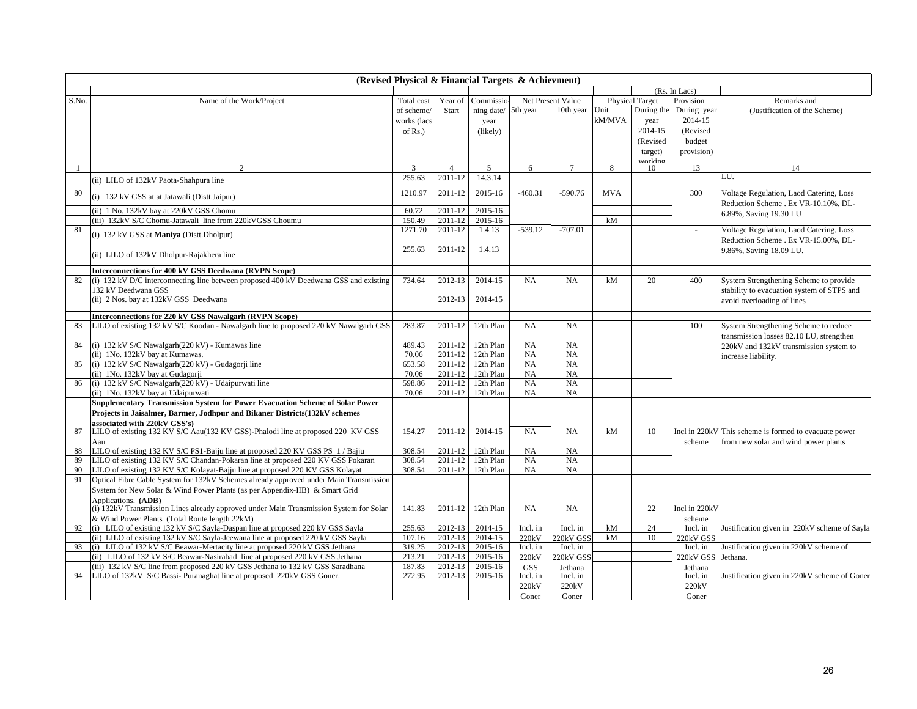**(Revised Physical & Financial Targets & Achievment)**

(Rs. In Lacs)

| S.No. | Name of the Work/Project | Total cost of scheme/ works (lacs of Rs.) | Year of Start | Commissioning date/ year (likely) | Net Present Value 5th year | Net Present Value 10th year | Physical Target Unit kM/MVA | Physical Target During the year 2014-15 (Revised target) working | Provision During year 2014-15 (Revised budget provision) | Remarks and (Justification of the Scheme) |
|---|---|---|---|---|---|---|---|---|---|---|
| 1 | 2 | 3 | 4 | 5 | 6 | 7 | 8 | 10 | 13 | 14 |
| | (ii) LILO of 132kV Paota-Shahpura line | 255.63 | 2011-12 | 14.3.14 | | | | | | LU. |
| 80 | (i) 132 kV GSS at at Jatawali (Distt.Jaipur) | 1210.97 | 2011-12 | 2015-16 | -460.31 | -590.76 | MVA | | 300 | Voltage Regulation, Laod Catering, Loss Reduction Scheme . Ex VR-10.10%, DL-6.89%, Saving 19.30 LU |
| | (ii) 1 No. 132kV bay at 220kV GSS Chomu | 60.72 | 2011-12 | 2015-16 | | | | | | |
| | (iii) 132kV S/C Chomu-Jatawali line from 220kVGSS Choumu | 150.49 | 2011-12 | 2015-16 | | | kM | | | |
| 81 | (i) 132 kV GSS at **Maniya** (Distt.Dholpur) | 1271.70 | 2011-12 | 1.4.13 | -539.12 | -707.01 | | | - | Voltage Regulation, Laod Catering, Loss Reduction Scheme . Ex VR-15.00%, DL-9.86%, Saving 18.09 LU. |
| | (ii) LILO of 132kV Dholpur-Rajakhera line | 255.63 | 2011-12 | 1.4.13 | | | | | | |
| | **Interconnections for 400 kV GSS Deedwana (RVPN Scope)** | | | | | | | | | |
| 82 | (i) 132 kV D/C interconnecting line between proposed 400 kV Deedwana GSS and existing 132 kV Deedwana GSS | 734.64 | 2012-13 | 2014-15 | NA | NA | kM | 20 | 400 | System Strengthening Scheme to provide stability to evacuation system of STPS and avoid overloading of lines |
| | (ii) 2 Nos. bay at 132kV GSS Deedwana | | 2012-13 | 2014-15 | | | | | | |
| | **Interconnections for 220 kV GSS Nawalgarh (RVPN Scope)** | | | | | | | | | |
| 83 | LILO of existing 132 kV S/C Koodan - Nawalgarh line to proposed 220 kV Nawalgarh GSS | 283.87 | 2011-12 | 12th Plan | NA | NA | | | 100 | System Strengthening Scheme to reduce transmission losses 82.10 LU, strengthen 220kV and 132kV transmission system to increase liability. |
| 84 | (i) 132 kV S/C Nawalgarh(220 kV) - Kumawas line | 489.43 | 2011-12 | 12th Plan | NA | NA | | | | |
| | (ii) 1No. 132kV bay at Kumawas. | 70.06 | 2011-12 | 12th Plan | NA | NA | | | | |
| 85 | (i) 132 kV S/C Nawalgarh(220 kV) - Gudagorji line | 653.58 | 2011-12 | 12th Plan | NA | NA | | | | |
| | (ii) 1No. 132kV bay at Gudagorji | 70.06 | 2011-12 | 12th Plan | NA | NA | | | | |
| 86 | (i) 132 kV S/C Nawalgarh(220 kV) - Udaipurwati line | 598.86 | 2011-12 | 12th Plan | NA | NA | | | | |
| | (ii) 1No. 132kV bay at Udaipurwati | 70.06 | 2011-12 | 12th Plan | NA | NA | | | | |
| | **Supplementary Transmission System for Power Evacuation Scheme of Solar Power Projects in Jaisalmer, Barmer, Jodhpur and Bikaner Districts(132kV schemes associated with 220kV GSS's)** | | | | | | | | | |
| 87 | LILO of existing 132 KV S/C Aau(132 KV GSS)-Phalodi line at proposed 220 KV GSS Aau | 154.27 | 2011-12 | 2014-15 | NA | NA | kM | 10 | Incl in 220kV scheme | This scheme is formed to evacuate power from new solar and wind power plants |
| 88 | LILO of existing 132 KV S/C PS1-Bajju line at proposed 220 KV GSS PS 1 / Bajju | 308.54 | 2011-12 | 12th Plan | NA | NA | | | | |
| 89 | LILO of existing 132 KV S/C Chandan-Pokaran line at proposed 220 KV GSS Pokaran | 308.54 | 2011-12 | 12th Plan | NA | NA | | | | |
| 90 | LILO of existing 132 KV S/C Kolayat-Bajju line at proposed 220 KV GSS Kolayat | 308.54 | 2011-12 | 12th Plan | NA | NA | | | | |
| 91 | Optical Fibre Cable System for 132kV Schemes already approved under Main Transmission System for New Solar & Wind Power Plants (as per Appendix-IIB) & Smart Grid Applications. **(ADB)** | | | | | | | | | |
| | (i) 132kV Transmission Lines already approved under Main Transmission System for Solar & Wind Power Plants (Total Route length 22kM) | 141.83 | 2011-12 | 12th Plan | NA | NA | | 22 | Incl in 220kV scheme | |
| 92 | (i) LILO of existing 132 kV S/C Sayla-Daspan line at proposed 220 kV GSS Sayla | 255.63 | 2012-13 | 2014-15 | Incl. in 220kV GSS | Incl. in 220kV GSS | kM | 24 | Incl. in 220kV GSS | Justification given in 220kV scheme of Sayla |
| | (ii) LILO of existing 132 kV S/C Sayla-Jeewana line at proposed 220 kV GSS Sayla | 107.16 | 2012-13 | 2014-15 | | | kM | 10 | | |
| 93 | (i) LILO of 132 kV S/C Beawar-Mertacity line at proposed 220 kV GSS Jethana | 319.25 | 2012-13 | 2015-16 | Incl. in 220kV GSS Jethana | Incl. in 220kV GSS Jethana | | | Incl. in 220kV GSS Jethana | Justification given in 220kV scheme of Jethana. |
| | (ii) LILO of 132 kV S/C Beawar-Nasirabad line at proposed 220 kV GSS Jethana | 213.21 | 2012-13 | 2015-16 | | | | | | |
| | (iii) 132 kV S/C line from proposed 220 kV GSS Jethana to 132 kV GSS Saradhana | 187.83 | 2012-13 | 2015-16 | | | | | | |
| 94 | LILO of 132kV S/C Bassi- Puranaghat line at proposed 220kV GSS Goner. | 272.95 | 2012-13 | 2015-16 | Incl. in 220kV Goner | Incl. in 220kV Goner | | | Incl. in 220kV Goner | Justification given in 220kV scheme of Goner |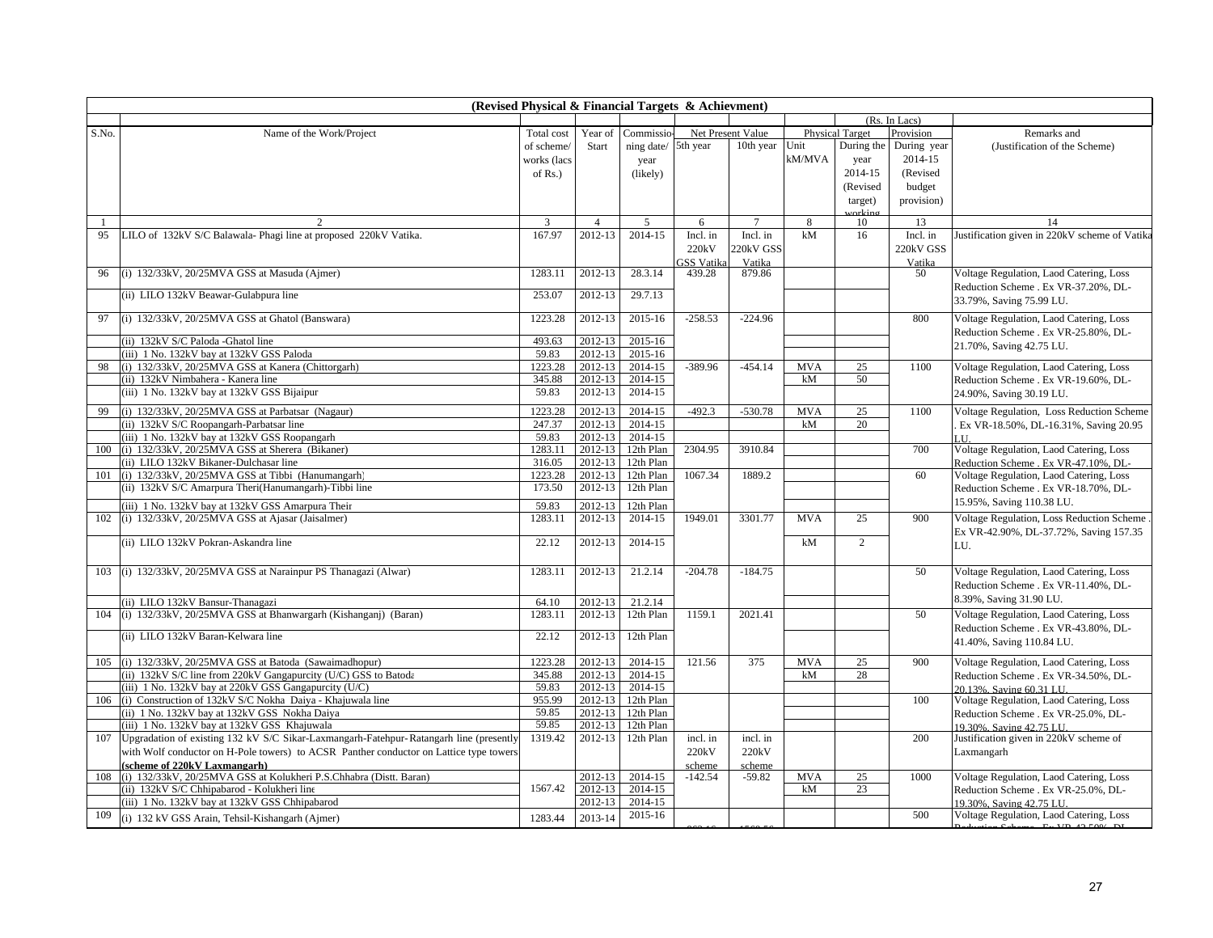**(Revised Physical & Financial Targets & Achievment)**

(Rs. In Lacs)

| S.No. | Name of the Work/Project | Total cost of scheme/ works (lacs of Rs.) | Year of Start | Commissioning date/ year (likely) | Net Present Value | | Physical Target | | Provision | Remarks and (Justification of the Scheme) |
|---|---|---|---|---|---|---|---|---|---|---|
| | | | | | 5th year | 10th year | Unit kM/MVA | During the year 2014-15 (Revised target) working | During year 2014-15 (Revised budget provision) | |
| 1 | 2 | 3 | 4 | 5 | 6 | 7 | 8 | 10 | 13 | 14 |
| 95 | LILO of 132kV S/C Balawala- Phagi line at proposed 220kV Vatika. | 167.97 | 2012-13 | 2014-15 | Incl. in 220kV GSS Vatika | Incl. in 220kV GSS Vatika | kM | 16 | Incl. in 220kV GSS Vatika | Justification given in 220kV scheme of Vatika |
| 96 | (i) 132/33kV, 20/25MVA GSS at Masuda (Ajmer) | 1283.11 | 2012-13 | 28.3.14 | 439.28 | 879.86 | | | 50 | Voltage Regulation, Laod Catering, Loss Reduction Scheme . Ex VR-37.20%, DL-33.79%, Saving 75.99 LU. |
| | (ii) LILO 132kV Beawar-Gulabpura line | 253.07 | 2012-13 | 29.7.13 | | | | | | |
| 97 | (i) 132/33kV, 20/25MVA GSS at Ghatol (Banswara) | 1223.28 | 2012-13 | 2015-16 | -258.53 | -224.96 | | | 800 | Voltage Regulation, Laod Catering, Loss Reduction Scheme . Ex VR-25.80%, DL-21.70%, Saving 42.75 LU. |
| | (ii) 132kV S/C Paloda -Ghatol line | 493.63 | 2012-13 | 2015-16 | | | | | | |
| | (iii) 1 No. 132kV bay at 132kV GSS Paloda | 59.83 | 2012-13 | 2015-16 | | | | | | |
| 98 | (i) 132/33kV, 20/25MVA GSS at Kanera (Chittorgarh) | 1223.28 | 2012-13 | 2014-15 | -389.96 | -454.14 | MVA | 25 | 1100 | Voltage Regulation, Laod Catering, Loss Reduction Scheme . Ex VR-19.60%, DL-24.90%, Saving 30.19 LU. |
| | (ii) 132kV Nimbahera - Kanera line | 345.88 | 2012-13 | 2014-15 | | | kM | 50 | | |
| | (iii) 1 No. 132kV bay at 132kV GSS Bijaipur | 59.83 | 2012-13 | 2014-15 | | | | | | |
| 99 | (i) 132/33kV, 20/25MVA GSS at Parbatsar (Nagaur) | 1223.28 | 2012-13 | 2014-15 | -492.3 | -530.78 | MVA | 25 | 1100 | Voltage Regulation, Loss Reduction Scheme . Ex VR-18.50%, DL-16.31%, Saving 20.95 LU. |
| | (ii) 132kV S/C Roopangarh-Parbatsar line | 247.37 | 2012-13 | 2014-15 | | | kM | 20 | | |
| | (iii) 1 No. 132kV bay at 132kV GSS Roopangarh | 59.83 | 2012-13 | 2014-15 | | | | | | |
| 100 | (i) 132/33kV, 20/25MVA GSS at Sherera (Bikaner) | 1283.11 | 2012-13 | 12th Plan | 2304.95 | 3910.84 | | | 700 | Voltage Regulation, Laod Catering, Loss Reduction Scheme . Ex VR-47.10%, DL- |
| | (ii) LILO 132kV Bikaner-Dulchasar line | 316.05 | 2012-13 | 12th Plan | | | | | | |
| 101 | (i) 132/33kV, 20/25MVA GSS at Tibbi (Hanumangarh) | 1223.28 | 2012-13 | 12th Plan | 1067.34 | 1889.2 | | | 60 | Voltage Regulation, Laod Catering, Loss Reduction Scheme . Ex VR-18.70%, DL-15.95%, Saving 110.38 LU. |
| | (ii) 132kV S/C Amarpura Theri(Hanumangarh)-Tibbi line | 173.50 | 2012-13 | 12th Plan | | | | | | |
| | (iii) 1 No. 132kV bay at 132kV GSS Amarpura Their | 59.83 | 2012-13 | 12th Plan | | | | | | |
| 102 | (i) 132/33kV, 20/25MVA GSS at Ajasar (Jaisalmer) | 1283.11 | 2012-13 | 2014-15 | 1949.01 | 3301.77 | MVA | 25 | 900 | Voltage Regulation, Loss Reduction Scheme . Ex VR-42.90%, DL-37.72%, Saving 157.35 LU. |
| | (ii) LILO 132kV Pokran-Askandra line | 22.12 | 2012-13 | 2014-15 | | | kM | 2 | | |
| 103 | (i) 132/33kV, 20/25MVA GSS at Narainpur PS Thanagazi (Alwar) | 1283.11 | 2012-13 | 21.2.14 | -204.78 | -184.75 | | | 50 | Voltage Regulation, Laod Catering, Loss Reduction Scheme . Ex VR-11.40%, DL-8.39%, Saving 31.90 LU. |
| | (ii) LILO 132kV Bansur-Thanagazi | 64.10 | 2012-13 | 21.2.14 | | | | | | |
| 104 | (i) 132/33kV, 20/25MVA GSS at Bhanwargarh (Kishanganj) (Baran) | 1283.11 | 2012-13 | 12th Plan | 1159.1 | 2021.41 | | | 50 | Voltage Regulation, Laod Catering, Loss Reduction Scheme . Ex VR-43.80%, DL-41.40%, Saving 110.84 LU. |
| | (ii) LILO 132kV Baran-Kelwara line | 22.12 | 2012-13 | 12th Plan | | | | | | |
| 105 | (i) 132/33kV, 20/25MVA GSS at Batoda (Sawaimadhopur) | 1223.28 | 2012-13 | 2014-15 | 121.56 | 375 | MVA | 25 | 900 | Voltage Regulation, Laod Catering, Loss Reduction Scheme . Ex VR-34.50%, DL-20.13%, Saving 60.31 LU. |
| | (ii) 132kV S/C line from 220kV Gangapurcity (U/C) GSS to Batoda | 345.88 | 2012-13 | 2014-15 | | | kM | 28 | | |
| | (iii) 1 No. 132kV bay at 220kV GSS Gangapurcity (U/C) | 59.83 | 2012-13 | 2014-15 | | | | | | |
| 106 | (i) Construction of 132kV S/C Nokha Daiya - Khajuwala line | 955.99 | 2012-13 | 12th Plan | | | | | 100 | Voltage Regulation, Laod Catering, Loss Reduction Scheme . Ex VR-25.0%, DL-19.30%, Saving 42.75 LU. |
| | (ii) 1 No. 132kV bay at 132kV GSS Nokha Daiya | 59.85 | 2012-13 | 12th Plan | | | | | | |
| | (iii) 1 No. 132kV bay at 132kV GSS Khajuwala | 59.85 | 2012-13 | 12th Plan | | | | | | |
| 107 | Upgradation of existing 132 kV S/C Sikar-Laxmangarh-Fatehpur-Ratangarh line (presently with Wolf conductor on H-Pole towers) to ACSR Panther conductor on Lattice type towers **(scheme of 220kV Laxmangarh)** | 1319.42 | 2012-13 | 12th Plan | incl. in 220kV scheme | incl. in 220kV scheme | | | 200 | Justification given in 220kV scheme of Laxmangarh |
| 108 | (i) 132/33kV, 20/25MVA GSS at Kolukheri P.S.Chhabra (Distt. Baran) | 1567.42 | 2012-13 | 2014-15 | -142.54 | -59.82 | MVA | 25 | 1000 | Voltage Regulation, Laod Catering, Loss Reduction Scheme . Ex VR-25.0%, DL-19.30%, Saving 42.75 LU. |
| | (ii) 132kV S/C Chhipabarod - Kolukheri line | | 2012-13 | 2014-15 | | | kM | 23 | | |
| | (iii) 1 No. 132kV bay at 132kV GSS Chhipabarod | | 2012-13 | 2014-15 | | | | | | |
| 109 | (i) 132 kV GSS Arain, Tehsil-Kishangarh (Ajmer) | 1283.44 | 2013-14 | 2015-16 | | | | | 500 | Voltage Regulation, Laod Catering, Loss |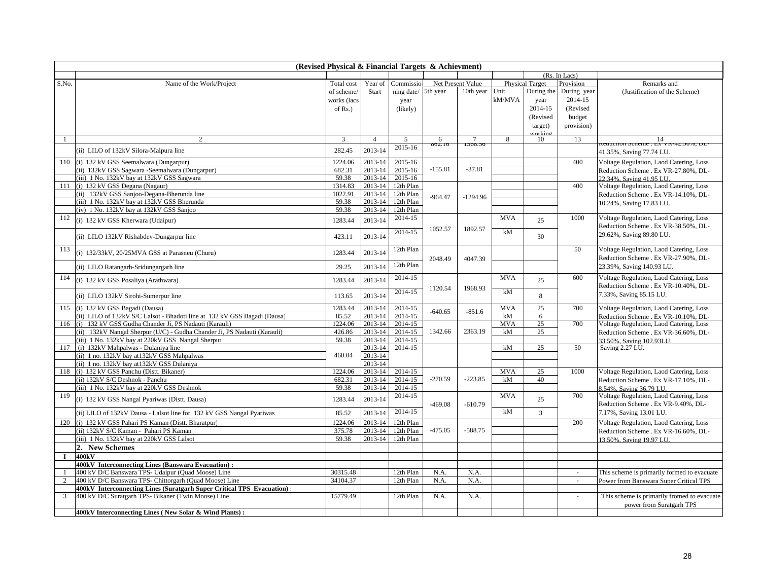**(Revised Physical & Financial Targets & Achievment)**

(Rs. In Lacs)

| S.No. | Name of the Work/Project | Total cost of scheme/ works (lacs of Rs.) | Year of Start | Commissioning date/ year (likely) | Net Present Value 5th year | Net Present Value 10th year | Physical Target Unit kM/MVA | Physical Target During the year 2014-15 (Revised target) working | Provision During year 2014-15 (Revised budget provision) | Remarks and (Justification of the Scheme) |
|---|---|---|---|---|---|---|---|---|---|---|
| 1 | 2 | 3 | 4 | 5 | 6 | 7 | 8 | 10 | 13 | 14 |
| | (ii) LILO of 132kV Silora-Malpura line | 282.45 | 2013-14 | 2015-16 | 862.16 | 1568.56 | | | | Reduction Scheme . Ex VR-42.50%, DL-41.35%, Saving 77.74 LU. |
| 110 | (i) 132 kV GSS Seemalwara (Dungarpur) | 1224.06 | 2013-14 | 2015-16 | -155.81 | -37.81 | | | 400 | Voltage Regulation, Laod Catering, Loss Reduction Scheme . Ex VR-27.80%, DL-22.34%, Saving 41.95 LU. |
| | (ii) 132kV GSS Sagwara -Seemalwara (Dungarpur) | 682.31 | 2013-14 | 2015-16 | | | | | | |
| | (iii) 1 No. 132kV bay at 132kV GSS Sagwara | 59.38 | 2013-14 | 2015-16 | | | | | | |
| 111 | (i) 132 kV GSS Degana (Nagaur) | 1314.83 | 2013-14 | 12th Plan | -964.47 | -1294.96 | | | 400 | Voltage Regulation, Laod Catering, Loss Reduction Scheme . Ex VR-14.10%, DL-10.24%, Saving 17.83 LU. |
| | (ii) 132kV GSS Sanjoo-Degana-Bherunda line | 1022.91 | 2013-14 | 12th Plan | | | | | | |
| | (iii) 1 No. 132kV bay at 132kV GSS Bherunda | 59.38 | 2013-14 | 12th Plan | | | | | | |
| | (iv) 1 No. 132kV bay at 132kV GSS Sanjoo | 59.38 | 2013-14 | 12th Plan | | | | | | |
| 112 | (i) 132 kV GSS Kherwara (Udaipur) | 1283.44 | 2013-14 | 2014-15 | 1052.57 | 1892.57 | MVA | 25 | 1000 | Voltage Regulation, Laod Catering, Loss Reduction Scheme . Ex VR-38.50%, DL-29.62%, Saving 89.80 LU. |
| | (ii) LILO 132kV Rishabdev-Dungarpur line | 423.11 | 2013-14 | 2014-15 | | | kM | 30 | | |
| 113 | (i) 132/33kV, 20/25MVA GSS at Parasneu (Churu) | 1283.44 | 2013-14 | 12th Plan | 2048.49 | 4047.39 | | | 50 | Voltage Regulation, Laod Catering, Loss Reduction Scheme . Ex VR-27.90%, DL-23.39%, Saving 140.93 LU. |
| | (ii) LILO Ratangarh-Sridungargarh line | 29.25 | 2013-14 | 12th Plan | | | | | | |
| 114 | (i) 132 kV GSS Posaliya (Arathwara) | 1283.44 | 2013-14 | 2014-15 | 1120.54 | 1968.93 | MVA | 25 | 600 | Voltage Regulation, Laod Catering, Loss Reduction Scheme . Ex VR-10.40%, DL-7.33%, Saving 85.15 LU. |
| | (ii) LILO 132kV Sirohi-Sumerpur line | 113.65 | 2013-14 | 2014-15 | | | kM | 8 | | |
| 115 | (i) 132 kV GSS Bagadi (Dausa) | 1283.44 | 2013-14 | 2014-15 | -640.65 | -851.6 | MVA | 25 | 700 | Voltage Regulation, Laod Catering, Loss Reduction Scheme . Ex VR-10.10%, DL- |
| | (ii) LILO of 132kV S/C Lalsot - Bhadoti line at 132 kV GSS Bagadi (Dausa) | 85.52 | 2013-14 | 2014-15 | | | kM | 6 | | |
| 116 | (i) 132 kV GSS Gudha Chander Ji, PS Nadauti (Karauli) | 1224.06 | 2013-14 | 2014-15 | 1342.66 | 2363.19 | MVA | 25 | 700 | Voltage Regulation, Laod Catering, Loss Reduction Scheme . Ex VR-36.60%, DL-33.50%, Saving 102.93LU. |
| | (ii) 132kV Nangal Sherpur (U/C) - Gudha Chander Ji, PS Nadauti (Karauli) | 426.86 | 2013-14 | 2014-15 | | | kM | 25 | | |
| | (iii) 1 No. 132kV bay at 220kV GSS Nangal Sherpur | 59.38 | 2013-14 | 2014-15 | | | | | | |
| 117 | (i) 132kV Mahpalwas - Dulaniya line | 460.04 | 2013-14 | 2014-15 | | | kM | 25 | 50 | Saving 2.27 LU. |
| | (ii) 1 no. 132kV bay at132kV GSS Mahpalwas | | 2013-14 | | | | | | | |
| | (ii) 1 no. 132kV bay at132kV GSS Dulaniya | | 2013-14 | | | | | | | |
| 118 | (i) 132 kV GSS Panchu (Distt. Bikaner) | 1224.06 | 2013-14 | 2014-15 | -270.59 | -223.85 | MVA | 25 | 1000 | Voltage Regulation, Laod Catering, Loss Reduction Scheme . Ex VR-17.10%, DL-8.54%, Saving 36.79 LU. |
| | (ii) 132kV S/C Deshnok - Panchu | 682.31 | 2013-14 | 2014-15 | | | kM | 40 | | |
| | (iii) 1 No. 132kV bay at 220kV GSS Deshnok | 59.38 | 2013-14 | 2014-15 | | | | | | |
| 119 | (i) 132 kV GSS Nangal Pyariwas (Distt. Dausa) | 1283.44 | 2013-14 | 2014-15 | -469.08 | -610.79 | MVA | 25 | 700 | Voltage Regulation, Laod Catering, Loss Reduction Scheme . Ex VR-9.40%, DL-7.17%, Saving 13.01 LU. |
| | (ii) LILO of 132kV Dausa - Lalsot line for 132 kV GSS Nangal Pyariwas | 85.52 | 2013-14 | 2014-15 | | | kM | 3 | | |
| 120 | (i) 132 kV GSS Pahari PS Kaman (Distt. Bharatpur) | 1224.06 | 2013-14 | 12th Plan | -475.05 | -588.75 | | | 200 | Voltage Regulation, Laod Catering, Loss Reduction Scheme . Ex VR-16.60%, DL-13.50%, Saving 19.97 LU. |
| | (ii) 132kV S/C Kaman - Pahari PS Kaman | 375.78 | 2013-14 | 12th Plan | | | | | | |
| | (iii) 1 No. 132kV bay at 220kV GSS Lalsot | 59.38 | 2013-14 | 12th Plan | | | | | | |
| | **2. New Schemes** | | | | | | | | | |
| **I** | **400kV** | | | | | | | | | |
| | **400kV Interconnecting Lines (Banswara Evacuation) :** | | | | | | | | | |
| 1 | 400 kV D/C Banswara TPS- Udaipur (Quad Moose) Line | 30315.48 | | 12th Plan | N.A. | N.A. | | | - | This scheme is primarily formed to evacuate Power from Banswara Super Critical TPS |
| 2 | 400 kV D/C Banswara TPS- Chittorgarh (Quad Moose) Line | 34104.37 | | 12th Plan | N.A. | N.A. | | | - | |
| | **400kV Interconnecting Lines (Suratgarh Super Critical TPS Evacuation) :** | | | | | | | | | |
| 3 | 400 kV D/C Suratgarh TPS- Bikaner (Twin Moose) Line | 15779.49 | | 12th Plan | N.A. | N.A. | | | - | This scheme is primarily fromed to evacuate power from Suratgarh TPS |
| | **400kV Interconnecting Lines ( New Solar & Wind Plants) :** | | | | | | | | | |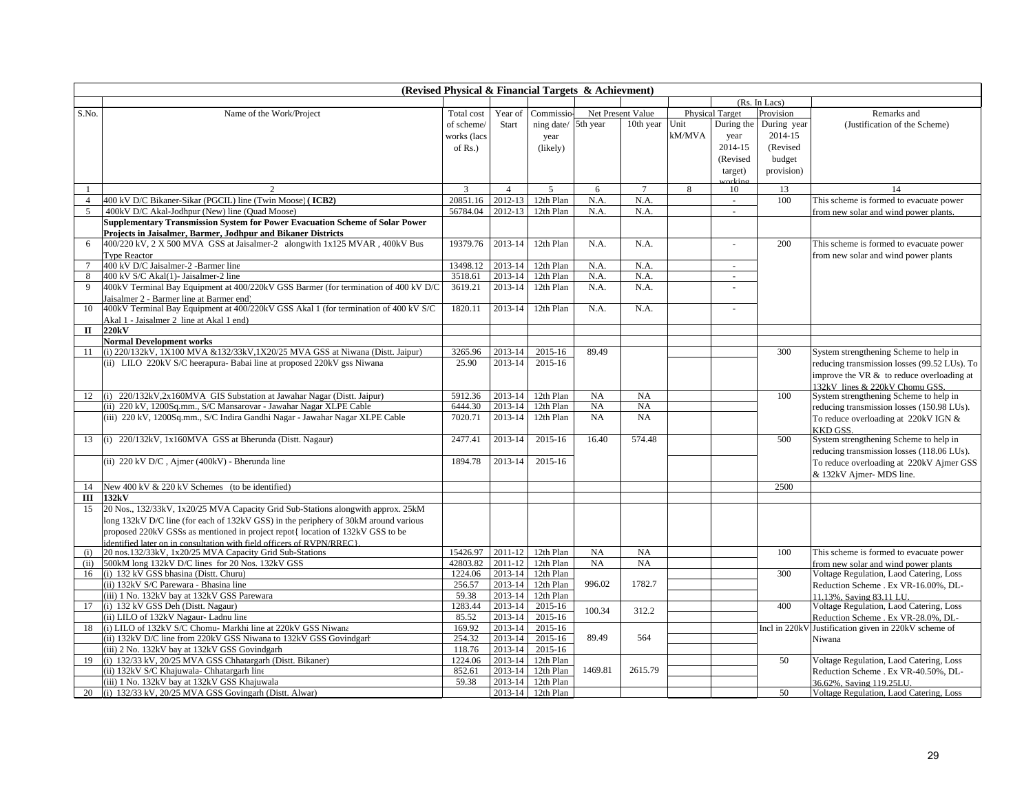| (Revised Physical & Financial Targets & Achievment) | | | | | | | | | | | |
|---|---|---|---|---|---|---|---|---|---|---|---|
| | | | | | | | | | (Rs. In Lacs) | | |
| S.No. | Name of the Work/Project | Total cost of scheme/ works (lacs of Rs.) | Year of Start | Commissioning date/ year (likely) | Net Present Value | | Physical Target | | Provision | Remarks and (Justification of the Scheme) |
| | | | | | 5th year | 10th year | Unit kM/MVA | During the year 2014-15 (Revised target) working | During year 2014-15 (Revised budget provision) | |
| 1 | 2 | 3 | 4 | 5 | 6 | 7 | 8 | 10 | 13 | 14 |
| 4 | 400 kV D/C Bikaner-Sikar (PGCIL) line (Twin Moose) **( ICB2)** | 20851.16 | 2012-13 | 12th Plan | N.A. | N.A. | | - | 100 | This scheme is formed to evacuate power from new solar and wind power plants. |
| 5 | 400kV D/C Akal-Jodhpur (New) line (Quad Moose) | 56784.04 | 2012-13 | 12th Plan | N.A. | N.A. | | - | | |
| | **Supplementary Transmission System for Power Evacuation Scheme of Solar Power Projects in Jaisalmer, Barmer, Jodhpur and Bikaner Districts** | | | | | | | | | |
| 6 | 400/220 kV, 2 X 500 MVA GSS at Jaisalmer-2 alongwith 1x125 MVAR , 400kV Bus Type Reactor | 19379.76 | 2013-14 | 12th Plan | N.A. | N.A. | | - | 200 | This scheme is formed to evacuate power from new solar and wind power plants |
| 7 | 400 kV D/C Jaisalmer-2 -Barmer line | 13498.12 | 2013-14 | 12th Plan | N.A. | N.A. | | - | | |
| 8 | 400 kV S/C Akal(1)- Jaisalmer-2 line | 3518.61 | 2013-14 | 12th Plan | N.A. | N.A. | | - | | |
| 9 | 400kV Terminal Bay Equipment at 400/220kV GSS Barmer (for termination of 400 kV D/C Jaisalmer 2 - Barmer line at Barmer end) | 3619.21 | 2013-14 | 12th Plan | N.A. | N.A. | | - | | |
| 10 | 400kV Terminal Bay Equipment at 400/220kV GSS Akal 1 (for termination of 400 kV S/C Akal 1 - Jaisalmer 2 line at Akal 1 end) | 1820.11 | 2013-14 | 12th Plan | N.A. | N.A. | | - | | |
| **II** | **220kV** | | | | | | | | | |
| | **Normal Development works** | | | | | | | | | |
| 11 | (i) 220/132kV, 1X100 MVA &132/33kV,1X20/25 MVA GSS at Niwana (Distt. Jaipur) | 3265.96 | 2013-14 | 2015-16 | 89.49 | | | | 300 | System strengthening Scheme to help in reducing transmission losses (99.52 LUs). To improve the VR & to reduce overloading at 132kV lines & 220kV Chomu GSS. |
| | (ii) LILO 220kV S/C heerapura- Babai line at proposed 220kV gss Niwana | 25.90 | 2013-14 | 2015-16 | | | | | | |
| 12 | (i) 220/132kV,2x160MVA GIS Substation at Jawahar Nagar (Distt. Jaipur) | 5912.36 | 2013-14 | 12th Plan | NA | NA | | | 100 | System strengthening Scheme to help in reducing transmission losses (150.98 LUs). To reduce overloading at 220kV IGN & KKD GSS. |
| | (ii) 220 kV, 1200Sq.mm., S/C Mansarovar - Jawahar Nagar XLPE Cable | 6444.30 | 2013-14 | 12th Plan | NA | NA | | | | |
| | (iii) 220 kV, 1200Sq.mm., S/C Indira Gandhi Nagar - Jawahar Nagar XLPE Cable | 7020.71 | 2013-14 | 12th Plan | NA | NA | | | | |
| 13 | (i) 220/132kV, 1x160MVA GSS at Bherunda (Distt. Nagaur) | 2477.41 | 2013-14 | 2015-16 | 16.40 | 574.48 | | | 500 | System strengthening Scheme to help in reducing transmission losses (118.06 LUs). To reduce overloading at 220kV Ajmer GSS & 132kV Ajmer- MDS line. |
| | (ii) 220 kV D/C , Ajmer (400kV) - Bherunda line | 1894.78 | 2013-14 | 2015-16 | | | | | | |
| 14 | New 400 kV & 220 kV Schemes (to be identified) | | | | | | | | 2500 | |
| **III** | **132kV** | | | | | | | | | |
| 15 | 20 Nos., 132/33kV, 1x20/25 MVA Capacity Grid Sub-Stations alongwith approx. 25kM long 132kV D/C line (for each of 132kV GSS) in the periphery of 30kM around various proposed 220kV GSSs as mentioned in project repot{ location of 132kV GSS to be identified later on in consultation with field officers of RVPN/RREC}. | | | | | | | | | |
| (i) | 20 nos.132/33kV, 1x20/25 MVA Capacity Grid Sub-Stations | 15426.97 | 2011-12 | 12th Plan | NA | NA | | | 100 | This scheme is formed to evacuate power from new solar and wind power plants |
| (ii) | 500kM long 132kV D/C lines for 20 Nos. 132kV GSS | 42803.82 | 2011-12 | 12th Plan | NA | NA | | | | |
| 16 | (i) 132 kV GSS bhasina (Distt. Churu) | 1224.06 | 2013-14 | 12th Plan | 996.02 | 1782.7 | | | 300 | Voltage Regulation, Laod Catering, Loss Reduction Scheme . Ex VR-16.00%, DL-11.13%, Saving 83.11 LU. |
| | (ii) 132kV S/C Parewara - Bhasina line | 256.57 | 2013-14 | 12th Plan | | | | | | |
| | (iii) 1 No. 132kV bay at 132kV GSS Parewara | 59.38 | 2013-14 | 12th Plan | | | | | | |
| 17 | (i) 132 kV GSS Deh (Distt. Nagaur) | 1283.44 | 2013-14 | 2015-16 | 100.34 | 312.2 | | | 400 | Voltage Regulation, Laod Catering, Loss Reduction Scheme . Ex VR-28.0%, DL- |
| | (ii) LILO of 132kV Nagaur- Ladnu line | 85.52 | 2013-14 | 2015-16 | | | | | | |
| 18 | (i) LILO of 132kV S/C Chomu- Markhi line at 220kV GSS Niwana | 169.92 | 2013-14 | 2015-16 | 89.49 | 564 | | | Incl in 220kV | Justification given in 220kV scheme of Niwana |
| | (ii) 132kV D/C line from 220kV GSS Niwana to 132kV GSS Govindgarh | 254.32 | 2013-14 | 2015-16 | | | | | | |
| | (iii) 2 No. 132kV bay at 132kV GSS Govindgarh | 118.76 | 2013-14 | 2015-16 | | | | | | |
| 19 | (i) 132/33 kV, 20/25 MVA GSS Chhatargarh (Distt. Bikaner) | 1224.06 | 2013-14 | 12th Plan | 1469.81 | 2615.79 | | | 50 | Voltage Regulation, Laod Catering, Loss Reduction Scheme . Ex VR-40.50%, DL-36.62%, Saving 119.25LU. |
| | (ii) 132kV S/C Khajuwala- Chhatargarh line | 852.61 | 2013-14 | 12th Plan | | | | | | |
| | (iii) 1 No. 132kV bay at 132kV GSS Khajuwala | 59.38 | 2013-14 | 12th Plan | | | | | | |
| 20 | (i) 132/33 kV, 20/25 MVA GSS Govingarh (Distt. Alwar) | | 2013-14 | 12th Plan | | | | | 50 | Voltage Regulation, Laod Catering, Loss |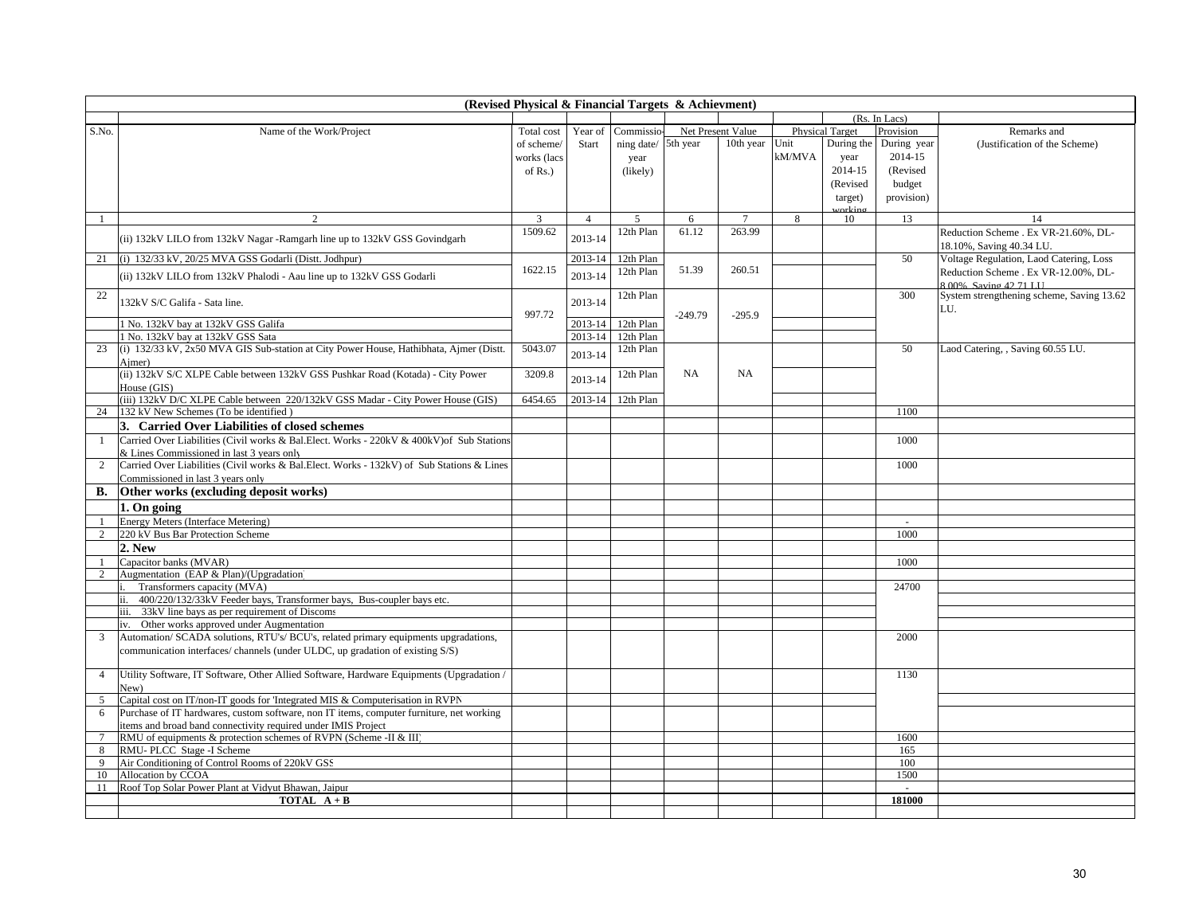| (Revised Physical & Financial Targets & Achievment) | | | | | | | | | | | |
|---|---|---|---|---|---|---|---|---|---|---|---|
| | | | | | | | | | (Rs. In Lacs) | | |
| S.No. | Name of the Work/Project | Total cost of scheme/ works (lacs of Rs.) | Year of Start | Commissioning date/ year (likely) | Net Present Value | | Physical Target | | Provision | Remarks and (Justification of the Scheme) |
| | | | | | 5th year | 10th year | Unit kM/MVA | During the year 2014-15 (Revised target) working | During year 2014-15 (Revised budget provision) | |
| 1 | 2 | 3 | 4 | 5 | 6 | 7 | 8 | 10 | 13 | 14 |
| | (ii) 132kV LILO from 132kV Nagar -Ramgarh line up to 132kV GSS Govindgarh | 1509.62 | 2013-14 | 12th Plan | 61.12 | 263.99 | | | | Reduction Scheme . Ex VR-21.60%, DL-18.10%, Saving 40.34 LU. |
| 21 | (i) 132/33 kV, 20/25 MVA GSS Godarli (Distt. Jodhpur) | 1622.15 | 2013-14 | 12th Plan | 51.39 | 260.51 | | | 50 | Voltage Regulation, Laod Catering, Loss Reduction Scheme . Ex VR-12.00%, DL-8.00%, Saving 42.71 LU. |
| | (ii) 132kV LILO from 132kV Phalodi - Aau line up to 132kV GSS Godarli | | 2013-14 | 12th Plan | | | | | | |
| 22 | 132kV S/C Galifa - Sata line. | 997.72 | 2013-14 | 12th Plan | -249.79 | -295.9 | | | 300 | System strengthening scheme, Saving 13.62 LU. |
| | 1 No. 132kV bay at 132kV GSS Galifa | | 2013-14 | 12th Plan | | | | | | |
| | 1 No. 132kV bay at 132kV GSS Sata | | 2013-14 | 12th Plan | | | | | | |
| 23 | (i) 132/33 kV, 2x50 MVA GIS Sub-station at City Power House, Hathibhata, Ajmer (Distt. Ajmer) | 5043.07 | 2013-14 | 12th Plan | NA | NA | | | 50 | Laod Catering, , Saving 60.55 LU. |
| | (ii) 132kV S/C XLPE Cable between 132kV GSS Pushkar Road (Kotada) - City Power House (GIS) | 3209.8 | 2013-14 | 12th Plan | | | | | | |
| | (iii) 132kV D/C XLPE Cable between 220/132kV GSS Madar - City Power House (GIS) | 6454.65 | 2013-14 | 12th Plan | | | | | | |
| 24 | 132 kV New Schemes (To be identified ) | | | | | | | | 1100 | |
| | **3. Carried Over Liabilities of closed schemes** | | | | | | | | | |
| 1 | Carried Over Liabilities (Civil works & Bal.Elect. Works - 220kV & 400kV)of Sub Stations & Lines Commissioned in last 3 years only | | | | | | | | 1000 | |
| 2 | Carried Over Liabilities (Civil works & Bal.Elect. Works - 132kV) of Sub Stations & Lines Commissioned in last 3 years only | | | | | | | | 1000 | |
| **B.** | **Other works (excluding deposit works)** | | | | | | | | | |
| | **1. On going** | | | | | | | | | |
| 1 | Energy Meters (Interface Metering) | | | | | | | | - | |
| 2 | 220 kV Bus Bar Protection Scheme | | | | | | | | 1000 | |
| | **2. New** | | | | | | | | | |
| 1 | Capacitor banks (MVAR) | | | | | | | | 1000 | |
| 2 | Augmentation (EAP & Plan)/(Upgradation) | | | | | | | | | |
| | i. Transformers capacity (MVA) | | | | | | | | 24700 | |
| | ii. 400/220/132/33kV Feeder bays, Transformer bays, Bus-coupler bays etc. | | | | | | | | | |
| | iii. 33kV line bays as per requirement of Discoms | | | | | | | | | |
| | iv. Other works approved under Augmentation | | | | | | | | | |
| 3 | Automation/ SCADA solutions, RTU's/ BCU's, related primary equipments upgradations, communication interfaces/ channels (under ULDC, up gradation of existing S/S) | | | | | | | | 2000 | |
| 4 | Utility Software, IT Software, Other Allied Software, Hardware Equipments (Upgradation / New) | | | | | | | | 1130 | |
| 5 | Capital cost on IT/non-IT goods for 'Integrated MIS & Computerisation in RVPN | | | | | | | | | |
| 6 | Purchase of IT hardwares, custom software, non IT items, computer furniture, net working items and broad band connectivity required under IMIS Project | | | | | | | | | |
| 7 | RMU of equipments & protection schemes of RVPN (Scheme -II & III) | | | | | | | | 1600 | |
| 8 | RMU- PLCC Stage -I Scheme | | | | | | | | 165 | |
| 9 | Air Conditioning of Control Rooms of 220kV GSS | | | | | | | | 100 | |
| 10 | Allocation by CCOA | | | | | | | | 1500 | |
| 11 | Roof Top Solar Power Plant at Vidyut Bhawan, Jaipur | | | | | | | | - | |
| | **TOTAL A + B** | | | | | | | | **181000** | |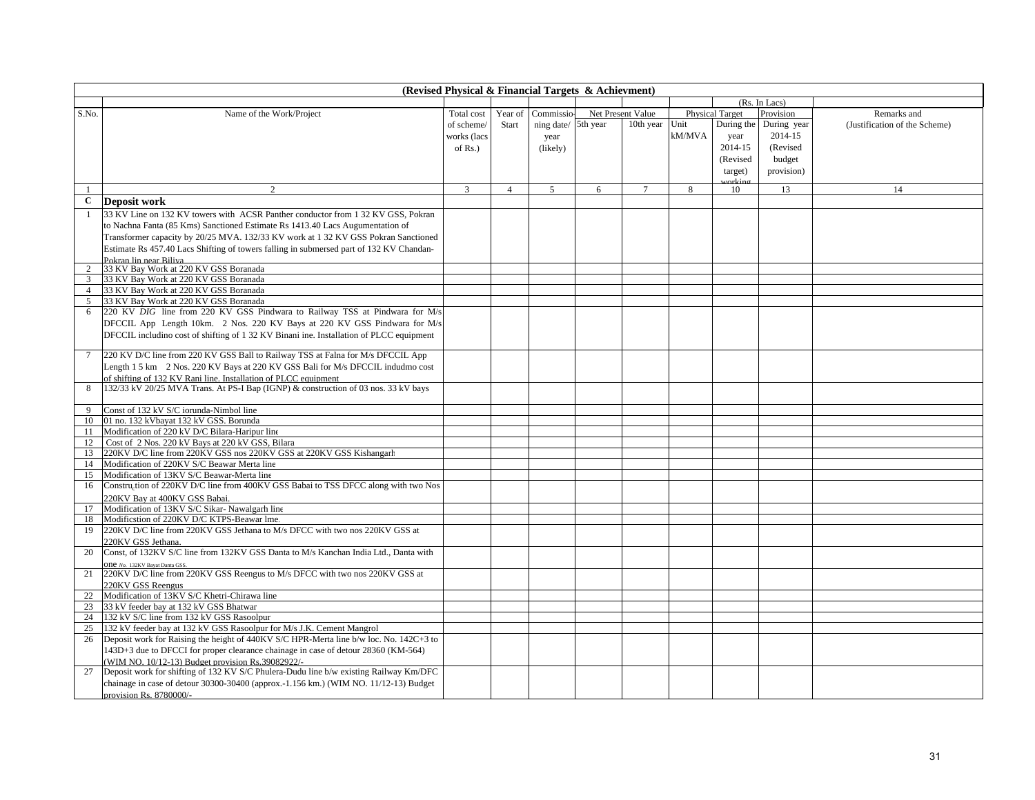**(Revised Physical & Financial Targets & Achievment)**

| S.No. | Name of the Work/Project | Total cost of scheme/ works (lacs of Rs.) | Year of Start | Commissioning date/ year (likely) | Net Present Value | | Physical Target | | Provision | Remarks and (Justification of the Scheme) |
|---|---|---|---|---|---|---|---|---|---|---|
| | | | | | 5th year | 10th year | Unit kM/MVA | During the year 2014-15 (Revised target) working | During year 2014-15 (Revised budget provision) | |
| | | | | | | | | | (Rs. In Lacs) | |
| 1 | 2 | 3 | 4 | 5 | 6 | 7 | 8 | 10 | 13 | 14 |
| **C** | **Deposit work** | | | | | | | | | |
| 1 | 33 KV Line on 132 KV towers with ACSR Panther conductor from 1 32 KV GSS, Pokran to Nachna Fanta (85 Kms) Sanctioned Estimate Rs 1413.40 Lacs Augumentation of Transformer capacity by 20/25 MVA. 132/33 KV work at 1 32 KV GSS Pokran Sanctioned Estimate Rs 457.40 Lacs Shifting of towers falling in submersed part of 132 KV Chandan-Pokran lin near Biliya | | | | | | | | | |
| 2 | 33 KV Bay Work at 220 KV GSS Boranada | | | | | | | | | |
| 3 | 33 KV Bay Work at 220 KV GSS Boranada | | | | | | | | | |
| 4 | 33 KV Bay Work at 220 KV GSS Boranada | | | | | | | | | |
| 5 | 33 KV Bay Work at 220 KV GSS Boranada | | | | | | | | | |
| 6 | 220 KV *DIG* line from 220 KV GSS Pindwara to Railway TSS at Pindwara for M/s DFCCIL App Length 10km. 2 Nos. 220 KV Bays at 220 KV GSS Pindwara for M/s DFCCIL includino cost of shifting of 1 32 KV Binani ine. Installation of PLCC equipment | | | | | | | | | |
| 7 | 220 KV D/C line from 220 KV GSS Ball to Railway TSS at Falna for M/s DFCCIL App Length 1 5 km 2 Nos. 220 KV Bays at 220 KV GSS Bali for M/s DFCCIL indudmo cost of shifting of 132 KV Rani line. Installation of PLCC equipment | | | | | | | | | |
| 8 | 132/33 kV 20/25 MVA Trans. At PS-I Bap (IGNP) & construction of 03 nos. 33 kV bays | | | | | | | | | |
| 9 | Const of 132 kV S/C iorunda-Nimbol line | | | | | | | | | |
| 10 | 01 no. 132 kVbayat 132 kV GSS. Borunda | | | | | | | | | |
| 11 | Modification of 220 kV D/C Bilara-Haripur line | | | | | | | | | |
| 12 | Cost of 2 Nos. 220 kV Bays at 220 kV GSS, Bilara | | | | | | | | | |
| 13 | 220KV D/C line from 220KV GSS nos 220KV GSS at 220KV GSS Kishangarh | | | | | | | | | |
| 14 | Modification of 220KV S/C Beawar Merta line | | | | | | | | | |
| 15 | Modification of 13KV S/C Beawar-Merta line | | | | | | | | | |
| 16 | Constru,tion of 220KV D/C line from 400KV GSS Babai to TSS DFCC along with two Nos 220KV Bay at 400KV GSS Babai. | | | | | | | | | |
| 17 | Modification of 13KV S/C Sikar- Nawalgarh line | | | | | | | | | |
| 18 | Modificstion of 220KV D/C KTPS-Beawar lme. | | | | | | | | | |
| 19 | 220KV D/C line from 220KV GSS Jethana to M/s DFCC with two nos 220KV GSS at 220KV GSS Jethana. | | | | | | | | | |
| 20 | Const, of 132KV S/C line from 132KV GSS Danta to M/s Kanchan India Ltd., Danta with one No. 132KV Bayat Danta GSS. | | | | | | | | | |
| 21 | 220KV D/C line from 220KV GSS Reengus to M/s DFCC with two nos 220KV GSS at 220KV GSS Reengus | | | | | | | | | |
| 22 | Modification of 13KV S/C Khetri-Chirawa line | | | | | | | | | |
| 23 | 33 kV feeder bay at 132 kV GSS Bhatwar | | | | | | | | | |
| 24 | 132 kV S/C line from 132 kV GSS Rasoolpur | | | | | | | | | |
| 25 | 132 kV feeder bay at 132 kV GSS Rasoolpur for M/s J.K. Cement Mangrol | | | | | | | | | |
| 26 | Deposit work for Raising the height of 440KV S/C HPR-Merta line b/w loc. No. 142C+3 to 143D+3 due to DFCCI for proper clearance chainage in case of detour 28360 (KM-564) (WIM NO. 10/12-13) Budget provision Rs.39082922/- | | | | | | | | | |
| 27 | Deposit work for shifting of 132 KV S/C Phulera-Dudu line b/w existing Railway Km/DFC chainage in case of detour 30300-30400 (approx.-1.156 km.) (WIM NO. 11/12-13) Budget provision Rs. 8780000/- | | | | | | | | | |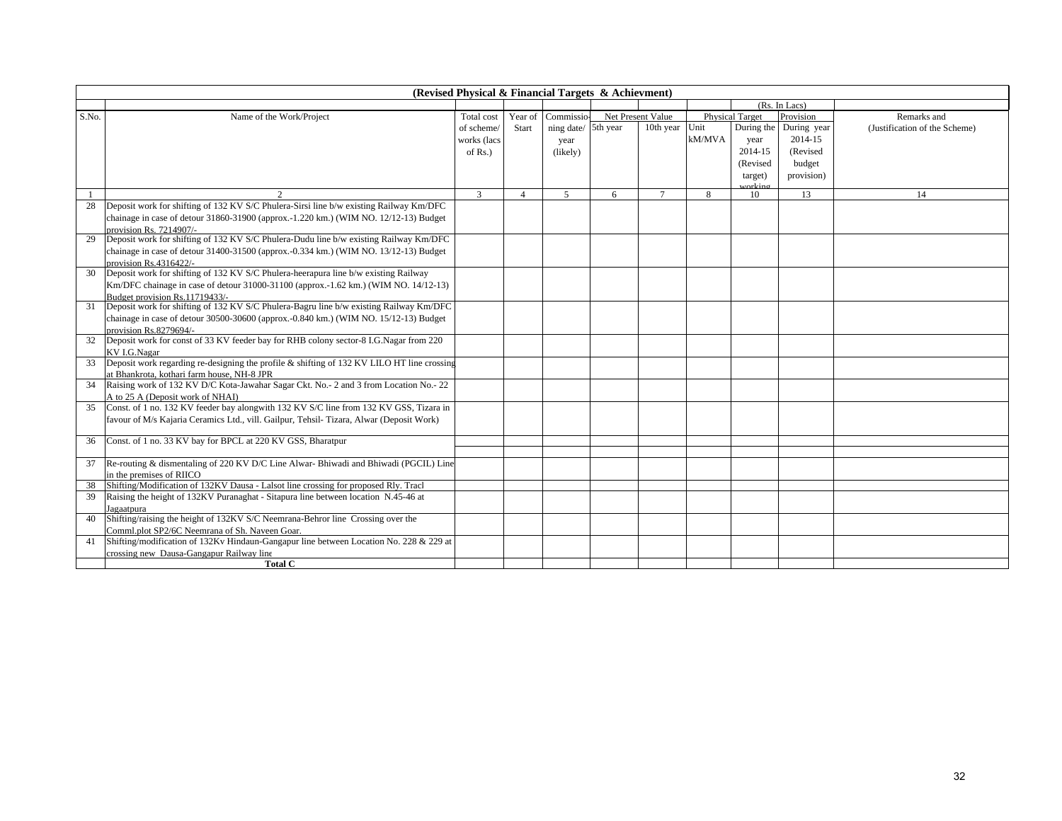**(Revised Physical & Financial Targets & Achievment)**

| S.No. | Name of the Work/Project | Total cost of scheme/ works (lacs of Rs.) | Year of Start | Commissio-ning date/ year (likely) | Net Present Value | | Physical Target | | Provision | Remarks and (Justification of the Scheme) |
|---|---|---|---|---|---|---|---|---|---|---|
| | | | | | 5th year | 10th year | Unit kM/MVA | During the year 2014-15 (Revised target) working | During year 2014-15 (Revised budget provision) | |
| | | | | | | | | | (Rs. In Lacs) | |
| 1 | 2 | 3 | 4 | 5 | 6 | 7 | 8 | 10 | 13 | 14 |
| 28 | Deposit work for shifting of 132 KV S/C Phulera-Sirsi line b/w existing Railway Km/DFC chainage in case of detour 31860-31900 (approx.-1.220 km.) (WIM NO. 12/12-13) Budget provision Rs. 7214907/- | | | | | | | | | |
| 29 | Deposit work for shifting of 132 KV S/C Phulera-Dudu line b/w existing Railway Km/DFC chainage in case of detour 31400-31500 (approx.-0.334 km.) (WIM NO. 13/12-13) Budget provision Rs.4316422/- | | | | | | | | | |
| 30 | Deposit work for shifting of 132 KV S/C Phulera-heerapura line b/w existing Railway Km/DFC chainage in case of detour 31000-31100 (approx.-1.62 km.) (WIM NO. 14/12-13) Budget provision Rs.11719433/- | | | | | | | | | |
| 31 | Deposit work for shifting of 132 KV S/C Phulera-Bagru line b/w existing Railway Km/DFC chainage in case of detour 30500-30600 (approx.-0.840 km.) (WIM NO. 15/12-13) Budget provision Rs.8279694/- | | | | | | | | | |
| 32 | Deposit work for const of 33 KV feeder bay for RHB colony sector-8 I.G.Nagar from 220 KV I.G.Nagar | | | | | | | | | |
| 33 | Deposit work regarding re-designing the profile & shifting of 132 KV LILO HT line crossing at Bhankrota, kothari farm house, NH-8 JPR | | | | | | | | | |
| 34 | Raising work of 132 KV D/C Kota-Jawahar Sagar Ckt. No.- 2 and 3 from Location No.- 22 A to 25 A (Deposit work of NHAI) | | | | | | | | | |
| 35 | Const. of 1 no. 132 KV feeder bay alongwith 132 KV S/C line from 132 KV GSS, Tizara in favour of M/s Kajaria Ceramics Ltd., vill. Gailpur, Tehsil- Tizara, Alwar (Deposit Work) | | | | | | | | | |
| 36 | Const. of 1 no. 33 KV bay for BPCL at 220 KV GSS, Bharatpur | | | | | | | | | |
| 37 | Re-routing & dismentaling of 220 KV D/C Line Alwar- Bhiwadi and Bhiwadi (PGCIL) Line in the premises of RIICO | | | | | | | | | |
| 38 | Shifting/Modification of 132KV Dausa - Lalsot line crossing for proposed Rly. Tracl | | | | | | | | | |
| 39 | Raising the height of 132KV Puranaghat - Sitapura line between location N.45-46 at Jagaatpura | | | | | | | | | |
| 40 | Shifting/raising the height of 132KV S/C Neemrana-Behror line Crossing over the Comml.plot SP2/6C Neemrana of Sh. Naveen Goar. | | | | | | | | | |
| 41 | Shifting/modification of 132Kv Hindaun-Gangapur line between Location No. 228 & 229 at crossing new Dausa-Gangapur Railway line | | | | | | | | | |
| | **Total C** | | | | | | | | | |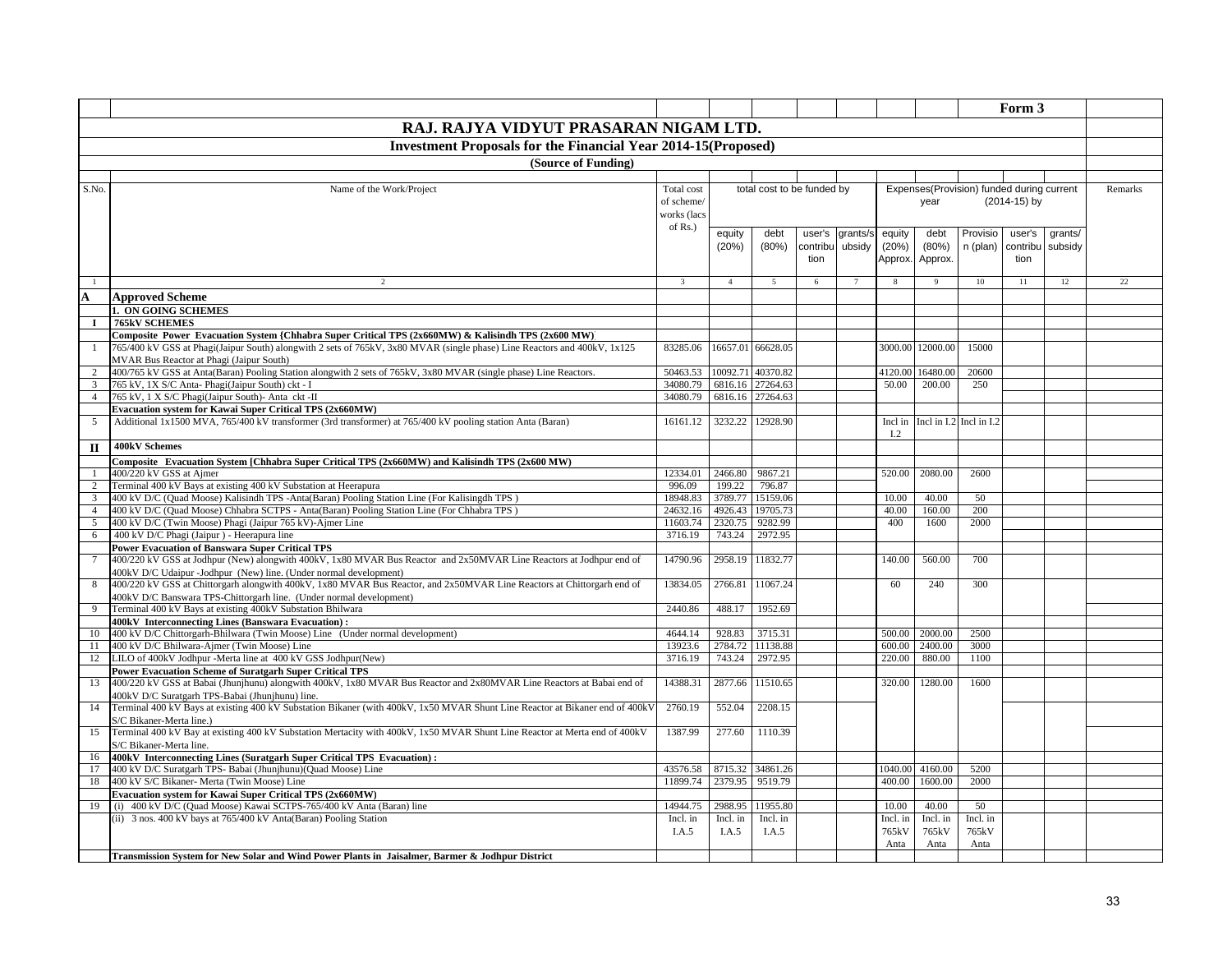Form 3

# RAJ. RAJYA VIDYUT PRASARAN NIGAM LTD.

## Investment Proposals for the Financial Year 2014-15(Proposed)

### (Source of Funding)

| S.No. | Name of the Work/Project | Total cost of scheme/ works (lacs of Rs.) | total cost to be funded by | | | | Expenses(Provision) funded during current year (2014-15) by | | | | | Remarks |
|---|---|---|---|---|---|---|---|---|---|---|---|---|
| | | | equity (20%) | debt (80%) | user's contribution | grants/subsidy | equity (20%) Approx. | debt (80%) Approx. | Provision (plan) | user's contribution | grants/ subsidy | |
| 1 | 2 | 3 | 4 | 5 | 6 | 7 | 8 | 9 | 10 | 11 | 12 | 22 |
| **A** | **Approved Scheme** | | | | | | | | | | | |
| | **1. ON GOING SCHEMES** | | | | | | | | | | | |
| **I** | **765kV SCHEMES** | | | | | | | | | | | |
| | **Composite Power Evacuation System {Chhabra Super Critical TPS (2x660MW) & Kalisindh TPS (2x600 MW)** | | | | | | | | | | | |
| 1 | 765/400 kV GSS at Phagi(Jaipur South) alongwith 2 sets of 765kV, 3x80 MVAR (single phase) Line Reactors and 400kV, 1x125 MVAR Bus Reactor at Phagi (Jaipur South) | 83285.06 | 16657.01 | 66628.05 | | | 3000.00 | 12000.00 | 15000 | | | |
| 2 | 400/765 kV GSS at Anta(Baran) Pooling Station alongwith 2 sets of 765kV, 3x80 MVAR (single phase) Line Reactors. | 50463.53 | 10092.71 | 40370.82 | | | 4120.00 | 16480.00 | 20600 | | | |
| 3 | 765 kV, 1X S/C Anta- Phagi(Jaipur South) ckt - I | 34080.79 | 6816.16 | 27264.63 | | | 50.00 | 200.00 | 250 | | | |
| 4 | 765 kV, 1 X S/C Phagi(Jaipur South)- Anta ckt -II | 34080.79 | 6816.16 | 27264.63 | | | | | | | | |
| | **Evacuation system for Kawai Super Critical TPS (2x660MW)** | | | | | | | | | | | |
| 5 | Additional 1x1500 MVA, 765/400 kV transformer (3rd transformer) at 765/400 kV pooling station Anta (Baran) | 16161.12 | 3232.22 | 12928.90 | | | Incl in I.2 | Incl in I.2 | Incl in I.2 | | | |
| **II** | **400kV Schemes** | | | | | | | | | | | |
| | **Composite Evacuation System [Chhabra Super Critical TPS (2x660MW) and Kalisindh TPS (2x600 MW)** | | | | | | | | | | | |
| 1 | 400/220 kV GSS at Ajmer | 12334.01 | 2466.80 | 9867.21 | | | 520.00 | 2080.00 | 2600 | | | |
| 2 | Terminal 400 kV Bays at existing 400 kV Substation at Heerapura | 996.09 | 199.22 | 796.87 | | | | | | | | |
| 3 | 400 kV D/C (Quad Moose) Kalisindh TPS -Anta(Baran) Pooling Station Line (For Kalisingdh TPS ) | 18948.83 | 3789.77 | 15159.06 | | | 10.00 | 40.00 | 50 | | | |
| 4 | 400 kV D/C (Quad Moose) Chhabra SCTPS - Anta(Baran) Pooling Station Line (For Chhabra TPS ) | 24632.16 | 4926.43 | 19705.73 | | | 40.00 | 160.00 | 200 | | | |
| 5 | 400 kV D/C (Twin Moose) Phagi (Jaipur 765 kV)-Ajmer Line | 11603.74 | 2320.75 | 9282.99 | | | 400 | 1600 | 2000 | | | |
| 6 | 400 kV D/C Phagi (Jaipur ) - Heerapura line | 3716.19 | 743.24 | 2972.95 | | | | | | | | |
| | **Power Evacuation of Banswara Super Critical TPS** | | | | | | | | | | | |
| 7 | 400/220 kV GSS at Jodhpur (New) alongwith 400kV, 1x80 MVAR Bus Reactor and 2x50MVAR Line Reactors at Jodhpur end of 400kV D/C Udaipur -Jodhpur (New) line. (Under normal development) | 14790.96 | 2958.19 | 11832.77 | | | 140.00 | 560.00 | 700 | | | |
| 8 | 400/220 kV GSS at Chittorgarh alongwith 400kV, 1x80 MVAR Bus Reactor, and 2x50MVAR Line Reactors at Chittorgarh end of 400kV D/C Banswara TPS-Chittorgarh line. (Under normal development) | 13834.05 | 2766.81 | 11067.24 | | | 60 | 240 | 300 | | | |
| 9 | Terminal 400 kV Bays at existing 400kV Substation Bhilwara | 2440.86 | 488.17 | 1952.69 | | | | | | | | |
| | **400kV Interconnecting Lines (Banswara Evacuation) :** | | | | | | | | | | | |
| 10 | 400 kV D/C Chittorgarh-Bhilwara (Twin Moose) Line (Under normal development) | 4644.14 | 928.83 | 3715.31 | | | 500.00 | 2000.00 | 2500 | | | |
| 11 | 400 kV D/C Bhilwara-Ajmer (Twin Moose) Line | 13923.6 | 2784.72 | 11138.88 | | | 600.00 | 2400.00 | 3000 | | | |
| 12 | LILO of 400kV Jodhpur -Merta line at 400 kV GSS Jodhpur(New) | 3716.19 | 743.24 | 2972.95 | | | 220.00 | 880.00 | 1100 | | | |
| | **Power Evacuation Scheme of Suratgarh Super Critical TPS** | | | | | | | | | | | |
| 13 | 400/220 kV GSS at Babai (Jhunjhunu) alongwith 400kV, 1x80 MVAR Bus Reactor and 2x80MVAR Line Reactors at Babai end of 400kV D/C Suratgarh TPS-Babai (Jhunjhunu) line. | 14388.31 | 2877.66 | 11510.65 | | | 320.00 | 1280.00 | 1600 | | | |
| 14 | Terminal 400 kV Bays at existing 400 kV Substation Bikaner (with 400kV, 1x50 MVAR Shunt Line Reactor at Bikaner end of 400kV S/C Bikaner-Merta line.) | 2760.19 | 552.04 | 2208.15 | | | | | | | | |
| 15 | Terminal 400 kV Bay at existing 400 kV Substation Mertacity with 400kV, 1x50 MVAR Shunt Line Reactor at Merta end of 400kV S/C Bikaner-Merta line. | 1387.99 | 277.60 | 1110.39 | | | | | | | | |
| 16 | **400kV Interconnecting Lines (Suratgarh Super Critical TPS Evacuation) :** | | | | | | | | | | | |
| 17 | 400 kV D/C Suratgarh TPS- Babai (Jhunjhunu)(Quad Moose) Line | 43576.58 | 8715.32 | 34861.26 | | | 1040.00 | 4160.00 | 5200 | | | |
| 18 | 400 kV S/C Bikaner- Merta (Twin Moose) Line | 11899.74 | 2379.95 | 9519.79 | | | 400.00 | 1600.00 | 2000 | | | |
| | **Evacuation system for Kawai Super Critical TPS (2x660MW)** | | | | | | | | | | | |
| 19 | (i) 400 kV D/C (Quad Moose) Kawai SCTPS-765/400 kV Anta (Baran) line | 14944.75 | 2988.95 | 11955.80 | | | 10.00 | 40.00 | 50 | | | |
| | (ii) 3 nos. 400 kV bays at 765/400 kV Anta(Baran) Pooling Station | Incl. in I.A.5 | Incl. in I.A.5 | Incl. in I.A.5 | | | Incl. in 765kV Anta | Incl. in 765kV Anta | Incl. in 765kV Anta | | | |
| | **Transmission System for New Solar and Wind Power Plants in Jaisalmer, Barmer & Jodhpur District** | | | | | | | | | | | |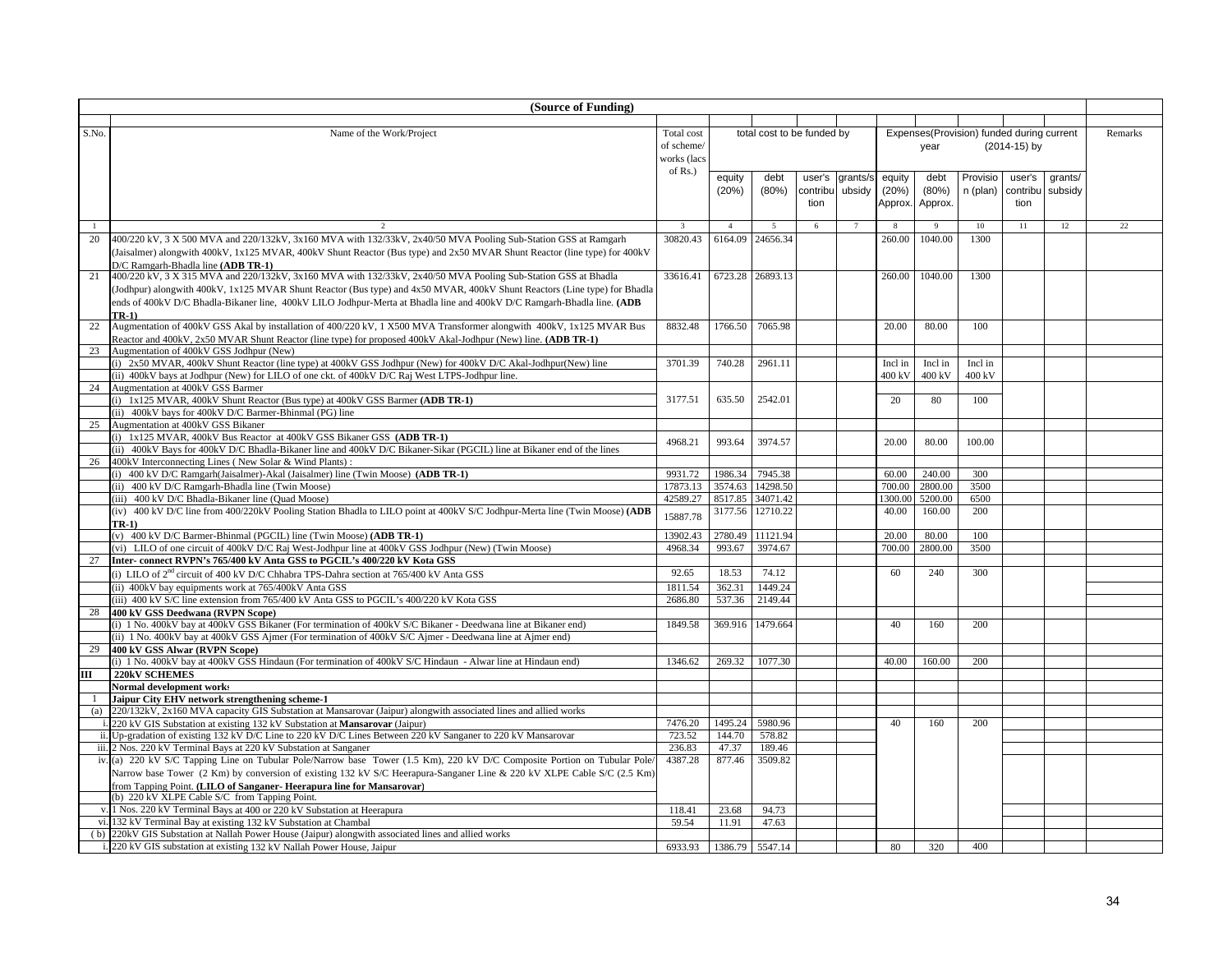| (Source of Funding) | | | | | | | | | | | | | |
|---|---|---|---|---|---|---|---|---|---|---|---|---|---|
| S.No. | Name of the Work/Project | Total cost of scheme/ works (lacs of Rs.) | total cost to be funded by | | | | Expenses(Provision) funded during current year (2014-15) by | | | | | Remarks |
| | | | equity (20%) | debt (80%) | user's contribution | grants/subsidy | equity (20%) Approx. | debt (80%) Approx. | Provision (plan) | user's contribution | grants/ subsidy | |
| 1 | 2 | 3 | 4 | 5 | 6 | 7 | 8 | 9 | 10 | 11 | 12 | 22 |
| 20 | 400/220 kV, 3 X 500 MVA and 220/132kV, 3x160 MVA with 132/33kV, 2x40/50 MVA Pooling Sub-Station GSS at Ramgarh (Jaisalmer) alongwith 400kV, 1x125 MVAR, 400kV Shunt Reactor (Bus type) and 2x50 MVAR Shunt Reactor (line type) for 400kV D/C Ramgarh-Bhadla line **(ADB TR-1)** | 30820.43 | 6164.09 | 24656.34 | | | 260.00 | 1040.00 | 1300 | | | |
| 21 | 400/220 kV, 3 X 315 MVA and 220/132kV, 3x160 MVA with 132/33kV, 2x40/50 MVA Pooling Sub-Station GSS at Bhadla (Jodhpur) alongwith 400kV, 1x125 MVAR Shunt Reactor (Bus type) and 4x50 MVAR, 400kV Shunt Reactors (Line type) for Bhadla ends of 400kV D/C Bhadla-Bikaner line, 400kV LILO Jodhpur-Merta at Bhadla line and 400kV D/C Ramgarh-Bhadla line. **(ADB TR-1)** | 33616.41 | 6723.28 | 26893.13 | | | 260.00 | 1040.00 | 1300 | | | |
| 22 | Augmentation of 400kV GSS Akal by installation of 400/220 kV, 1 X500 MVA Transformer alongwith 400kV, 1x125 MVAR Bus Reactor and 400kV, 2x50 MVAR Shunt Reactor (line type) for proposed 400kV Akal-Jodhpur (New) line. **(ADB TR-1)** | 8832.48 | 1766.50 | 7065.98 | | | 20.00 | 80.00 | 100 | | | |
| 23 | Augmentation of 400kV GSS Jodhpur (New) | | | | | | | | | | | |
| | (i) 2x50 MVAR, 400kV Shunt Reactor (line type) at 400kV GSS Jodhpur (New) for 400kV D/C Akal-Jodhpur(New) line | 3701.39 | 740.28 | 2961.11 | | | Incl in 400 kV | Incl in 400 kV | Incl in 400 kV | | | |
| | (ii) 400kV bays at Jodhpur (New) for LILO of one ckt. of 400kV D/C Raj West LTPS-Jodhpur line. | | | | | | | | | | | |
| 24 | Augmentation at 400kV GSS Barmer | | | | | | | | | | | |
| | (i) 1x125 MVAR, 400kV Shunt Reactor (Bus type) at 400kV GSS Barmer **(ADB TR-1)** | 3177.51 | 635.50 | 2542.01 | | | 20 | 80 | 100 | | | |
| | (ii) 400kV bays for 400kV D/C Barmer-Bhinmal (PG) line | | | | | | | | | | | |
| 25 | Augmentation at 400kV GSS Bikaner | | | | | | | | | | | |
| | (i) 1x125 MVAR, 400kV Bus Reactor at 400kV GSS Bikaner GSS **(ADB TR-1)** | 4968.21 | 993.64 | 3974.57 | | | 20.00 | 80.00 | 100.00 | | | |
| | (ii) 400kV Bays for 400kV D/C Bhadla-Bikaner line and 400kV D/C Bikaner-Sikar (PGCIL) line at Bikaner end of the lines | | | | | | | | | | | |
| 26 | 400kV Interconnecting Lines ( New Solar & Wind Plants) : | | | | | | | | | | | |
| | (i) 400 kV D/C Ramgarh(Jaisalmer)-Akal (Jaisalmer) line (Twin Moose) **(ADB TR-1)** | 9931.72 | 1986.34 | 7945.38 | | | 60.00 | 240.00 | 300 | | | |
| | (ii) 400 kV D/C Ramgarh-Bhadla line (Twin Moose) | 17873.13 | 3574.63 | 14298.50 | | | 700.00 | 2800.00 | 3500 | | | |
| | (iii) 400 kV D/C Bhadla-Bikaner line (Quad Moose) | 42589.27 | 8517.85 | 34071.42 | | | 1300.00 | 5200.00 | 6500 | | | |
| | (iv) 400 kV D/C line from 400/220kV Pooling Station Bhadla to LILO point at 400kV S/C Jodhpur-Merta line (Twin Moose) **(ADB TR-1)** | 15887.78 | 3177.56 | 12710.22 | | | 40.00 | 160.00 | 200 | | | |
| | (v) 400 kV D/C Barmer-Bhinmal (PGCIL) line (Twin Moose) **(ADB TR-1)** | 13902.43 | 2780.49 | 11121.94 | | | 20.00 | 80.00 | 100 | | | |
| | (vi) LILO of one circuit of 400kV D/C Raj West-Jodhpur line at 400kV GSS Jodhpur (New) (Twin Moose) | 4968.34 | 993.67 | 3974.67 | | | 700.00 | 2800.00 | 3500 | | | |
| 27 | **Inter- connect RVPN's 765/400 kV Anta GSS to PGCIL's 400/220 kV Kota GSS** | | | | | | | | | | | |
| | (i) LILO of 2nd circuit of 400 kV D/C Chhabra TPS-Dahra section at 765/400 kV Anta GSS | 92.65 | 18.53 | 74.12 | | | 60 | 240 | 300 | | | |
| | (ii) 400kV bay equipments work at 765/400kV Anta GSS | 1811.54 | 362.31 | 1449.24 | | | | | | | | |
| | (iii) 400 kV S/C line extension from 765/400 kV Anta GSS to PGCIL's 400/220 kV Kota GSS | 2686.80 | 537.36 | 2149.44 | | | | | | | | |
| 28 | **400 kV GSS Deedwana (RVPN Scope)** | | | | | | | | | | | |
| | (i) 1 No. 400kV bay at 400kV GSS Bikaner (For termination of 400kV S/C Bikaner - Deedwana line at Bikaner end) | 1849.58 | 369.916 | 1479.664 | | | 40 | 160 | 200 | | | |
| | (ii) 1 No. 400kV bay at 400kV GSS Ajmer (For termination of 400kV S/C Ajmer - Deedwana line at Ajmer end) | | | | | | | | | | | |
| 29 | **400 kV GSS Alwar (RVPN Scope)** | | | | | | | | | | | |
| | (i) 1 No. 400kV bay at 400kV GSS Hindaun (For termination of 400kV S/C Hindaun - Alwar line at Hindaun end) | 1346.62 | 269.32 | 1077.30 | | | 40.00 | 160.00 | 200 | | | |
| **III** | **220kV SCHEMES** | | | | | | | | | | | |
| | **Normal development works** | | | | | | | | | | | |
| 1 | **Jaipur City EHV network strengthening scheme-1** | | | | | | | | | | | |
| (a) | 220/132kV, 2x160 MVA capacity GIS Substation at Mansarovar (Jaipur) alongwith associated lines and allied works | | | | | | | | | | | |
| i. | 220 kV GIS Substation at existing 132 kV Substation at **Mansarovar** (Jaipur) | 7476.20 | 1495.24 | 5980.96 | | | 40 | 160 | 200 | | | |
| ii. | Up-gradation of existing 132 kV D/C Line to 220 kV D/C Lines Between 220 kV Sanganer to 220 kV Mansarovar | 723.52 | 144.70 | 578.82 | | | | | | | | |
| iii. | 2 Nos. 220 kV Terminal Bays at 220 kV Substation at Sanganer | 236.83 | 47.37 | 189.46 | | | | | | | | |
| iv. | (a) 220 kV S/C Tapping Line on Tubular Pole/Narrow base Tower (1.5 Km), 220 kV D/C Composite Portion on Tubular Pole/ Narrow base Tower (2 Km) by conversion of existing 132 kV S/C Heerapura-Sanganer Line & 220 kV XLPE Cable S/C (2.5 Km) from Tapping Point. **(LILO of Sanganer- Heerapura line for Mansarovar)** (b) 220 kV XLPE Cable S/C from Tapping Point. | 4387.28 | 877.46 | 3509.82 | | | | | | | | |
| v. | 1 Nos. 220 kV Terminal Bays at 400 or 220 kV Substation at Heerapura | 118.41 | 23.68 | 94.73 | | | | | | | | |
| vi. | 132 kV Terminal Bay at existing 132 kV Substation at Chambal | 59.54 | 11.91 | 47.63 | | | | | | | | |
| (b) | 220kV GIS Substation at Nallah Power House (Jaipur) alongwith associated lines and allied works | | | | | | | | | | | |
| i. | 220 kV GIS substation at existing 132 kV Nallah Power House, Jaipur | 6933.93 | 1386.79 | 5547.14 | | | 80 | 320 | 400 | | | |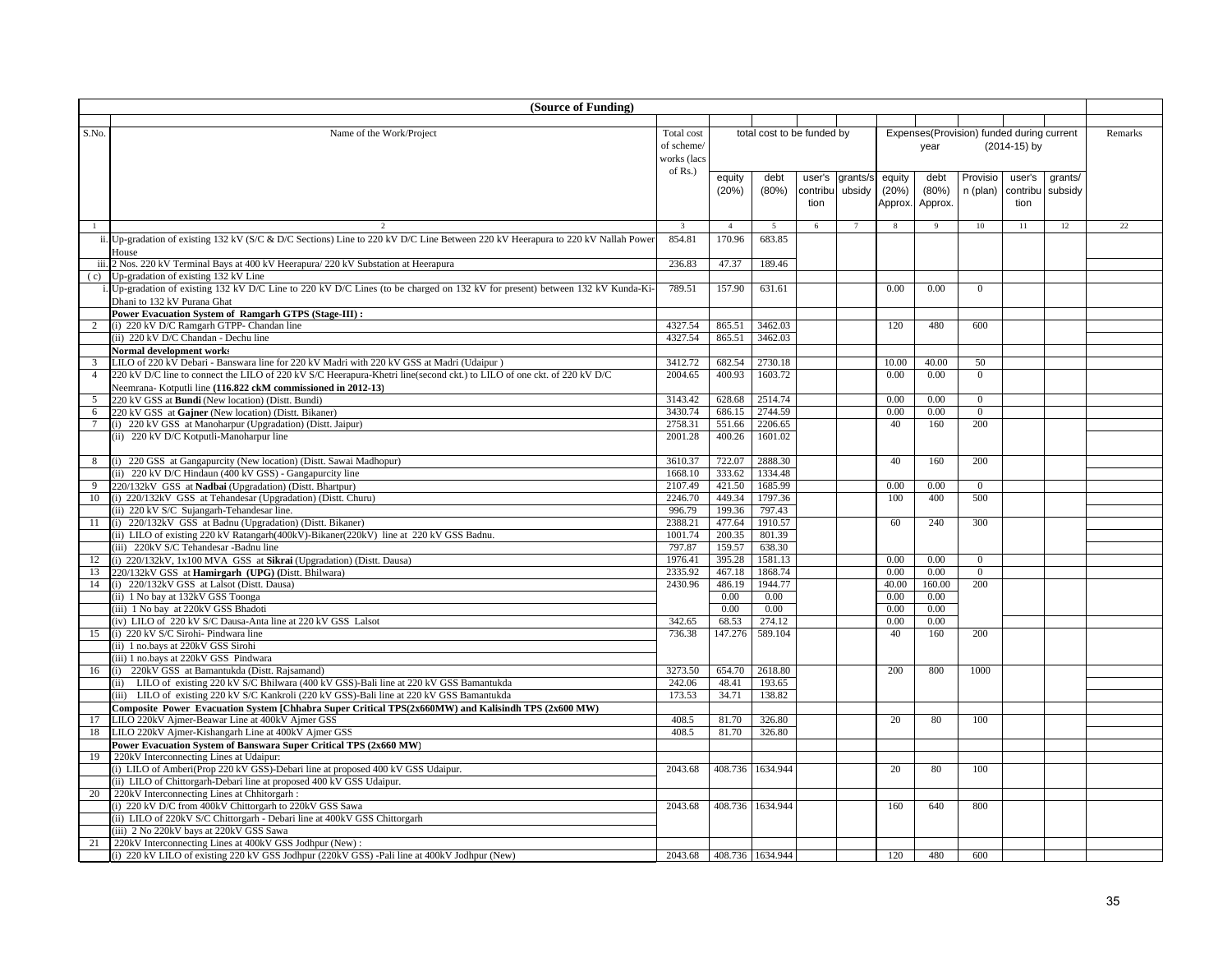| (Source of Funding) | | | | | | | | | | | | | |
|---|---|---|---|---|---|---|---|---|---|---|---|---|---|
| S.No. | Name of the Work/Project | Total cost of scheme/ works (lacs of Rs.) | total cost to be funded by | | | | Expenses(Provision) funded during current year (2014-15) by | | | | | | Remarks |
| | | | equity (20%) | debt (80%) | user's contribu tion | grants/s ubsidy | equity (20%) Approx. | debt (80%) Approx. | Provisio n (plan) | user's contribu tion | grants/ subsidy | | |
| 1 | 2 | 3 | 4 | 5 | 6 | 7 | 8 | 9 | 10 | 11 | 12 | | 22 |
| ii. | Up-gradation of existing 132 kV (S/C & D/C Sections) Line to 220 kV D/C Line Between 220 kV Heerapura to 220 kV Nallah Power House | 854.81 | 170.96 | 683.85 | | | | | | | | | |
| iii. | 2 Nos. 220 kV Terminal Bays at 400 kV Heerapura/ 220 kV Substation at Heerapura | 236.83 | 47.37 | 189.46 | | | | | | | | | |
| ( c) | Up-gradation of existing 132 kV Line | | | | | | | | | | | | |
| i. | Up-gradation of existing 132 kV D/C Line to 220 kV D/C Lines (to be charged on 132 kV for present) between 132 kV Kunda-Ki-Dhani to 132 kV Purana Ghat | 789.51 | 157.90 | 631.61 | | | 0.00 | 0.00 | 0 | | | | |
| | **Power Evacuation System of Ramgarh GTPS (Stage-III) :** | | | | | | | | | | | | |
| 2 | (i) 220 kV D/C Ramgarh GTPP- Chandan line | 4327.54 | 865.51 | 3462.03 | | | 120 | 480 | 600 | | | | |
| | (ii) 220 kV D/C Chandan - Dechu line | 4327.54 | 865.51 | 3462.03 | | | | | | | | | |
| | **Normal development works** | | | | | | | | | | | | |
| 3 | LILO of 220 kV Debari - Banswara line for 220 kV Madri with 220 kV GSS at Madri (Udaipur ) | 3412.72 | 682.54 | 2730.18 | | | 10.00 | 40.00 | 50 | | | | |
| 4 | 220 kV D/C line to connect the LILO of 220 kV S/C Heerapura-Khetri line(second ckt.) to LILO of one ckt. of 220 kV D/C Neemrana- Kotputli line **(116.822 ckM commissioned in 2012-13)** | 2004.65 | 400.93 | 1603.72 | | | 0.00 | 0.00 | 0 | | | | |
| 5 | 220 kV GSS at **Bundi** (New location) (Distt. Bundi) | 3143.42 | 628.68 | 2514.74 | | | 0.00 | 0.00 | 0 | | | | |
| 6 | 220 kV GSS at **Gajner** (New location) (Distt. Bikaner) | 3430.74 | 686.15 | 2744.59 | | | 0.00 | 0.00 | 0 | | | | |
| 7 | (i) 220 kV GSS at Manoharpur (Upgradation) (Distt. Jaipur) | 2758.31 | 551.66 | 2206.65 | | | 40 | 160 | 200 | | | | |
| | (ii) 220 kV D/C Kotputli-Manoharpur line | 2001.28 | 400.26 | 1601.02 | | | | | | | | | |
| 8 | (i) 220 GSS at Gangapurcity (New location) (Distt. Sawai Madhopur) | 3610.37 | 722.07 | 2888.30 | | | 40 | 160 | 200 | | | | |
| | (ii) 220 kV D/C Hindaun (400 kV GSS) - Gangapurcity line | 1668.10 | 333.62 | 1334.48 | | | | | | | | | |
| 9 | 220/132kV GSS at **Nadbai** (Upgradation) (Distt. Bhartpur) | 2107.49 | 421.50 | 1685.99 | | | 0.00 | 0.00 | 0 | | | | |
| 10 | (i) 220/132kV GSS at Tehandesar (Upgradation) (Distt. Churu) | 2246.70 | 449.34 | 1797.36 | | | 100 | 400 | 500 | | | | |
| | (ii) 220 kV S/C Sujangarh-Tehandesar line. | 996.79 | 199.36 | 797.43 | | | | | | | | | |
| 11 | (i) 220/132kV GSS at Badnu (Upgradation) (Distt. Bikaner) | 2388.21 | 477.64 | 1910.57 | | | 60 | 240 | 300 | | | | |
| | (ii) LILO of existing 220 kV Ratangarh(400kV)-Bikaner(220kV) line at 220 kV GSS Badnu. | 1001.74 | 200.35 | 801.39 | | | | | | | | | |
| | (iii) 220kV S/C Tehandesar -Badnu line | 797.87 | 159.57 | 638.30 | | | | | | | | | |
| 12 | (i) 220/132kV, 1x100 MVA GSS at **Sikrai** (Upgradation) (Distt. Dausa) | 1976.41 | 395.28 | 1581.13 | | | 0.00 | 0.00 | 0 | | | | |
| 13 | 220/132kV GSS at **Hamirgarh (UPG) (**Distt. Bhilwara) | 2335.92 | 467.18 | 1868.74 | | | 0.00 | 0.00 | 0 | | | | |
| 14 | (i) 220/132kV GSS at Lalsot (Distt. Dausa) | 2430.96 | 486.19 | 1944.77 | | | 40.00 | 160.00 | 200 | | | | |
| | (ii) 1 No bay at 132kV GSS Toonga | | 0.00 | 0.00 | | | 0.00 | 0.00 | | | | | |
| | (iii) 1 No bay at 220kV GSS Bhadoti | | 0.00 | 0.00 | | | 0.00 | 0.00 | | | | | |
| | (iv) LILO of 220 kV S/C Dausa-Anta line at 220 kV GSS Lalsot | 342.65 | 68.53 | 274.12 | | | 0.00 | 0.00 | | | | | |
| 15 | (i) 220 kV S/C Sirohi- Pindwara line | 736.38 | 147.276 | 589.104 | | | 40 | 160 | 200 | | | | |
| | (ii) 1 no.bays at 220kV GSS Sirohi | | | | | | | | | | | | |
| | (iii) 1 no.bays at 220kV GSS Pindwara | | | | | | | | | | | | |
| 16 | (i) 220kV GSS at Bamantukda (Distt. Rajsamand) | 3273.50 | 654.70 | 2618.80 | | | 200 | 800 | 1000 | | | | |
| | (ii) LILO of existing 220 kV S/C Bhilwara (400 kV GSS)-Bali line at 220 kV GSS Bamantukda | 242.06 | 48.41 | 193.65 | | | | | | | | | |
| | (iii) LILO of existing 220 kV S/C Kankroli (220 kV GSS)-Bali line at 220 kV GSS Bamantukda | 173.53 | 34.71 | 138.82 | | | | | | | | | |
| | **Composite Power Evacuation System [Chhabra Super Critical TPS(2x660MW) and Kalisindh TPS (2x600 MW)** | | | | | | | | | | | | |
| 17 | LILO 220kV Ajmer-Beawar Line at 400kV Ajmer GSS | 408.5 | 81.70 | 326.80 | | | 20 | 80 | 100 | | | | |
| 18 | LILO 220kV Ajmer-Kishangarh Line at 400kV Ajmer GSS | 408.5 | 81.70 | 326.80 | | | | | | | | | |
| | **Power Evacuation System of Banswara Super Critical TPS (2x660 MW)** | | | | | | | | | | | | |
| 19 | 220kV Interconnecting Lines at Udaipur: | | | | | | | | | | | | |
| | (i) LILO of Amberi(Prop 220 kV GSS)-Debari line at proposed 400 kV GSS Udaipur. | 2043.68 | 408.736 | 1634.944 | | | 20 | 80 | 100 | | | | |
| | (ii) LILO of Chittorgarh-Debari line at proposed 400 kV GSS Udaipur. | | | | | | | | | | | | |
| 20 | 220kV Interconnecting Lines at Chhitorgarh : | | | | | | | | | | | | |
| | (i) 220 kV D/C from 400kV Chittorgarh to 220kV GSS Sawa | 2043.68 | 408.736 | 1634.944 | | | 160 | 640 | 800 | | | | |
| | (ii) LILO of 220kV S/C Chittorgarh - Debari line at 400kV GSS Chittorgarh | | | | | | | | | | | | |
| | (iii) 2 No 220kV bays at 220kV GSS Sawa | | | | | | | | | | | | |
| 21 | 220kV Interconnecting Lines at 400kV GSS Jodhpur (New) : | | | | | | | | | | | | |
| | (i) 220 kV LILO of existing 220 kV GSS Jodhpur (220kV GSS) -Pali line at 400kV Jodhpur (New) | 2043.68 | 408.736 | 1634.944 | | | 120 | 480 | 600 | | | | |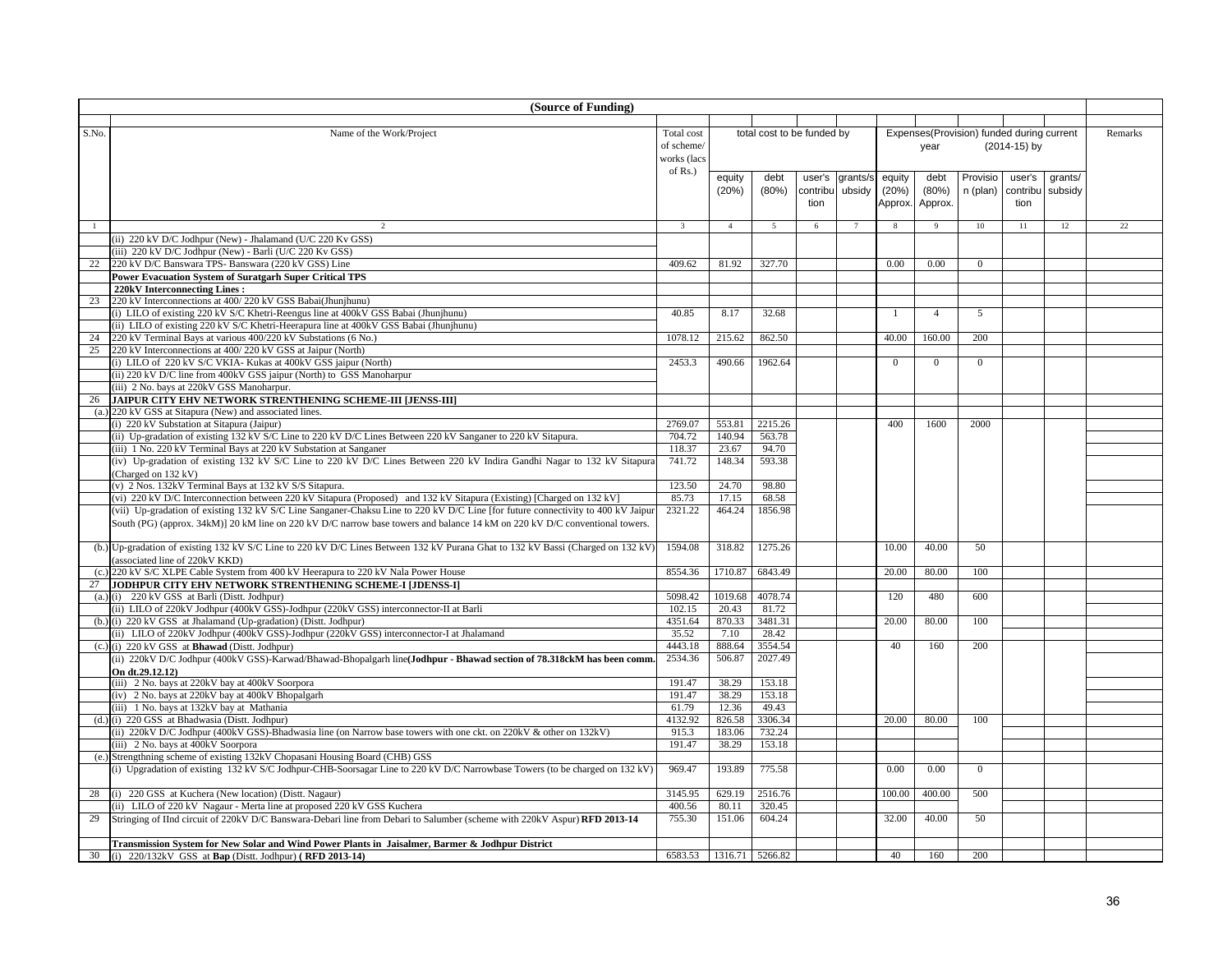**(Source of Funding)**

| S.No. | | Name of the Work/Project | Total cost of scheme/ works (lacs of Rs.) | total cost to be funded by | | | | Expenses(Provision) funded during current year (2014-15) by | | | | | Remarks |
|---|---|---|---|---|---|---|---|---|---|---|---|---|---|
| | | | | equity (20%) | debt (80%) | user's contribution | grants/subsidy | equity (20%) Approx. | debt (80%) Approx. | Provision (plan) | user's contribution | grants/ subsidy | |
| 1 | | 2 | 3 | 4 | 5 | 6 | 7 | 8 | 9 | 10 | 11 | 12 | 22 |
| | | (ii) 220 kV D/C Jodhpur (New) - Jhalamand (U/C 220 Kv GSS) | | | | | | | | | | | |
| | | (iii) 220 kV D/C Jodhpur (New) - Barli (U/C 220 Kv GSS) | | | | | | | | | | | |
| 22 | | 220 kV D/C Banswara TPS- Banswara (220 kV GSS) Line | 409.62 | 81.92 | 327.70 | | | 0.00 | 0.00 | 0 | | | |
| | | **Power Evacuation System of Suratgarh Super Critical TPS** | | | | | | | | | | | |
| | | **220kV Interconnecting Lines :** | | | | | | | | | | | |
| 23 | | 220 kV Interconnections at 400/ 220 kV GSS Babai(Jhunjhunu) | | | | | | | | | | | |
| | | (i) LILO of existing 220 kV S/C Khetri-Reengus line at 400kV GSS Babai (Jhunjhunu) | 40.85 | 8.17 | 32.68 | | | 1 | 4 | 5 | | | |
| | | (ii) LILO of existing 220 kV S/C Khetri-Heerapura line at 400kV GSS Babai (Jhunjhunu) | | | | | | | | | | | |
| 24 | | 220 kV Terminal Bays at various 400/220 kV Substations (6 No.) | 1078.12 | 215.62 | 862.50 | | | 40.00 | 160.00 | 200 | | | |
| 25 | | 220 kV Interconnections at 400/ 220 kV GSS at Jaipur (North) | | | | | | | | | | | |
| | | (i) LILO of 220 kV S/C VKIA- Kukas at 400kV GSS jaipur (North) | 2453.3 | 490.66 | 1962.64 | | | 0 | 0 | 0 | | | |
| | | (ii) 220 kV D/C line from 400kV GSS jaipur (North) to GSS Manoharpur | | | | | | | | | | | |
| | | (iii) 2 No. bays at 220kV GSS Manoharpur. | | | | | | | | | | | |
| 26 | | **JAIPUR CITY EHV NETWORK STRENTHENING SCHEME-III [JENSS-III]** | | | | | | | | | | | |
| | (a.) | 220 kV GSS at Sitapura (New) and associated lines. | | | | | | | | | | | |
| | | (i) 220 kV Substation at Sitapura (Jaipur) | 2769.07 | 553.81 | 2215.26 | | | 400 | 1600 | 2000 | | | |
| | | (ii) Up-gradation of existing 132 kV S/C Line to 220 kV D/C Lines Between 220 kV Sanganer to 220 kV Sitapura. | 704.72 | 140.94 | 563.78 | | | | | | | | |
| | | (iii) 1 No. 220 kV Terminal Bays at 220 kV Substation at Sanganer | 118.37 | 23.67 | 94.70 | | | | | | | | |
| | | (iv) Up-gradation of existing 132 kV S/C Line to 220 kV D/C Lines Between 220 kV Indira Gandhi Nagar to 132 kV Sitapura (Charged on 132 kV) | 741.72 | 148.34 | 593.38 | | | | | | | | |
| | | (v) 2 Nos. 132kV Terminal Bays at 132 kV S/S Sitapura. | 123.50 | 24.70 | 98.80 | | | | | | | | |
| | | (vi) 220 kV D/C Interconnection between 220 kV Sitapura (Proposed) and 132 kV Sitapura (Existing) [Charged on 132 kV] | 85.73 | 17.15 | 68.58 | | | | | | | | |
| | | (vii) Up-gradation of existing 132 kV S/C Line Sanganer-Chaksu Line to 220 kV D/C Line [for future connectivity to 400 kV Jaipur South (PG) (approx. 34kM)] 20 kM line on 220 kV D/C narrow base towers and balance 14 kM on 220 kV D/C conventional towers. | 2321.22 | 464.24 | 1856.98 | | | | | | | | |
| | (b.) | Up-gradation of existing 132 kV S/C Line to 220 kV D/C Lines Between 132 kV Purana Ghat to 132 kV Bassi (Charged on 132 kV) (associated line of 220kV KKD) | 1594.08 | 318.82 | 1275.26 | | | 10.00 | 40.00 | 50 | | | |
| | (c.) | 220 kV S/C XLPE Cable System from 400 kV Heerapura to 220 kV Nala Power House | 8554.36 | 1710.87 | 6843.49 | | | 20.00 | 80.00 | 100 | | | |
| 27 | | **JODHPUR CITY EHV NETWORK STRENTHENING SCHEME-I [JDENSS-I]** | | | | | | | | | | | |
| | (a.) | (i) 220 kV GSS at Barli (Distt. Jodhpur) | 5098.42 | 1019.68 | 4078.74 | | | 120 | 480 | 600 | | | |
| | | (ii) LILO of 220kV Jodhpur (400kV GSS)-Jodhpur (220kV GSS) interconnector-II at Barli | 102.15 | 20.43 | 81.72 | | | | | | | | |
| | (b.) | (i) 220 kV GSS at Jhalamand (Up-gradation) (Distt. Jodhpur) | 4351.64 | 870.33 | 3481.31 | | | 20.00 | 80.00 | 100 | | | |
| | | (ii) LILO of 220kV Jodhpur (400kV GSS)-Jodhpur (220kV GSS) interconnector-I at Jhalamand | 35.52 | 7.10 | 28.42 | | | | | | | | |
| | (c.) | (i) 220 kV GSS at **Bhawad** (Distt. Jodhpur) | 4443.18 | 888.64 | 3554.54 | | | 40 | 160 | 200 | | | |
| | | (ii) 220kV D/C Jodhpur (400kV GSS)-Karwad/Bhawad-Bhopalgarh line **(Jodhpur - Bhawad section of 78.318ckM has been comm. On dt.29.12.12)** | 2534.36 | 506.87 | 2027.49 | | | | | | | | |
| | | (iii) 2 No. bays at 220kV bay at 400kV Soorpora | 191.47 | 38.29 | 153.18 | | | | | | | | |
| | | (iv) 2 No. bays at 220kV bay at 400kV Bhopalgarh | 191.47 | 38.29 | 153.18 | | | | | | | | |
| | | (iii) 1 No. bays at 132kV bay at Mathania | 61.79 | 12.36 | 49.43 | | | | | | | | |
| | (d.) | (i) 220 GSS at Bhadwasia (Distt. Jodhpur) | 4132.92 | 826.58 | 3306.34 | | | 20.00 | 80.00 | 100 | | | |
| | | (ii) 220kV D/C Jodhpur (400kV GSS)-Bhadwasia line (on Narrow base towers with one ckt. on 220kV & other on 132kV) | 915.3 | 183.06 | 732.24 | | | | | | | | |
| | | (iii) 2 No. bays at 400kV Soorpora | 191.47 | 38.29 | 153.18 | | | | | | | | |
| | (e.) | Strengthning scheme of existing 132kV Chopasani Housing Board (CHB) GSS | | | | | | | | | | | |
| | | (i) Upgradation of existing 132 kV S/C Jodhpur-CHB-Soorsagar Line to 220 kV D/C Narrowbase Towers (to be charged on 132 kV) | 969.47 | 193.89 | 775.58 | | | 0.00 | 0.00 | 0 | | | |
| 28 | | (i) 220 GSS at Kuchera (New location) (Distt. Nagaur) | 3145.95 | 629.19 | 2516.76 | | | 100.00 | 400.00 | 500 | | | |
| | | (ii) LILO of 220 kV Nagaur - Merta line at proposed 220 kV GSS Kuchera | 400.56 | 80.11 | 320.45 | | | | | | | | |
| 29 | | Stringing of IInd circuit of 220kV D/C Banswara-Debari line from Debari to Salumber (scheme with 220kV Aspur) **RFD 2013-14** | 755.30 | 151.06 | 604.24 | | | 32.00 | 40.00 | 50 | | | |
| | | **Transmission System for New Solar and Wind Power Plants in Jaisalmer, Barmer & Jodhpur District** | | | | | | | | | | | |
| 30 | | (i) 220/132kV GSS at **Bap** (Distt. Jodhpur) **( RFD 2013-14)** | 6583.53 | 1316.71 | 5266.82 | | | 40 | 160 | 200 | | | |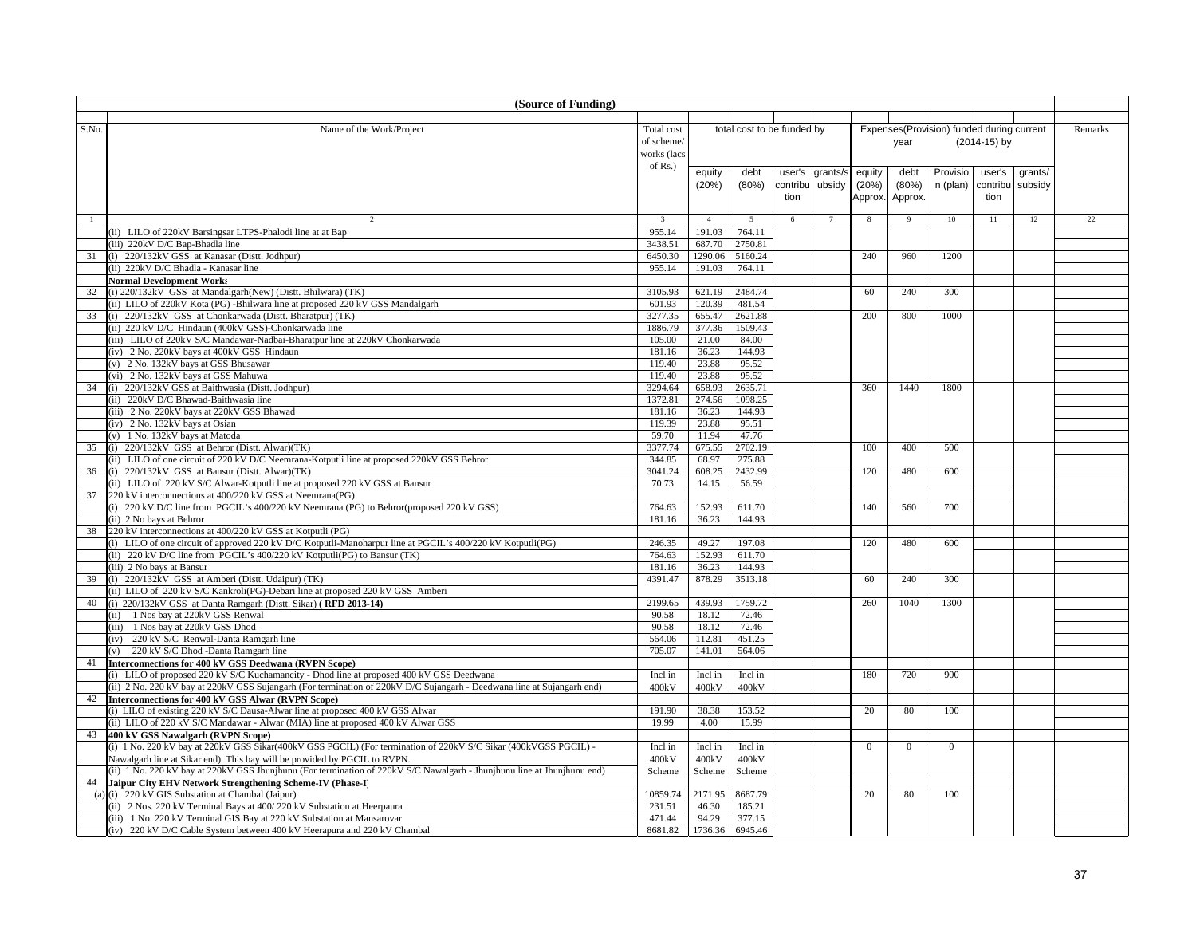| (Source of Funding) | | | | | | | | | | | | | |
|---|---|---|---|---|---|---|---|---|---|---|---|---|---|
| S.No. | Name of the Work/Project | Total cost of scheme/ works (lacs of Rs.) | total cost to be funded by | | | | Expenses(Provision) funded during current year (2014-15) by | | | | | Remarks |
| | | | equity (20%) | debt (80%) | user's contribution | grants/subsidy | equity (20%) Approx. | debt (80%) Approx. | Provision (plan) | user's contribution | grants/ subsidy | |
| 1 | 2 | 3 | 4 | 5 | 6 | 7 | 8 | 9 | 10 | 11 | 12 | 22 |
| | (ii) LILO of 220kV Barsingsar LTPS-Phalodi line at at Bap | 955.14 | 191.03 | 764.11 | | | | | | | | |
| | (iii) 220kV D/C Bap-Bhadla line | 3438.51 | 687.70 | 2750.81 | | | | | | | | |
| 31 | (i) 220/132kV GSS at Kanasar (Distt. Jodhpur) | 6450.30 | 1290.06 | 5160.24 | | | 240 | 960 | 1200 | | | |
| | (ii) 220kV D/C Bhadla - Kanasar line | 955.14 | 191.03 | 764.11 | | | | | | | | |
| | **Normal Development Works** | | | | | | | | | | | |
| 32 | (i) 220/132kV GSS at Mandalgarh(New) (Distt. Bhilwara) (TK) | 3105.93 | 621.19 | 2484.74 | | | 60 | 240 | 300 | | | |
| | (ii) LILO of 220kV Kota (PG) -Bhilwara line at proposed 220 kV GSS Mandalgarh | 601.93 | 120.39 | 481.54 | | | | | | | | |
| 33 | (i) 220/132kV GSS at Chonkarwada (Distt. Bharatpur) (TK) | 3277.35 | 655.47 | 2621.88 | | | 200 | 800 | 1000 | | | |
| | (ii) 220 kV D/C Hindaun (400kV GSS)-Chonkarwada line | 1886.79 | 377.36 | 1509.43 | | | | | | | | |
| | (iii) LILO of 220kV S/C Mandawar-Nadbai-Bharatpur line at 220kV Chonkarwada | 105.00 | 21.00 | 84.00 | | | | | | | | |
| | (iv) 2 No. 220kV bays at 400kV GSS Hindaun | 181.16 | 36.23 | 144.93 | | | | | | | | |
| | (v) 2 No. 132kV bays at GSS Bhusawar | 119.40 | 23.88 | 95.52 | | | | | | | | |
| | (vi) 2 No. 132kV bays at GSS Mahuwa | 119.40 | 23.88 | 95.52 | | | | | | | | |
| 34 | (i) 220/132kV GSS at Baithwasia (Distt. Jodhpur) | 3294.64 | 658.93 | 2635.71 | | | 360 | 1440 | 1800 | | | |
| | (ii) 220kV D/C Bhawad-Baithwasia line | 1372.81 | 274.56 | 1098.25 | | | | | | | | |
| | (iii) 2 No. 220kV bays at 220kV GSS Bhawad | 181.16 | 36.23 | 144.93 | | | | | | | | |
| | (iv) 2 No. 132kV bays at Osian | 119.39 | 23.88 | 95.51 | | | | | | | | |
| | (v) 1 No. 132kV bays at Matoda | 59.70 | 11.94 | 47.76 | | | | | | | | |
| 35 | (i) 220/132kV GSS at Behror (Distt. Alwar)(TK) | 3377.74 | 675.55 | 2702.19 | | | 100 | 400 | 500 | | | |
| | (ii) LILO of one circuit of 220 kV D/C Neemrana-Kotputli line at proposed 220kV GSS Behror | 344.85 | 68.97 | 275.88 | | | | | | | | |
| 36 | (i) 220/132kV GSS at Bansur (Distt. Alwar)(TK) | 3041.24 | 608.25 | 2432.99 | | | 120 | 480 | 600 | | | |
| | (ii) LILO of 220 kV S/C Alwar-Kotputli line at proposed 220 kV GSS at Bansur | 70.73 | 14.15 | 56.59 | | | | | | | | |
| 37 | 220 kV interconnections at 400/220 kV GSS at Neemrana(PG) | | | | | | | | | | | |
| | (i) 220 kV D/C line from PGCIL's 400/220 kV Neemrana (PG) to Behror(proposed 220 kV GSS) | 764.63 | 152.93 | 611.70 | | | 140 | 560 | 700 | | | |
| | (ii) 2 No bays at Behror | 181.16 | 36.23 | 144.93 | | | | | | | | |
| 38 | 220 kV interconnections at 400/220 kV GSS at Kotputli (PG) | | | | | | | | | | | |
| | (i) LILO of one circuit of approved 220 kV D/C Kotputli-Manoharpur line at PGCIL's 400/220 kV Kotputli(PG) | 246.35 | 49.27 | 197.08 | | | 120 | 480 | 600 | | | |
| | (ii) 220 kV D/C line from PGCIL's 400/220 kV Kotputli(PG) to Bansur (TK) | 764.63 | 152.93 | 611.70 | | | | | | | | |
| | (iii) 2 No bays at Bansur | 181.16 | 36.23 | 144.93 | | | | | | | | |
| 39 | (i) 220/132kV GSS at Amberi (Distt. Udaipur) (TK) | 4391.47 | 878.29 | 3513.18 | | | 60 | 240 | 300 | | | |
| | (ii) LILO of 220 kV S/C Kankroli(PG)-Debari line at proposed 220 kV GSS Amberi | | | | | | | | | | | |
| 40 | (i) 220/132kV GSS at Danta Ramgarh (Distt. Sikar) **( RFD 2013-14)** | 2199.65 | 439.93 | 1759.72 | | | 260 | 1040 | 1300 | | | |
| | (ii) 1 Nos bay at 220kV GSS Renwal | 90.58 | 18.12 | 72.46 | | | | | | | | |
| | (iii) 1 Nos bay at 220kV GSS Dhod | 90.58 | 18.12 | 72.46 | | | | | | | | |
| | (iv) 220 kV S/C Renwal-Danta Ramgarh line | 564.06 | 112.81 | 451.25 | | | | | | | | |
| | (v) 220 kV S/C Dhod -Danta Ramgarh line | 705.07 | 141.01 | 564.06 | | | | | | | | |
| 41 | **Interconnections for 400 kV GSS Deedwana (RVPN Scope)** | | | | | | | | | | | |
| | (i) LILO of proposed 220 kV S/C Kuchamancity - Dhod line at proposed 400 kV GSS Deedwana | Incl in 400kV | Incl in 400kV | Incl in 400kV | | | 180 | 720 | 900 | | | |
| | (ii) 2 No. 220 kV bay at 220kV GSS Sujangarh (For termination of 220kV D/C Sujangarh - Deedwana line at Sujangarh end) | | | | | | | | | | | |
| 42 | **Interconnections for 400 kV GSS Alwar (RVPN Scope)** | | | | | | | | | | | |
| | (i) LILO of existing 220 kV S/C Dausa-Alwar line at proposed 400 kV GSS Alwar | 191.90 | 38.38 | 153.52 | | | 20 | 80 | 100 | | | |
| | (ii) LILO of 220 kV S/C Mandawar - Alwar (MIA) line at proposed 400 kV Alwar GSS | 19.99 | 4.00 | 15.99 | | | | | | | | |
| 43 | **400 kV GSS Nawalgarh (RVPN Scope)** | | | | | | | | | | | |
| | (i) 1 No. 220 kV bay at 220kV GSS Sikar(400kV GSS PGCIL) (For termination of 220kV S/C Sikar (400kVGSS PGCIL) - Nawalgarh line at Sikar end). This bay will be provided by PGCIL to RVPN. | Incl in 400kV Scheme | Incl in 400kV Scheme | Incl in 400kV Scheme | | | 0 | 0 | 0 | | | |
| | (ii) 1 No. 220 kV bay at 220kV GSS Jhunjhunu (For termination of 220kV S/C Nawalgarh - Jhunjhunu line at Jhunjhunu end) | | | | | | | | | | | |
| 44 | **Jaipur City EHV Network Strengthening Scheme-IV (Phase-I)** | | | | | | | | | | | |
| (a) | (i) 220 kV GIS Substation at Chambal (Jaipur) | 10859.74 | 2171.95 | 8687.79 | | | 20 | 80 | 100 | | | |
| | (ii) 2 Nos. 220 kV Terminal Bays at 400/ 220 kV Substation at Heerpaura | 231.51 | 46.30 | 185.21 | | | | | | | | |
| | (iii) 1 No. 220 kV Terminal GIS Bay at 220 kV Substation at Mansarovar | 471.44 | 94.29 | 377.15 | | | | | | | | |
| | (iv) 220 kV D/C Cable System between 400 kV Heerapura and 220 kV Chambal | 8681.82 | 1736.36 | 6945.46 | | | | | | | | |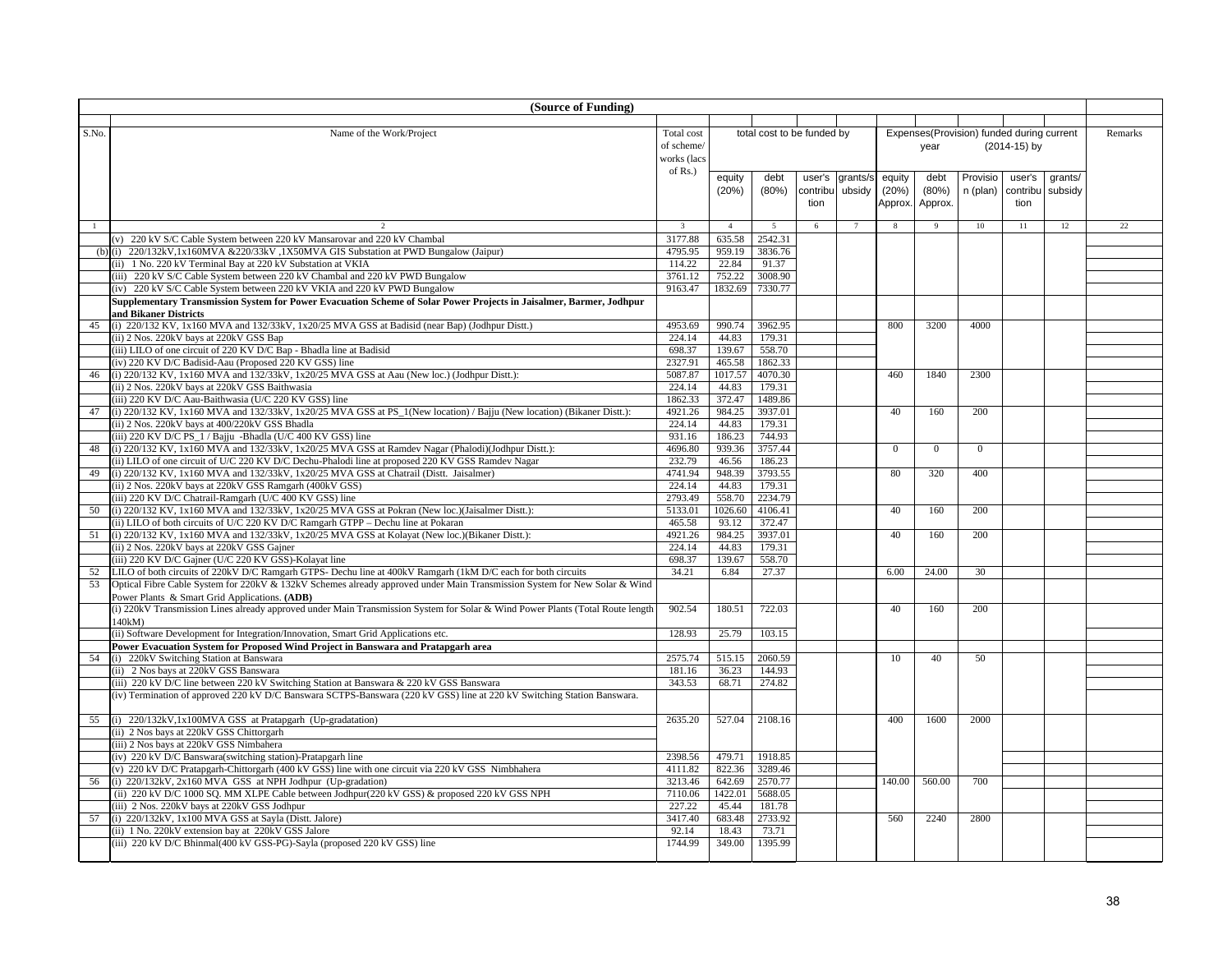**(Source of Funding)**

| S.No. | Name of the Work/Project | Total cost of scheme/ works (lacs of Rs.) | total cost to be funded by | | | | Expenses(Provision) funded during current year (2014-15) by | | | | | Remarks |
|---|---|---|---|---|---|---|---|---|---|---|---|---|
| | | | equity (20%) | debt (80%) | user's contribution | grants/subsidy | equity (20%) Approx. | debt (80%) Approx. | Provision (plan) | user's contribution | grants/ subsidy | |
| 1 | 2 | 3 | 4 | 5 | 6 | 7 | 8 | 9 | 10 | 11 | 12 | 22 |
| | (v) 220 kV S/C Cable System between 220 kV Mansarovar and 220 kV Chambal | 3177.88 | 635.58 | 2542.31 | | | | | | | | |
| | (b) (i) 220/132kV,1x160MVA &220/33kV ,1X50MVA GIS Substation at PWD Bungalow (Jaipur) | 4795.95 | 959.19 | 3836.76 | | | | | | | | |
| | (ii) 1 No. 220 kV Terminal Bay at 220 kV Substation at VKIA | 114.22 | 22.84 | 91.37 | | | | | | | | |
| | (iii) 220 kV S/C Cable System between 220 kV Chambal and 220 kV PWD Bungalow | 3761.12 | 752.22 | 3008.90 | | | | | | | | |
| | (iv) 220 kV S/C Cable System between 220 kV VKIA and 220 kV PWD Bungalow | 9163.47 | 1832.69 | 7330.77 | | | | | | | | |
| | **Supplementary Transmission System for Power Evacuation Scheme of Solar Power Projects in Jaisalmer, Barmer, Jodhpur and Bikaner Districts** | | | | | | | | | | | |
| 45 | (i) 220/132 KV, 1x160 MVA and 132/33kV, 1x20/25 MVA GSS at Badisid (near Bap) (Jodhpur Distt.) | 4953.69 | 990.74 | 3962.95 | | | 800 | 3200 | 4000 | | | |
| | (ii) 2 Nos. 220kV bays at 220kV GSS Bap | 224.14 | 44.83 | 179.31 | | | | | | | | |
| | (iii) LILO of one circuit of 220 KV D/C Bap - Bhadla line at Badisid | 698.37 | 139.67 | 558.70 | | | | | | | | |
| | (iv) 220 KV D/C Badisid-Aau (Proposed 220 KV GSS) line | 2327.91 | 465.58 | 1862.33 | | | | | | | | |
| 46 | (i) 220/132 KV, 1x160 MVA and 132/33kV, 1x20/25 MVA GSS at Aau (New loc.) (Jodhpur Distt.): | 5087.87 | 1017.57 | 4070.30 | | | 460 | 1840 | 2300 | | | |
| | (ii) 2 Nos. 220kV bays at 220kV GSS Baithwasia | 224.14 | 44.83 | 179.31 | | | | | | | | |
| | (iii) 220 KV D/C Aau-Baithwasia (U/C 220 KV GSS) line | 1862.33 | 372.47 | 1489.86 | | | | | | | | |
| 47 | (i) 220/132 KV, 1x160 MVA and 132/33kV, 1x20/25 MVA GSS at PS_1(New location) / Bajju (New location) (Bikaner Distt.): | 4921.26 | 984.25 | 3937.01 | | | 40 | 160 | 200 | | | |
| | (ii) 2 Nos. 220kV bays at 400/220kV GSS Bhadla | 224.14 | 44.83 | 179.31 | | | | | | | | |
| | (iii) 220 KV D/C PS_1 / Bajju -Bhadla (U/C 400 KV GSS) line | 931.16 | 186.23 | 744.93 | | | | | | | | |
| 48 | (i) 220/132 KV, 1x160 MVA and 132/33kV, 1x20/25 MVA GSS at Ramdev Nagar (Phalodi)(Jodhpur Distt.): | 4696.80 | 939.36 | 3757.44 | | | 0 | 0 | 0 | | | |
| | (ii) LILO of one circuit of U/C 220 KV D/C Dechu-Phalodi line at proposed 220 KV GSS Ramdev Nagar | 232.79 | 46.56 | 186.23 | | | | | | | | |
| 49 | (i) 220/132 KV, 1x160 MVA and 132/33kV, 1x20/25 MVA GSS at Chatrail (Distt. Jaisalmer) | 4741.94 | 948.39 | 3793.55 | | | 80 | 320 | 400 | | | |
| | (ii) 2 Nos. 220kV bays at 220kV GSS Ramgarh (400kV GSS) | 224.14 | 44.83 | 179.31 | | | | | | | | |
| | (iii) 220 KV D/C Chatrail-Ramgarh (U/C 400 KV GSS) line | 2793.49 | 558.70 | 2234.79 | | | | | | | | |
| 50 | (i) 220/132 KV, 1x160 MVA and 132/33kV, 1x20/25 MVA GSS at Pokran (New loc.)(Jaisalmer Distt.): | 5133.01 | 1026.60 | 4106.41 | | | 40 | 160 | 200 | | | |
| | (ii) LILO of both circuits of U/C 220 KV D/C Ramgarh GTPP – Dechu line at Pokaran | 465.58 | 93.12 | 372.47 | | | | | | | | |
| 51 | (i) 220/132 KV, 1x160 MVA and 132/33kV, 1x20/25 MVA GSS at Kolayat (New loc.)(Bikaner Distt.): | 4921.26 | 984.25 | 3937.01 | | | 40 | 160 | 200 | | | |
| | (ii) 2 Nos. 220kV bays at 220kV GSS Gajner | 224.14 | 44.83 | 179.31 | | | | | | | | |
| | (iii) 220 KV D/C Gajner (U/C 220 KV GSS)-Kolayat line | 698.37 | 139.67 | 558.70 | | | | | | | | |
| 52 | LILO of both circuits of 220kV D/C Ramgarh GTPS- Dechu line at 400kV Ramgarh (1kM D/C each for both circuits | 34.21 | 6.84 | 27.37 | | | 6.00 | 24.00 | 30 | | | |
| 53 | Optical Fibre Cable System for 220kV & 132kV Schemes already approved under Main Transmission System for New Solar & Wind Power Plants & Smart Grid Applications. **(ADB)** | | | | | | | | | | | |
| | (i) 220kV Transmission Lines already approved under Main Transmission System for Solar & Wind Power Plants (Total Route length 140kM) | 902.54 | 180.51 | 722.03 | | | 40 | 160 | 200 | | | |
| | (ii) Software Development for Integration/Innovation, Smart Grid Applications etc. | 128.93 | 25.79 | 103.15 | | | | | | | | |
| | **Power Evacuation System for Proposed Wind Project in Banswara and Pratapgarh area** | | | | | | | | | | | |
| 54 | (i) 220kV Switching Station at Banswara | 2575.74 | 515.15 | 2060.59 | | | 10 | 40 | 50 | | | |
| | (ii) 2 Nos bays at 220kV GSS Banswara | 181.16 | 36.23 | 144.93 | | | | | | | | |
| | (iii) 220 kV D/C line between 220 kV Switching Station at Banswara & 220 kV GSS Banswara | 343.53 | 68.71 | 274.82 | | | | | | | | |
| | (iv) Termination of approved 220 kV D/C Banswara SCTPS-Banswara (220 kV GSS) line at 220 kV Switching Station Banswara. | | | | | | | | | | | |
| 55 | (i) 220/132kV,1x100MVA GSS at Pratapgarh (Up-gradatation) | 2635.20 | 527.04 | 2108.16 | | | 400 | 1600 | 2000 | | | |
| | (ii) 2 Nos bays at 220kV GSS Chittorgarh | | | | | | | | | | | |
| | (iii) 2 Nos bays at 220kV GSS Nimbahera | | | | | | | | | | | |
| | (iv) 220 kV D/C Banswara(switching station)-Pratapgarh line | 2398.56 | 479.71 | 1918.85 | | | | | | | | |
| | (v) 220 kV D/C Pratapgarh-Chittorgarh (400 kV GSS) line with one circuit via 220 kV GSS Nimbhahera | 4111.82 | 822.36 | 3289.46 | | | | | | | | |
| 56 | (i) 220/132kV, 2x160 MVA GSS at NPH Jodhpur (Up-gradation) | 3213.46 | 642.69 | 2570.77 | | | 140.00 | 560.00 | 700 | | | |
| | (ii) 220 kV D/C 1000 SQ. MM XLPE Cable between Jodhpur(220 kV GSS) & proposed 220 kV GSS NPH | 7110.06 | 1422.01 | 5688.05 | | | | | | | | |
| | (iii) 2 Nos. 220kV bays at 220kV GSS Jodhpur | 227.22 | 45.44 | 181.78 | | | | | | | | |
| 57 | (i) 220/132kV, 1x100 MVA GSS at Sayla (Distt. Jalore) | 3417.40 | 683.48 | 2733.92 | | | 560 | 2240 | 2800 | | | |
| | (ii) 1 No. 220kV extension bay at 220kV GSS Jalore | 92.14 | 18.43 | 73.71 | | | | | | | | |
| | (iii) 220 kV D/C Bhinmal(400 kV GSS-PG)-Sayla (proposed 220 kV GSS) line | 1744.99 | 349.00 | 1395.99 | | | | | | | | |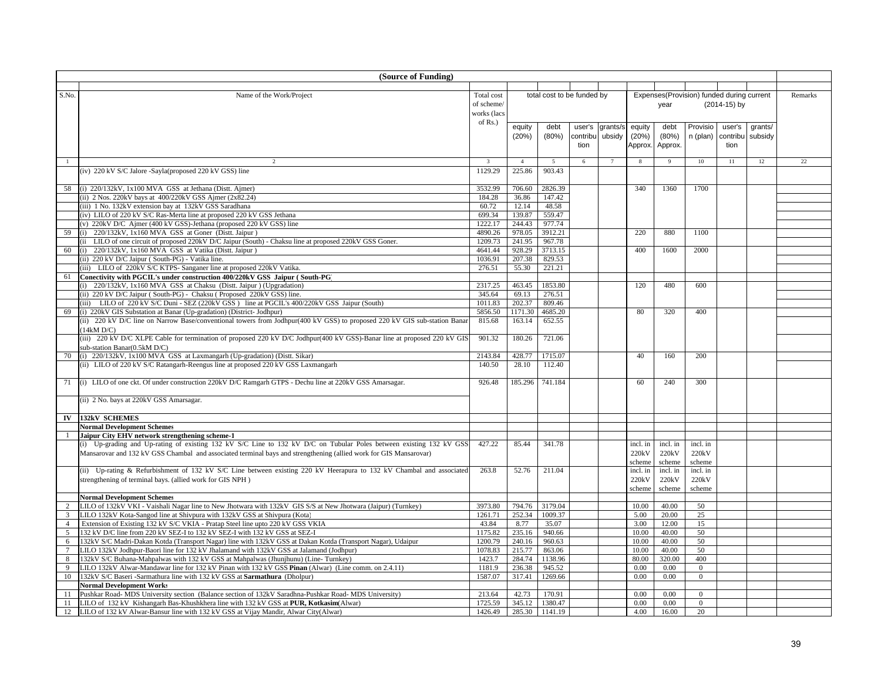**(Source of Funding)**

| S.No. | Name of the Work/Project | Total cost of scheme/ works (lacs of Rs.) | total cost to be funded by | | | | Expenses(Provision) funded during current year (2014-15) by | | | | | Remarks |
|---|---|---|---|---|---|---|---|---|---|---|---|---|
| | | | equity (20%) | debt (80%) | user's contribution | grants/subsidy | equity (20%) Approx. | debt (80%) Approx. | Provision (plan) | user's contribution | grants/ subsidy | |
| 1 | 2 | 3 | 4 | 5 | 6 | 7 | 8 | 9 | 10 | 11 | 12 | 22 |
| | (iv) 220 kV S/C Jalore -Sayla(proposed 220 kV GSS) line | 1129.29 | 225.86 | 903.43 | | | | | | | | |
| 58 | (i) 220/132kV, 1x100 MVA GSS at Jethana (Distt. Ajmer) | 3532.99 | 706.60 | 2826.39 | | | 340 | 1360 | 1700 | | | |
| | (ii) 2 Nos. 220kV bays at 400/220kV GSS Ajmer (2x82.24) | 184.28 | 36.86 | 147.42 | | | | | | | | |
| | (iii) 1 No. 132kV extension bay at 132kV GSS Saradhana | 60.72 | 12.14 | 48.58 | | | | | | | | |
| | (iv) LILO of 220 kV S/C Ras-Merta line at proposed 220 kV GSS Jethana | 699.34 | 139.87 | 559.47 | | | | | | | | |
| | (v) 220kV D/C Ajmer (400 kV GSS)-Jethana (proposed 220 kV GSS) line | 1222.17 | 244.43 | 977.74 | | | | | | | | |
| 59 | (i) 220/132kV, 1x160 MVA GSS at Goner (Distt. Jaipur) | 4890.26 | 978.05 | 3912.21 | | | 220 | 880 | 1100 | | | |
| | (ii LILO of one circuit of proposed 220kV D/C Jaipur (South) - Chaksu line at proposed 220kV GSS Goner. | 1209.73 | 241.95 | 967.78 | | | | | | | | |
| 60 | (i) 220/132kV, 1x160 MVA GSS at Vatika (Distt. Jaipur) | 4641.44 | 928.29 | 3713.15 | | | 400 | 1600 | 2000 | | | |
| | (ii) 220 kV D/C Jaipur ( South-PG) - Vatika line. | 1036.91 | 207.38 | 829.53 | | | | | | | | |
| | (iii) LILO of 220kV S/C KTPS- Sanganer line at proposed 220kV Vatika. | 276.51 | 55.30 | 221.21 | | | | | | | | |
| 61 | **Conectivity with PGCIL's under construction 400/220kV GSS Jaipur ( South-PG)** | | | | | | | | | | | |
| | (i) 220/132kV, 1x160 MVA GSS at Chaksu (Distt. Jaipur ) (Upgradation) | 2317.25 | 463.45 | 1853.80 | | | 120 | 480 | 600 | | | |
| | (ii) 220 kV D/C Jaipur ( South-PG) - Chaksu ( Proposed 220kV GSS) line. | 345.64 | 69.13 | 276.51 | | | | | | | | |
| | (iii) LILO of 220 kV S/C Duni - SEZ (220kV GSS ) line at PGCIL's 400/220kV GSS Jaipur (South) | 1011.83 | 202.37 | 809.46 | | | | | | | | |
| 69 | (i) 220kV GIS Substation at Banar (Up-gradation) (District- Jodhpur) | 5856.50 | 1171.30 | 4685.20 | | | 80 | 320 | 400 | | | |
| | (ii) 220 kV D/C line on Narrow Base/conventional towers from Jodhpur(400 kV GSS) to proposed 220 kV GIS sub-station Banar (14kM D/C) | 815.68 | 163.14 | 652.55 | | | | | | | | |
| | (iii) 220 kV D/C XLPE Cable for termination of proposed 220 kV D/C Jodhpur(400 kV GSS)-Banar line at proposed 220 kV GIS sub-station Banar(0.5kM D/C) | 901.32 | 180.26 | 721.06 | | | | | | | | |
| 70 | (i) 220/132kV, 1x100 MVA GSS at Laxmangarh (Up-gradation) (Distt. Sikar) | 2143.84 | 428.77 | 1715.07 | | | 40 | 160 | 200 | | | |
| | (ii) LILO of 220 kV S/C Ratangarh-Reengus line at proposed 220 kV GSS Laxmangarh | 140.50 | 28.10 | 112.40 | | | | | | | | |
| 71 | (i) LILO of one ckt. Of under construction 220kV D/C Ramgarh GTPS - Dechu line at 220kV GSS Amarsagar. | 926.48 | 185.296 | 741.184 | | | 60 | 240 | 300 | | | |
| | (ii) 2 No. bays at 220kV GSS Amarsagar. | | | | | | | | | | | |
| **IV** | **132kV SCHEMES** | | | | | | | | | | | |
| | **Normal Development Schemes** | | | | | | | | | | | |
| 1 | **Jaipur City EHV network strengthening scheme-1** | | | | | | | | | | | |
| | (i) Up-grading and Up-rating of existing 132 kV S/C Line to 132 kV D/C on Tubular Poles between existing 132 kV GSS Mansarovar and 132 kV GSS Chambal and associated terminal bays and strengthening (allied work for GIS Mansarovar) | 427.22 | 85.44 | 341.78 | | | incl. in 220kV scheme | incl. in 220kV scheme | incl. in 220kV scheme | | | |
| | (ii) Up-rating & Refurbishment of 132 kV S/C Line between existing 220 kV Heerapura to 132 kV Chambal and associated strengthening of terminal bays. (allied work for GIS NPH ) | 263.8 | 52.76 | 211.04 | | | incl. in 220kV scheme | incl. in 220kV scheme | incl. in 220kV scheme | | | |
| | **Normal Development Schemes** | | | | | | | | | | | |
| 2 | LILO of 132kV VKI - Vaishali Nagar line to New Jhotwara with 132kV GIS S/S at New Jhotwara (Jaipur) (Turnkey) | 3973.80 | 794.76 | 3179.04 | | | 10.00 | 40.00 | 50 | | | |
| 3 | LILO 132kV Kota-Sangod line at Shivpura with 132kV GSS at Shivpura (Kota) | 1261.71 | 252.34 | 1009.37 | | | 5.00 | 20.00 | 25 | | | |
| 4 | Extension of Existing 132 kV S/C VKIA - Pratap Steel line upto 220 kV GSS VKIA | 43.84 | 8.77 | 35.07 | | | 3.00 | 12.00 | 15 | | | |
| 5 | 132 kV D/C line from 220 kV SEZ-I to 132 kV SEZ-I with 132 kV GSS at SEZ-I | 1175.82 | 235.16 | 940.66 | | | 10.00 | 40.00 | 50 | | | |
| 6 | 132kV S/C Madri-Dakan Kotda (Transport Nagar) line with 132kV GSS at Dakan Kotda (Transport Nagar), Udaipur | 1200.79 | 240.16 | 960.63 | | | 10.00 | 40.00 | 50 | | | |
| 7 | LILO 132kV Jodhpur-Baori line for 132 kV Jhalamand with 132kV GSS at Jalamand (Jodhpur) | 1078.83 | 215.77 | 863.06 | | | 10.00 | 40.00 | 50 | | | |
| 8 | 132kV S/C Buhana-Mahpalwas with 132 kV GSS at Mahpalwas (Jhunjhunu) (Line- Turnkey) | 1423.7 | 284.74 | 1138.96 | | | 80.00 | 320.00 | 400 | | | |
| 9 | LILO 132kV Alwar-Mandawar line for 132 kV Pinan with 132 kV GSS **Pinan** (Alwar) (Line comm. on 2.4.11) | 1181.9 | 236.38 | 945.52 | | | 0.00 | 0.00 | 0 | | | |
| 10 | 132kV S/C Baseri -Sarmathura line with 132 kV GSS at **Sarmathura** (Dholpur) | 1587.07 | 317.41 | 1269.66 | | | 0.00 | 0.00 | 0 | | | |
| | **Normal Development Works** | | | | | | | | | | | |
| 11 | Pushkar Road- MDS University section (Balance section of 132kV Saradhna-Pushkar Road- MDS University) | 213.64 | 42.73 | 170.91 | | | 0.00 | 0.00 | 0 | | | |
| 11 | LILO of 132 kV Kishangarh Bas-Khushkhera line with 132 kV GSS at **PUR, Kotkasim**(Alwar) | 1725.59 | 345.12 | 1380.47 | | | 0.00 | 0.00 | 0 | | | |
| 12 | LILO of 132 kV Alwar-Bansur line with 132 kV GSS at Vijay Mandir, Alwar City(Alwar) | 1426.49 | 285.30 | 1141.19 | | | 4.00 | 16.00 | 20 | | | |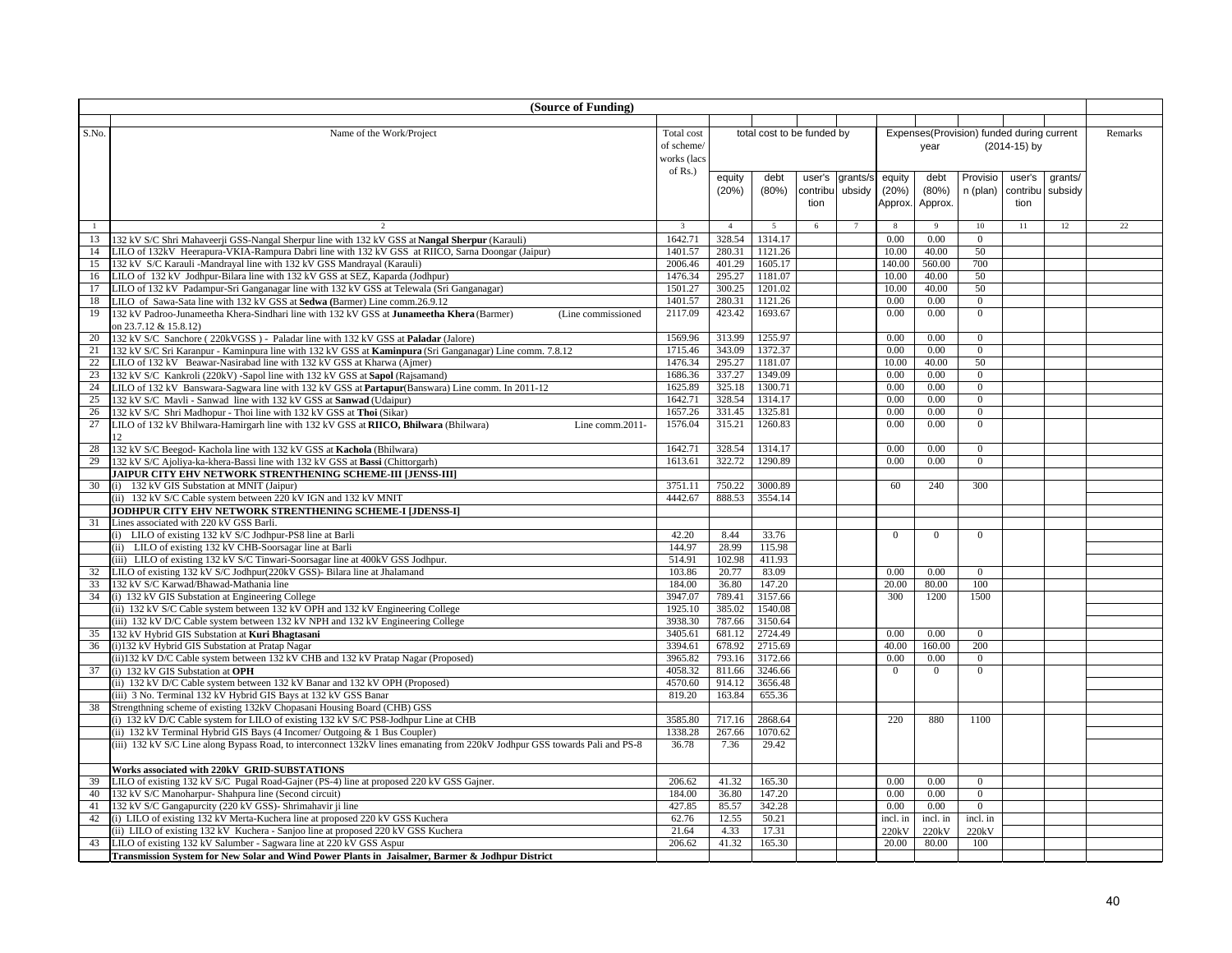| (Source of Funding) | | | | | | | | | | | | | | |
|---|---|---|---|---|---|---|---|---|---|---|---|---|---|---|
| S.No. | Name of the Work/Project | Total cost of scheme/ works (lacs of Rs.) | total cost to be funded by | | | | Expenses(Provision) funded during current year (2014-15) by | | | | | Remarks |
| | | | equity (20%) | debt (80%) | user's contribution | grants/subsidy | equity (20%) Approx. | debt (80%) Approx. | Provision (plan) | user's contribution | grants/ subsidy | |
| 1 | 2 | 3 | 4 | 5 | 6 | 7 | 8 | 9 | 10 | 11 | 12 | 22 |
| 13 | 132 kV S/C Shri Mahaveerji GSS-Nangal Sherpur line with 132 kV GSS at **Nangal Sherpur** (Karauli) | 1642.71 | 328.54 | 1314.17 | | | 0.00 | 0.00 | 0 | | | |
| 14 | LILO of 132kV Heerapura-VKIA-Rampura Dabri line with 132 kV GSS at RIICO, Sarna Doongar (Jaipur) | 1401.57 | 280.31 | 1121.26 | | | 10.00 | 40.00 | 50 | | | |
| 15 | 132 kV S/C Karauli -Mandrayal line with 132 kV GSS Mandrayal (Karauli) | 2006.46 | 401.29 | 1605.17 | | | 140.00 | 560.00 | 700 | | | |
| 16 | LILO of 132 kV Jodhpur-Bilara line with 132 kV GSS at SEZ, Kaparda (Jodhpur) | 1476.34 | 295.27 | 1181.07 | | | 10.00 | 40.00 | 50 | | | |
| 17 | LILO of 132 kV Padampur-Sri Ganganagar line with 132 kV GSS at Telewala (Sri Ganganagar) | 1501.27 | 300.25 | 1201.02 | | | 10.00 | 40.00 | 50 | | | |
| 18 | LILO of Sawa-Sata line with 132 kV GSS at **Sedwa** (Barmer) Line comm.26.9.12 | 1401.57 | 280.31 | 1121.26 | | | 0.00 | 0.00 | 0 | | | |
| 19 | 132 kV Padroo-Junameetha Khera-Sindhari line with 132 kV GSS at **Junameetha Khera** (Barmer) (Line commissioned on 23.7.12 & 15.8.12) | 2117.09 | 423.42 | 1693.67 | | | 0.00 | 0.00 | 0 | | | |
| 20 | 132 kV S/C Sanchore ( 220kVGSS ) - Paladar line with 132 kV GSS at **Paladar** (Jalore) | 1569.96 | 313.99 | 1255.97 | | | 0.00 | 0.00 | 0 | | | |
| 21 | 132 kV S/C Sri Karanpur - Kaminpura line with 132 kV GSS at **Kaminpura** (Sri Ganganagar) Line comm. 7.8.12 | 1715.46 | 343.09 | 1372.37 | | | 0.00 | 0.00 | 0 | | | |
| 22 | LILO of 132 kV Beawar-Nasirabad line with 132 kV GSS at Kharwa (Ajmer) | 1476.34 | 295.27 | 1181.07 | | | 10.00 | 40.00 | 50 | | | |
| 23 | 132 kV S/C Kankroli (220kV) -Sapol line with 132 kV GSS at **Sapol** (Rajsamand) | 1686.36 | 337.27 | 1349.09 | | | 0.00 | 0.00 | 0 | | | |
| 24 | LILO of 132 kV Banswara-Sagwara line with 132 kV GSS at **Partapur**(Banswara) Line comm. In 2011-12 | 1625.89 | 325.18 | 1300.71 | | | 0.00 | 0.00 | 0 | | | |
| 25 | 132 kV S/C Mavli - Sanwad line with 132 kV GSS at **Sanwad** (Udaipur) | 1642.71 | 328.54 | 1314.17 | | | 0.00 | 0.00 | 0 | | | |
| 26 | 132 kV S/C Shri Madhopur - Thoi line with 132 kV GSS at **Thoi** (Sikar) | 1657.26 | 331.45 | 1325.81 | | | 0.00 | 0.00 | 0 | | | |
| 27 | LILO of 132 kV Bhilwara-Hamirgarh line with 132 kV GSS at **RIICO, Bhilwara** (Bhilwara) Line comm.2011-12 | 1576.04 | 315.21 | 1260.83 | | | 0.00 | 0.00 | 0 | | | |
| 28 | 132 kV S/C Beegod- Kachola line with 132 kV GSS at **Kachola** (Bhilwara) | 1642.71 | 328.54 | 1314.17 | | | 0.00 | 0.00 | 0 | | | |
| 29 | 132 kV S/C Ajoliya-ka-khera-Bassi line with 132 kV GSS at **Bassi** (Chittorgarh) | 1613.61 | 322.72 | 1290.89 | | | 0.00 | 0.00 | 0 | | | |
| | **JAIPUR CITY EHV NETWORK STRENTHENING SCHEME-III [JENSS-III]** | | | | | | | | | | | |
| 30 | (i) 132 kV GIS Substation at MNIT (Jaipur) | 3751.11 | 750.22 | 3000.89 | | | 60 | 240 | 300 | | | |
| | (ii) 132 kV S/C Cable system between 220 kV IGN and 132 kV MNIT | 4442.67 | 888.53 | 3554.14 | | | | | | | | |
| | **JODHPUR CITY EHV NETWORK STRENTHENING SCHEME-I [JDENSS-I]** | | | | | | | | | | | |
| 31 | Lines associated with 220 kV GSS Barli. | | | | | | | | | | | |
| | (i) LILO of existing 132 kV S/C Jodhpur-PS8 line at Barli | 42.20 | 8.44 | 33.76 | | | 0 | 0 | 0 | | | |
| | (ii) LILO of existing 132 kV CHB-Soorsagar line at Barli | 144.97 | 28.99 | 115.98 | | | | | | | | |
| | (iii) LILO of existing 132 kV S/C Tinwari-Soorsagar line at 400kV GSS Jodhpur. | 514.91 | 102.98 | 411.93 | | | | | | | | |
| 32 | LILO of existing 132 kV S/C Jodhpur(220kV GSS)- Bilara line at Jhalamand | 103.86 | 20.77 | 83.09 | | | 0.00 | 0.00 | 0 | | | |
| 33 | 132 kV S/C Karwad/Bhawad-Mathania line | 184.00 | 36.80 | 147.20 | | | 20.00 | 80.00 | 100 | | | |
| 34 | (i) 132 kV GIS Substation at Engineering College | 3947.07 | 789.41 | 3157.66 | | | 300 | 1200 | 1500 | | | |
| | (ii) 132 kV S/C Cable system between 132 kV OPH and 132 kV Engineering College | 1925.10 | 385.02 | 1540.08 | | | | | | | | |
| | (iii) 132 kV D/C Cable system between 132 kV NPH and 132 kV Engineering College | 3938.30 | 787.66 | 3150.64 | | | | | | | | |
| 35 | 132 kV Hybrid GIS Substation at **Kuri Bhagtasani** | 3405.61 | 681.12 | 2724.49 | | | 0.00 | 0.00 | 0 | | | |
| 36 | (i)132 kV Hybrid GIS Substation at Pratap Nagar | 3394.61 | 678.92 | 2715.69 | | | 40.00 | 160.00 | 200 | | | |
| | (ii)132 kV D/C Cable system between 132 kV CHB and 132 kV Pratap Nagar (Proposed) | 3965.82 | 793.16 | 3172.66 | | | 0.00 | 0.00 | 0 | | | |
| 37 | (i) 132 kV GIS Substation at **OPH** | 4058.32 | 811.66 | 3246.66 | | | 0 | 0 | 0 | | | |
| | (ii) 132 kV D/C Cable system between 132 kV Banar and 132 kV OPH (Proposed) | 4570.60 | 914.12 | 3656.48 | | | | | | | | |
| | (iii) 3 No. Terminal 132 kV Hybrid GIS Bays at 132 kV GSS Banar | 819.20 | 163.84 | 655.36 | | | | | | | | |
| 38 | Strengthning scheme of existing 132kV Chopasani Housing Board (CHB) GSS | | | | | | | | | | | |
| | (i) 132 kV D/C Cable system for LILO of existing 132 kV S/C PS8-Jodhpur Line at CHB | 3585.80 | 717.16 | 2868.64 | | | 220 | 880 | 1100 | | | |
| | (ii) 132 kV Terminal Hybrid GIS Bays (4 Incomer/ Outgoing & 1 Bus Coupler) | 1338.28 | 267.66 | 1070.62 | | | | | | | | |
| | (iii) 132 kV S/C Line along Bypass Road, to interconnect 132kV lines emanating from 220kV Jodhpur GSS towards Pali and PS-8 | 36.78 | 7.36 | 29.42 | | | | | | | | |
| | **Works associated with 220kV GRID-SUBSTATIONS** | | | | | | | | | | | |
| 39 | LILO of existing 132 kV S/C Pugal Road-Gajner (PS-4) line at proposed 220 kV GSS Gajner. | 206.62 | 41.32 | 165.30 | | | 0.00 | 0.00 | 0 | | | |
| 40 | 132 kV S/C Manoharpur- Shahpura line (Second circuit) | 184.00 | 36.80 | 147.20 | | | 0.00 | 0.00 | 0 | | | |
| 41 | 132 kV S/C Gangapurcity (220 kV GSS)- Shrimahavir ji line | 427.85 | 85.57 | 342.28 | | | 0.00 | 0.00 | 0 | | | |
| 42 | (i) LILO of existing 132 kV Merta-Kuchera line at proposed 220 kV GSS Kuchera | 62.76 | 12.55 | 50.21 | | | incl. in 220kV | incl. in 220kV | incl. in 220kV | | | |
| | (ii) LILO of existing 132 kV Kuchera - Sanjoo line at proposed 220 kV GSS Kuchera | 21.64 | 4.33 | 17.31 | | | | | | | | |
| 43 | LILO of existing 132 kV Salumber - Sagwara line at 220 kV GSS Aspur | 206.62 | 41.32 | 165.30 | | | 20.00 | 80.00 | 100 | | | |
| | **Transmission System for New Solar and Wind Power Plants in Jaisalmer, Barmer & Jodhpur District** | | | | | | | | | | | |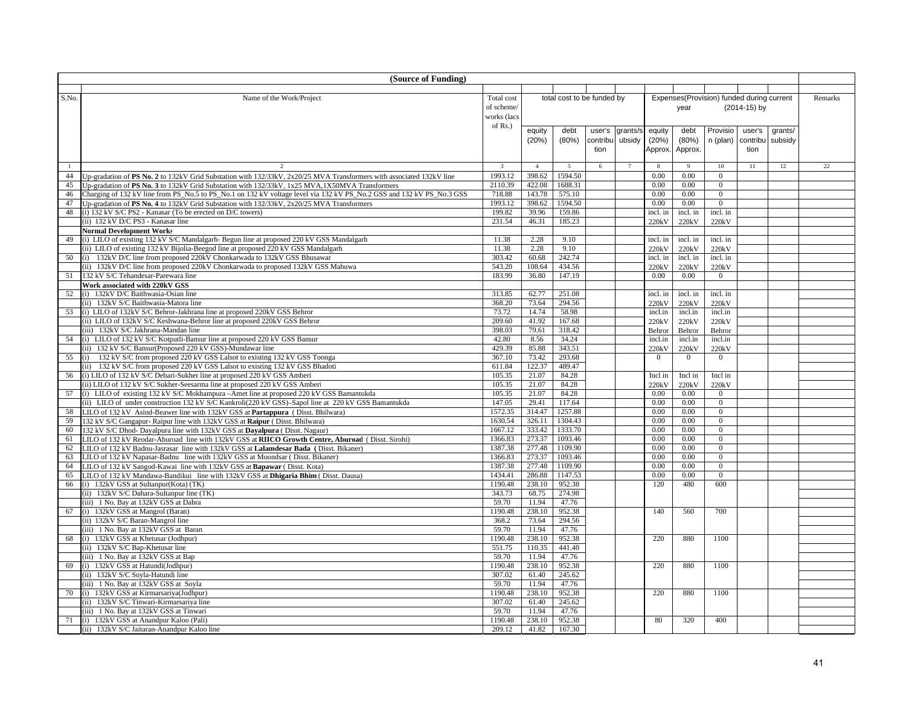| (Source of Funding) | | | | | | | | | | | | | |
|---|---|---|---|---|---|---|---|---|---|---|---|---|---|
| S.No. | Name of the Work/Project | Total cost of scheme/ works (lacs of Rs.) | total cost to be funded by | | | | Expenses(Provision) funded during current year (2014-15) by | | | | | Remarks |
| | | | equity (20%) | debt (80%) | user's contribution | grants/subsidy | equity (20%) Approx. | debt (80%) Approx. | Provision (plan) | user's contribution | grants/ subsidy | |
| 1 | 2 | 3 | 4 | 5 | 6 | 7 | 8 | 9 | 10 | 11 | 12 | 22 |
| 44 | Up-gradation of **PS No. 2** to 132kV Grid Substation with 132/33kV, 2x20/25 MVA Transformers with associated 132kV line | 1993.12 | 398.62 | 1594.50 | | | 0.00 | 0.00 | 0 | | | |
| 45 | Up-gradation of **PS No. 3** to 132kV Grid Substation with 132/33kV, 1x25 MVA,1X50MVA Transformers | 2110.39 | 422.08 | 1688.31 | | | 0.00 | 0.00 | 0 | | | |
| 46 | Charging of 132 kV line from PS_No.5 to PS_No.1 on 132 kV voltage level via 132 kV PS_No.2 GSS and 132 kV PS_No.3 GSS | 718.88 | 143.78 | 575.10 | | | 0.00 | 0.00 | 0 | | | |
| 47 | Up-gradation of **PS No. 4** to 132kV Grid Substation with 132/33kV, 2x20/25 MVA Transformers | 1993.12 | 398.62 | 1594.50 | | | 0.00 | 0.00 | 0 | | | |
| 48 | (i) 132 kV S/C PS2 - Kanasar (To be erected on D/C towers) | 199.82 | 39.96 | 159.86 | | | incl. in | incl. in | incl. in | | | |
| | (ii) 132 kV D/C PS3 - Kanasar line | 231.54 | 46.31 | 185.23 | | | 220kV | 220kV | 220kV | | | |
| | **Normal Development Works** | | | | | | | | | | | |
| 49 | (i) LILO of existing 132 kV S/C Mandalgarh- Begun line at proposed 220 kV GSS Mandalgarh | 11.38 | 2.28 | 9.10 | | | incl. in | incl. in | incl. in | | | |
| | (ii) LILO of existing 132 kV Bijolia-Beegod line at proposed 220 kV GSS Mandalgarh | 11.38 | 2.28 | 9.10 | | | 220kV | 220kV | 220kV | | | |
| 50 | (i) 132kV D/C line from proposed 220kV Chonkarwada to 132kV GSS Bhusawar | 303.42 | 60.68 | 242.74 | | | incl. in | incl. in | incl. in | | | |
| | (ii) 132kV D/C line from proposed 220kV Chonkarwada to proposed 132kV GSS Mahuwa | 543.20 | 108.64 | 434.56 | | | 220kV | 220kV | 220kV | | | |
| 51 | 132 kV S/C Tehandesar-Parewara line | 183.99 | 36.80 | 147.19 | | | 0.00 | 0.00 | 0 | | | |
| | **Work associated with 220kV GSS** | | | | | | | | | | | |
| 52 | (i) 132kV D/C Baithwasia-Osian line | 313.85 | 62.77 | 251.08 | | | incl. in | incl. in | incl. in | | | |
| | (ii) 132kV S/C Baithwasia-Matora line | 368.20 | 73.64 | 294.56 | | | 220kV | 220kV | 220kV | | | |
| 53 | (i) LILO of 132kV S/C Behror-Jakhrana line at proposed 220kV GSS Behror | 73.72 | 14.74 | 58.98 | | | incl.in | incl.in | incl.in | | | |
| | (ii) LILO of 132kV S/C Keshwana-Behror line at proposed 220kV GSS Behror | 209.60 | 41.92 | 167.68 | | | 220kV | 220kV | 220kV | | | |
| | (iii) 132kV S/C Jakhrana-Mandan line | 398.03 | 79.61 | 318.42 | | | Behror | Behror | Behror | | | |
| 54 | (i) LILO of 132 kV S/C Kotputli-Bansur line at proposed 220 kV GSS Bansur | 42.80 | 8.56 | 34.24 | | | incl.in | incl.in | incl.in | | | |
| | (ii) 132 kV S/C Bansur(Proposed 220 kV GSS)-Mundawar line | 429.39 | 85.88 | 343.51 | | | 220kV | 220kV | 220kV | | | |
| 55 | (i) 132 kV S/C from proposed 220 kV GSS Lalsot to existing 132 kV GSS Toonga | 367.10 | 73.42 | 293.68 | | | 0 | 0 | 0 | | | |
| | (ii) 132 kV S/C from proposed 220 kV GSS Lalsot to existing 132 kV GSS Bhadoti | 611.84 | 122.37 | 489.47 | | | | | | | | |
| 56 | (i) LILO of 132 kV S/C Debari-Sukher line at proposed 220 kV GSS Amberi | 105.35 | 21.07 | 84.28 | | | Incl in | Incl in | Incl in | | | |
| | (ii) LILO of 132 kV S/C Sukher-Seesarma line at proposed 220 kV GSS Amberi | 105.35 | 21.07 | 84.28 | | | 220kV | 220kV | 220kV | | | |
| 57 | (i) LILO of existing 132 kV S/C Mokhampura –Amet line at proposed 220 kV GSS Bamantukda | 105.35 | 21.07 | 84.28 | | | 0.00 | 0.00 | 0 | | | |
| | (ii) LILO of under construction 132 kV S/C Kankroli(220 kV GSS)–Sapol line at 220 kV GSS Bamantukda | 147.05 | 29.41 | 117.64 | | | 0.00 | 0.00 | 0 | | | |
| 58 | LILO of 132 kV Asind-Beawer line with 132kV GSS at **Partappura** ( Disst. Bhilwara) | 1572.35 | 314.47 | 1257.88 | | | 0.00 | 0.00 | 0 | | | |
| 59 | 132 kV S/C Gangapur- Raipur line with 132kV GSS at **Raipur** ( Disst. Bhilwara) | 1630.54 | 326.11 | 1304.43 | | | 0.00 | 0.00 | 0 | | | |
| 60 | 132 kV S/C Dhod- Dayalpura line with 132kV GSS at **Dayalpura** ( Disst. Nagaur) | 1667.12 | 333.42 | 1333.70 | | | 0.00 | 0.00 | 0 | | | |
| 61 | LILO of 132 kV Reodar-Aburoad line with 132kV GSS at **RIICO Growth Centre, Aburoad** ( Disst. Sirohi) | 1366.83 | 273.37 | 1093.46 | | | 0.00 | 0.00 | 0 | | | |
| 62 | LILO of 132 kV Badnu-Jasrasar line with 132kV GSS at **Lalamdesar Bada ( ** Disst. Bikaner) | 1387.38 | 277.48 | 1109.90 | | | 0.00 | 0.00 | 0 | | | |
| 63 | LILO of 132 kV Napasar-Badnu line with 132kV GSS at Moondsar ( Disst. Bikaner) | 1366.83 | 273.37 | 1093.46 | | | 0.00 | 0.00 | 0 | | | |
| 64 | LILO of 132 kV Sangod-Kawai line with 132kV GSS at **Bapawar** ( Disst. Kota) | 1387.38 | 277.48 | 1109.90 | | | 0.00 | 0.00 | 0 | | | |
| 65 | LILO of 132 kV Mandawa-Bandikui line with 132kV GSS at **Dhigaria Bhim** ( Disst. Dausa) | 1434.41 | 286.88 | 1147.53 | | | 0.00 | 0.00 | 0 | | | |
| 66 | (i) 132kV GSS at Sultanpur(Kota) (TK) | 1190.48 | 238.10 | 952.38 | | | 120 | 480 | 600 | | | |
| | (ii) 132kV S/C Dahara-Sultanpur line (TK) | 343.73 | 68.75 | 274.98 | | | | | | | | |
| | (iii) 1 No. Bay at 132kV GSS at Dahra | 59.70 | 11.94 | 47.76 | | | | | | | | |
| 67 | (i) 132kV GSS at Mangrol (Baran) | 1190.48 | 238.10 | 952.38 | | | 140 | 560 | 700 | | | |
| | (ii) 132kV S/C Baran-Mangrol line | 368.2 | 73.64 | 294.56 | | | | | | | | |
| | (iii) 1 No. Bay at 132kV GSS at Baran | 59.70 | 11.94 | 47.76 | | | | | | | | |
| 68 | (i) 132kV GSS at Khetusar (Jodhpur) | 1190.48 | 238.10 | 952.38 | | | 220 | 880 | 1100 | | | |
| | (ii) 132kV S/C Bap-Khetusar line | 551.75 | 110.35 | 441.40 | | | | | | | | |
| | (iii) 1 No. Bay at 132kV GSS at Bap | 59.70 | 11.94 | 47.76 | | | | | | | | |
| 69 | (i) 132kV GSS at Hatundi(Jodhpur) | 1190.48 | 238.10 | 952.38 | | | 220 | 880 | 1100 | | | |
| | (ii) 132kV S/C Soyla-Hatundi line | 307.02 | 61.40 | 245.62 | | | | | | | | |
| | (iii) 1 No. Bay at 132kV GSS at Soyla | 59.70 | 11.94 | 47.76 | | | | | | | | |
| 70 | (i) 132kV GSS at Kirmarsariya(Jodhpur) | 1190.48 | 238.10 | 952.38 | | | 220 | 880 | 1100 | | | |
| | (ii) 132kV S/C Tinwari-Kirmarsariya line | 307.02 | 61.40 | 245.62 | | | | | | | | |
| | (iii) 1 No. Bay at 132kV GSS at Tinwari | 59.70 | 11.94 | 47.76 | | | | | | | | |
| 71 | (i) 132kV GSS at Anandpur Kaloo (Pali) | 1190.48 | 238.10 | 952.38 | | | 80 | 320 | 400 | | | |
| | (ii) 132kV S/C Jaitaran-Anandpur Kaloo line | 209.12 | 41.82 | 167.30 | | | | | | | | |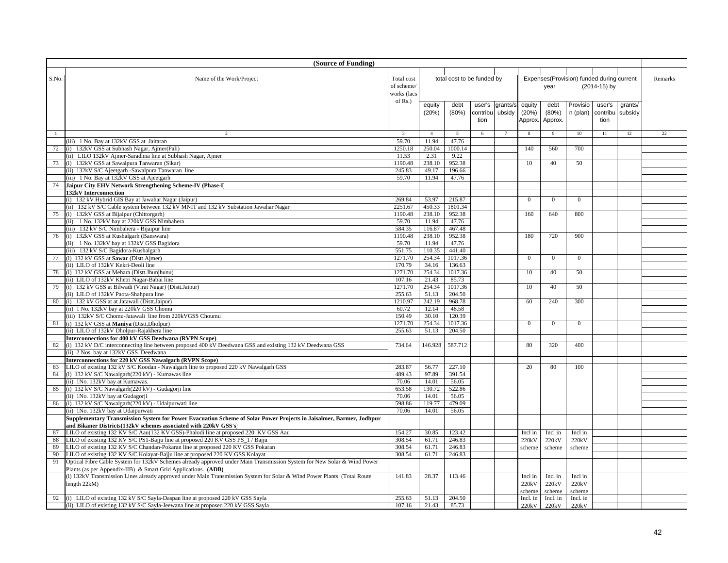| (Source of Funding) | | | | | | | | | | | | | |
|---|---|---|---|---|---|---|---|---|---|---|---|---|---|
| S.No. | Name of the Work/Project | Total cost of scheme/ works (lacs of Rs.) | total cost to be funded by | | | | Expenses(Provision) funded during current year (2014-15) by | | | | | Remarks |
| | | | equity (20%) | debt (80%) | user's contribution | grants/subsidy | equity (20%) Approx. | debt (80%) Approx. | Provision (plan) | user's contribution | grants/ subsidy | |
| 1 | 2 | 3 | 4 | 5 | 6 | 7 | 8 | 9 | 10 | 11 | 12 | 22 |
| | (iii) 1 No. Bay at 132kV GSS at Jaitaran | 59.70 | 11.94 | 47.76 | | | | | | | | |
| 72 | (i) 132kV GSS at Subhash Nagar, Ajmer(Pali) | 1250.18 | 250.04 | 1000.14 | | | 140 | 560 | 700 | | | |
| | (ii) LILO 132kV Ajmer-Saradhna line at Subhash Nagar, Ajmer | 11.53 | 2.31 | 9.22 | | | | | | | | |
| 73 | (i) 132kV GSS at Sawalpura Tanwaran (Sikar) | 1190.48 | 238.10 | 952.38 | | | 10 | 40 | 50 | | | |
| | (ii) 132kV S/C Ajeetgarh -Sawalpura Tanwaran line | 245.83 | 49.17 | 196.66 | | | | | | | | |
| | (iii) 1 No. Bay at 132kV GSS at Ajeetgarh | 59.70 | 11.94 | 47.76 | | | | | | | | |
| 74 | **Jaipur City EHV Network Strengthening Scheme-IV (Phase-I)** | | | | | | | | | | | |
| | **132kV Interconnection** | | | | | | | | | | | |
| | (i) 132 kV Hybrid GIS Bay at Jawahar Nagar (Jaipur) | 269.84 | 53.97 | 215.87 | | | 0 | 0 | 0 | | | |
| | (ii) 132 kV S/C Cable system between 132 kV MNIT and 132 kV Substation Jawahar Nagar | 2251.67 | 450.33 | 1801.34 | | | | | | | | |
| 75 | (i) 132kV GSS at Bijaipur (Chittorgarh) | 1190.48 | 238.10 | 952.38 | | | 160 | 640 | 800 | | | |
| | (ii) 1 No. 132kV bay at 220kV GSS Nimbahera | 59.70 | 11.94 | 47.76 | | | | | | | | |
| | (iii) 132 kV S/C Nimbahera - Bijaipur line | 584.35 | 116.87 | 467.48 | | | | | | | | |
| 76 | (i) 132kV GSS at Kushalgarh (Banswara) | 1190.48 | 238.10 | 952.38 | | | 180 | 720 | 900 | | | |
| | (ii) 1 No. 132kV bay at 132kV GSS Bagidora | 59.70 | 11.94 | 47.76 | | | | | | | | |
| | (iii) 132 kV S/C Bagidora-Kushalgarh | 551.75 | 110.35 | 441.40 | | | | | | | | |
| 77 | (i) 132 kV GSS at **Sawar** (Distt.Ajmer) | 1271.70 | 254.34 | 1017.36 | | | 0 | 0 | 0 | | | |
| | (ii) LILO of 132kV Kekri-Deoli line | 170.79 | 34.16 | 136.63 | | | | | | | | |
| 78 | (i) 132 kV GSS at Mehara (Distt.Jhunjhunu) | 1271.70 | 254.34 | 1017.36 | | | 10 | 40 | 50 | | | |
| | (ii) LILO of 132kV Khetri Nagar-Babai line | 107.16 | 21.43 | 85.73 | | | | | | | | |
| 79 | (i) 132 kV GSS at Bilwadi (Virat Nagar) (Distt.Jaipur) | 1271.70 | 254.34 | 1017.36 | | | 10 | 40 | 50 | | | |
| | (ii) LILO of 132kV Paota-Shahpura line | 255.63 | 51.13 | 204.50 | | | | | | | | |
| 80 | (i) 132 kV GSS at at Jatawali (Distt.Jaipur) | 1210.97 | 242.19 | 968.78 | | | 60 | 240 | 300 | | | |
| | (ii) 1 No. 132kV bay at 220kV GSS Chomu | 60.72 | 12.14 | 48.58 | | | | | | | | |
| | (iii) 132kV S/C Chomu-Jatawali line from 220kVGSS Choumu | 150.49 | 30.10 | 120.39 | | | | | | | | |
| 81 | (i) 132 kV GSS at **Maniya** (Distt.Dholpur) | 1271.70 | 254.34 | 1017.36 | | | 0 | 0 | 0 | | | |
| | (ii) LILO of 132kV Dholpur-Rajakhera line | 255.63 | 51.13 | 204.50 | | | | | | | | |
| | **Interconnections for 400 kV GSS Deedwana (RVPN Scope)** | | | | | | | | | | | |
| 82 | (i) 132 kV D/C interconnecting line between proposed 400 kV Deedwana GSS and existing 132 kV Deedwana GSS | 734.64 | 146.928 | 587.712 | | | 80 | 320 | 400 | | | |
| | (ii) 2 Nos. bay at 132kV GSS Deedwana | | | | | | | | | | | |
| | **Interconnections for 220 kV GSS Nawalgarh (RVPN Scope)** | | | | | | | | | | | |
| 83 | LILO of existing 132 kV S/C Koodan - Nawalgarh line to proposed 220 kV Nawalgarh GSS | 283.87 | 56.77 | 227.10 | | | 20 | 80 | 100 | | | |
| 84 | (i) 132 kV S/C Nawalgarh(220 kV) - Kumawas line | 489.43 | 97.89 | 391.54 | | | | | | | | |
| | (ii) 1No. 132kV bay at Kumawas. | 70.06 | 14.01 | 56.05 | | | | | | | | |
| 85 | (i) 132 kV S/C Nawalgarh(220 kV) - Gudagorji line | 653.58 | 130.72 | 522.86 | | | | | | | | |
| | (ii) 1No. 132kV bay at Gudagorji | 70.06 | 14.01 | 56.05 | | | | | | | | |
| 86 | (i) 132 kV S/C Nawalgarh(220 kV) - Udaipurwati line | 598.86 | 119.77 | 479.09 | | | | | | | | |
| | (ii) 1No. 132kV bay at Udaipurwati | 70.06 | 14.01 | 56.05 | | | | | | | | |
| | **Supplementary Transmission System for Power Evacuation Scheme of Solar Power Projects in Jaisalmer, Barmer, Jodhpur and Bikaner Districts(132kV schemes associated with 220kV GSS's)** | | | | | | | | | | | |
| 87 | LILO of existing 132 KV S/C Aau(132 KV GSS)-Phalodi line at proposed 220 KV GSS Aau | 154.27 | 30.85 | 123.42 | | | Incl in 220kV scheme | Incl in 220kV scheme | Incl in 220kV scheme | | | |
| 88 | LILO of existing 132 KV S/C PS1-Bajju line at proposed 220 KV GSS PS_1 / Bajju | 308.54 | 61.71 | 246.83 | | | | | | | | |
| 89 | LILO of existing 132 KV S/C Chandan-Pokaran line at proposed 220 KV GSS Pokaran | 308.54 | 61.71 | 246.83 | | | | | | | | |
| 90 | LILO of existing 132 KV S/C Kolayat-Bajju line at proposed 220 KV GSS Kolayat | 308.54 | 61.71 | 246.83 | | | | | | | | |
| 91 | Optical Fibre Cable System for 132kV Schemes already approved under Main Transmission System for New Solar & Wind Power Plants (as per Appendix-IIB) & Smart Grid Applications. **(ADB)** | | | | | | | | | | | |
| | (i) 132kV Transmission Lines already approved under Main Transmission System for Solar & Wind Power Plants (Total Route length 22kM) | 141.83 | 28.37 | 113.46 | | | Incl in 220kV scheme | Incl in 220kV scheme | Incl in 220kV scheme | | | |
| 92 | (i) LILO of existing 132 kV S/C Sayla-Daspan line at proposed 220 kV GSS Sayla | 255.63 | 51.13 | 204.50 | | | Incl. in 220kV | Incl. in 220kV | Incl. in 220kV | | | |
| | (ii) LILO of existing 132 kV S/C Sayla-Jeewana line at proposed 220 kV GSS Sayla | 107.16 | 21.43 | 85.73 | | | | | | | | |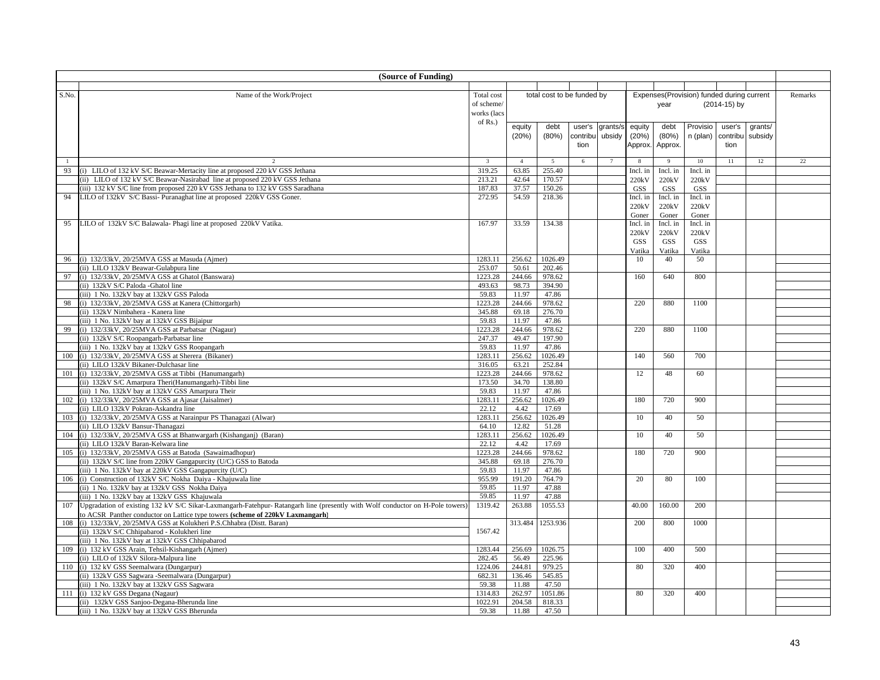**(Source of Funding)**

| S.No. | Name of the Work/Project | Total cost of scheme/ works (lacs of Rs.) | total cost to be funded by | | | | Expenses(Provision) funded during current year (2014-15) by | | | | | Remarks |
|---|---|---|---|---|---|---|---|---|---|---|---|---|
| | | | equity (20%) | debt (80%) | user's contribution | grants/subsidy | equity (20%) Approx. | debt (80%) Approx. | Provision (plan) | user's contribution | grants/ subsidy | |
| 1 | 2 | 3 | 4 | 5 | 6 | 7 | 8 | 9 | 10 | 11 | 12 | 22 |
| 93 | (i) LILO of 132 kV S/C Beawar-Mertacity line at proposed 220 kV GSS Jethana | 319.25 | 63.85 | 255.40 | | | Incl. in 220kV GSS | Incl. in 220kV GSS | Incl. in 220kV GSS | | | |
| | (ii) LILO of 132 kV S/C Beawar-Nasirabad line at proposed 220 kV GSS Jethana | 213.21 | 42.64 | 170.57 | | | | | | | | |
| | (iii) 132 kV S/C line from proposed 220 kV GSS Jethana to 132 kV GSS Saradhana | 187.83 | 37.57 | 150.26 | | | | | | | | |
| 94 | LILO of 132kV S/C Bassi- Puranaghat line at proposed 220kV GSS Goner. | 272.95 | 54.59 | 218.36 | | | Incl. in 220kV Goner | Incl. in 220kV Goner | Incl. in 220kV Goner | | | |
| 95 | LILO of 132kV S/C Balawala- Phagi line at proposed 220kV Vatika. | 167.97 | 33.59 | 134.38 | | | Incl. in 220kV GSS Vatika | Incl. in 220kV GSS Vatika | Incl. in 220kV GSS Vatika | | | |
| 96 | (i) 132/33kV, 20/25MVA GSS at Masuda (Ajmer) | 1283.11 | 256.62 | 1026.49 | | | 10 | 40 | 50 | | | |
| | (ii) LILO 132kV Beawar-Gulabpura line | 253.07 | 50.61 | 202.46 | | | | | | | | |
| 97 | (i) 132/33kV, 20/25MVA GSS at Ghatol (Banswara) | 1223.28 | 244.66 | 978.62 | | | 160 | 640 | 800 | | | |
| | (ii) 132kV S/C Paloda -Ghatol line | 493.63 | 98.73 | 394.90 | | | | | | | | |
| | (iii) 1 No. 132kV bay at 132kV GSS Paloda | 59.83 | 11.97 | 47.86 | | | | | | | | |
| 98 | (i) 132/33kV, 20/25MVA GSS at Kanera (Chittorgarh) | 1223.28 | 244.66 | 978.62 | | | 220 | 880 | 1100 | | | |
| | (ii) 132kV Nimbahera - Kanera line | 345.88 | 69.18 | 276.70 | | | | | | | | |
| | (iii) 1 No. 132kV bay at 132kV GSS Bijaipur | 59.83 | 11.97 | 47.86 | | | | | | | | |
| 99 | (i) 132/33kV, 20/25MVA GSS at Parbatsar (Nagaur) | 1223.28 | 244.66 | 978.62 | | | 220 | 880 | 1100 | | | |
| | (ii) 132kV S/C Roopangarh-Parbatsar line | 247.37 | 49.47 | 197.90 | | | | | | | | |
| | (iii) 1 No. 132kV bay at 132kV GSS Roopangarh | 59.83 | 11.97 | 47.86 | | | | | | | | |
| 100 | (i) 132/33kV, 20/25MVA GSS at Sherera (Bikaner) | 1283.11 | 256.62 | 1026.49 | | | 140 | 560 | 700 | | | |
| | (ii) LILO 132kV Bikaner-Dulchasar line | 316.05 | 63.21 | 252.84 | | | | | | | | |
| 101 | (i) 132/33kV, 20/25MVA GSS at Tibbi (Hanumangarh) | 1223.28 | 244.66 | 978.62 | | | 12 | 48 | 60 | | | |
| | (ii) 132kV S/C Amarpura Theri(Hanumangarh)-Tibbi line | 173.50 | 34.70 | 138.80 | | | | | | | | |
| | (iii) 1 No. 132kV bay at 132kV GSS Amarpura Their | 59.83 | 11.97 | 47.86 | | | | | | | | |
| 102 | (i) 132/33kV, 20/25MVA GSS at Ajasar (Jaisalmer) | 1283.11 | 256.62 | 1026.49 | | | 180 | 720 | 900 | | | |
| | (ii) LILO 132kV Pokran-Askandra line | 22.12 | 4.42 | 17.69 | | | | | | | | |
| 103 | (i) 132/33kV, 20/25MVA GSS at Narainpur PS Thanagazi (Alwar) | 1283.11 | 256.62 | 1026.49 | | | 10 | 40 | 50 | | | |
| | (ii) LILO 132kV Bansur-Thanagazi | 64.10 | 12.82 | 51.28 | | | | | | | | |
| 104 | (i) 132/33kV, 20/25MVA GSS at Bhanwargarh (Kishanganj) (Baran) | 1283.11 | 256.62 | 1026.49 | | | 10 | 40 | 50 | | | |
| | (ii) LILO 132kV Baran-Kelwara line | 22.12 | 4.42 | 17.69 | | | | | | | | |
| 105 | (i) 132/33kV, 20/25MVA GSS at Batoda (Sawaimadhopur) | 1223.28 | 244.66 | 978.62 | | | 180 | 720 | 900 | | | |
| | (ii) 132kV S/C line from 220kV Gangapurcity (U/C) GSS to Batoda | 345.88 | 69.18 | 276.70 | | | | | | | | |
| | (iii) 1 No. 132kV bay at 220kV GSS Gangapurcity (U/C) | 59.83 | 11.97 | 47.86 | | | | | | | | |
| 106 | (i) Construction of 132kV S/C Nokha Daiya - Khajuwala line | 955.99 | 191.20 | 764.79 | | | 20 | 80 | 100 | | | |
| | (ii) 1 No. 132kV bay at 132kV GSS Nokha Daiya | 59.85 | 11.97 | 47.88 | | | | | | | | |
| | (iii) 1 No. 132kV bay at 132kV GSS Khajuwala | 59.85 | 11.97 | 47.88 | | | | | | | | |
| 107 | Upgradation of existing 132 kV S/C Sikar-Laxmangarh-Fatehpur- Ratangarh line (presently with Wolf conductor on H-Pole towers) to ACSR Panther conductor on Lattice type towers **(scheme of 220kV Laxmangarh)** | 1319.42 | 263.88 | 1055.53 | | | 40.00 | 160.00 | 200 | | | |
| 108 | (i) 132/33kV, 20/25MVA GSS at Kolukheri P.S.Chhabra (Distt. Baran) | 1567.42 | 313.484 | 1253.936 | | | 200 | 800 | 1000 | | | |
| | (ii) 132kV S/C Chhipabarod - Kolukheri line | | | | | | | | | | | |
| | (iii) 1 No. 132kV bay at 132kV GSS Chhipabarod | | | | | | | | | | | |
| 109 | (i) 132 kV GSS Arain, Tehsil-Kishangarh (Ajmer) | 1283.44 | 256.69 | 1026.75 | | | 100 | 400 | 500 | | | |
| | (ii) LILO of 132kV Silora-Malpura line | 282.45 | 56.49 | 225.96 | | | | | | | | |
| 110 | (i) 132 kV GSS Seemalwara (Dungarpur) | 1224.06 | 244.81 | 979.25 | | | 80 | 320 | 400 | | | |
| | (ii) 132kV GSS Sagwara -Seemalwara (Dungarpur) | 682.31 | 136.46 | 545.85 | | | | | | | | |
| | (iii) 1 No. 132kV bay at 132kV GSS Sagwara | 59.38 | 11.88 | 47.50 | | | | | | | | |
| 111 | (i) 132 kV GSS Degana (Nagaur) | 1314.83 | 262.97 | 1051.86 | | | 80 | 320 | 400 | | | |
| | (ii) 132kV GSS Sanjoo-Degana-Bherunda line | 1022.91 | 204.58 | 818.33 | | | | | | | | |
| | (iii) 1 No. 132kV bay at 132kV GSS Bherunda | 59.38 | 11.88 | 47.50 | | | | | | | | |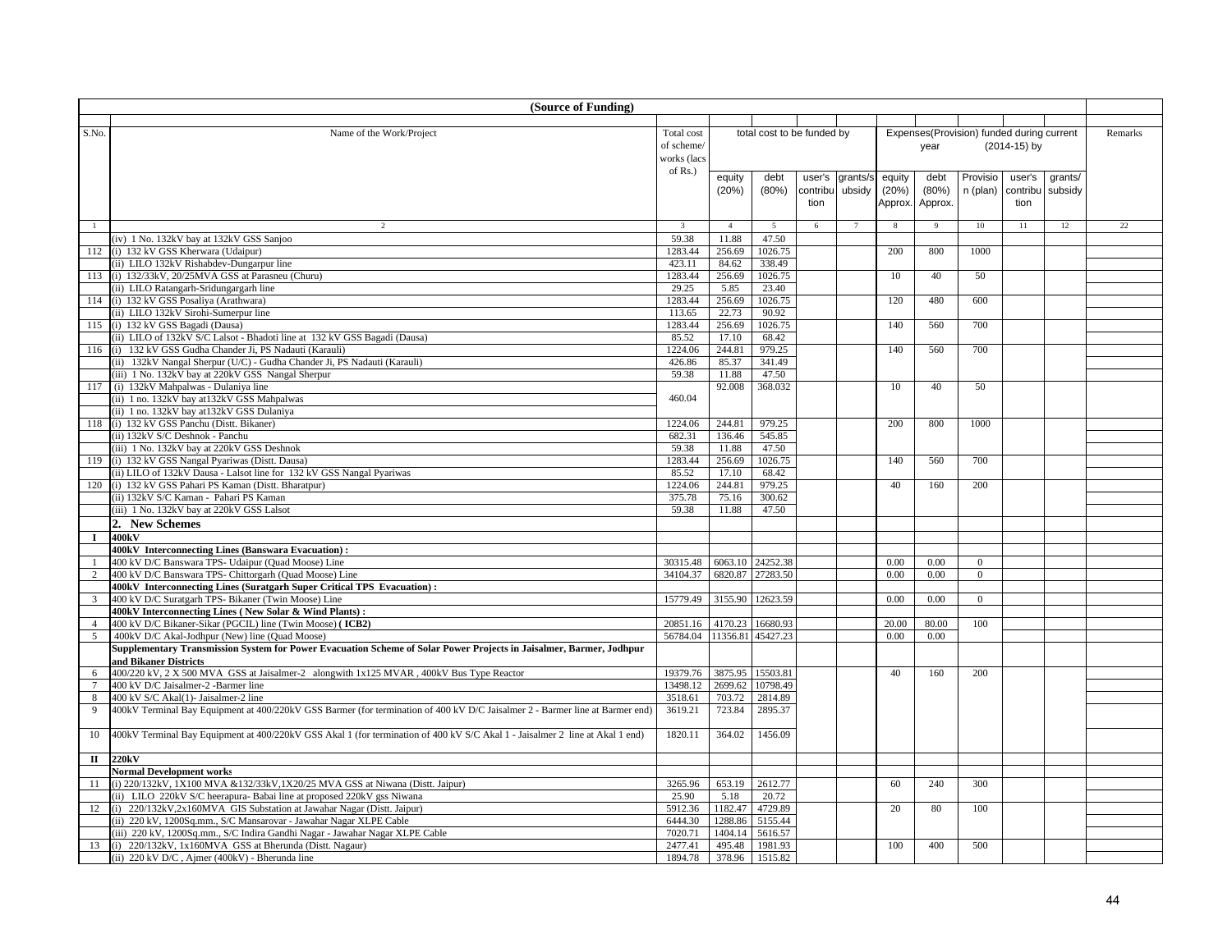| (Source of Funding) | | | | | | | | | | | | | |
|---|---|---|---|---|---|---|---|---|---|---|---|---|---|
| S.No. | Name of the Work/Project | Total cost of scheme/ works (lacs of Rs.) | total cost to be funded by | | | | Expenses(Provision) funded during current year (2014-15) by | | | | | | Remarks |
| | | | equity (20%) | debt (80%) | user's contribution | grants/subsidy | equity (20%) Approx. | debt (80%) Approx. | Provision (plan) | user's contribution | grants/ subsidy | | |
| 1 | 2 | 3 | 4 | 5 | 6 | 7 | 8 | 9 | 10 | 11 | 12 | 22 | |
| | (iv) 1 No. 132kV bay at 132kV GSS Sanjoo | 59.38 | 11.88 | 47.50 | | | | | | | | | |
| 112 | (i) 132 kV GSS Kherwara (Udaipur) | 1283.44 | 256.69 | 1026.75 | | | 200 | 800 | 1000 | | | | |
| | (ii) LILO 132kV Rishabdev-Dungarpur line | 423.11 | 84.62 | 338.49 | | | | | | | | | |
| 113 | (i) 132/33kV, 20/25MVA GSS at Parasneu (Churu) | 1283.44 | 256.69 | 1026.75 | | | 10 | 40 | 50 | | | | |
| | (ii) LILO Ratangarh-Sridungargarh line | 29.25 | 5.85 | 23.40 | | | | | | | | | |
| 114 | (i) 132 kV GSS Posaliya (Arathwara) | 1283.44 | 256.69 | 1026.75 | | | 120 | 480 | 600 | | | | |
| | (ii) LILO 132kV Sirohi-Sumerpur line | 113.65 | 22.73 | 90.92 | | | | | | | | | |
| 115 | (i) 132 kV GSS Bagadi (Dausa) | 1283.44 | 256.69 | 1026.75 | | | 140 | 560 | 700 | | | | |
| | (ii) LILO of 132kV S/C Lalsot - Bhadoti line at 132 kV GSS Bagadi (Dausa) | 85.52 | 17.10 | 68.42 | | | | | | | | | |
| 116 | (i) 132 kV GSS Gudha Chander Ji, PS Nadauti (Karauli) | 1224.06 | 244.81 | 979.25 | | | 140 | 560 | 700 | | | | |
| | (ii) 132kV Nangal Sherpur (U/C) - Gudha Chander Ji, PS Nadauti (Karauli) | 426.86 | 85.37 | 341.49 | | | | | | | | | |
| | (iii) 1 No. 132kV bay at 220kV GSS Nangal Sherpur | 59.38 | 11.88 | 47.50 | | | | | | | | | |
| 117 | (i) 132kV Mahpalwas - Dulaniya line | 460.04 | 92.008 | 368.032 | | | 10 | 40 | 50 | | | | |
| | (ii) 1 no. 132kV bay at132kV GSS Mahpalwas | | | | | | | | | | | | |
| | (ii) 1 no. 132kV bay at132kV GSS Dulaniya | | | | | | | | | | | | |
| 118 | (i) 132 kV GSS Panchu (Distt. Bikaner) | 1224.06 | 244.81 | 979.25 | | | 200 | 800 | 1000 | | | | |
| | (ii) 132kV S/C Deshnok - Panchu | 682.31 | 136.46 | 545.85 | | | | | | | | | |
| | (iii) 1 No. 132kV bay at 220kV GSS Deshnok | 59.38 | 11.88 | 47.50 | | | | | | | | | |
| 119 | (i) 132 kV GSS Nangal Pyariwas (Distt. Dausa) | 1283.44 | 256.69 | 1026.75 | | | 140 | 560 | 700 | | | | |
| | (ii) LILO of 132kV Dausa - Lalsot line for 132 kV GSS Nangal Pyariwas | 85.52 | 17.10 | 68.42 | | | | | | | | | |
| 120 | (i) 132 kV GSS Pahari PS Kaman (Distt. Bharatpur) | 1224.06 | 244.81 | 979.25 | | | 40 | 160 | 200 | | | | |
| | (ii) 132kV S/C Kaman - Pahari PS Kaman | 375.78 | 75.16 | 300.62 | | | | | | | | | |
| | (iii) 1 No. 132kV bay at 220kV GSS Lalsot | 59.38 | 11.88 | 47.50 | | | | | | | | | |
| | **2. New Schemes** | | | | | | | | | | | | |
| **I** | **400kV** | | | | | | | | | | | | |
| | **400kV Interconnecting Lines (Banswara Evacuation) :** | | | | | | | | | | | | |
| 1 | 400 kV D/C Banswara TPS- Udaipur (Quad Moose) Line | 30315.48 | 6063.10 | 24252.38 | | | 0.00 | 0.00 | 0 | | | | |
| 2 | 400 kV D/C Banswara TPS- Chittorgarh (Quad Moose) Line | 34104.37 | 6820.87 | 27283.50 | | | 0.00 | 0.00 | 0 | | | | |
| | **400kV Interconnecting Lines (Suratgarh Super Critical TPS Evacuation) :** | | | | | | | | | | | | |
| 3 | 400 kV D/C Suratgarh TPS- Bikaner (Twin Moose) Line | 15779.49 | 3155.90 | 12623.59 | | | 0.00 | 0.00 | 0 | | | | |
| | **400kV Interconnecting Lines ( New Solar & Wind Plants) :** | | | | | | | | | | | | |
| 4 | 400 kV D/C Bikaner-Sikar (PGCIL) line (Twin Moose) **( ICB2)** | 20851.16 | 4170.23 | 16680.93 | | | 20.00 | 80.00 | 100 | | | | |
| 5 | 400kV D/C Akal-Jodhpur (New) line (Quad Moose) | 56784.04 | 11356.81 | 45427.23 | | | 0.00 | 0.00 | | | | | |
| | **Supplementary Transmission System for Power Evacuation Scheme of Solar Power Projects in Jaisalmer, Barmer, Jodhpur and Bikaner Districts** | | | | | | | | | | | | |
| 6 | 400/220 kV, 2 X 500 MVA GSS at Jaisalmer-2 alongwith 1x125 MVAR , 400kV Bus Type Reactor | 19379.76 | 3875.95 | 15503.81 | | | 40 | 160 | 200 | | | | |
| 7 | 400 kV D/C Jaisalmer-2 -Barmer line | 13498.12 | 2699.62 | 10798.49 | | | | | | | | | |
| 8 | 400 kV S/C Akal(1)- Jaisalmer-2 line | 3518.61 | 703.72 | 2814.89 | | | | | | | | | |
| 9 | 400kV Terminal Bay Equipment at 400/220kV GSS Barmer (for termination of 400 kV D/C Jaisalmer 2 - Barmer line at Barmer end) | 3619.21 | 723.84 | 2895.37 | | | | | | | | | |
| 10 | 400kV Terminal Bay Equipment at 400/220kV GSS Akal 1 (for termination of 400 kV S/C Akal 1 - Jaisalmer 2 line at Akal 1 end) | 1820.11 | 364.02 | 1456.09 | | | | | | | | | |
| **II** | **220kV** | | | | | | | | | | | | |
| | **Normal Development works** | | | | | | | | | | | | |
| 11 | (i) 220/132kV, 1X100 MVA &132/33kV,1X20/25 MVA GSS at Niwana (Distt. Jaipur) | 3265.96 | 653.19 | 2612.77 | | | 60 | 240 | 300 | | | | |
| | (ii) LILO 220kV S/C heerapura- Babai line at proposed 220kV gss Niwana | 25.90 | 5.18 | 20.72 | | | | | | | | | |
| 12 | (i) 220/132kV,2x160MVA GIS Substation at Jawahar Nagar (Distt. Jaipur) | 5912.36 | 1182.47 | 4729.89 | | | 20 | 80 | 100 | | | | |
| | (ii) 220 kV, 1200Sq.mm., S/C Mansarovar - Jawahar Nagar XLPE Cable | 6444.30 | 1288.86 | 5155.44 | | | | | | | | | |
| | (iii) 220 kV, 1200Sq.mm., S/C Indira Gandhi Nagar - Jawahar Nagar XLPE Cable | 7020.71 | 1404.14 | 5616.57 | | | | | | | | | |
| 13 | (i) 220/132kV, 1x160MVA GSS at Bherunda (Distt. Nagaur) | 2477.41 | 495.48 | 1981.93 | | | 100 | 400 | 500 | | | | |
| | (ii) 220 kV D/C , Ajmer (400kV) - Bherunda line | 1894.78 | 378.96 | 1515.82 | | | | | | | | | |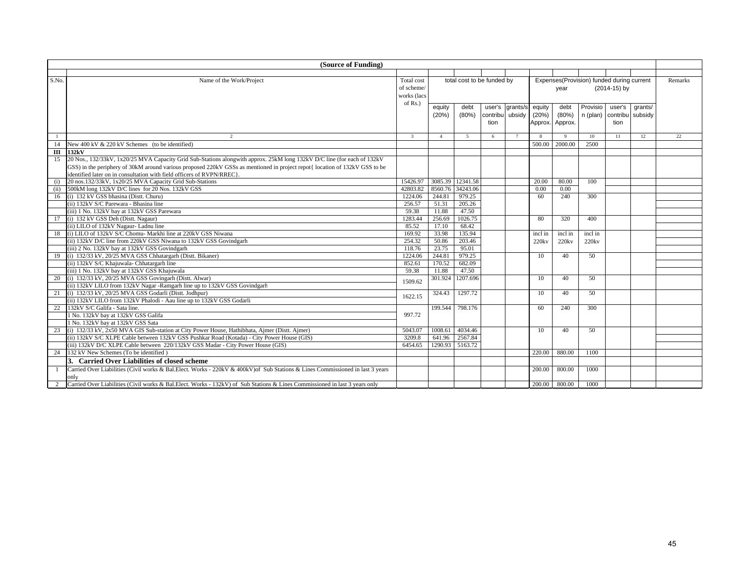| (Source of Funding) | | | | | | | | | | | | | |
|---|---|---|---|---|---|---|---|---|---|---|---|---|---|
| S.No. | Name of the Work/Project | Total cost of scheme/ works (lacs of Rs.) | total cost to be funded by | | | | Expenses(Provision) funded during current year (2014-15) by | | | | | | Remarks |
| | | | equity (20%) | debt (80%) | user's contribution | grants/subsidy | equity (20%) Approx. | debt (80%) Approx. | Provision (plan) | user's contribution | grants/ subsidy | |
| 1 | 2 | 3 | 4 | 5 | 6 | 7 | 8 | 9 | 10 | 11 | 12 | 22 |
| 14 | New 400 kV & 220 kV Schemes (to be identified) | | | | | | 500.00 | 2000.00 | 2500 | | | |
| **III** | **132kV** | | | | | | | | | | | |
| 15 | 20 Nos., 132/33kV, 1x20/25 MVA Capacity Grid Sub-Stations alongwith approx. 25kM long 132kV D/C line (for each of 132kV GSS) in the periphery of 30kM around various proposed 220kV GSSs as mentioned in project repot{ location of 132kV GSS to be identified later on in consultation with field officers of RVPN/RREC}. | | | | | | | | | | | |
| (i) | 20 nos.132/33kV, 1x20/25 MVA Capacity Grid Sub-Stations | 15426.97 | 3085.39 | 12341.58 | | | 20.00 | 80.00 | 100 | | | |
| (ii) | 500kM long 132kV D/C lines for 20 Nos. 132kV GSS | 42803.82 | 8560.76 | 34243.06 | | | 0.00 | 0.00 | | | | |
| 16 | (i) 132 kV GSS bhasina (Distt. Churu) | 1224.06 | 244.81 | 979.25 | | | 60 | 240 | 300 | | | |
| | (ii) 132kV S/C Parewara - Bhasina line | 256.57 | 51.31 | 205.26 | | | | | | | | |
| | (iii) 1 No. 132kV bay at 132kV GSS Parewara | 59.38 | 11.88 | 47.50 | | | | | | | | |
| 17 | (i) 132 kV GSS Deh (Distt. Nagaur) | 1283.44 | 256.69 | 1026.75 | | | 80 | 320 | 400 | | | |
| | (ii) LILO of 132kV Nagaur- Ladnu line | 85.52 | 17.10 | 68.42 | | | | | | | | |
| 18 | (i) LILO of 132kV S/C Chomu- Markhi line at 220kV GSS Niwana | 169.92 | 33.98 | 135.94 | | | incl in 220kv | incl in 220kv | incl in 220kv | | | |
| | (ii) 132kV D/C line from 220kV GSS Niwana to 132kV GSS Govindgarh | 254.32 | 50.86 | 203.46 | | | | | | | | |
| | (iii) 2 No. 132kV bay at 132kV GSS Govindgarh | 118.76 | 23.75 | 95.01 | | | | | | | | |
| 19 | (i) 132/33 kV, 20/25 MVA GSS Chhatargarh (Distt. Bikaner) | 1224.06 | 244.81 | 979.25 | | | 10 | 40 | 50 | | | |
| | (ii) 132kV S/C Khajuwala- Chhatargarh line | 852.61 | 170.52 | 682.09 | | | | | | | | |
| | (iii) 1 No. 132kV bay at 132kV GSS Khajuwala | 59.38 | 11.88 | 47.50 | | | | | | | | |
| 20 | (i) 132/33 kV, 20/25 MVA GSS Govingarh (Distt. Alwar) | 1509.62 | 301.924 | 1207.696 | | | 10 | 40 | 50 | | | |
| | (ii) 132kV LILO from 132kV Nagar -Ramgarh line up to 132kV GSS Govindgarh | | | | | | | | | | | |
| 21 | (i) 132/33 kV, 20/25 MVA GSS Godarli (Distt. Jodhpur) | 1622.15 | 324.43 | 1297.72 | | | 10 | 40 | 50 | | | |
| | (ii) 132kV LILO from 132kV Phalodi - Aau line up to 132kV GSS Godarli | | | | | | | | | | | |
| 22 | 132kV S/C Galifa - Sata line. | 997.72 | 199.544 | 798.176 | | | 60 | 240 | 300 | | | |
| | 1 No. 132kV bay at 132kV GSS Galifa | | | | | | | | | | | |
| | 1 No. 132kV bay at 132kV GSS Sata | | | | | | | | | | | |
| 23 | (i) 132/33 kV, 2x50 MVA GIS Sub-station at City Power House, Hathibhata, Ajmer (Distt. Ajmer) | 5043.07 | 1008.61 | 4034.46 | | | 10 | 40 | 50 | | | |
| | (ii) 132kV S/C XLPE Cable between 132kV GSS Pushkar Road (Kotada) - City Power House (GIS) | 3209.8 | 641.96 | 2567.84 | | | | | | | | |
| | (iii) 132kV D/C XLPE Cable between 220/132kV GSS Madar - City Power House (GIS) | 6454.65 | 1290.93 | 5163.72 | | | | | | | | |
| 24 | 132 kV New Schemes (To be identified ) | | | | | | 220.00 | 880.00 | 1100 | | | |
| | **3. Carried Over Liabilities of closed scheme** | | | | | | | | | | | |
| 1 | Carried Over Liabilities (Civil works & Bal.Elect. Works - 220kV & 400kV)of Sub Stations & Lines Commissioned in last 3 years only | | | | | | 200.00 | 800.00 | 1000 | | | |
| 2 | Carried Over Liabilities (Civil works & Bal.Elect. Works - 132kV) of Sub Stations & Lines Commissioned in last 3 years only | | | | | | 200.00 | 800.00 | 1000 | | | |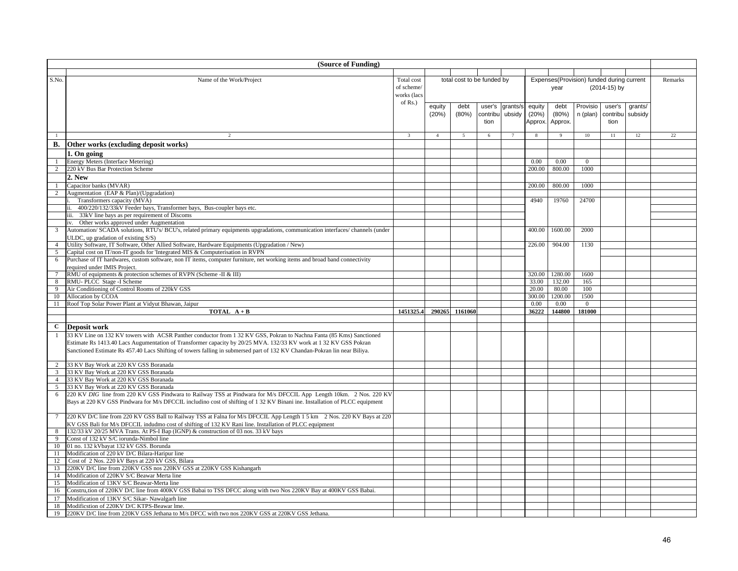| (Source of Funding) | | | | | | | | | | | | | |
|---|---|---|---|---|---|---|---|---|---|---|---|---|---|
| S.No. | Name of the Work/Project | Total cost of scheme/ works (lacs of Rs.) | total cost to be funded by | | | | Expenses(Provision) funded during current year (2014-15) by | | | | | | Remarks |
| | | | equity (20%) | debt (80%) | user's contribution | grants/subsidy | equity (20%) Approx. | debt (80%) Approx. | Provision (plan) | user's contribution | grants/ subsidy | | |
| 1 | 2 | 3 | 4 | 5 | 6 | 7 | 8 | 9 | 10 | 11 | 12 | | 22 |
| **B.** | **Other works (excluding deposit works)** | | | | | | | | | | | | |
| | **1. On going** | | | | | | | | | | | | |
| 1 | Energy Meters (Interface Metering) | | | | | | 0.00 | 0.00 | 0 | | | | |
| 2 | 220 kV Bus Bar Protection Scheme | | | | | | 200.00 | 800.00 | 1000 | | | | |
| | **2. New** | | | | | | | | | | | | |
| 1 | Capacitor banks (MVAR) | | | | | | 200.00 | 800.00 | 1000 | | | | |
| 2 | Augmentation (EAP & Plan)/(Upgradation) | | | | | | | | | | | | |
| | i. Transformers capacity (MVA) | | | | | | 4940 | 19760 | 24700 | | | | |
| | ii. 400/220/132/33kV Feeder bays, Transformer bays, Bus-coupler bays etc. | | | | | | | | | | | | |
| | iii. 33kV line bays as per requirement of Discoms | | | | | | | | | | | | |
| | iv. Other works approved under Augmentation | | | | | | | | | | | | |
| 3 | Automation/ SCADA solutions, RTU's/ BCU's, related primary equipments upgradations, communication interfaces/ channels (under ULDC, up gradation of existing S/S) | | | | | | 400.00 | 1600.00 | 2000 | | | | |
| 4 | Utility Software, IT Software, Other Allied Software, Hardware Equipments (Upgradation / New) | | | | | | 226.00 | 904.00 | 1130 | | | | |
| 5 | Capital cost on IT/non-IT goods for 'Integrated MIS & Computerisation in RVPN | | | | | | | | | | | | |
| 6 | Purchase of IT hardwares, custom software, non IT items, computer furniture, net working items and broad band connectivity required under IMIS Project. | | | | | | | | | | | | |
| 7 | RMU of equipments & protection schemes of RVPN (Scheme -II & III) | | | | | | 320.00 | 1280.00 | 1600 | | | | |
| 8 | RMU- PLCC Stage -I Scheme | | | | | | 33.00 | 132.00 | 165 | | | | |
| 9 | Air Conditioning of Control Rooms of 220kV GSS | | | | | | 20.00 | 80.00 | 100 | | | | |
| 10 | Allocation by CCOA | | | | | | 300.00 | 1200.00 | 1500 | | | | |
| 11 | Roof Top Solar Power Plant at Vidyut Bhawan, Jaipur | | | | | | 0.00 | 0.00 | 0 | | | | |
| | **TOTAL A + B** | **1451325.4** | **290265** | **1161060** | | | **36222** | **144800** | **181000** | | | | |
| | | | | | | | | | | | | | |
| **C** | **Deposit work** | | | | | | | | | | | | |
| 1 | 33 KV Line on 132 KV towers with ACSR Panther conductor from 1 32 KV GSS, Pokran to Nachna Fanta (85 Kms) Sanctioned Estimate Rs 1413.40 Lacs Augumentation of Transformer capacity by 20/25 MVA. 132/33 KV work at 1 32 KV GSS Pokran Sanctioned Estimate Rs 457.40 Lacs Shifting of towers falling in submersed part of 132 KV Chandan-Pokran lin near Biliya. | | | | | | | | | | | | |
| 2 | 33 KV Bay Work at 220 KV GSS Boranada | | | | | | | | | | | | |
| 3 | 33 KV Bay Work at 220 KV GSS Boranada | | | | | | | | | | | | |
| 4 | 33 KV Bay Work at 220 KV GSS Boranada | | | | | | | | | | | | |
| 5 | 33 KV Bay Work at 220 KV GSS Boranada | | | | | | | | | | | | |
| 6 | 220 KV *DIG* line from 220 KV GSS Pindwara to Railway TSS at Pindwara for M/s DFCCIL App Length 10km. 2 Nos. 220 KV Bays at 220 KV GSS Pindwara for M/s DFCCIL includino cost of shifting of 1 32 KV Binani ine. Installation of PLCC equipment | | | | | | | | | | | | |
| 7 | 220 KV D/C line from 220 KV GSS Ball to Railway TSS at Falna for M/s DFCCIL App Length 1 5 km 2 Nos. 220 KV Bays at 220 KV GSS Bali for M/s DFCCIL indudmo cost of shifting of 132 KV Rani line. Installation of PLCC equipment | | | | | | | | | | | | |
| 8 | 132/33 kV 20/25 MVA Trans. At PS-I Bap (IGNP) & construction of 03 nos. 33 kV bays | | | | | | | | | | | | |
| 9 | Const of 132 kV S/C iorunda-Nimbol line | | | | | | | | | | | | |
| 10 | 01 no. 132 kVbayat 132 kV GSS. Borunda | | | | | | | | | | | | |
| 11 | Modification of 220 kV D/C Bilara-Haripur line | | | | | | | | | | | | |
| 12 | Cost of 2 Nos. 220 kV Bays at 220 kV GSS, Bilara | | | | | | | | | | | | |
| 13 | 220KV D/C line from 220KV GSS nos 220KV GSS at 220KV GSS Kishangarh | | | | | | | | | | | | |
| 14 | Modification of 220KV S/C Beawar Merta line | | | | | | | | | | | | |
| 15 | Modification of 13KV S/C Beawar-Merta line | | | | | | | | | | | | |
| 16 | Constru,tion of 220KV D/C line from 400KV GSS Babai to TSS DFCC along with two Nos 220KV Bay at 400KV GSS Babai. | | | | | | | | | | | | |
| 17 | Modification of 13KV S/C Sikar- Nawalgarh line | | | | | | | | | | | | |
| 18 | Modificstion of 220KV D/C KTPS-Beawar lme. | | | | | | | | | | | | |
| 19 | 220KV D/C line from 220KV GSS Jethana to M/s DFCC with two nos 220KV GSS at 220KV GSS Jethana. | | | | | | | | | | | | |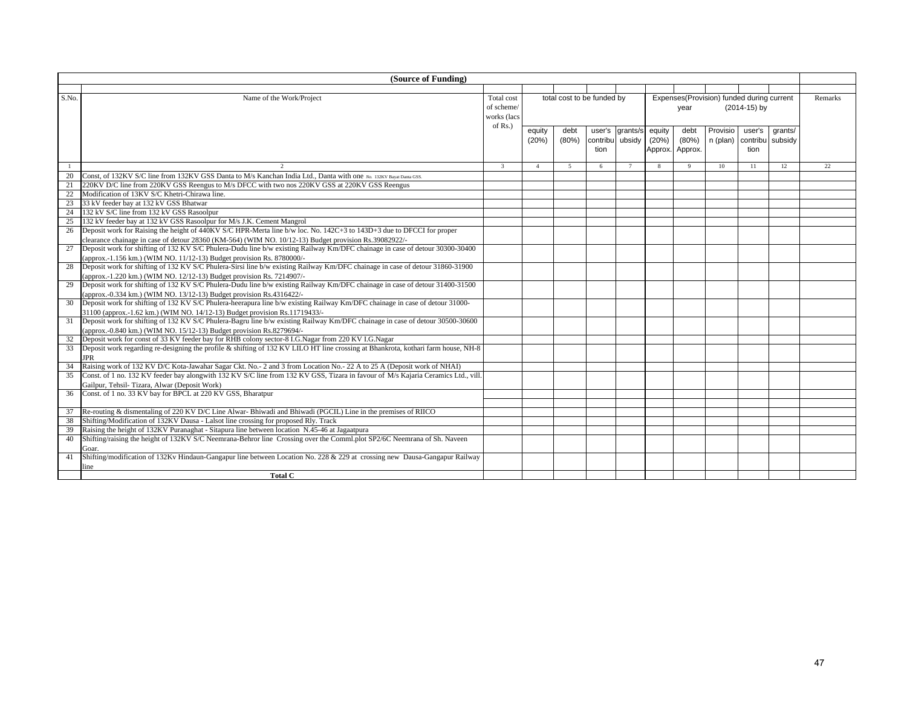| (Source of Funding) | | | | | | | | | | | | | |
|---|---|---|---|---|---|---|---|---|---|---|---|---|---|
| S.No. | Name of the Work/Project | Total cost of scheme/ works (lacs of Rs.) | total cost to be funded by | | | | Expenses(Provision) funded during current year (2014-15) by | | | | | Remarks |
| | | | equity (20%) | debt (80%) | user's contribution | grants/subsidy | equity (20%) Approx. | debt (80%) Approx. | Provision (plan) | user's contribution | grants/ subsidy | |
| 1 | 2 | 3 | 4 | 5 | 6 | 7 | 8 | 9 | 10 | 11 | 12 | 22 |
| 20 | Const, of 132KV S/C line from 132KV GSS Danta to M/s Kanchan India Ltd., Danta with one No. 132KV Bayat Danta GSS. | | | | | | | | | | | |
| 21 | 220KV D/C line from 220KV GSS Reengus to M/s DFCC with two nos 220KV GSS at 220KV GSS Reengus | | | | | | | | | | | |
| 22 | Modification of 13KV S/C Khetri-Chirawa line. | | | | | | | | | | | |
| 23 | 33 kV feeder bay at 132 kV GSS Bhatwar | | | | | | | | | | | |
| 24 | 132 kV S/C line from 132 kV GSS Rasoolpur | | | | | | | | | | | |
| 25 | 132 kV feeder bay at 132 kV GSS Rasoolpur for M/s J.K. Cement Mangrol | | | | | | | | | | | |
| 26 | Deposit work for Raising the height of 440KV S/C HPR-Merta line b/w loc. No. 142C+3 to 143D+3 due to DFCCI for proper clearance chainage in case of detour 28360 (KM-564) (WIM NO. 10/12-13) Budget provision Rs.39082922/- | | | | | | | | | | | |
| 27 | Deposit work for shifting of 132 KV S/C Phulera-Dudu line b/w existing Railway Km/DFC chainage in case of detour 30300-30400 (approx.-1.156 km.) (WIM NO. 11/12-13) Budget provision Rs. 8780000/- | | | | | | | | | | | |
| 28 | Deposit work for shifting of 132 KV S/C Phulera-Sirsi line b/w existing Railway Km/DFC chainage in case of detour 31860-31900 (approx.-1.220 km.) (WIM NO. 12/12-13) Budget provision Rs. 7214907/- | | | | | | | | | | | |
| 29 | Deposit work for shifting of 132 KV S/C Phulera-Dudu line b/w existing Railway Km/DFC chainage in case of detour 31400-31500 (approx.-0.334 km.) (WIM NO. 13/12-13) Budget provision Rs.4316422/- | | | | | | | | | | | |
| 30 | Deposit work for shifting of 132 KV S/C Phulera-heerapura line b/w existing Railway Km/DFC chainage in case of detour 31000-31100 (approx.-1.62 km.) (WIM NO. 14/12-13) Budget provision Rs.11719433/- | | | | | | | | | | | |
| 31 | Deposit work for shifting of 132 KV S/C Phulera-Bagru line b/w existing Railway Km/DFC chainage in case of detour 30500-30600 (approx.-0.840 km.) (WIM NO. 15/12-13) Budget provision Rs.8279694/- | | | | | | | | | | | |
| 32 | Deposit work for const of 33 KV feeder bay for RHB colony sector-8 I.G.Nagar from 220 KV I.G.Nagar | | | | | | | | | | | |
| 33 | Deposit work regarding re-designing the profile & shifting of 132 KV LILO HT line crossing at Bhankrota, kothari farm house, NH-8 JPR | | | | | | | | | | | |
| 34 | Raising work of 132 KV D/C Kota-Jawahar Sagar Ckt. No.- 2 and 3 from Location No.- 22 A to 25 A (Deposit work of NHAI) | | | | | | | | | | | |
| 35 | Const. of 1 no. 132 KV feeder bay alongwith 132 KV S/C line from 132 KV GSS, Tizara in favour of M/s Kajaria Ceramics Ltd., vill. Gailpur, Tehsil- Tizara, Alwar (Deposit Work) | | | | | | | | | | | |
| 36 | Const. of 1 no. 33 KV bay for BPCL at 220 KV GSS, Bharatpur | | | | | | | | | | | |
| 37 | Re-routing & dismentaling of 220 KV D/C Line Alwar- Bhiwadi and Bhiwadi (PGCIL) Line in the premises of RIICO | | | | | | | | | | | |
| 38 | Shifting/Modification of 132KV Dausa - Lalsot line crossing for proposed Rly. Track | | | | | | | | | | | |
| 39 | Raising the height of 132KV Puranaghat - Sitapura line between location N.45-46 at Jagaatpura | | | | | | | | | | | |
| 40 | Shifting/raising the height of 132KV S/C Neemrana-Behror line Crossing over the Comml.plot SP2/6C Neemrana of Sh. Naveen Goar. | | | | | | | | | | | |
| 41 | Shifting/modification of 132Kv Hindaun-Gangapur line between Location No. 228 & 229 at crossing new Dausa-Gangapur Railway line | | | | | | | | | | | |
| | **Total C** | | | | | | | | | | | |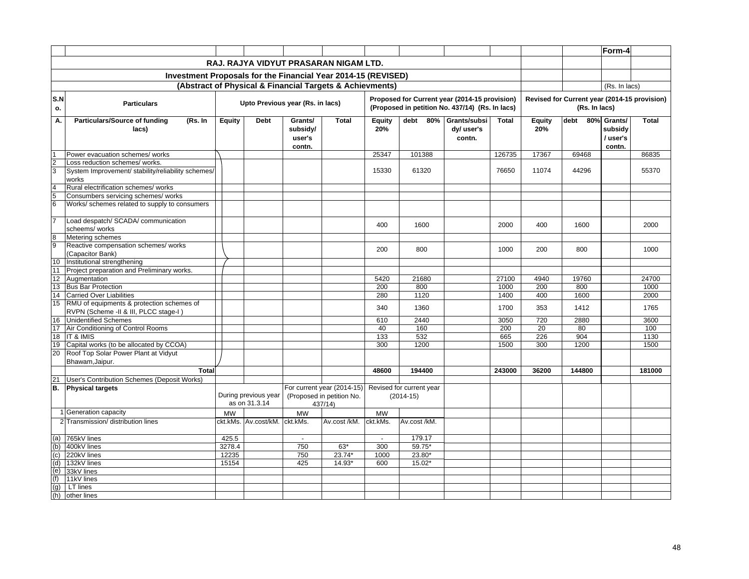Form-4

# RAJ. RAJYA VIDYUT PRASARAN NIGAM LTD.

## Investment Proposals for the Financial Year 2014-15 (REVISED)

### (Abstract of Physical & Financial Targets & Achievments)

(Rs. In lacs)

| S.No. | Particulars | Upto Previous year (Rs. in lacs) | | | | Proposed for Current year (2014-15 provision) (Proposed in petition No. 437/14) (Rs. In lacs) | | | | Revised for Current year (2014-15 provision) (Rs. In lacs) | | | |
|---|---|---|---|---|---|---|---|---|---|---|---|---|---|
| A. | Particulars/Source of funding (Rs. In lacs) | Equity | Debt | Grants/ subsidy/ user's contn. | Total | Equity 20% | debt 80% | Grants/subsidy/ user's contn. | Total | Equity 20% | debt 80% | Grants/ subsidy / user's contn. | Total |
| 1 | Power evacuation schemes/ works | | | | | 25347 | 101388 | | 126735 | 17367 | 69468 | | 86835 |
| 2 | Loss reduction schemes/ works. | | | | | | | | | | | | |
| 3 | System Improvement/ stability/reliability schemes/ works | | | | | 15330 | 61320 | | 76650 | 11074 | 44296 | | 55370 |
| 4 | Rural electrification schemes/ works | | | | | | | | | | | | |
| 5 | Consumbers servicing schemes/ works | | | | | | | | | | | | |
| 6 | Works/ schemes related to supply to consumers | | | | | | | | | | | | |
| 7 | Load despatch/ SCADA/ communication scheems/ works | | | | | 400 | 1600 | | 2000 | 400 | 1600 | | 2000 |
| 8 | Metering schemes | | | | | | | | | | | | |
| 9 | Reactive compensation schemes/ works (Capacitor Bank) | | | | | 200 | 800 | | 1000 | 200 | 800 | | 1000 |
| 10 | Institutional strengthening | | | | | | | | | | | | |
| 11 | Project preparation and Preliminary works. | | | | | | | | | | | | |
| 12 | Augmentation | | | | | 5420 | 21680 | | 27100 | 4940 | 19760 | | 24700 |
| 13 | Bus Bar Protection | | | | | 200 | 800 | | 1000 | 200 | 800 | | 1000 |
| 14 | Carried Over Liabilities | | | | | 280 | 1120 | | 1400 | 400 | 1600 | | 2000 |
| 15 | RMU of equipments & protection schemes of RVPN (Scheme -II & III, PLCC stage-I ) | | | | | 340 | 1360 | | 1700 | 353 | 1412 | | 1765 |
| 16 | Unidentified Schemes | | | | | 610 | 2440 | | 3050 | 720 | 2880 | | 3600 |
| 17 | Air Conditioning of Control Rooms | | | | | 40 | 160 | | 200 | 20 | 80 | | 100 |
| 18 | IT & IMIS | | | | | 133 | 532 | | 665 | 226 | 904 | | 1130 |
| 19 | Capital works (to be allocated by CCOA) | | | | | 300 | 1200 | | 1500 | 300 | 1200 | | 1500 |
| 20 | Roof Top Solar Power Plant at Vidyut Bhawam,Jaipur. | | | | | | | | | | | | |
| | **Total** | | | | | **48600** | **194400** | | **243000** | **36200** | **144800** | | **181000** |
| 21 | User's Contribution Schemes (Deposit Works) | | | | | | | | | | | | |
| B. | Physical targets | During previous year as on 31.3.14 | | For current year (2014-15) (Proposed in petition No. 437/14) | | Revised for current year (2014-15) | | | | | | | |
| 1 | Generation capacity | MW | | MW | | MW | | | | | | | |
| 2 | Transmission/ distribution lines | ckt.kMs. | Av.cost/kM. | ckt.kMs. | Av.cost /kM. | ckt.kMs. | Av.cost /kM. | | | | | | |
| (a) | 765kV lines | 425.5 | | - | | - | 179.17 | | | | | | |
| (b) | 400kV lines | 3278.4 | | 750 | 63* | 300 | 59.75* | | | | | | |
| (c) | 220kV lines | 12235 | | 750 | 23.74* | 1000 | 23.80* | | | | | | |
| (d) | 132kV lines | 15154 | | 425 | 14.93* | 600 | 15.02* | | | | | | |
| (e) | 33kV lines | | | | | | | | | | | | |
| (f) | 11kV lines | | | | | | | | | | | | |
| (g) | LT lines | | | | | | | | | | | | |
| (h) | other lines | | | | | | | | | | | | |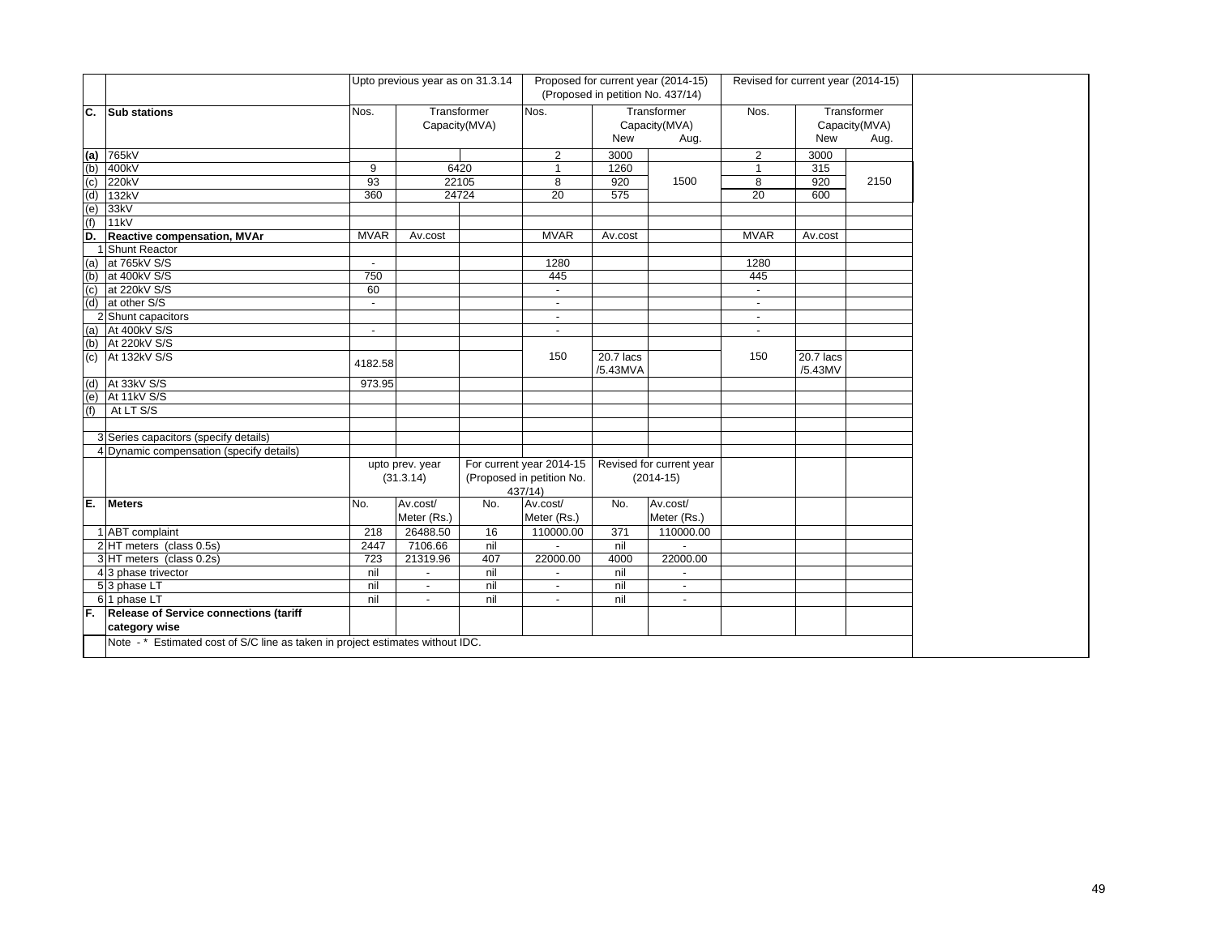| | | Upto previous year as on 31.3.14 | | | Proposed for current year (2014-15) (Proposed in petition No. 437/14) | | | Revised for current year (2014-15) | | |
|---|---|---|---|---|---|---|---|---|---|---|
| C. | Sub stations | Nos. | Transformer Capacity(MVA) | | Nos. | Transformer Capacity(MVA) | | Nos. | Transformer Capacity(MVA) | |
| | | | | | | New | Aug. | | New | Aug. |
| (a) | 765kV | | | | 2 | 3000 | | 2 | 3000 | |
| (b) | 400kV | 9 | 6420 | | 1 | 1260 | 1500 | 1 | 315 | 2150 |
| (c) | 220kV | 93 | 22105 | | 8 | 920 | | 8 | 920 | |
| (d) | 132kV | 360 | 24724 | | 20 | 575 | | 20 | 600 | |
| (e) | 33kV | | | | | | | | | |
| (f) | 11kV | | | | | | | | | |
| D. | Reactive compensation, MVAr | MVAR | Av.cost | | MVAR | Av.cost | | MVAR | Av.cost | |
| 1 | Shunt Reactor | | | | | | | | | |
| (a) | at 765kV S/S | - | | | 1280 | | | 1280 | | |
| (b) | at 400kV S/S | 750 | | | 445 | | | 445 | | |
| (c) | at 220kV S/S | 60 | | | - | | | - | | |
| (d) | at other S/S | - | | | - | | | - | | |
| 2 | Shunt capacitors | | | | - | | | - | | |
| (a) | At 400kV S/S | - | | | - | | | - | | |
| (b) | At 220kV S/S | | | | | | | | | |
| (c) | At 132kV S/S | 4182.58 | | | 150 | 20.7 lacs /5.43MVA | | 150 | 20.7 lacs /5.43MV | |
| (d) | At 33kV S/S | 973.95 | | | | | | | | |
| (e) | At 11kV S/S | | | | | | | | | |
| (f) | At LT S/S | | | | | | | | | |
| | | | | | | | | | | |
| 3 | Series capacitors (specify details) | | | | | | | | | |
| 4 | Dynamic compensation (specify details) | | | | | | | | | |
| | | upto prev. year (31.3.14) | | For current year 2014-15 (Proposed in petition No. 437/14) | | Revised for current year (2014-15) | | | | |
| E. | Meters | No. | Av.cost/ Meter (Rs.) | No. | Av.cost/ Meter (Rs.) | No. | Av.cost/ Meter (Rs.) | | | |
| 1 | ABT complaint | 218 | 26488.50 | 16 | 110000.00 | 371 | 110000.00 | | | |
| 2 | HT meters (class 0.5s) | 2447 | 7106.66 | nil | - | nil | - | | | |
| 3 | HT meters (class 0.2s) | 723 | 21319.96 | 407 | 22000.00 | 4000 | 22000.00 | | | |
| 4 | 3 phase trivector | nil | - | nil | - | nil | - | | | |
| 5 | 3 phase LT | nil | - | nil | - | nil | - | | | |
| 6 | 1 phase LT | nil | - | nil | - | nil | - | | | |
| F. | Release of Service connections (tariff category wise | | | | | | | | | |

Note - * Estimated cost of S/C line as taken in project estimates without IDC.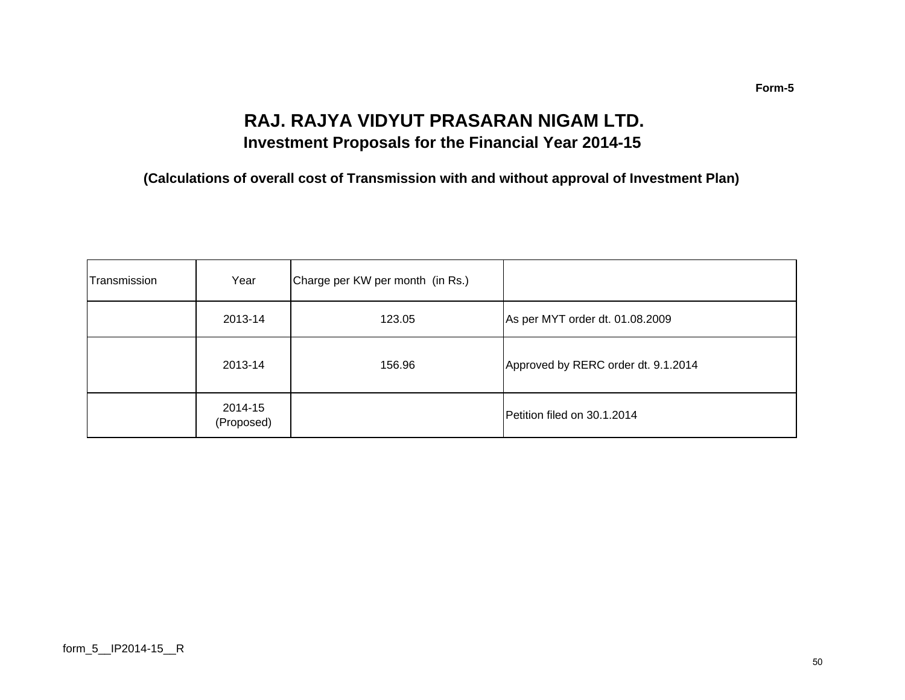Form-5

# RAJ. RAJYA VIDYUT PRASARAN NIGAM LTD.

## Investment Proposals for the Financial Year 2014-15

**(Calculations of overall cost of Transmission with and without approval of Investment Plan)**

| Transmission | Year | Charge per KW per month (in Rs.) | |
|---|---|---|---|
| | 2013-14 | 123.05 | As per MYT order dt. 01.08.2009 |
| | 2013-14 | 156.96 | Approved by RERC order dt. 9.1.2014 |
| | 2014-15 (Proposed) | | Petition filed on 30.1.2014 |

form_5__IP2014-15__R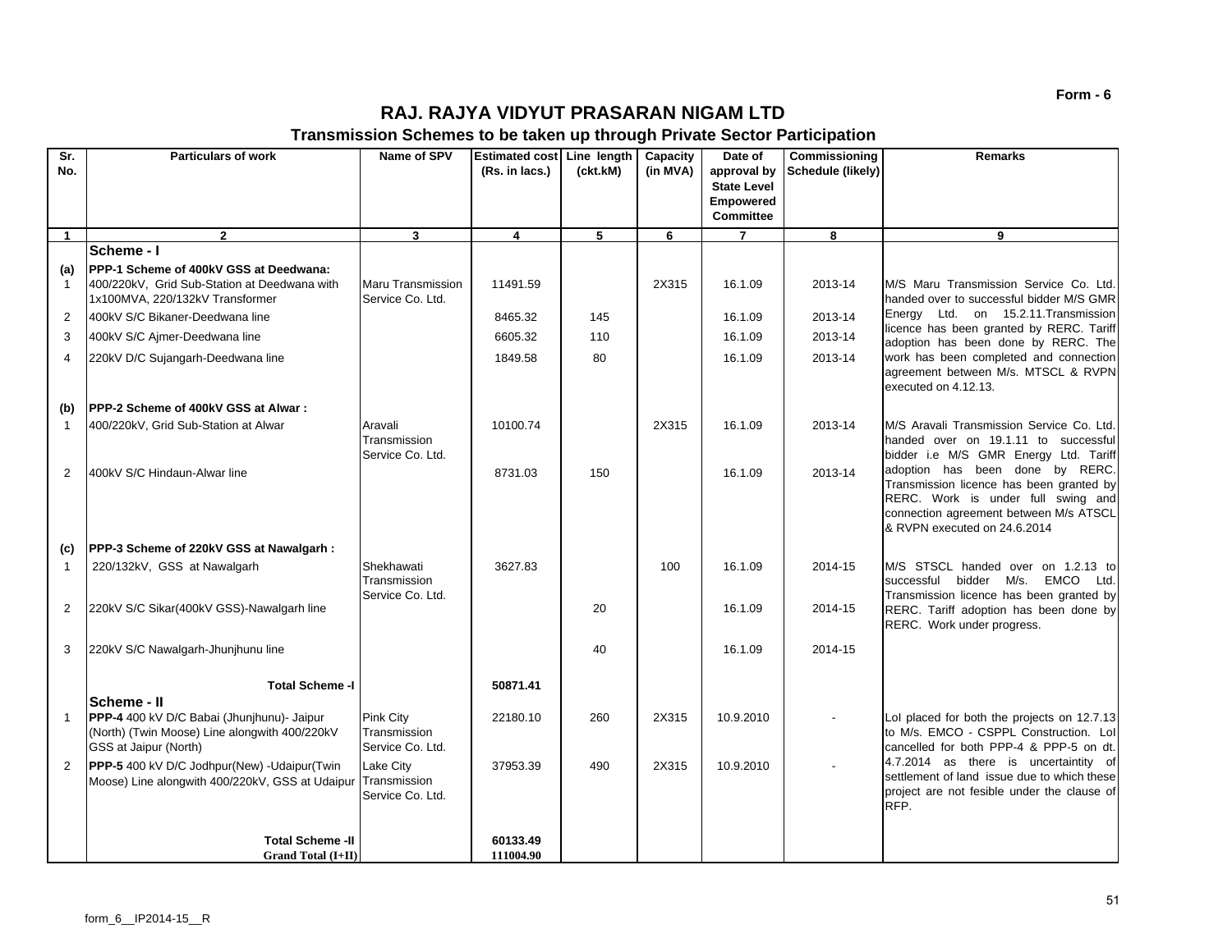Form - 6

# RAJ. RAJYA VIDYUT PRASARAN NIGAM LTD

## Transmission Schemes to be taken up through Private Sector Participation

| Sr. No. | Particulars of work | Name of SPV | Estimated cost (Rs. in lacs.) | Line length (ckt.kM) | Capacity (in MVA) | Date of approval by State Level Empowered Committee | Commissioning Schedule (likely) | Remarks |
|---|---|---|---|---|---|---|---|---|
| 1 | 2 | 3 | 4 | 5 | 6 | 7 | 8 | 9 |
| | **Scheme - I** | | | | | | | |
| (a) | **PPP-1 Scheme of 400kV GSS at Deedwana:** | | | | | | | |
| 1 | 400/220kV, Grid Sub-Station at Deedwana with 1x100MVA, 220/132kV Transformer | Maru Transmission Service Co. Ltd. | 11491.59 | | 2X315 | 16.1.09 | 2013-14 | M/S Maru Transmission Service Co. Ltd. handed over to successful bidder M/S GMR Energy Ltd. on 15.2.11.Transmission licence has been granted by RERC. Tariff adoption has been done by RERC. The work has been completed and connection agreement between M/s. MTSCL & RVPN executed on 4.12.13. |
| 2 | 400kV S/C Bikaner-Deedwana line | | 8465.32 | 145 | | 16.1.09 | 2013-14 | |
| 3 | 400kV S/C Ajmer-Deedwana line | | 6605.32 | 110 | | 16.1.09 | 2013-14 | |
| 4 | 220kV D/C Sujangarh-Deedwana line | | 1849.58 | 80 | | 16.1.09 | 2013-14 | |
| (b) | **PPP-2 Scheme of 400kV GSS at Alwar :** | | | | | | | |
| 1 | 400/220kV, Grid Sub-Station at Alwar | Aravali Transmission Service Co. Ltd. | 10100.74 | | 2X315 | 16.1.09 | 2013-14 | M/S Aravali Transmission Service Co. Ltd. handed over on 19.1.11 to successful bidder i.e M/S GMR Energy Ltd. Tariff adoption has been done by RERC. Transmission licence has been granted by RERC. Work is under full swing and connection agreement between M/s ATSCL & RVPN executed on 24.6.2014 |
| 2 | 400kV S/C Hindaun-Alwar line | | 8731.03 | 150 | | 16.1.09 | 2013-14 | |
| (c) | **PPP-3 Scheme of 220kV GSS at Nawalgarh :** | | | | | | | |
| 1 | 220/132kV, GSS at Nawalgarh | Shekhawati Transmission Service Co. Ltd. | 3627.83 | | 100 | 16.1.09 | 2014-15 | M/S STSCL handed over on 1.2.13 to successful bidder M/s. EMCO Ltd. Transmission licence has been granted by RERC. Tariff adoption has been done by RERC. Work under progress. |
| 2 | 220kV S/C Sikar(400kV GSS)-Nawalgarh line | | | 20 | | 16.1.09 | 2014-15 | |
| 3 | 220kV S/C Nawalgarh-Jhunjhunu line | | | 40 | | 16.1.09 | 2014-15 | |
| | **Total Scheme -I** | | **50871.41** | | | | | |
| | **Scheme - II** | | | | | | | |
| 1 | **PPP-4** 400 kV D/C Babai (Jhunjhunu)- Jaipur (North) (Twin Moose) Line alongwith 400/220kV GSS at Jaipur (North) | Pink City Transmission Service Co. Ltd. | 22180.10 | 260 | 2X315 | 10.9.2010 | - | LoI placed for both the projects on 12.7.13 to M/s. EMCO - CSPPL Construction. LoI cancelled for both PPP-4 & PPP-5 on dt. 4.7.2014 as there is uncertaintity of settlement of land issue due to which these project are not fesible under the clause of RFP. |
| 2 | **PPP-5** 400 kV D/C Jodhpur(New) -Udaipur(Twin Moose) Line alongwith 400/220kV, GSS at Udaipur | Lake City Transmission Service Co. Ltd. | 37953.39 | 490 | 2X315 | 10.9.2010 | - | |
| | **Total Scheme -II** | | **60133.49** | | | | | |
| | **Grand Total (I+II)** | | **111004.90** | | | | | |

form_6__IP2014-15__R